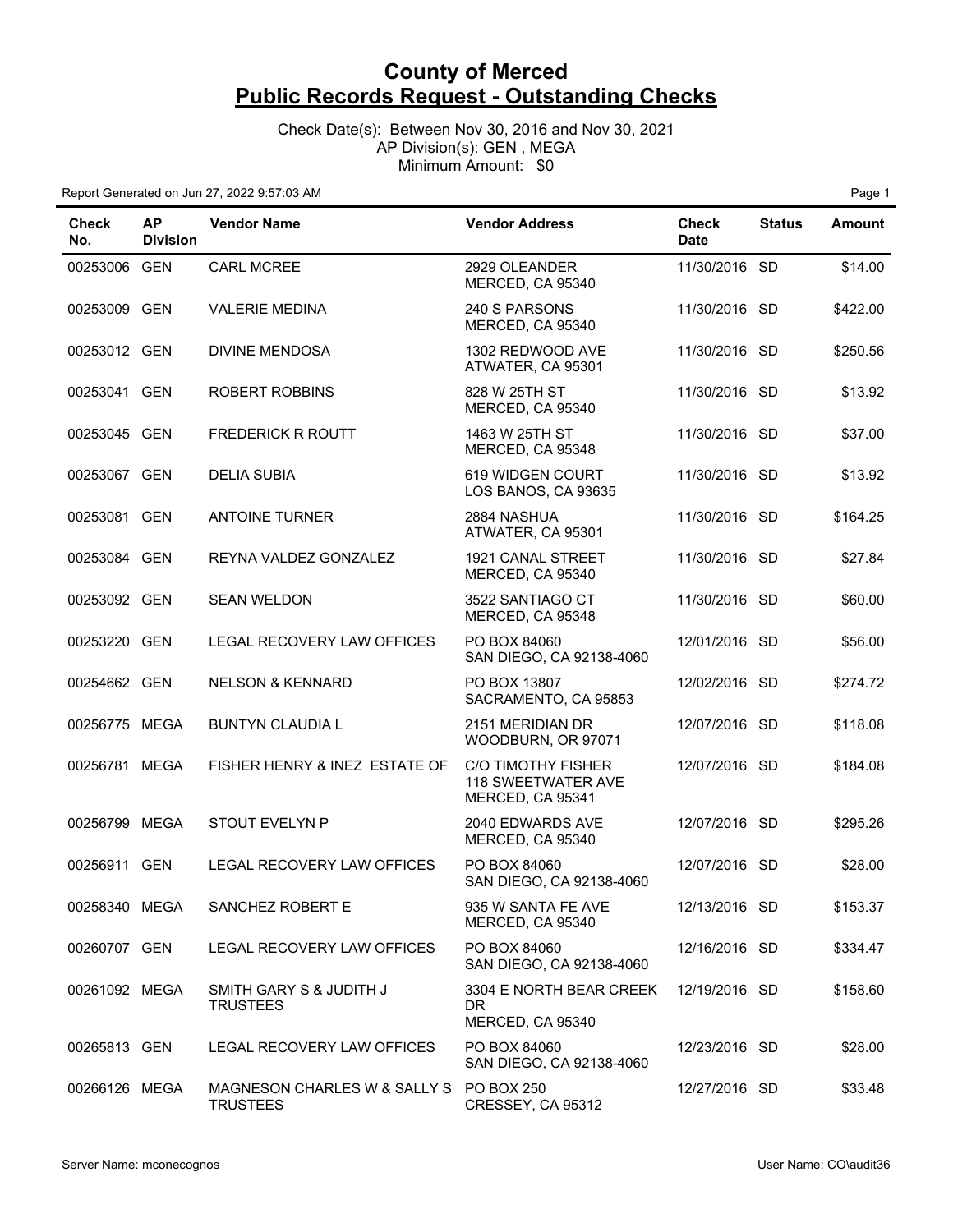# County of Merced
## Public Records Request - Outstanding Checks

Check Date(s): Between Nov 30, 2016 and Nov 30, 2021
AP Division(s): GEN , MEGA
Minimum Amount: $0

Report Generated on Jun 27, 2022 9:57:03 AM

| Check No. | AP Division | Vendor Name | Vendor Address | Check Date | Status | Amount |
|---|---|---|---|---|---|---|
| 00253006 | GEN | CARL MCREE | 2929 OLEANDER MERCED, CA 95340 | 11/30/2016 | SD | $14.00 |
| 00253009 | GEN | VALERIE MEDINA | 240 S PARSONS MERCED, CA 95340 | 11/30/2016 | SD | $422.00 |
| 00253012 | GEN | DIVINE MENDOSA | 1302 REDWOOD AVE ATWATER, CA 95301 | 11/30/2016 | SD | $250.56 |
| 00253041 | GEN | ROBERT ROBBINS | 828 W 25TH ST MERCED, CA 95340 | 11/30/2016 | SD | $13.92 |
| 00253045 | GEN | FREDERICK R ROUTT | 1463 W 25TH ST MERCED, CA 95348 | 11/30/2016 | SD | $37.00 |
| 00253067 | GEN | DELIA SUBIA | 619 WIDGEN COURT LOS BANOS, CA 93635 | 11/30/2016 | SD | $13.92 |
| 00253081 | GEN | ANTOINE TURNER | 2884 NASHUA ATWATER, CA 95301 | 11/30/2016 | SD | $164.25 |
| 00253084 | GEN | REYNA VALDEZ GONZALEZ | 1921 CANAL STREET MERCED, CA 95340 | 11/30/2016 | SD | $27.84 |
| 00253092 | GEN | SEAN WELDON | 3522 SANTIAGO CT MERCED, CA 95348 | 11/30/2016 | SD | $60.00 |
| 00253220 | GEN | LEGAL RECOVERY LAW OFFICES | PO BOX 84060 SAN DIEGO, CA 92138-4060 | 12/01/2016 | SD | $56.00 |
| 00254662 | GEN | NELSON & KENNARD | PO BOX 13807 SACRAMENTO, CA 95853 | 12/02/2016 | SD | $274.72 |
| 00256775 | MEGA | BUNTYN CLAUDIA L | 2151 MERIDIAN DR WOODBURN, OR 97071 | 12/07/2016 | SD | $118.08 |
| 00256781 | MEGA | FISHER HENRY & INEZ ESTATE OF | C/O TIMOTHY FISHER 118 SWEETWATER AVE MERCED, CA 95341 | 12/07/2016 | SD | $184.08 |
| 00256799 | MEGA | STOUT EVELYN P | 2040 EDWARDS AVE MERCED, CA 95340 | 12/07/2016 | SD | $295.26 |
| 00256911 | GEN | LEGAL RECOVERY LAW OFFICES | PO BOX 84060 SAN DIEGO, CA 92138-4060 | 12/07/2016 | SD | $28.00 |
| 00258340 | MEGA | SANCHEZ ROBERT E | 935 W SANTA FE AVE MERCED, CA 95340 | 12/13/2016 | SD | $153.37 |
| 00260707 | GEN | LEGAL RECOVERY LAW OFFICES | PO BOX 84060 SAN DIEGO, CA 92138-4060 | 12/16/2016 | SD | $334.47 |
| 00261092 | MEGA | SMITH GARY S & JUDITH J TRUSTEES | 3304 E NORTH BEAR CREEK DR MERCED, CA 95340 | 12/19/2016 | SD | $158.60 |
| 00265813 | GEN | LEGAL RECOVERY LAW OFFICES | PO BOX 84060 SAN DIEGO, CA 92138-4060 | 12/23/2016 | SD | $28.00 |
| 00266126 | MEGA | MAGNESON CHARLES W & SALLY S TRUSTEES | PO BOX 250 CRESSEY, CA 95312 | 12/27/2016 | SD | $33.48 |

Server Name: mconecognos | User Name: CO\audit36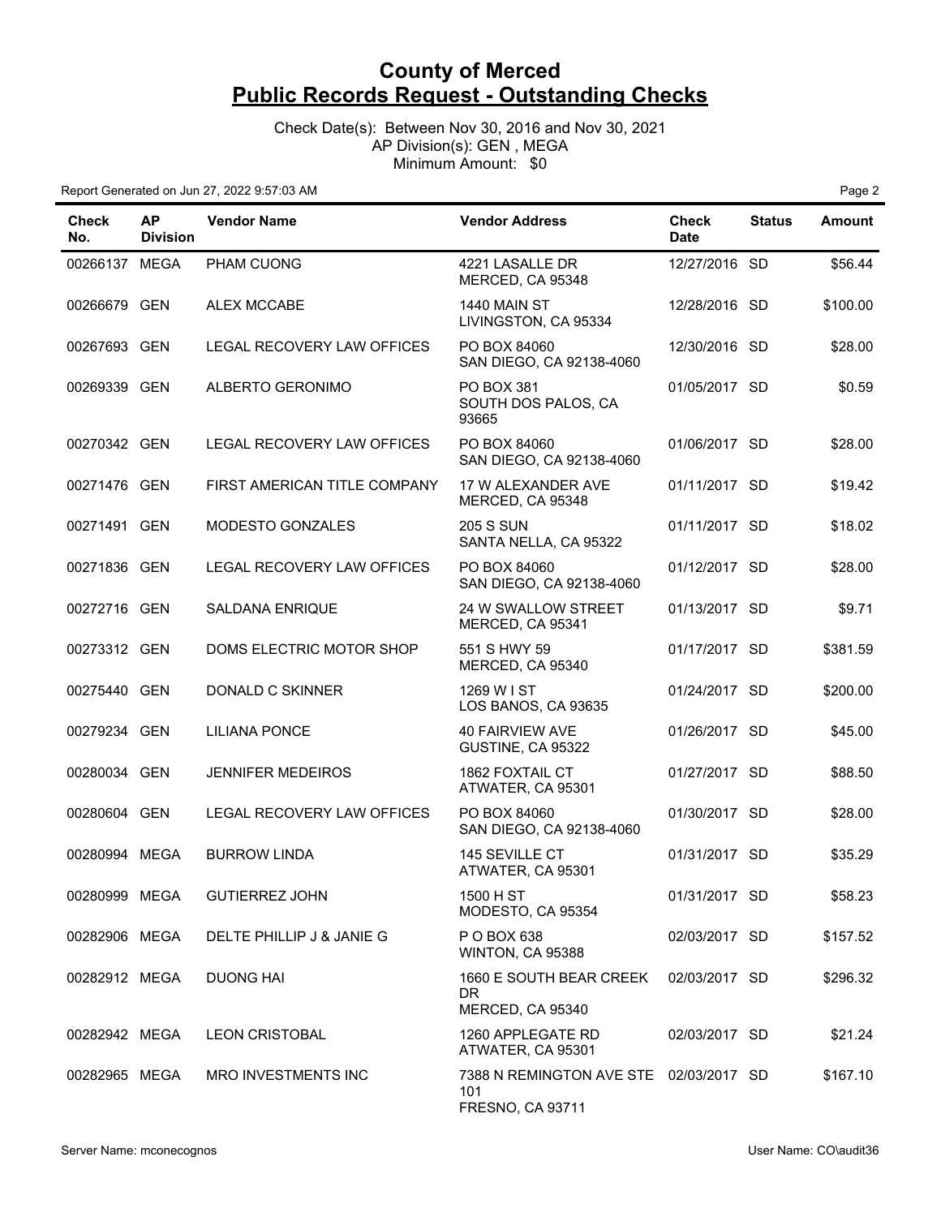# County of Merced
## Public Records Request - Outstanding Checks

Check Date(s): Between Nov 30, 2016 and Nov 30, 2021
AP Division(s): GEN , MEGA
Minimum Amount: $0

Report Generated on Jun 27, 2022 9:57:03 AM

| Check No. | AP Division | Vendor Name | Vendor Address | Check Date | Status | Amount |
|---|---|---|---|---|---|---|
| 00266137 | MEGA | PHAM CUONG | 4221 LASALLE DR MERCED, CA 95348 | 12/27/2016 | SD | $56.44 |
| 00266679 | GEN | ALEX MCCABE | 1440 MAIN ST LIVINGSTON, CA 95334 | 12/28/2016 | SD | $100.00 |
| 00267693 | GEN | LEGAL RECOVERY LAW OFFICES | PO BOX 84060 SAN DIEGO, CA 92138-4060 | 12/30/2016 | SD | $28.00 |
| 00269339 | GEN | ALBERTO GERONIMO | PO BOX 381 SOUTH DOS PALOS, CA 93665 | 01/05/2017 | SD | $0.59 |
| 00270342 | GEN | LEGAL RECOVERY LAW OFFICES | PO BOX 84060 SAN DIEGO, CA 92138-4060 | 01/06/2017 | SD | $28.00 |
| 00271476 | GEN | FIRST AMERICAN TITLE COMPANY | 17 W ALEXANDER AVE MERCED, CA 95348 | 01/11/2017 | SD | $19.42 |
| 00271491 | GEN | MODESTO GONZALES | 205 S SUN SANTA NELLA, CA 95322 | 01/11/2017 | SD | $18.02 |
| 00271836 | GEN | LEGAL RECOVERY LAW OFFICES | PO BOX 84060 SAN DIEGO, CA 92138-4060 | 01/12/2017 | SD | $28.00 |
| 00272716 | GEN | SALDANA ENRIQUE | 24 W SWALLOW STREET MERCED, CA 95341 | 01/13/2017 | SD | $9.71 |
| 00273312 | GEN | DOMS ELECTRIC MOTOR SHOP | 551 S HWY 59 MERCED, CA 95340 | 01/17/2017 | SD | $381.59 |
| 00275440 | GEN | DONALD C SKINNER | 1269 W I ST LOS BANOS, CA 93635 | 01/24/2017 | SD | $200.00 |
| 00279234 | GEN | LILIANA PONCE | 40 FAIRVIEW AVE GUSTINE, CA 95322 | 01/26/2017 | SD | $45.00 |
| 00280034 | GEN | JENNIFER MEDEIROS | 1862 FOXTAIL CT ATWATER, CA 95301 | 01/27/2017 | SD | $88.50 |
| 00280604 | GEN | LEGAL RECOVERY LAW OFFICES | PO BOX 84060 SAN DIEGO, CA 92138-4060 | 01/30/2017 | SD | $28.00 |
| 00280994 | MEGA | BURROW LINDA | 145 SEVILLE CT ATWATER, CA 95301 | 01/31/2017 | SD | $35.29 |
| 00280999 | MEGA | GUTIERREZ JOHN | 1500 H ST MODESTO, CA 95354 | 01/31/2017 | SD | $58.23 |
| 00282906 | MEGA | DELTE PHILLIP J & JANIE G | P O BOX 638 WINTON, CA 95388 | 02/03/2017 | SD | $157.52 |
| 00282912 | MEGA | DUONG HAI | 1660 E SOUTH BEAR CREEK DR MERCED, CA 95340 | 02/03/2017 | SD | $296.32 |
| 00282942 | MEGA | LEON CRISTOBAL | 1260 APPLEGATE RD ATWATER, CA 95301 | 02/03/2017 | SD | $21.24 |
| 00282965 | MEGA | MRO INVESTMENTS INC | 7388 N REMINGTON AVE STE 101 FRESNO, CA 93711 | 02/03/2017 | SD | $167.10 |

Server Name: mconecognos | User Name: CO\audit36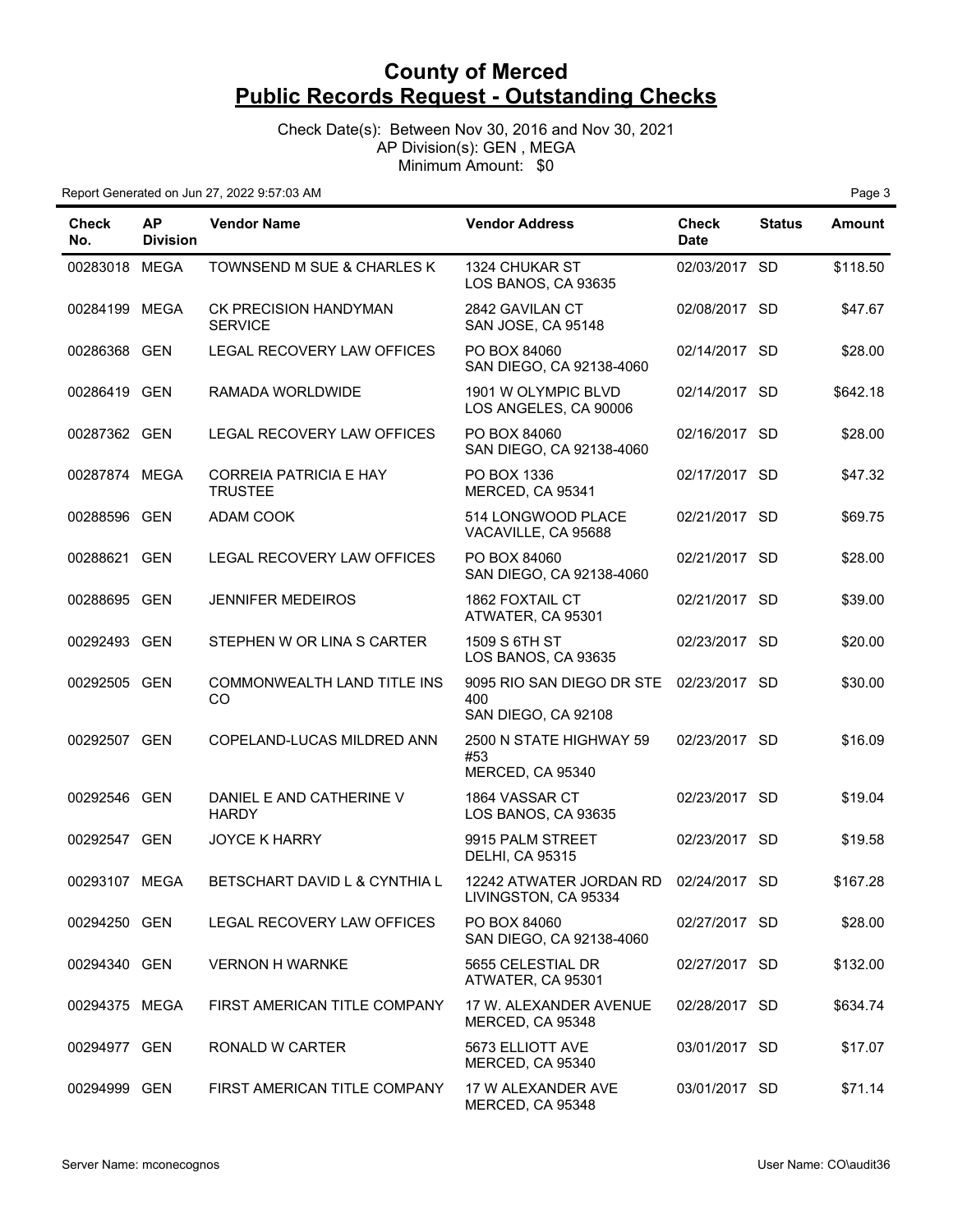# County of Merced
## Public Records Request - Outstanding Checks

Check Date(s): Between Nov 30, 2016 and Nov 30, 2021
AP Division(s): GEN , MEGA
Minimum Amount: $0

Report Generated on Jun 27, 2022 9:57:03 AM

| Check No. | AP Division | Vendor Name | Vendor Address | Check Date | Status | Amount |
|---|---|---|---|---|---|---|
| 00283018 | MEGA | TOWNSEND M SUE & CHARLES K | 1324 CHUKAR ST LOS BANOS, CA 93635 | 02/03/2017 | SD | $118.50 |
| 00284199 | MEGA | CK PRECISION HANDYMAN SERVICE | 2842 GAVILAN CT SAN JOSE, CA 95148 | 02/08/2017 | SD | $47.67 |
| 00286368 | GEN | LEGAL RECOVERY LAW OFFICES | PO BOX 84060 SAN DIEGO, CA 92138-4060 | 02/14/2017 | SD | $28.00 |
| 00286419 | GEN | RAMADA WORLDWIDE | 1901 W OLYMPIC BLVD LOS ANGELES, CA 90006 | 02/14/2017 | SD | $642.18 |
| 00287362 | GEN | LEGAL RECOVERY LAW OFFICES | PO BOX 84060 SAN DIEGO, CA 92138-4060 | 02/16/2017 | SD | $28.00 |
| 00287874 | MEGA | CORREIA PATRICIA E HAY TRUSTEE | PO BOX 1336 MERCED, CA 95341 | 02/17/2017 | SD | $47.32 |
| 00288596 | GEN | ADAM COOK | 514 LONGWOOD PLACE VACAVILLE, CA 95688 | 02/21/2017 | SD | $69.75 |
| 00288621 | GEN | LEGAL RECOVERY LAW OFFICES | PO BOX 84060 SAN DIEGO, CA 92138-4060 | 02/21/2017 | SD | $28.00 |
| 00288695 | GEN | JENNIFER MEDEIROS | 1862 FOXTAIL CT ATWATER, CA 95301 | 02/21/2017 | SD | $39.00 |
| 00292493 | GEN | STEPHEN W OR LINA S CARTER | 1509 S 6TH ST LOS BANOS, CA 93635 | 02/23/2017 | SD | $20.00 |
| 00292505 | GEN | COMMONWEALTH LAND TITLE INS CO | 9095 RIO SAN DIEGO DR STE 400 SAN DIEGO, CA 92108 | 02/23/2017 | SD | $30.00 |
| 00292507 | GEN | COPELAND-LUCAS MILDRED ANN | 2500 N STATE HIGHWAY 59 #53 MERCED, CA 95340 | 02/23/2017 | SD | $16.09 |
| 00292546 | GEN | DANIEL E AND CATHERINE V HARDY | 1864 VASSAR CT LOS BANOS, CA 93635 | 02/23/2017 | SD | $19.04 |
| 00292547 | GEN | JOYCE K HARRY | 9915 PALM STREET DELHI, CA 95315 | 02/23/2017 | SD | $19.58 |
| 00293107 | MEGA | BETSCHART DAVID L & CYNTHIA L | 12242 ATWATER JORDAN RD LIVINGSTON, CA 95334 | 02/24/2017 | SD | $167.28 |
| 00294250 | GEN | LEGAL RECOVERY LAW OFFICES | PO BOX 84060 SAN DIEGO, CA 92138-4060 | 02/27/2017 | SD | $28.00 |
| 00294340 | GEN | VERNON H WARNKE | 5655 CELESTIAL DR ATWATER, CA 95301 | 02/27/2017 | SD | $132.00 |
| 00294375 | MEGA | FIRST AMERICAN TITLE COMPANY | 17 W. ALEXANDER AVENUE MERCED, CA 95348 | 02/28/2017 | SD | $634.74 |
| 00294977 | GEN | RONALD W CARTER | 5673 ELLIOTT AVE MERCED, CA 95340 | 03/01/2017 | SD | $17.07 |
| 00294999 | GEN | FIRST AMERICAN TITLE COMPANY | 17 W ALEXANDER AVE MERCED, CA 95348 | 03/01/2017 | SD | $71.14 |

Server Name: mconecognos

User Name: CO\audit36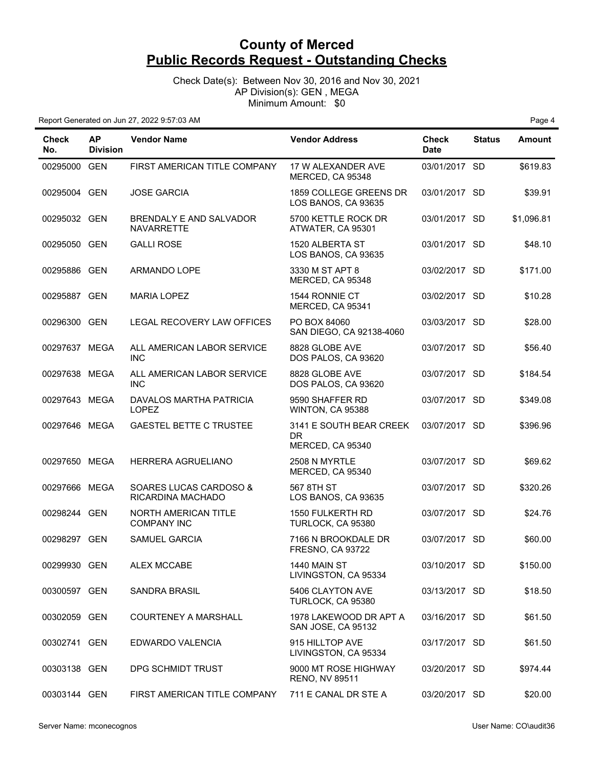# County of Merced
## Public Records Request - Outstanding Checks

Check Date(s): Between Nov 30, 2016 and Nov 30, 2021
AP Division(s): GEN , MEGA
Minimum Amount: $0

Report Generated on Jun 27, 2022 9:57:03 AM

| Check No. | AP Division | Vendor Name | Vendor Address | Check Date | Status | Amount |
|---|---|---|---|---|---|---|
| 00295000 | GEN | FIRST AMERICAN TITLE COMPANY | 17 W ALEXANDER AVE MERCED, CA 95348 | 03/01/2017 | SD | $619.83 |
| 00295004 | GEN | JOSE GARCIA | 1859 COLLEGE GREENS DR LOS BANOS, CA 93635 | 03/01/2017 | SD | $39.91 |
| 00295032 | GEN | BRENDALY E AND SALVADOR NAVARRETTE | 5700 KETTLE ROCK DR ATWATER, CA 95301 | 03/01/2017 | SD | $1,096.81 |
| 00295050 | GEN | GALLI ROSE | 1520 ALBERTA ST LOS BANOS, CA 93635 | 03/01/2017 | SD | $48.10 |
| 00295886 | GEN | ARMANDO LOPE | 3330 M ST APT 8 MERCED, CA 95348 | 03/02/2017 | SD | $171.00 |
| 00295887 | GEN | MARIA LOPEZ | 1544 RONNIE CT MERCED, CA 95341 | 03/02/2017 | SD | $10.28 |
| 00296300 | GEN | LEGAL RECOVERY LAW OFFICES | PO BOX 84060 SAN DIEGO, CA 92138-4060 | 03/03/2017 | SD | $28.00 |
| 00297637 | MEGA | ALL AMERICAN LABOR SERVICE INC | 8828 GLOBE AVE DOS PALOS, CA 93620 | 03/07/2017 | SD | $56.40 |
| 00297638 | MEGA | ALL AMERICAN LABOR SERVICE INC | 8828 GLOBE AVE DOS PALOS, CA 93620 | 03/07/2017 | SD | $184.54 |
| 00297643 | MEGA | DAVALOS MARTHA PATRICIA LOPEZ | 9590 SHAFFER RD WINTON, CA 95388 | 03/07/2017 | SD | $349.08 |
| 00297646 | MEGA | GAESTEL BETTE C TRUSTEE | 3141 E SOUTH BEAR CREEK DR MERCED, CA 95340 | 03/07/2017 | SD | $396.96 |
| 00297650 | MEGA | HERRERA AGRUELIANO | 2508 N MYRTLE MERCED, CA 95340 | 03/07/2017 | SD | $69.62 |
| 00297666 | MEGA | SOARES LUCAS CARDOSO & RICARDINA MACHADO | 567 8TH ST LOS BANOS, CA 93635 | 03/07/2017 | SD | $320.26 |
| 00298244 | GEN | NORTH AMERICAN TITLE COMPANY INC | 1550 FULKERTH RD TURLOCK, CA 95380 | 03/07/2017 | SD | $24.76 |
| 00298297 | GEN | SAMUEL GARCIA | 7166 N BROOKDALE DR FRESNO, CA 93722 | 03/07/2017 | SD | $60.00 |
| 00299930 | GEN | ALEX MCCABE | 1440 MAIN ST LIVINGSTON, CA 95334 | 03/10/2017 | SD | $150.00 |
| 00300597 | GEN | SANDRA BRASIL | 5406 CLAYTON AVE TURLOCK, CA 95380 | 03/13/2017 | SD | $18.50 |
| 00302059 | GEN | COURTENEY A MARSHALL | 1978 LAKEWOOD DR APT A SAN JOSE, CA 95132 | 03/16/2017 | SD | $61.50 |
| 00302741 | GEN | EDWARDO VALENCIA | 915 HILLTOP AVE LIVINGSTON, CA 95334 | 03/17/2017 | SD | $61.50 |
| 00303138 | GEN | DPG SCHMIDT TRUST | 9000 MT ROSE HIGHWAY RENO, NV 89511 | 03/20/2017 | SD | $974.44 |
| 00303144 | GEN | FIRST AMERICAN TITLE COMPANY | 711 E CANAL DR STE A | 03/20/2017 | SD | $20.00 |

Server Name: mconecognos

User Name: CO\audit36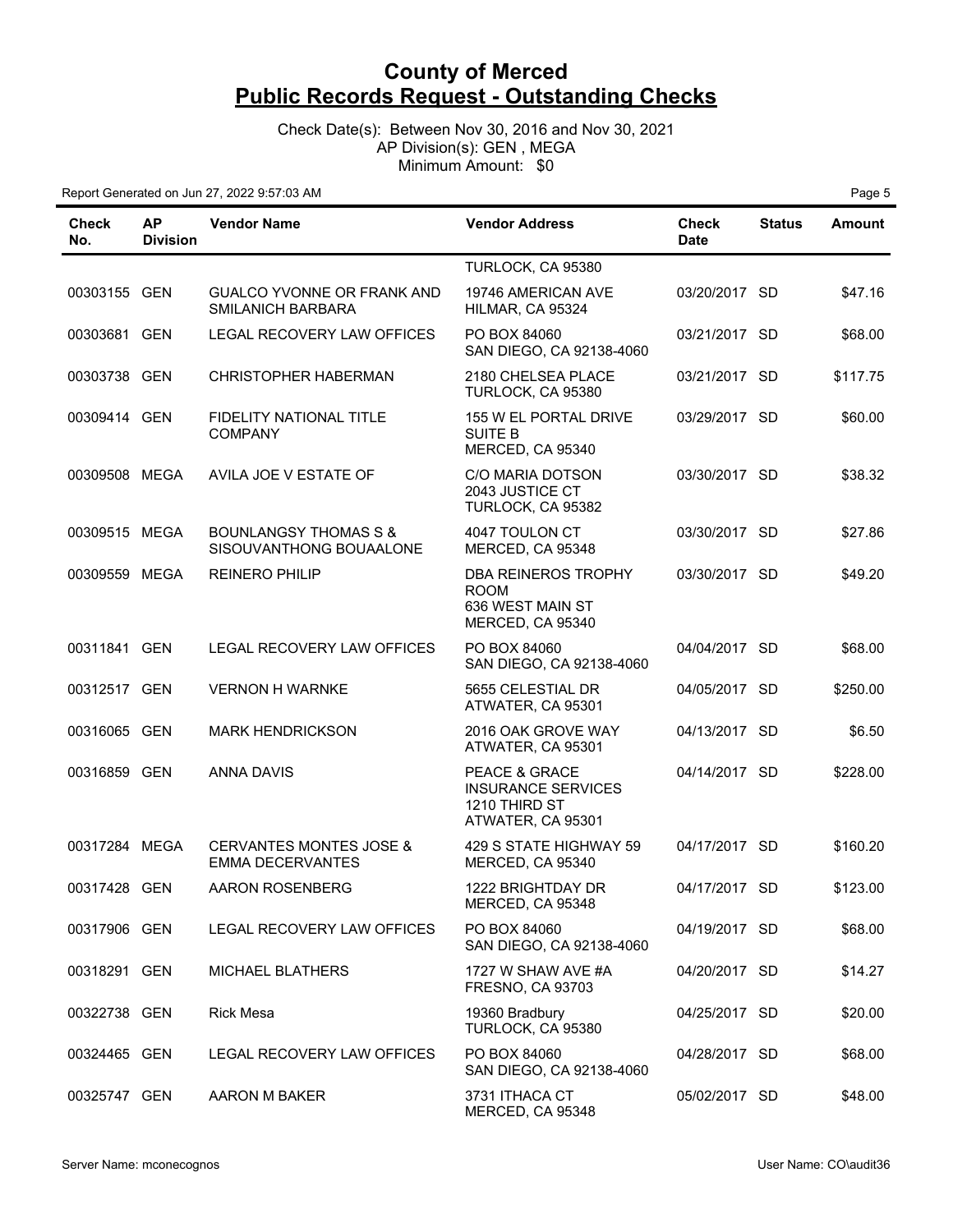# County of Merced
## Public Records Request - Outstanding Checks

Check Date(s): Between Nov 30, 2016 and Nov 30, 2021
AP Division(s): GEN , MEGA
Minimum Amount: $0

Report Generated on Jun 27, 2022 9:57:03 AM

| Check No. | AP Division | Vendor Name | Vendor Address | Check Date | Status | Amount |
|---|---|---|---|---|---|---|
| | | | TURLOCK, CA 95380 | | | |
| 00303155 | GEN | GUALCO YVONNE OR FRANK AND SMILANICH BARBARA | 19746 AMERICAN AVE HILMAR, CA 95324 | 03/20/2017 | SD | $47.16 |
| 00303681 | GEN | LEGAL RECOVERY LAW OFFICES | PO BOX 84060 SAN DIEGO, CA 92138-4060 | 03/21/2017 | SD | $68.00 |
| 00303738 | GEN | CHRISTOPHER HABERMAN | 2180 CHELSEA PLACE TURLOCK, CA 95380 | 03/21/2017 | SD | $117.75 |
| 00309414 | GEN | FIDELITY NATIONAL TITLE COMPANY | 155 W EL PORTAL DRIVE SUITE B MERCED, CA 95340 | 03/29/2017 | SD | $60.00 |
| 00309508 | MEGA | AVILA JOE V ESTATE OF | C/O MARIA DOTSON 2043 JUSTICE CT TURLOCK, CA 95382 | 03/30/2017 | SD | $38.32 |
| 00309515 | MEGA | BOUNLANGSY THOMAS S & SISOUVANTHONG BOUAALONE | 4047 TOULON CT MERCED, CA 95348 | 03/30/2017 | SD | $27.86 |
| 00309559 | MEGA | REINERO PHILIP | DBA REINEROS TROPHY ROOM 636 WEST MAIN ST MERCED, CA 95340 | 03/30/2017 | SD | $49.20 |
| 00311841 | GEN | LEGAL RECOVERY LAW OFFICES | PO BOX 84060 SAN DIEGO, CA 92138-4060 | 04/04/2017 | SD | $68.00 |
| 00312517 | GEN | VERNON H WARNKE | 5655 CELESTIAL DR ATWATER, CA 95301 | 04/05/2017 | SD | $250.00 |
| 00316065 | GEN | MARK HENDRICKSON | 2016 OAK GROVE WAY ATWATER, CA 95301 | 04/13/2017 | SD | $6.50 |
| 00316859 | GEN | ANNA DAVIS | PEACE & GRACE INSURANCE SERVICES 1210 THIRD ST ATWATER, CA 95301 | 04/14/2017 | SD | $228.00 |
| 00317284 | MEGA | CERVANTES MONTES JOSE & EMMA DECERVANTES | 429 S STATE HIGHWAY 59 MERCED, CA 95340 | 04/17/2017 | SD | $160.20 |
| 00317428 | GEN | AARON ROSENBERG | 1222 BRIGHTDAY DR MERCED, CA 95348 | 04/17/2017 | SD | $123.00 |
| 00317906 | GEN | LEGAL RECOVERY LAW OFFICES | PO BOX 84060 SAN DIEGO, CA 92138-4060 | 04/19/2017 | SD | $68.00 |
| 00318291 | GEN | MICHAEL BLATHERS | 1727 W SHAW AVE #A FRESNO, CA 93703 | 04/20/2017 | SD | $14.27 |
| 00322738 | GEN | Rick Mesa | 19360 Bradbury TURLOCK, CA 95380 | 04/25/2017 | SD | $20.00 |
| 00324465 | GEN | LEGAL RECOVERY LAW OFFICES | PO BOX 84060 SAN DIEGO, CA 92138-4060 | 04/28/2017 | SD | $68.00 |
| 00325747 | GEN | AARON M BAKER | 3731 ITHACA CT MERCED, CA 95348 | 05/02/2017 | SD | $48.00 |

Server Name: mconecognos
User Name: CO\audit36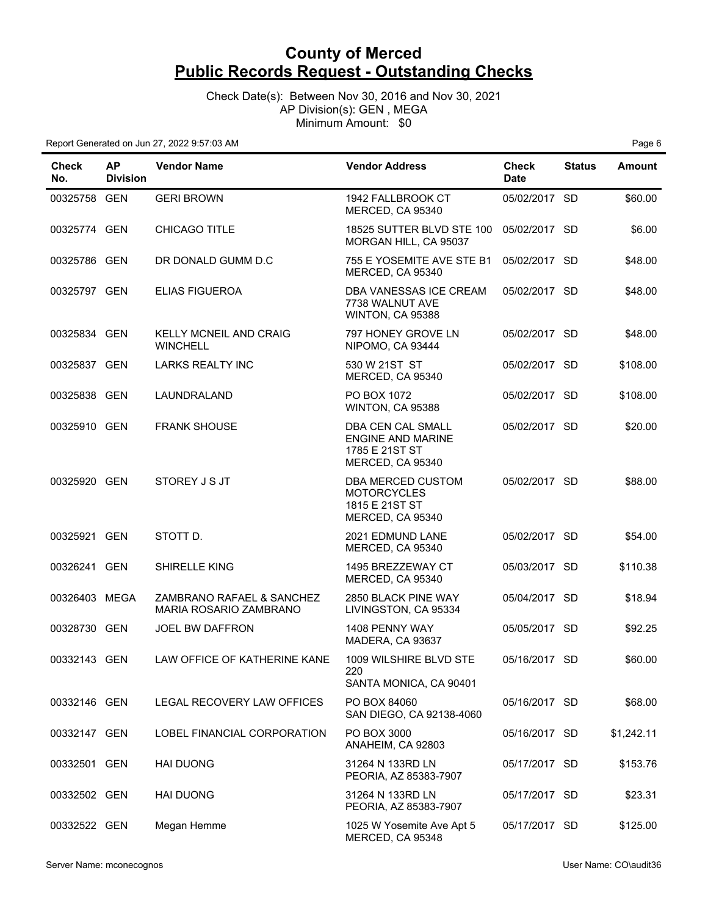# County of Merced
## Public Records Request - Outstanding Checks

Check Date(s): Between Nov 30, 2016 and Nov 30, 2021
AP Division(s): GEN , MEGA
Minimum Amount: $0

Report Generated on Jun 27, 2022 9:57:03 AM

| Check No. | AP Division | Vendor Name | Vendor Address | Check Date | Status | Amount |
|---|---|---|---|---|---|---|
| 00325758 | GEN | GERI BROWN | 1942 FALLBROOK CT MERCED, CA 95340 | 05/02/2017 | SD | $60.00 |
| 00325774 | GEN | CHICAGO TITLE | 18525 SUTTER BLVD STE 100 MORGAN HILL, CA 95037 | 05/02/2017 | SD | $6.00 |
| 00325786 | GEN | DR DONALD GUMM D.C | 755 E YOSEMITE AVE STE B1 MERCED, CA 95340 | 05/02/2017 | SD | $48.00 |
| 00325797 | GEN | ELIAS FIGUEROA | DBA VANESSAS ICE CREAM 7738 WALNUT AVE WINTON, CA 95388 | 05/02/2017 | SD | $48.00 |
| 00325834 | GEN | KELLY MCNEIL AND CRAIG WINCHELL | 797 HONEY GROVE LN NIPOMO, CA 93444 | 05/02/2017 | SD | $48.00 |
| 00325837 | GEN | LARKS REALTY INC | 530 W 21ST ST MERCED, CA 95340 | 05/02/2017 | SD | $108.00 |
| 00325838 | GEN | LAUNDRALAND | PO BOX 1072 WINTON, CA 95388 | 05/02/2017 | SD | $108.00 |
| 00325910 | GEN | FRANK SHOUSE | DBA CEN CAL SMALL ENGINE AND MARINE 1785 E 21ST ST MERCED, CA 95340 | 05/02/2017 | SD | $20.00 |
| 00325920 | GEN | STOREY J S JT | DBA MERCED CUSTOM MOTORCYCLES 1815 E 21ST ST MERCED, CA 95340 | 05/02/2017 | SD | $88.00 |
| 00325921 | GEN | STOTT D. | 2021 EDMUND LANE MERCED, CA 95340 | 05/02/2017 | SD | $54.00 |
| 00326241 | GEN | SHIRELLE KING | 1495 BREZZEWAY CT MERCED, CA 95340 | 05/03/2017 | SD | $110.38 |
| 00326403 | MEGA | ZAMBRANO RAFAEL & SANCHEZ MARIA ROSARIO ZAMBRANO | 2850 BLACK PINE WAY LIVINGSTON, CA 95334 | 05/04/2017 | SD | $18.94 |
| 00328730 | GEN | JOEL BW DAFFRON | 1408 PENNY WAY MADERA, CA 93637 | 05/05/2017 | SD | $92.25 |
| 00332143 | GEN | LAW OFFICE OF KATHERINE KANE | 1009 WILSHIRE BLVD STE 220 SANTA MONICA, CA 90401 | 05/16/2017 | SD | $60.00 |
| 00332146 | GEN | LEGAL RECOVERY LAW OFFICES | PO BOX 84060 SAN DIEGO, CA 92138-4060 | 05/16/2017 | SD | $68.00 |
| 00332147 | GEN | LOBEL FINANCIAL CORPORATION | PO BOX 3000 ANAHEIM, CA 92803 | 05/16/2017 | SD | $1,242.11 |
| 00332501 | GEN | HAI DUONG | 31264 N 133RD LN PEORIA, AZ 85383-7907 | 05/17/2017 | SD | $153.76 |
| 00332502 | GEN | HAI DUONG | 31264 N 133RD LN PEORIA, AZ 85383-7907 | 05/17/2017 | SD | $23.31 |
| 00332522 | GEN | Megan Hemme | 1025 W Yosemite Ave Apt 5 MERCED, CA 95348 | 05/17/2017 | SD | $125.00 |

Server Name: mconecognos

User Name: CO\audit36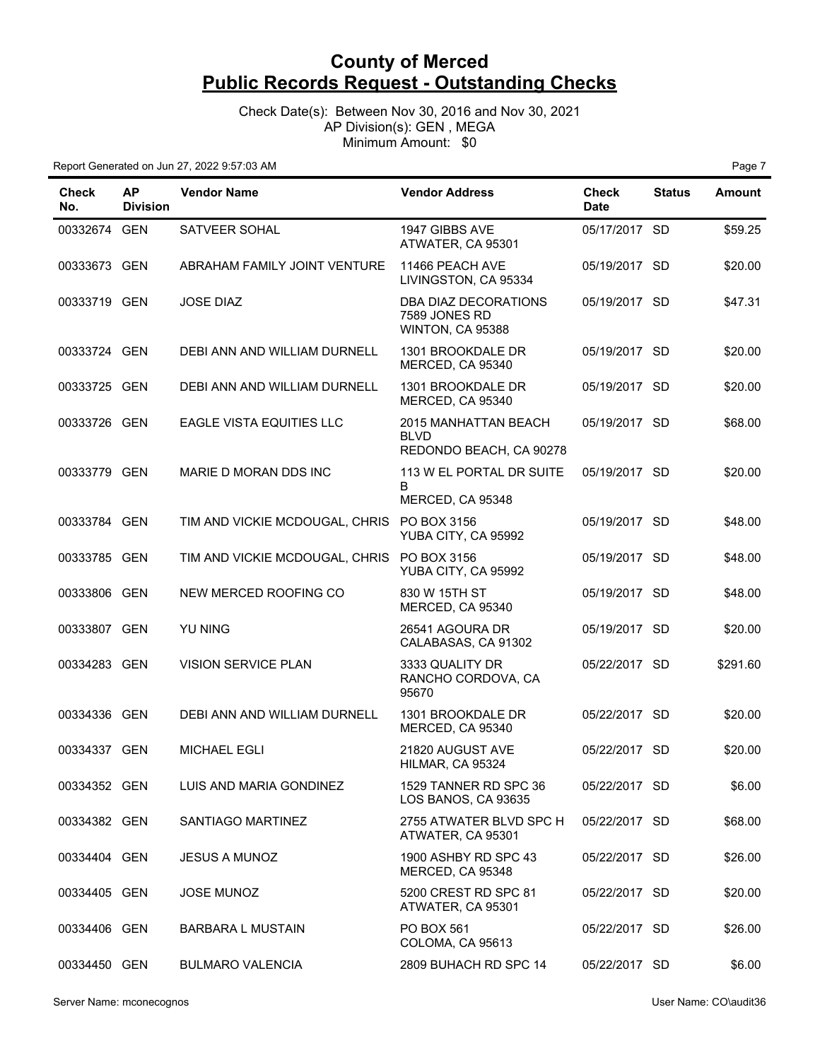# County of Merced
## Public Records Request - Outstanding Checks

Check Date(s): Between Nov 30, 2016 and Nov 30, 2021
AP Division(s): GEN , MEGA
Minimum Amount: $0

Report Generated on Jun 27, 2022 9:57:03 AM

| Check No. | AP Division | Vendor Name | Vendor Address | Check Date | Status | Amount |
|---|---|---|---|---|---|---|
| 00332674 | GEN | SATVEER SOHAL | 1947 GIBBS AVE ATWATER, CA 95301 | 05/17/2017 | SD | $59.25 |
| 00333673 | GEN | ABRAHAM FAMILY JOINT VENTURE | 11466 PEACH AVE LIVINGSTON, CA 95334 | 05/19/2017 | SD | $20.00 |
| 00333719 | GEN | JOSE DIAZ | DBA DIAZ DECORATIONS 7589 JONES RD WINTON, CA 95388 | 05/19/2017 | SD | $47.31 |
| 00333724 | GEN | DEBI ANN AND WILLIAM DURNELL | 1301 BROOKDALE DR MERCED, CA 95340 | 05/19/2017 | SD | $20.00 |
| 00333725 | GEN | DEBI ANN AND WILLIAM DURNELL | 1301 BROOKDALE DR MERCED, CA 95340 | 05/19/2017 | SD | $20.00 |
| 00333726 | GEN | EAGLE VISTA EQUITIES LLC | 2015 MANHATTAN BEACH BLVD REDONDO BEACH, CA 90278 | 05/19/2017 | SD | $68.00 |
| 00333779 | GEN | MARIE D MORAN DDS INC | 113 W EL PORTAL DR SUITE B MERCED, CA 95348 | 05/19/2017 | SD | $20.00 |
| 00333784 | GEN | TIM AND VICKIE MCDOUGAL, CHRIS | PO BOX 3156 YUBA CITY, CA 95992 | 05/19/2017 | SD | $48.00 |
| 00333785 | GEN | TIM AND VICKIE MCDOUGAL, CHRIS | PO BOX 3156 YUBA CITY, CA 95992 | 05/19/2017 | SD | $48.00 |
| 00333806 | GEN | NEW MERCED ROOFING CO | 830 W 15TH ST MERCED, CA 95340 | 05/19/2017 | SD | $48.00 |
| 00333807 | GEN | YU NING | 26541 AGOURA DR CALABASAS, CA 91302 | 05/19/2017 | SD | $20.00 |
| 00334283 | GEN | VISION SERVICE PLAN | 3333 QUALITY DR RANCHO CORDOVA, CA 95670 | 05/22/2017 | SD | $291.60 |
| 00334336 | GEN | DEBI ANN AND WILLIAM DURNELL | 1301 BROOKDALE DR MERCED, CA 95340 | 05/22/2017 | SD | $20.00 |
| 00334337 | GEN | MICHAEL EGLI | 21820 AUGUST AVE HILMAR, CA 95324 | 05/22/2017 | SD | $20.00 |
| 00334352 | GEN | LUIS AND MARIA GONDINEZ | 1529 TANNER RD SPC 36 LOS BANOS, CA 93635 | 05/22/2017 | SD | $6.00 |
| 00334382 | GEN | SANTIAGO MARTINEZ | 2755 ATWATER BLVD SPC H ATWATER, CA 95301 | 05/22/2017 | SD | $68.00 |
| 00334404 | GEN | JESUS A MUNOZ | 1900 ASHBY RD SPC 43 MERCED, CA 95348 | 05/22/2017 | SD | $26.00 |
| 00334405 | GEN | JOSE MUNOZ | 5200 CREST RD SPC 81 ATWATER, CA 95301 | 05/22/2017 | SD | $20.00 |
| 00334406 | GEN | BARBARA L MUSTAIN | PO BOX 561 COLOMA, CA 95613 | 05/22/2017 | SD | $26.00 |
| 00334450 | GEN | BULMARO VALENCIA | 2809 BUHACH RD SPC 14 | 05/22/2017 | SD | $6.00 |

Server Name: mconecognos

User Name: CO\audit36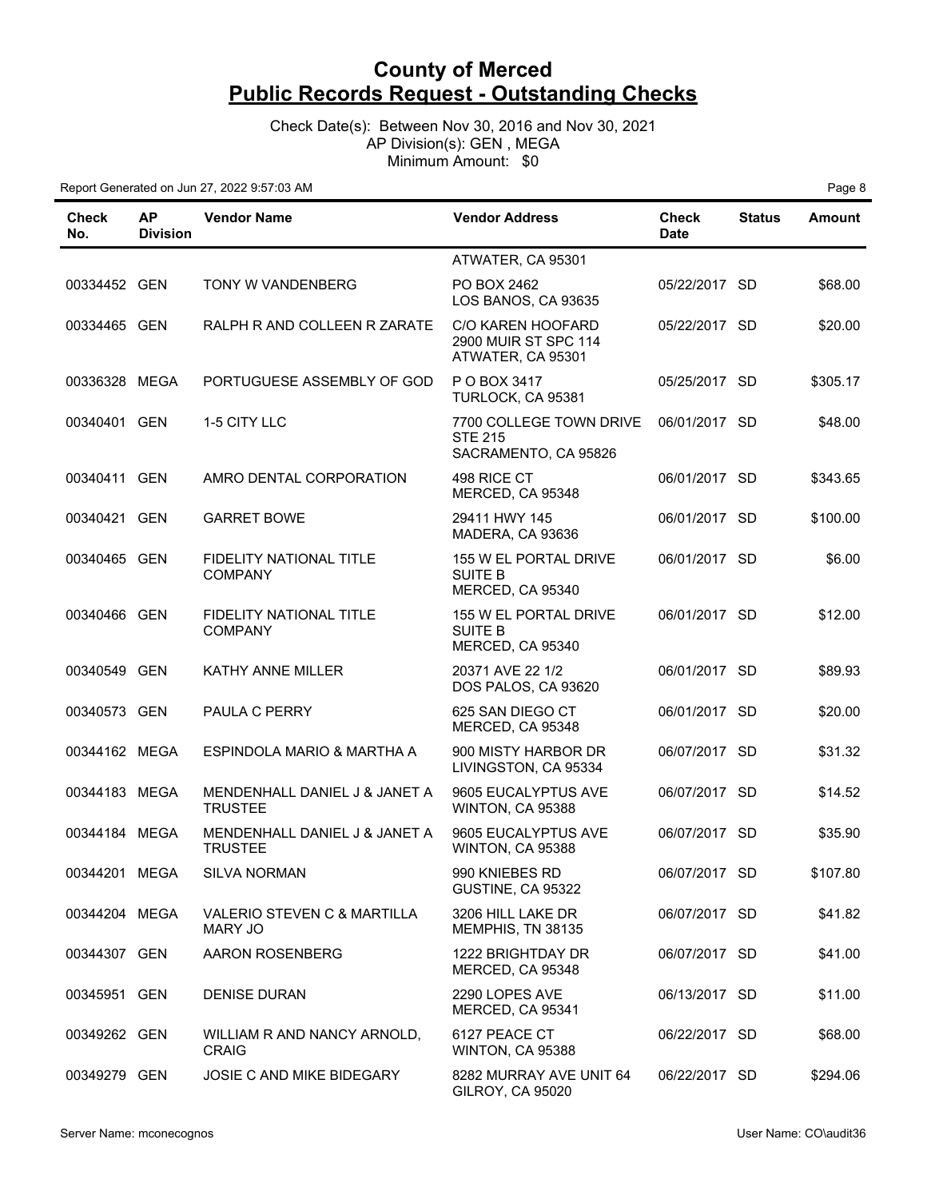# County of Merced
## Public Records Request - Outstanding Checks

Check Date(s): Between Nov 30, 2016 and Nov 30, 2021
AP Division(s): GEN , MEGA
Minimum Amount: $0

Report Generated on Jun 27, 2022 9:57:03 AM

| Check No. | AP Division | Vendor Name | Vendor Address | Check Date | Status | Amount |
|---|---|---|---|---|---|---|
| | | | ATWATER, CA 95301 | | | |
| 00334452 | GEN | TONY W VANDENBERG | PO BOX 2462 LOS BANOS, CA 93635 | 05/22/2017 | SD | $68.00 |
| 00334465 | GEN | RALPH R AND COLLEEN R ZARATE | C/O KAREN HOOFARD 2900 MUIR ST SPC 114 ATWATER, CA 95301 | 05/22/2017 | SD | $20.00 |
| 00336328 | MEGA | PORTUGUESE ASSEMBLY OF GOD | P O BOX 3417 TURLOCK, CA 95381 | 05/25/2017 | SD | $305.17 |
| 00340401 | GEN | 1-5 CITY LLC | 7700 COLLEGE TOWN DRIVE STE 215 SACRAMENTO, CA 95826 | 06/01/2017 | SD | $48.00 |
| 00340411 | GEN | AMRO DENTAL CORPORATION | 498 RICE CT MERCED, CA 95348 | 06/01/2017 | SD | $343.65 |
| 00340421 | GEN | GARRET BOWE | 29411 HWY 145 MADERA, CA 93636 | 06/01/2017 | SD | $100.00 |
| 00340465 | GEN | FIDELITY NATIONAL TITLE COMPANY | 155 W EL PORTAL DRIVE SUITE B MERCED, CA 95340 | 06/01/2017 | SD | $6.00 |
| 00340466 | GEN | FIDELITY NATIONAL TITLE COMPANY | 155 W EL PORTAL DRIVE SUITE B MERCED, CA 95340 | 06/01/2017 | SD | $12.00 |
| 00340549 | GEN | KATHY ANNE MILLER | 20371 AVE 22 1/2 DOS PALOS, CA 93620 | 06/01/2017 | SD | $89.93 |
| 00340573 | GEN | PAULA C PERRY | 625 SAN DIEGO CT MERCED, CA 95348 | 06/01/2017 | SD | $20.00 |
| 00344162 | MEGA | ESPINDOLA MARIO & MARTHA A | 900 MISTY HARBOR DR LIVINGSTON, CA 95334 | 06/07/2017 | SD | $31.32 |
| 00344183 | MEGA | MENDENHALL DANIEL J & JANET A TRUSTEE | 9605 EUCALYPTUS AVE WINTON, CA 95388 | 06/07/2017 | SD | $14.52 |
| 00344184 | MEGA | MENDENHALL DANIEL J & JANET A TRUSTEE | 9605 EUCALYPTUS AVE WINTON, CA 95388 | 06/07/2017 | SD | $35.90 |
| 00344201 | MEGA | SILVA NORMAN | 990 KNIEBES RD GUSTINE, CA 95322 | 06/07/2017 | SD | $107.80 |
| 00344204 | MEGA | VALERIO STEVEN C & MARTILLA MARY JO | 3206 HILL LAKE DR MEMPHIS, TN 38135 | 06/07/2017 | SD | $41.82 |
| 00344307 | GEN | AARON ROSENBERG | 1222 BRIGHTDAY DR MERCED, CA 95348 | 06/07/2017 | SD | $41.00 |
| 00345951 | GEN | DENISE DURAN | 2290 LOPES AVE MERCED, CA 95341 | 06/13/2017 | SD | $11.00 |
| 00349262 | GEN | WILLIAM R AND NANCY ARNOLD, CRAIG | 6127 PEACE CT WINTON, CA 95388 | 06/22/2017 | SD | $68.00 |
| 00349279 | GEN | JOSIE C AND MIKE BIDEGARY | 8282 MURRAY AVE UNIT 64 GILROY, CA 95020 | 06/22/2017 | SD | $294.06 |

Server Name: mconecognos

User Name: CO\audit36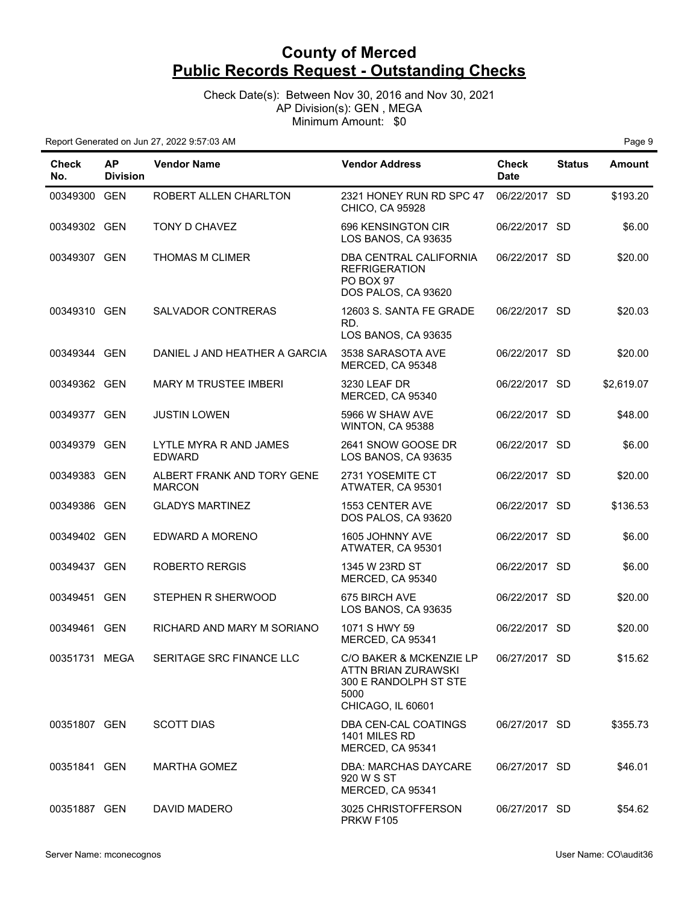# County of Merced
## Public Records Request - Outstanding Checks

Check Date(s): Between Nov 30, 2016 and Nov 30, 2021
AP Division(s): GEN , MEGA
Minimum Amount: $0

Report Generated on Jun 27, 2022 9:57:03 AM

| Check No. | AP Division | Vendor Name | Vendor Address | Check Date | Status | Amount |
|---|---|---|---|---|---|---|
| 00349300 | GEN | ROBERT ALLEN CHARLTON | 2321 HONEY RUN RD SPC 47 CHICO, CA 95928 | 06/22/2017 | SD | $193.20 |
| 00349302 | GEN | TONY D CHAVEZ | 696 KENSINGTON CIR LOS BANOS, CA 93635 | 06/22/2017 | SD | $6.00 |
| 00349307 | GEN | THOMAS M CLIMER | DBA CENTRAL CALIFORNIA REFRIGERATION PO BOX 97 DOS PALOS, CA 93620 | 06/22/2017 | SD | $20.00 |
| 00349310 | GEN | SALVADOR CONTRERAS | 12603 S. SANTA FE GRADE RD. LOS BANOS, CA 93635 | 06/22/2017 | SD | $20.03 |
| 00349344 | GEN | DANIEL J AND HEATHER A GARCIA | 3538 SARASOTA AVE MERCED, CA 95348 | 06/22/2017 | SD | $20.00 |
| 00349362 | GEN | MARY M TRUSTEE IMBERI | 3230 LEAF DR MERCED, CA 95340 | 06/22/2017 | SD | $2,619.07 |
| 00349377 | GEN | JUSTIN LOWEN | 5966 W SHAW AVE WINTON, CA 95388 | 06/22/2017 | SD | $48.00 |
| 00349379 | GEN | LYTLE MYRA R AND JAMES EDWARD | 2641 SNOW GOOSE DR LOS BANOS, CA 93635 | 06/22/2017 | SD | $6.00 |
| 00349383 | GEN | ALBERT FRANK AND TORY GENE MARCON | 2731 YOSEMITE CT ATWATER, CA 95301 | 06/22/2017 | SD | $20.00 |
| 00349386 | GEN | GLADYS MARTINEZ | 1553 CENTER AVE DOS PALOS, CA 93620 | 06/22/2017 | SD | $136.53 |
| 00349402 | GEN | EDWARD A MORENO | 1605 JOHNNY AVE ATWATER, CA 95301 | 06/22/2017 | SD | $6.00 |
| 00349437 | GEN | ROBERTO RERGIS | 1345 W 23RD ST MERCED, CA 95340 | 06/22/2017 | SD | $6.00 |
| 00349451 | GEN | STEPHEN R SHERWOOD | 675 BIRCH AVE LOS BANOS, CA 93635 | 06/22/2017 | SD | $20.00 |
| 00349461 | GEN | RICHARD AND MARY M SORIANO | 1071 S HWY 59 MERCED, CA 95341 | 06/22/2017 | SD | $20.00 |
| 00351731 | MEGA | SERITAGE SRC FINANCE LLC | C/O BAKER & MCKENZIE LP ATTN BRIAN ZURAWSKI 300 E RANDOLPH ST STE 5000 CHICAGO, IL 60601 | 06/27/2017 | SD | $15.62 |
| 00351807 | GEN | SCOTT DIAS | DBA CEN-CAL COATINGS 1401 MILES RD MERCED, CA 95341 | 06/27/2017 | SD | $355.73 |
| 00351841 | GEN | MARTHA GOMEZ | DBA: MARCHAS DAYCARE 920 W S ST MERCED, CA 95341 | 06/27/2017 | SD | $46.01 |
| 00351887 | GEN | DAVID MADERO | 3025 CHRISTOFFERSON PRKW F105 | 06/27/2017 | SD | $54.62 |

Server Name: mconecognos

User Name: CO\audit36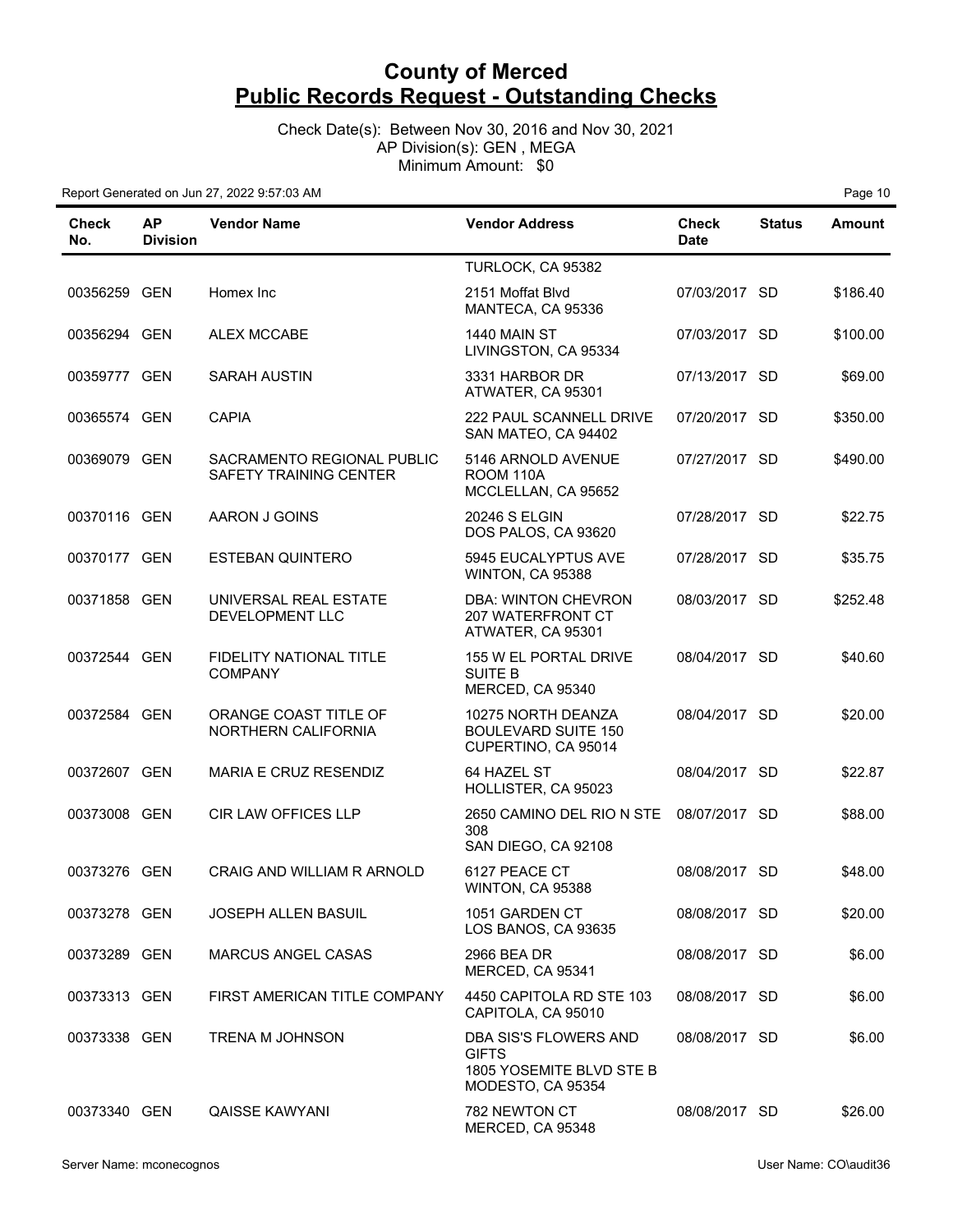# County of Merced
## Public Records Request - Outstanding Checks

Check Date(s): Between Nov 30, 2016 and Nov 30, 2021
AP Division(s): GEN , MEGA
Minimum Amount: $0

Report Generated on Jun 27, 2022 9:57:03 AM

| Check No. | AP Division | Vendor Name | Vendor Address | Check Date | Status | Amount |
|---|---|---|---|---|---|---|
| | | | TURLOCK, CA 95382 | | | |
| 00356259 | GEN | Homex Inc | 2151 Moffat Blvd MANTECA, CA 95336 | 07/03/2017 | SD | $186.40 |
| 00356294 | GEN | ALEX MCCABE | 1440 MAIN ST LIVINGSTON, CA 95334 | 07/03/2017 | SD | $100.00 |
| 00359777 | GEN | SARAH AUSTIN | 3331 HARBOR DR ATWATER, CA 95301 | 07/13/2017 | SD | $69.00 |
| 00365574 | GEN | CAPIA | 222 PAUL SCANNELL DRIVE SAN MATEO, CA 94402 | 07/20/2017 | SD | $350.00 |
| 00369079 | GEN | SACRAMENTO REGIONAL PUBLIC SAFETY TRAINING CENTER | 5146 ARNOLD AVENUE ROOM 110A MCCLELLAN, CA 95652 | 07/27/2017 | SD | $490.00 |
| 00370116 | GEN | AARON J GOINS | 20246 S ELGIN DOS PALOS, CA 93620 | 07/28/2017 | SD | $22.75 |
| 00370177 | GEN | ESTEBAN QUINTERO | 5945 EUCALYPTUS AVE WINTON, CA 95388 | 07/28/2017 | SD | $35.75 |
| 00371858 | GEN | UNIVERSAL REAL ESTATE DEVELOPMENT LLC | DBA: WINTON CHEVRON 207 WATERFRONT CT ATWATER, CA 95301 | 08/03/2017 | SD | $252.48 |
| 00372544 | GEN | FIDELITY NATIONAL TITLE COMPANY | 155 W EL PORTAL DRIVE SUITE B MERCED, CA 95340 | 08/04/2017 | SD | $40.60 |
| 00372584 | GEN | ORANGE COAST TITLE OF NORTHERN CALIFORNIA | 10275 NORTH DEANZA BOULEVARD SUITE 150 CUPERTINO, CA 95014 | 08/04/2017 | SD | $20.00 |
| 00372607 | GEN | MARIA E CRUZ RESENDIZ | 64 HAZEL ST HOLLISTER, CA 95023 | 08/04/2017 | SD | $22.87 |
| 00373008 | GEN | CIR LAW OFFICES LLP | 2650 CAMINO DEL RIO N STE 308 SAN DIEGO, CA 92108 | 08/07/2017 | SD | $88.00 |
| 00373276 | GEN | CRAIG AND WILLIAM R ARNOLD | 6127 PEACE CT WINTON, CA 95388 | 08/08/2017 | SD | $48.00 |
| 00373278 | GEN | JOSEPH ALLEN BASUIL | 1051 GARDEN CT LOS BANOS, CA 93635 | 08/08/2017 | SD | $20.00 |
| 00373289 | GEN | MARCUS ANGEL CASAS | 2966 BEA DR MERCED, CA 95341 | 08/08/2017 | SD | $6.00 |
| 00373313 | GEN | FIRST AMERICAN TITLE COMPANY | 4450 CAPITOLA RD STE 103 CAPITOLA, CA 95010 | 08/08/2017 | SD | $6.00 |
| 00373338 | GEN | TRENA M JOHNSON | DBA SIS'S FLOWERS AND GIFTS 1805 YOSEMITE BLVD STE B MODESTO, CA 95354 | 08/08/2017 | SD | $6.00 |
| 00373340 | GEN | QAISSE KAWYANI | 782 NEWTON CT MERCED, CA 95348 | 08/08/2017 | SD | $26.00 |

Server Name: mconecognos

User Name: CO\audit36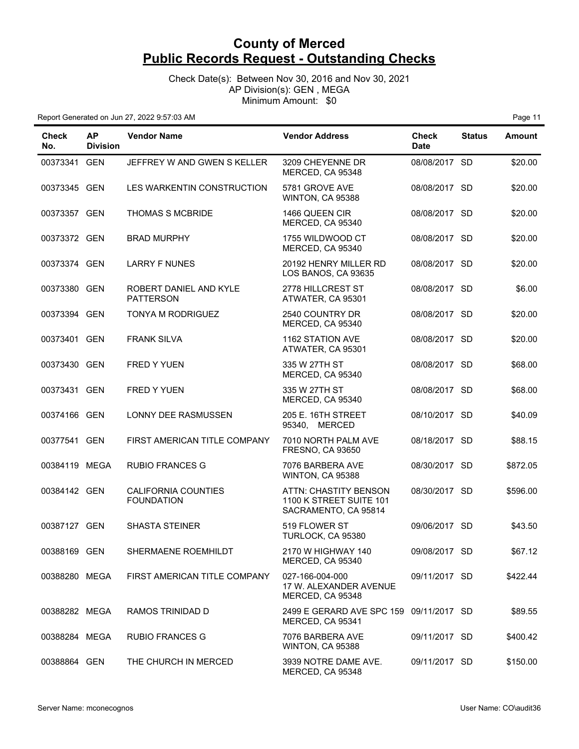# County of Merced
## Public Records Request - Outstanding Checks

Check Date(s): Between Nov 30, 2016 and Nov 30, 2021
AP Division(s): GEN , MEGA
Minimum Amount: $0

Report Generated on Jun 27, 2022 9:57:03 AM

| Check No. | AP Division | Vendor Name | Vendor Address | Check Date | Status | Amount |
|---|---|---|---|---|---|---|
| 00373341 | GEN | JEFFREY W AND GWEN S KELLER | 3209 CHEYENNE DR MERCED, CA 95348 | 08/08/2017 | SD | $20.00 |
| 00373345 | GEN | LES WARKENTIN CONSTRUCTION | 5781 GROVE AVE WINTON, CA 95388 | 08/08/2017 | SD | $20.00 |
| 00373357 | GEN | THOMAS S MCBRIDE | 1466 QUEEN CIR MERCED, CA 95340 | 08/08/2017 | SD | $20.00 |
| 00373372 | GEN | BRAD MURPHY | 1755 WILDWOOD CT MERCED, CA 95340 | 08/08/2017 | SD | $20.00 |
| 00373374 | GEN | LARRY F NUNES | 20192 HENRY MILLER RD LOS BANOS, CA 93635 | 08/08/2017 | SD | $20.00 |
| 00373380 | GEN | ROBERT DANIEL AND KYLE PATTERSON | 2778 HILLCREST ST ATWATER, CA 95301 | 08/08/2017 | SD | $6.00 |
| 00373394 | GEN | TONYA M RODRIGUEZ | 2540 COUNTRY DR MERCED, CA 95340 | 08/08/2017 | SD | $20.00 |
| 00373401 | GEN | FRANK SILVA | 1162 STATION AVE ATWATER, CA 95301 | 08/08/2017 | SD | $20.00 |
| 00373430 | GEN | FRED Y YUEN | 335 W 27TH ST MERCED, CA 95340 | 08/08/2017 | SD | $68.00 |
| 00373431 | GEN | FRED Y YUEN | 335 W 27TH ST MERCED, CA 95340 | 08/08/2017 | SD | $68.00 |
| 00374166 | GEN | LONNY DEE RASMUSSEN | 205 E. 16TH STREET 95340, MERCED | 08/10/2017 | SD | $40.09 |
| 00377541 | GEN | FIRST AMERICAN TITLE COMPANY | 7010 NORTH PALM AVE FRESNO, CA 93650 | 08/18/2017 | SD | $88.15 |
| 00384119 | MEGA | RUBIO FRANCES G | 7076 BARBERA AVE WINTON, CA 95388 | 08/30/2017 | SD | $872.05 |
| 00384142 | GEN | CALIFORNIA COUNTIES FOUNDATION | ATTN: CHASTITY BENSON 1100 K STREET SUITE 101 SACRAMENTO, CA 95814 | 08/30/2017 | SD | $596.00 |
| 00387127 | GEN | SHASTA STEINER | 519 FLOWER ST TURLOCK, CA 95380 | 09/06/2017 | SD | $43.50 |
| 00388169 | GEN | SHERMAENE ROEMHILDT | 2170 W HIGHWAY 140 MERCED, CA 95340 | 09/08/2017 | SD | $67.12 |
| 00388280 | MEGA | FIRST AMERICAN TITLE COMPANY | 027-166-004-000 17 W. ALEXANDER AVENUE MERCED, CA 95348 | 09/11/2017 | SD | $422.44 |
| 00388282 | MEGA | RAMOS TRINIDAD D | 2499 E GERARD AVE SPC 159 MERCED, CA 95341 | 09/11/2017 | SD | $89.55 |
| 00388284 | MEGA | RUBIO FRANCES G | 7076 BARBERA AVE WINTON, CA 95388 | 09/11/2017 | SD | $400.42 |
| 00388864 | GEN | THE CHURCH IN MERCED | 3939 NOTRE DAME AVE. MERCED, CA 95348 | 09/11/2017 | SD | $150.00 |

Server Name: mconecognos — User Name: CO\audit36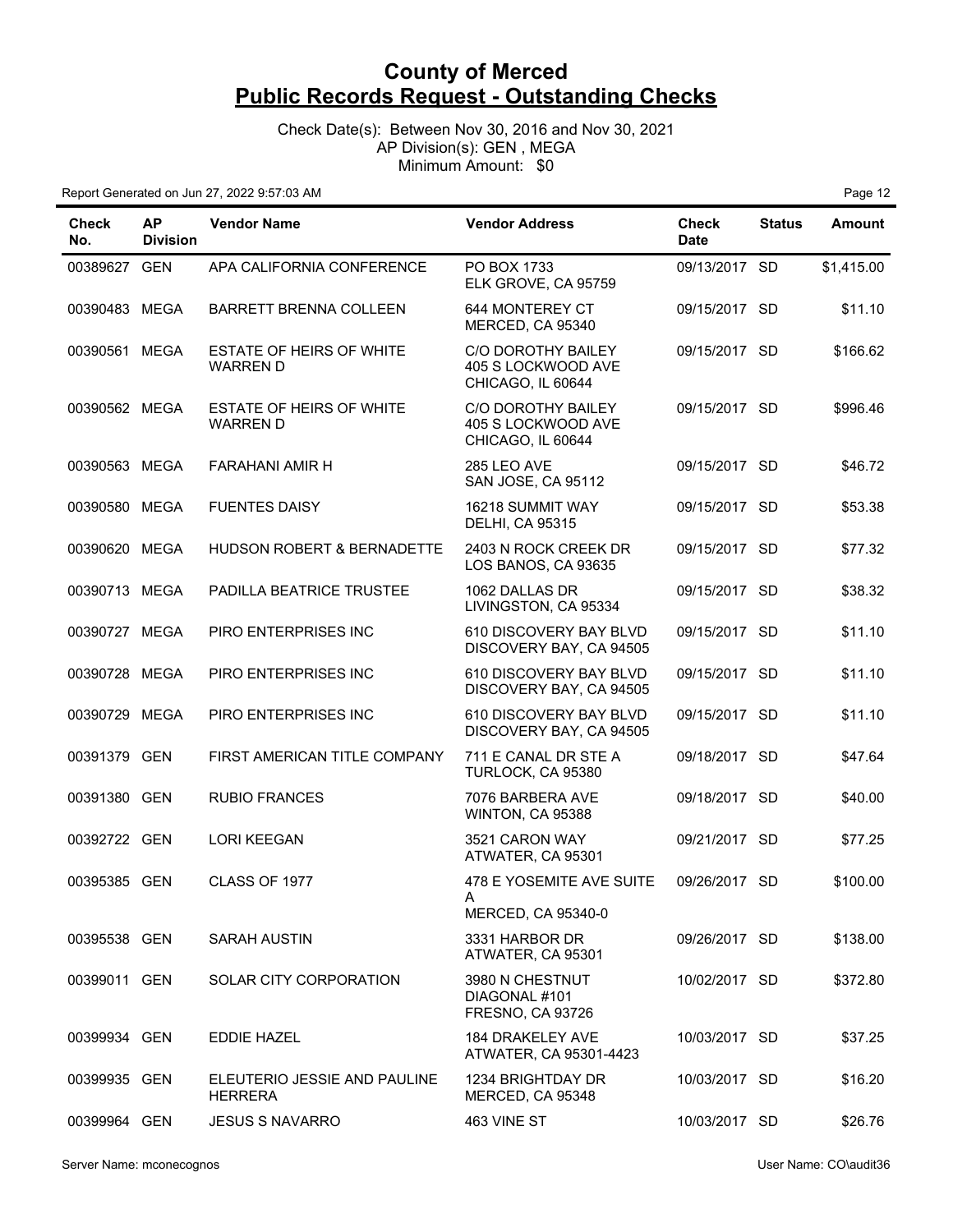# County of Merced
# Public Records Request - Outstanding Checks

Check Date(s): Between Nov 30, 2016 and Nov 30, 2021
AP Division(s): GEN , MEGA
Minimum Amount: $0

Report Generated on Jun 27, 2022 9:57:03 AM

| Check No. | AP Division | Vendor Name | Vendor Address | Check Date | Status | Amount |
|---|---|---|---|---|---|---|
| 00389627 | GEN | APA CALIFORNIA CONFERENCE | PO BOX 1733 ELK GROVE, CA 95759 | 09/13/2017 | SD | $1,415.00 |
| 00390483 | MEGA | BARRETT BRENNA COLLEEN | 644 MONTEREY CT MERCED, CA 95340 | 09/15/2017 | SD | $11.10 |
| 00390561 | MEGA | ESTATE OF HEIRS OF WHITE WARREN D | C/O DOROTHY BAILEY 405 S LOCKWOOD AVE CHICAGO, IL 60644 | 09/15/2017 | SD | $166.62 |
| 00390562 | MEGA | ESTATE OF HEIRS OF WHITE WARREN D | C/O DOROTHY BAILEY 405 S LOCKWOOD AVE CHICAGO, IL 60644 | 09/15/2017 | SD | $996.46 |
| 00390563 | MEGA | FARAHANI AMIR H | 285 LEO AVE SAN JOSE, CA 95112 | 09/15/2017 | SD | $46.72 |
| 00390580 | MEGA | FUENTES DAISY | 16218 SUMMIT WAY DELHI, CA 95315 | 09/15/2017 | SD | $53.38 |
| 00390620 | MEGA | HUDSON ROBERT & BERNADETTE | 2403 N ROCK CREEK DR LOS BANOS, CA 93635 | 09/15/2017 | SD | $77.32 |
| 00390713 | MEGA | PADILLA BEATRICE TRUSTEE | 1062 DALLAS DR LIVINGSTON, CA 95334 | 09/15/2017 | SD | $38.32 |
| 00390727 | MEGA | PIRO ENTERPRISES INC | 610 DISCOVERY BAY BLVD DISCOVERY BAY, CA 94505 | 09/15/2017 | SD | $11.10 |
| 00390728 | MEGA | PIRO ENTERPRISES INC | 610 DISCOVERY BAY BLVD DISCOVERY BAY, CA 94505 | 09/15/2017 | SD | $11.10 |
| 00390729 | MEGA | PIRO ENTERPRISES INC | 610 DISCOVERY BAY BLVD DISCOVERY BAY, CA 94505 | 09/15/2017 | SD | $11.10 |
| 00391379 | GEN | FIRST AMERICAN TITLE COMPANY | 711 E CANAL DR STE A TURLOCK, CA 95380 | 09/18/2017 | SD | $47.64 |
| 00391380 | GEN | RUBIO FRANCES | 7076 BARBERA AVE WINTON, CA 95388 | 09/18/2017 | SD | $40.00 |
| 00392722 | GEN | LORI KEEGAN | 3521 CARON WAY ATWATER, CA 95301 | 09/21/2017 | SD | $77.25 |
| 00395385 | GEN | CLASS OF 1977 | 478 E YOSEMITE AVE SUITE A MERCED, CA 95340-0 | 09/26/2017 | SD | $100.00 |
| 00395538 | GEN | SARAH AUSTIN | 3331 HARBOR DR ATWATER, CA 95301 | 09/26/2017 | SD | $138.00 |
| 00399011 | GEN | SOLAR CITY CORPORATION | 3980 N CHESTNUT DIAGONAL #101 FRESNO, CA 93726 | 10/02/2017 | SD | $372.80 |
| 00399934 | GEN | EDDIE HAZEL | 184 DRAKELEY AVE ATWATER, CA 95301-4423 | 10/03/2017 | SD | $37.25 |
| 00399935 | GEN | ELEUTERIO JESSIE AND PAULINE HERRERA | 1234 BRIGHTDAY DR MERCED, CA 95348 | 10/03/2017 | SD | $16.20 |
| 00399964 | GEN | JESUS S NAVARRO | 463 VINE ST | 10/03/2017 | SD | $26.76 |

Server Name: mconecognos

User Name: CO\audit36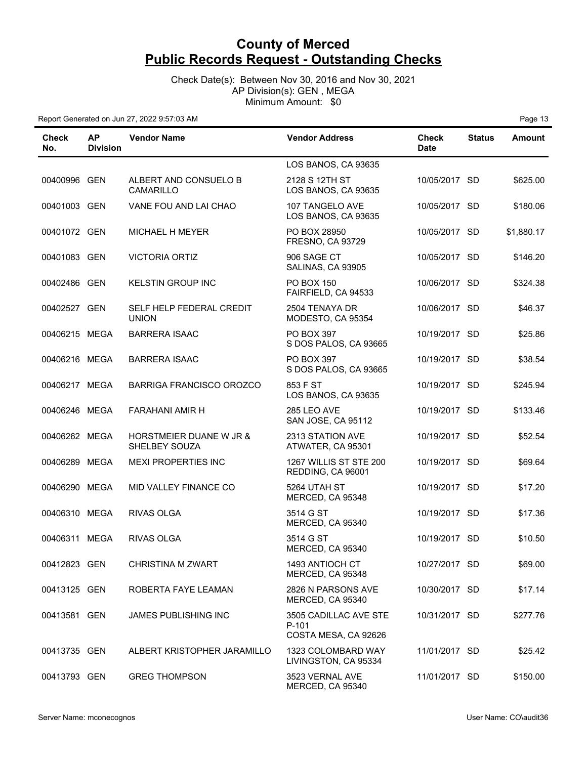# County of Merced
## Public Records Request - Outstanding Checks

Check Date(s): Between Nov 30, 2016 and Nov 30, 2021
AP Division(s): GEN , MEGA
Minimum Amount: $0

Report Generated on Jun 27, 2022 9:57:03 AM

| Check No. | AP Division | Vendor Name | Vendor Address | Check Date | Status | Amount |
|---|---|---|---|---|---|---|
| | | | LOS BANOS, CA 93635 | | | |
| 00400996 | GEN | ALBERT AND CONSUELO B CAMARILLO | 2128 S 12TH ST LOS BANOS, CA 93635 | 10/05/2017 | SD | $625.00 |
| 00401003 | GEN | VANE FOU AND LAI CHAO | 107 TANGELO AVE LOS BANOS, CA 93635 | 10/05/2017 | SD | $180.06 |
| 00401072 | GEN | MICHAEL H MEYER | PO BOX 28950 FRESNO, CA 93729 | 10/05/2017 | SD | $1,880.17 |
| 00401083 | GEN | VICTORIA ORTIZ | 906 SAGE CT SALINAS, CA 93905 | 10/05/2017 | SD | $146.20 |
| 00402486 | GEN | KELSTIN GROUP INC | PO BOX 150 FAIRFIELD, CA 94533 | 10/06/2017 | SD | $324.38 |
| 00402527 | GEN | SELF HELP FEDERAL CREDIT UNION | 2504 TENAYA DR MODESTO, CA 95354 | 10/06/2017 | SD | $46.37 |
| 00406215 | MEGA | BARRERA ISAAC | PO BOX 397 S DOS PALOS, CA 93665 | 10/19/2017 | SD | $25.86 |
| 00406216 | MEGA | BARRERA ISAAC | PO BOX 397 S DOS PALOS, CA 93665 | 10/19/2017 | SD | $38.54 |
| 00406217 | MEGA | BARRIGA FRANCISCO OROZCO | 853 F ST LOS BANOS, CA 93635 | 10/19/2017 | SD | $245.94 |
| 00406246 | MEGA | FARAHANI AMIR H | 285 LEO AVE SAN JOSE, CA 95112 | 10/19/2017 | SD | $133.46 |
| 00406262 | MEGA | HORSTMEIER DUANE W JR & SHELBEY SOUZA | 2313 STATION AVE ATWATER, CA 95301 | 10/19/2017 | SD | $52.54 |
| 00406289 | MEGA | MEXI PROPERTIES INC | 1267 WILLIS ST STE 200 REDDING, CA 96001 | 10/19/2017 | SD | $69.64 |
| 00406290 | MEGA | MID VALLEY FINANCE CO | 5264 UTAH ST MERCED, CA 95348 | 10/19/2017 | SD | $17.20 |
| 00406310 | MEGA | RIVAS OLGA | 3514 G ST MERCED, CA 95340 | 10/19/2017 | SD | $17.36 |
| 00406311 | MEGA | RIVAS OLGA | 3514 G ST MERCED, CA 95340 | 10/19/2017 | SD | $10.50 |
| 00412823 | GEN | CHRISTINA M ZWART | 1493 ANTIOCH CT MERCED, CA 95348 | 10/27/2017 | SD | $69.00 |
| 00413125 | GEN | ROBERTA FAYE LEAMAN | 2826 N PARSONS AVE MERCED, CA 95340 | 10/30/2017 | SD | $17.14 |
| 00413581 | GEN | JAMES PUBLISHING INC | 3505 CADILLAC AVE STE P-101 COSTA MESA, CA 92626 | 10/31/2017 | SD | $277.76 |
| 00413735 | GEN | ALBERT KRISTOPHER JARAMILLO | 1323 COLOMBARD WAY LIVINGSTON, CA 95334 | 11/01/2017 | SD | $25.42 |
| 00413793 | GEN | GREG THOMPSON | 3523 VERNAL AVE MERCED, CA 95340 | 11/01/2017 | SD | $150.00 |

Server Name: mconecognos
User Name: CO\audit36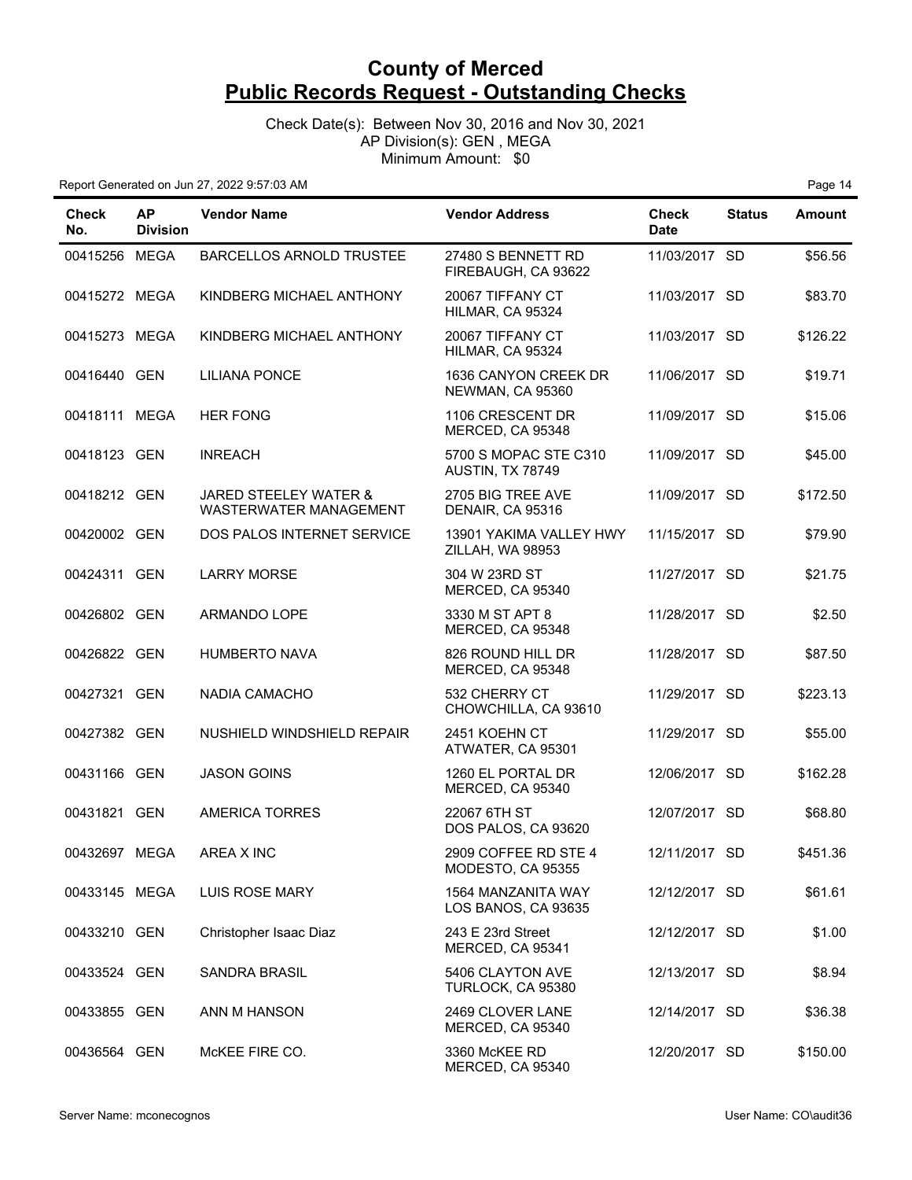# County of Merced
## Public Records Request - Outstanding Checks

Check Date(s): Between Nov 30, 2016 and Nov 30, 2021
AP Division(s): GEN , MEGA
Minimum Amount: $0

Report Generated on Jun 27, 2022 9:57:03 AM

| Check No. | AP Division | Vendor Name | Vendor Address | Check Date | Status | Amount |
|---|---|---|---|---|---|---|
| 00415256 | MEGA | BARCELLOS ARNOLD TRUSTEE | 27480 S BENNETT RD FIREBAUGH, CA 93622 | 11/03/2017 | SD | $56.56 |
| 00415272 | MEGA | KINDBERG MICHAEL ANTHONY | 20067 TIFFANY CT HILMAR, CA 95324 | 11/03/2017 | SD | $83.70 |
| 00415273 | MEGA | KINDBERG MICHAEL ANTHONY | 20067 TIFFANY CT HILMAR, CA 95324 | 11/03/2017 | SD | $126.22 |
| 00416440 | GEN | LILIANA PONCE | 1636 CANYON CREEK DR NEWMAN, CA 95360 | 11/06/2017 | SD | $19.71 |
| 00418111 | MEGA | HER FONG | 1106 CRESCENT DR MERCED, CA 95348 | 11/09/2017 | SD | $15.06 |
| 00418123 | GEN | INREACH | 5700 S MOPAC STE C310 AUSTIN, TX 78749 | 11/09/2017 | SD | $45.00 |
| 00418212 | GEN | JARED STEELEY WATER & WASTERWATER MANAGEMENT | 2705 BIG TREE AVE DENAIR, CA 95316 | 11/09/2017 | SD | $172.50 |
| 00420002 | GEN | DOS PALOS INTERNET SERVICE | 13901 YAKIMA VALLEY HWY ZILLAH, WA 98953 | 11/15/2017 | SD | $79.90 |
| 00424311 | GEN | LARRY MORSE | 304 W 23RD ST MERCED, CA 95340 | 11/27/2017 | SD | $21.75 |
| 00426802 | GEN | ARMANDO LOPE | 3330 M ST APT 8 MERCED, CA 95348 | 11/28/2017 | SD | $2.50 |
| 00426822 | GEN | HUMBERTO NAVA | 826 ROUND HILL DR MERCED, CA 95348 | 11/28/2017 | SD | $87.50 |
| 00427321 | GEN | NADIA CAMACHO | 532 CHERRY CT CHOWCHILLA, CA 93610 | 11/29/2017 | SD | $223.13 |
| 00427382 | GEN | NUSHIELD WINDSHIELD REPAIR | 2451 KOEHN CT ATWATER, CA 95301 | 11/29/2017 | SD | $55.00 |
| 00431166 | GEN | JASON GOINS | 1260 EL PORTAL DR MERCED, CA 95340 | 12/06/2017 | SD | $162.28 |
| 00431821 | GEN | AMERICA TORRES | 22067 6TH ST DOS PALOS, CA 93620 | 12/07/2017 | SD | $68.80 |
| 00432697 | MEGA | AREA X INC | 2909 COFFEE RD STE 4 MODESTO, CA 95355 | 12/11/2017 | SD | $451.36 |
| 00433145 | MEGA | LUIS ROSE MARY | 1564 MANZANITA WAY LOS BANOS, CA 93635 | 12/12/2017 | SD | $61.61 |
| 00433210 | GEN | Christopher Isaac Diaz | 243 E 23rd Street MERCED, CA 95341 | 12/12/2017 | SD | $1.00 |
| 00433524 | GEN | SANDRA BRASIL | 5406 CLAYTON AVE TURLOCK, CA 95380 | 12/13/2017 | SD | $8.94 |
| 00433855 | GEN | ANN M HANSON | 2469 CLOVER LANE MERCED, CA 95340 | 12/14/2017 | SD | $36.38 |
| 00436564 | GEN | McKEE FIRE CO. | 3360 McKEE RD MERCED, CA 95340 | 12/20/2017 | SD | $150.00 |

Server Name: mconecognos

User Name: CO\audit36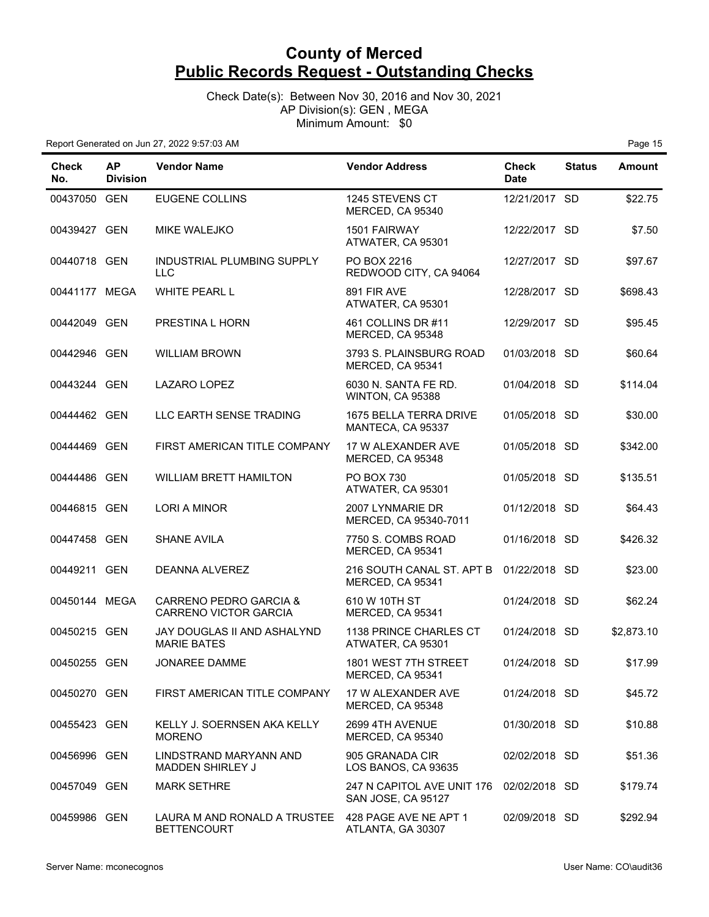# County of Merced
## Public Records Request - Outstanding Checks

Check Date(s): Between Nov 30, 2016 and Nov 30, 2021
AP Division(s): GEN , MEGA
Minimum Amount: $0

Report Generated on Jun 27, 2022 9:57:03 AM

| Check No. | AP Division | Vendor Name | Vendor Address | Check Date | Status | Amount |
|---|---|---|---|---|---|---|
| 00437050 | GEN | EUGENE COLLINS | 1245 STEVENS CT MERCED, CA 95340 | 12/21/2017 | SD | $22.75 |
| 00439427 | GEN | MIKE WALEJKO | 1501 FAIRWAY ATWATER, CA 95301 | 12/22/2017 | SD | $7.50 |
| 00440718 | GEN | INDUSTRIAL PLUMBING SUPPLY LLC | PO BOX 2216 REDWOOD CITY, CA 94064 | 12/27/2017 | SD | $97.67 |
| 00441177 | MEGA | WHITE PEARL L | 891 FIR AVE ATWATER, CA 95301 | 12/28/2017 | SD | $698.43 |
| 00442049 | GEN | PRESTINA L HORN | 461 COLLINS DR #11 MERCED, CA 95348 | 12/29/2017 | SD | $95.45 |
| 00442946 | GEN | WILLIAM BROWN | 3793 S. PLAINSBURG ROAD MERCED, CA 95341 | 01/03/2018 | SD | $60.64 |
| 00443244 | GEN | LAZARO LOPEZ | 6030 N. SANTA FE RD. WINTON, CA 95388 | 01/04/2018 | SD | $114.04 |
| 00444462 | GEN | LLC EARTH SENSE TRADING | 1675 BELLA TERRA DRIVE MANTECA, CA 95337 | 01/05/2018 | SD | $30.00 |
| 00444469 | GEN | FIRST AMERICAN TITLE COMPANY | 17 W ALEXANDER AVE MERCED, CA 95348 | 01/05/2018 | SD | $342.00 |
| 00444486 | GEN | WILLIAM BRETT HAMILTON | PO BOX 730 ATWATER, CA 95301 | 01/05/2018 | SD | $135.51 |
| 00446815 | GEN | LORI A MINOR | 2007 LYNMARIE DR MERCED, CA 95340-7011 | 01/12/2018 | SD | $64.43 |
| 00447458 | GEN | SHANE AVILA | 7750 S. COMBS ROAD MERCED, CA 95341 | 01/16/2018 | SD | $426.32 |
| 00449211 | GEN | DEANNA ALVEREZ | 216 SOUTH CANAL ST. APT B MERCED, CA 95341 | 01/22/2018 | SD | $23.00 |
| 00450144 | MEGA | CARRENO PEDRO GARCIA & CARRENO VICTOR GARCIA | 610 W 10TH ST MERCED, CA 95341 | 01/24/2018 | SD | $62.24 |
| 00450215 | GEN | JAY DOUGLAS II AND ASHALYND MARIE BATES | 1138 PRINCE CHARLES CT ATWATER, CA 95301 | 01/24/2018 | SD | $2,873.10 |
| 00450255 | GEN | JONAREE DAMME | 1801 WEST 7TH STREET MERCED, CA 95341 | 01/24/2018 | SD | $17.99 |
| 00450270 | GEN | FIRST AMERICAN TITLE COMPANY | 17 W ALEXANDER AVE MERCED, CA 95348 | 01/24/2018 | SD | $45.72 |
| 00455423 | GEN | KELLY J. SOERNSEN AKA KELLY MORENO | 2699 4TH AVENUE MERCED, CA 95340 | 01/30/2018 | SD | $10.88 |
| 00456996 | GEN | LINDSTRAND MARYANN AND MADDEN SHIRLEY J | 905 GRANADA CIR LOS BANOS, CA 93635 | 02/02/2018 | SD | $51.36 |
| 00457049 | GEN | MARK SETHRE | 247 N CAPITOL AVE UNIT 176 SAN JOSE, CA 95127 | 02/02/2018 | SD | $179.74 |
| 00459986 | GEN | LAURA M AND RONALD A TRUSTEE BETTENCOURT | 428 PAGE AVE NE APT 1 ATLANTA, GA 30307 | 02/09/2018 | SD | $292.94 |

Server Name: mconecognos | User Name: CO\audit36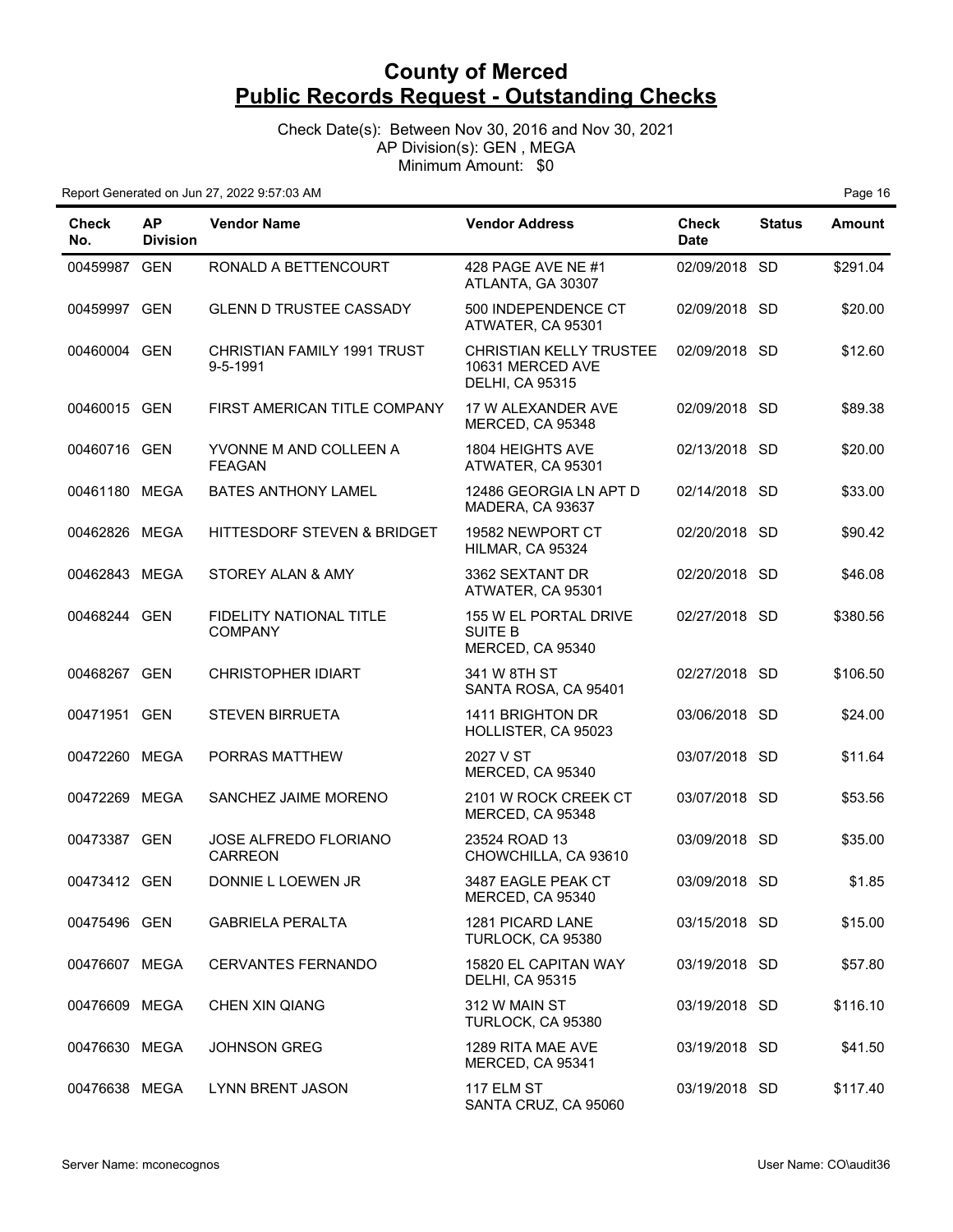# County of Merced
# Public Records Request - Outstanding Checks

Check Date(s): Between Nov 30, 2016 and Nov 30, 2021
AP Division(s): GEN , MEGA
Minimum Amount: $0

Report Generated on Jun 27, 2022 9:57:03 AM

| Check No. | AP Division | Vendor Name | Vendor Address | Check Date | Status | Amount |
|---|---|---|---|---|---|---|
| 00459987 | GEN | RONALD A BETTENCOURT | 428 PAGE AVE NE #1 ATLANTA, GA 30307 | 02/09/2018 | SD | $291.04 |
| 00459997 | GEN | GLENN D TRUSTEE CASSADY | 500 INDEPENDENCE CT ATWATER, CA 95301 | 02/09/2018 | SD | $20.00 |
| 00460004 | GEN | CHRISTIAN FAMILY 1991 TRUST 9-5-1991 | CHRISTIAN KELLY TRUSTEE 10631 MERCED AVE DELHI, CA 95315 | 02/09/2018 | SD | $12.60 |
| 00460015 | GEN | FIRST AMERICAN TITLE COMPANY | 17 W ALEXANDER AVE MERCED, CA 95348 | 02/09/2018 | SD | $89.38 |
| 00460716 | GEN | YVONNE M AND COLLEEN A FEAGAN | 1804 HEIGHTS AVE ATWATER, CA 95301 | 02/13/2018 | SD | $20.00 |
| 00461180 | MEGA | BATES ANTHONY LAMEL | 12486 GEORGIA LN APT D MADERA, CA 93637 | 02/14/2018 | SD | $33.00 |
| 00462826 | MEGA | HITTESDORF STEVEN & BRIDGET | 19582 NEWPORT CT HILMAR, CA 95324 | 02/20/2018 | SD | $90.42 |
| 00462843 | MEGA | STOREY ALAN & AMY | 3362 SEXTANT DR ATWATER, CA 95301 | 02/20/2018 | SD | $46.08 |
| 00468244 | GEN | FIDELITY NATIONAL TITLE COMPANY | 155 W EL PORTAL DRIVE SUITE B MERCED, CA 95340 | 02/27/2018 | SD | $380.56 |
| 00468267 | GEN | CHRISTOPHER IDIART | 341 W 8TH ST SANTA ROSA, CA 95401 | 02/27/2018 | SD | $106.50 |
| 00471951 | GEN | STEVEN BIRRUETA | 1411 BRIGHTON DR HOLLISTER, CA 95023 | 03/06/2018 | SD | $24.00 |
| 00472260 | MEGA | PORRAS MATTHEW | 2027 V ST MERCED, CA 95340 | 03/07/2018 | SD | $11.64 |
| 00472269 | MEGA | SANCHEZ JAIME MORENO | 2101 W ROCK CREEK CT MERCED, CA 95348 | 03/07/2018 | SD | $53.56 |
| 00473387 | GEN | JOSE ALFREDO FLORIANO CARREON | 23524 ROAD 13 CHOWCHILLA, CA 93610 | 03/09/2018 | SD | $35.00 |
| 00473412 | GEN | DONNIE L LOEWEN JR | 3487 EAGLE PEAK CT MERCED, CA 95340 | 03/09/2018 | SD | $1.85 |
| 00475496 | GEN | GABRIELA PERALTA | 1281 PICARD LANE TURLOCK, CA 95380 | 03/15/2018 | SD | $15.00 |
| 00476607 | MEGA | CERVANTES FERNANDO | 15820 EL CAPITAN WAY DELHI, CA 95315 | 03/19/2018 | SD | $57.80 |
| 00476609 | MEGA | CHEN XIN QIANG | 312 W MAIN ST TURLOCK, CA 95380 | 03/19/2018 | SD | $116.10 |
| 00476630 | MEGA | JOHNSON GREG | 1289 RITA MAE AVE MERCED, CA 95341 | 03/19/2018 | SD | $41.50 |
| 00476638 | MEGA | LYNN BRENT JASON | 117 ELM ST SANTA CRUZ, CA 95060 | 03/19/2018 | SD | $117.40 |

Server Name: mconecognos

User Name: CO\audit36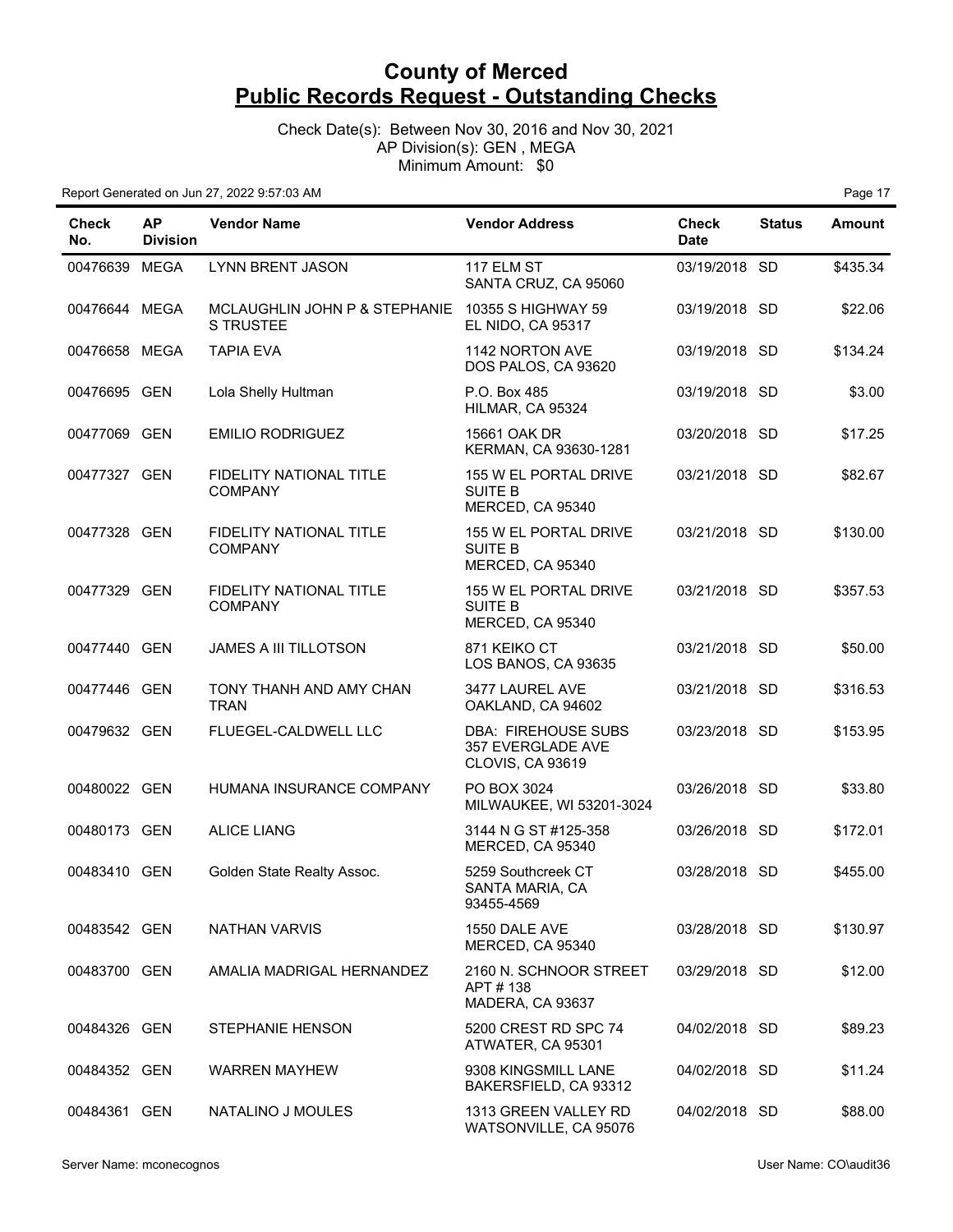# County of Merced
## Public Records Request - Outstanding Checks

Check Date(s): Between Nov 30, 2016 and Nov 30, 2021
AP Division(s): GEN , MEGA
Minimum Amount: $0

Report Generated on Jun 27, 2022 9:57:03 AM

| Check No. | AP Division | Vendor Name | Vendor Address | Check Date | Status | Amount |
|---|---|---|---|---|---|---|
| 00476639 | MEGA | LYNN BRENT JASON | 117 ELM ST SANTA CRUZ, CA 95060 | 03/19/2018 | SD | $435.34 |
| 00476644 | MEGA | MCLAUGHLIN JOHN P & STEPHANIE S TRUSTEE | 10355 S HIGHWAY 59 EL NIDO, CA 95317 | 03/19/2018 | SD | $22.06 |
| 00476658 | MEGA | TAPIA EVA | 1142 NORTON AVE DOS PALOS, CA 93620 | 03/19/2018 | SD | $134.24 |
| 00476695 | GEN | Lola Shelly Hultman | P.O. Box 485 HILMAR, CA 95324 | 03/19/2018 | SD | $3.00 |
| 00477069 | GEN | EMILIO RODRIGUEZ | 15661 OAK DR KERMAN, CA 93630-1281 | 03/20/2018 | SD | $17.25 |
| 00477327 | GEN | FIDELITY NATIONAL TITLE COMPANY | 155 W EL PORTAL DRIVE SUITE B MERCED, CA 95340 | 03/21/2018 | SD | $82.67 |
| 00477328 | GEN | FIDELITY NATIONAL TITLE COMPANY | 155 W EL PORTAL DRIVE SUITE B MERCED, CA 95340 | 03/21/2018 | SD | $130.00 |
| 00477329 | GEN | FIDELITY NATIONAL TITLE COMPANY | 155 W EL PORTAL DRIVE SUITE B MERCED, CA 95340 | 03/21/2018 | SD | $357.53 |
| 00477440 | GEN | JAMES A III TILLOTSON | 871 KEIKO CT LOS BANOS, CA 93635 | 03/21/2018 | SD | $50.00 |
| 00477446 | GEN | TONY THANH AND AMY CHAN TRAN | 3477 LAUREL AVE OAKLAND, CA 94602 | 03/21/2018 | SD | $316.53 |
| 00479632 | GEN | FLUEGEL-CALDWELL LLC | DBA: FIREHOUSE SUBS 357 EVERGLADE AVE CLOVIS, CA 93619 | 03/23/2018 | SD | $153.95 |
| 00480022 | GEN | HUMANA INSURANCE COMPANY | PO BOX 3024 MILWAUKEE, WI 53201-3024 | 03/26/2018 | SD | $33.80 |
| 00480173 | GEN | ALICE LIANG | 3144 N G ST #125-358 MERCED, CA 95340 | 03/26/2018 | SD | $172.01 |
| 00483410 | GEN | Golden State Realty Assoc. | 5259 Southcreek CT SANTA MARIA, CA 93455-4569 | 03/28/2018 | SD | $455.00 |
| 00483542 | GEN | NATHAN VARVIS | 1550 DALE AVE MERCED, CA 95340 | 03/28/2018 | SD | $130.97 |
| 00483700 | GEN | AMALIA MADRIGAL HERNANDEZ | 2160 N. SCHNOOR STREET APT # 138 MADERA, CA 93637 | 03/29/2018 | SD | $12.00 |
| 00484326 | GEN | STEPHANIE HENSON | 5200 CREST RD SPC 74 ATWATER, CA 95301 | 04/02/2018 | SD | $89.23 |
| 00484352 | GEN | WARREN MAYHEW | 9308 KINGSMILL LANE BAKERSFIELD, CA 93312 | 04/02/2018 | SD | $11.24 |
| 00484361 | GEN | NATALINO J MOULES | 1313 GREEN VALLEY RD WATSONVILLE, CA 95076 | 04/02/2018 | SD | $88.00 |

Server Name: mconecognos

User Name: CO\audit36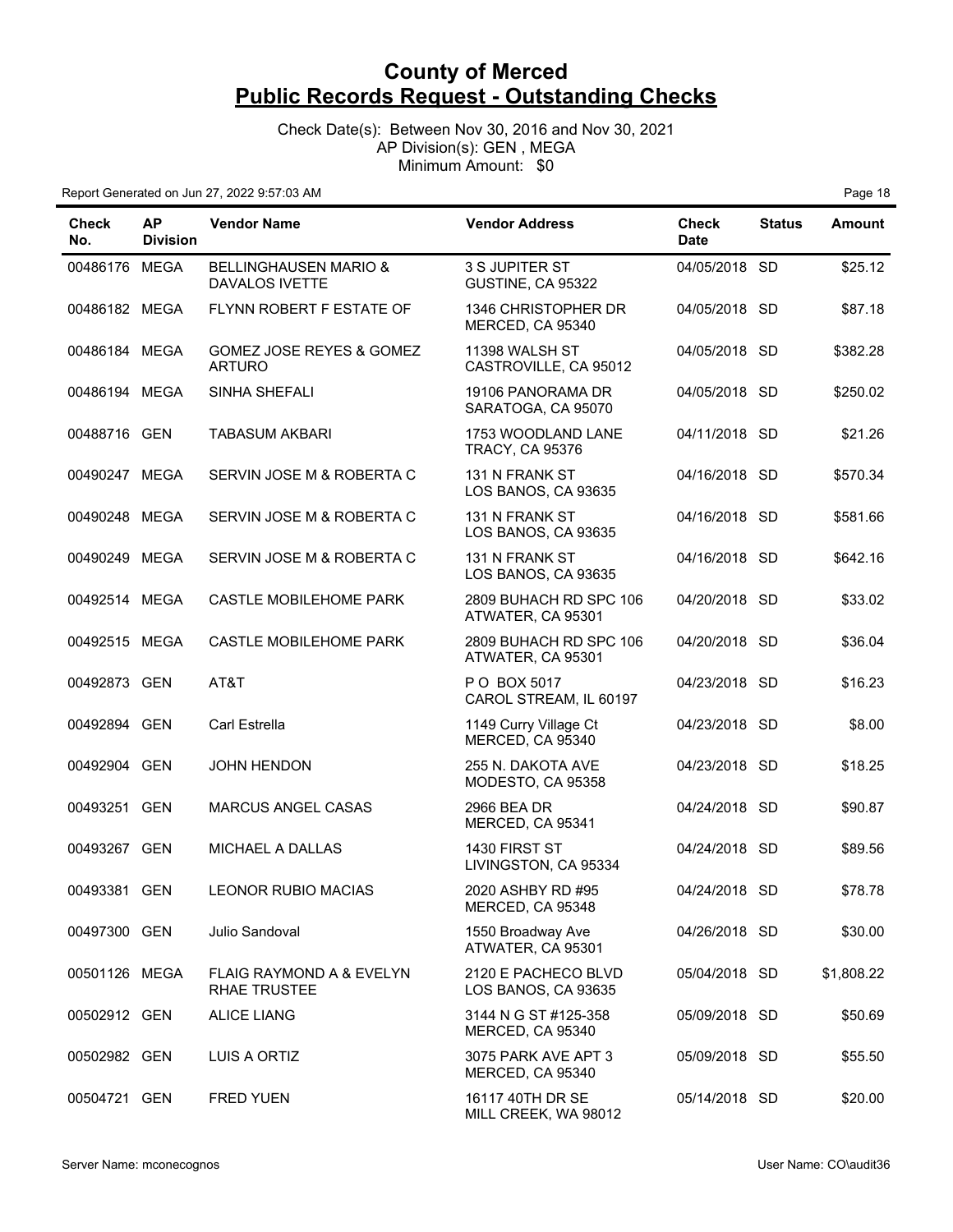# County of Merced
## Public Records Request - Outstanding Checks

Check Date(s): Between Nov 30, 2016 and Nov 30, 2021
AP Division(s): GEN , MEGA
Minimum Amount: $0

Report Generated on Jun 27, 2022 9:57:03 AM

| Check No. | AP Division | Vendor Name | Vendor Address | Check Date | Status | Amount |
|---|---|---|---|---|---|---|
| 00486176 | MEGA | BELLINGHAUSEN MARIO & DAVALOS IVETTE | 3 S JUPITER ST GUSTINE, CA 95322 | 04/05/2018 | SD | $25.12 |
| 00486182 | MEGA | FLYNN ROBERT F ESTATE OF | 1346 CHRISTOPHER DR MERCED, CA 95340 | 04/05/2018 | SD | $87.18 |
| 00486184 | MEGA | GOMEZ JOSE REYES & GOMEZ ARTURO | 11398 WALSH ST CASTROVILLE, CA 95012 | 04/05/2018 | SD | $382.28 |
| 00486194 | MEGA | SINHA SHEFALI | 19106 PANORAMA DR SARATOGA, CA 95070 | 04/05/2018 | SD | $250.02 |
| 00488716 | GEN | TABASUM AKBARI | 1753 WOODLAND LANE TRACY, CA 95376 | 04/11/2018 | SD | $21.26 |
| 00490247 | MEGA | SERVIN JOSE M & ROBERTA C | 131 N FRANK ST LOS BANOS, CA 93635 | 04/16/2018 | SD | $570.34 |
| 00490248 | MEGA | SERVIN JOSE M & ROBERTA C | 131 N FRANK ST LOS BANOS, CA 93635 | 04/16/2018 | SD | $581.66 |
| 00490249 | MEGA | SERVIN JOSE M & ROBERTA C | 131 N FRANK ST LOS BANOS, CA 93635 | 04/16/2018 | SD | $642.16 |
| 00492514 | MEGA | CASTLE MOBILEHOME PARK | 2809 BUHACH RD SPC 106 ATWATER, CA 95301 | 04/20/2018 | SD | $33.02 |
| 00492515 | MEGA | CASTLE MOBILEHOME PARK | 2809 BUHACH RD SPC 106 ATWATER, CA 95301 | 04/20/2018 | SD | $36.04 |
| 00492873 | GEN | AT&T | P O BOX 5017 CAROL STREAM, IL 60197 | 04/23/2018 | SD | $16.23 |
| 00492894 | GEN | Carl Estrella | 1149 Curry Village Ct MERCED, CA 95340 | 04/23/2018 | SD | $8.00 |
| 00492904 | GEN | JOHN HENDON | 255 N. DAKOTA AVE MODESTO, CA 95358 | 04/23/2018 | SD | $18.25 |
| 00493251 | GEN | MARCUS ANGEL CASAS | 2966 BEA DR MERCED, CA 95341 | 04/24/2018 | SD | $90.87 |
| 00493267 | GEN | MICHAEL A DALLAS | 1430 FIRST ST LIVINGSTON, CA 95334 | 04/24/2018 | SD | $89.56 |
| 00493381 | GEN | LEONOR RUBIO MACIAS | 2020 ASHBY RD #95 MERCED, CA 95348 | 04/24/2018 | SD | $78.78 |
| 00497300 | GEN | Julio Sandoval | 1550 Broadway Ave ATWATER, CA 95301 | 04/26/2018 | SD | $30.00 |
| 00501126 | MEGA | FLAIG RAYMOND A & EVELYN RHAE TRUSTEE | 2120 E PACHECO BLVD LOS BANOS, CA 93635 | 05/04/2018 | SD | $1,808.22 |
| 00502912 | GEN | ALICE LIANG | 3144 N G ST #125-358 MERCED, CA 95340 | 05/09/2018 | SD | $50.69 |
| 00502982 | GEN | LUIS A ORTIZ | 3075 PARK AVE APT 3 MERCED, CA 95340 | 05/09/2018 | SD | $55.50 |
| 00504721 | GEN | FRED YUEN | 16117 40TH DR SE MILL CREEK, WA 98012 | 05/14/2018 | SD | $20.00 |

Server Name: mconecognos User Name: CO\audit36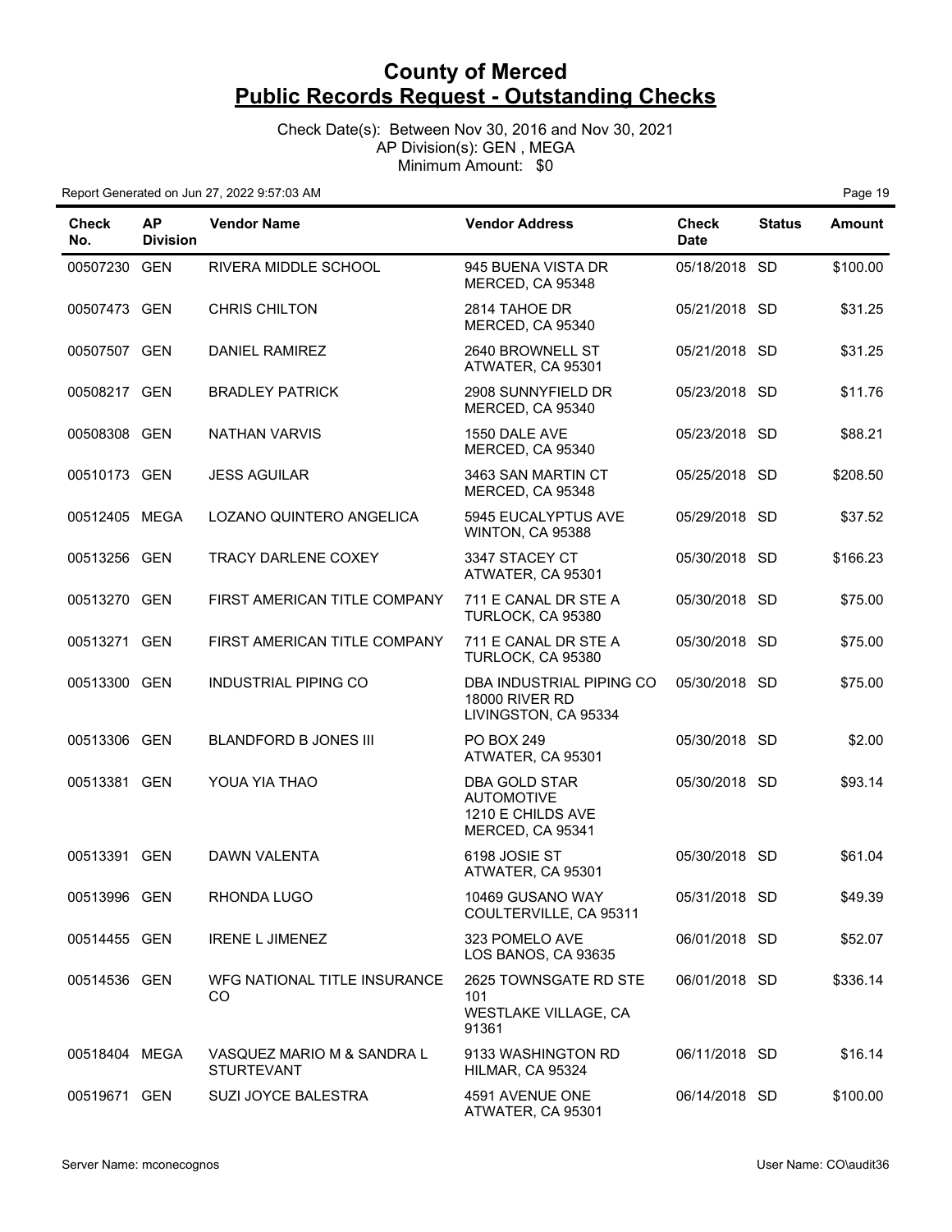# County of Merced
## Public Records Request - Outstanding Checks

Check Date(s): Between Nov 30, 2016 and Nov 30, 2021
AP Division(s): GEN , MEGA
Minimum Amount: $0

Report Generated on Jun 27, 2022 9:57:03 AM

| Check No. | AP Division | Vendor Name | Vendor Address | Check Date | Status | Amount |
|---|---|---|---|---|---|---|
| 00507230 | GEN | RIVERA MIDDLE SCHOOL | 945 BUENA VISTA DR MERCED, CA 95348 | 05/18/2018 | SD | $100.00 |
| 00507473 | GEN | CHRIS CHILTON | 2814 TAHOE DR MERCED, CA 95340 | 05/21/2018 | SD | $31.25 |
| 00507507 | GEN | DANIEL RAMIREZ | 2640 BROWNELL ST ATWATER, CA 95301 | 05/21/2018 | SD | $31.25 |
| 00508217 | GEN | BRADLEY PATRICK | 2908 SUNNYFIELD DR MERCED, CA 95340 | 05/23/2018 | SD | $11.76 |
| 00508308 | GEN | NATHAN VARVIS | 1550 DALE AVE MERCED, CA 95340 | 05/23/2018 | SD | $88.21 |
| 00510173 | GEN | JESS AGUILAR | 3463 SAN MARTIN CT MERCED, CA 95348 | 05/25/2018 | SD | $208.50 |
| 00512405 | MEGA | LOZANO QUINTERO ANGELICA | 5945 EUCALYPTUS AVE WINTON, CA 95388 | 05/29/2018 | SD | $37.52 |
| 00513256 | GEN | TRACY DARLENE COXEY | 3347 STACEY CT ATWATER, CA 95301 | 05/30/2018 | SD | $166.23 |
| 00513270 | GEN | FIRST AMERICAN TITLE COMPANY | 711 E CANAL DR STE A TURLOCK, CA 95380 | 05/30/2018 | SD | $75.00 |
| 00513271 | GEN | FIRST AMERICAN TITLE COMPANY | 711 E CANAL DR STE A TURLOCK, CA 95380 | 05/30/2018 | SD | $75.00 |
| 00513300 | GEN | INDUSTRIAL PIPING CO | DBA INDUSTRIAL PIPING CO 18000 RIVER RD LIVINGSTON, CA 95334 | 05/30/2018 | SD | $75.00 |
| 00513306 | GEN | BLANDFORD B JONES III | PO BOX 249 ATWATER, CA 95301 | 05/30/2018 | SD | $2.00 |
| 00513381 | GEN | YOUA YIA THAO | DBA GOLD STAR AUTOMOTIVE 1210 E CHILDS AVE MERCED, CA 95341 | 05/30/2018 | SD | $93.14 |
| 00513391 | GEN | DAWN VALENTA | 6198 JOSIE ST ATWATER, CA 95301 | 05/30/2018 | SD | $61.04 |
| 00513996 | GEN | RHONDA LUGO | 10469 GUSANO WAY COULTERVILLE, CA 95311 | 05/31/2018 | SD | $49.39 |
| 00514455 | GEN | IRENE L JIMENEZ | 323 POMELO AVE LOS BANOS, CA 93635 | 06/01/2018 | SD | $52.07 |
| 00514536 | GEN | WFG NATIONAL TITLE INSURANCE CO | 2625 TOWNSGATE RD STE 101 WESTLAKE VILLAGE, CA 91361 | 06/01/2018 | SD | $336.14 |
| 00518404 | MEGA | VASQUEZ MARIO M & SANDRA L STURTEVANT | 9133 WASHINGTON RD HILMAR, CA 95324 | 06/11/2018 | SD | $16.14 |
| 00519671 | GEN | SUZI JOYCE BALESTRA | 4591 AVENUE ONE ATWATER, CA 95301 | 06/14/2018 | SD | $100.00 |

Server Name: mconecognos User Name: CO\audit36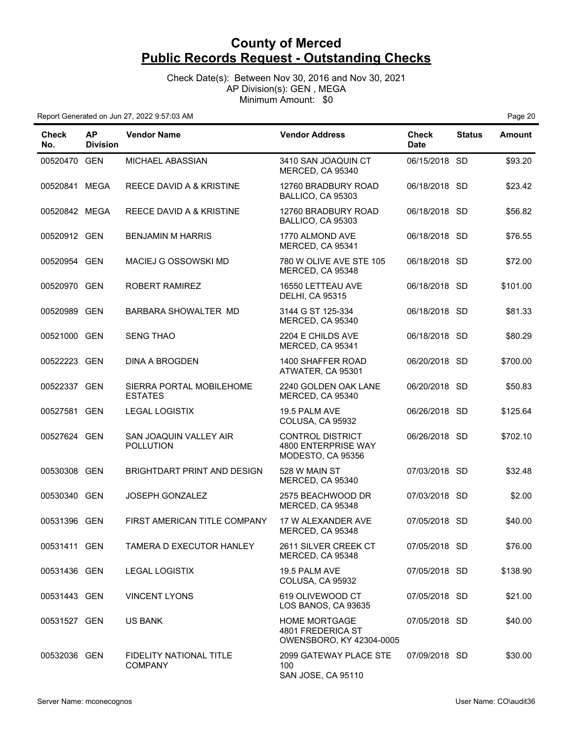# County of Merced

## Public Records Request - Outstanding Checks

Check Date(s): Between Nov 30, 2016 and Nov 30, 2021
AP Division(s): GEN , MEGA
Minimum Amount: $0

Report Generated on Jun 27, 2022 9:57:03 AM

| Check No. | AP Division | Vendor Name | Vendor Address | Check Date | Status | Amount |
|---|---|---|---|---|---|---|
| 00520470 | GEN | MICHAEL ABASSIAN | 3410 SAN JOAQUIN CT MERCED, CA 95340 | 06/15/2018 | SD | $93.20 |
| 00520841 | MEGA | REECE DAVID A & KRISTINE | 12760 BRADBURY ROAD BALLICO, CA 95303 | 06/18/2018 | SD | $23.42 |
| 00520842 | MEGA | REECE DAVID A & KRISTINE | 12760 BRADBURY ROAD BALLICO, CA 95303 | 06/18/2018 | SD | $56.82 |
| 00520912 | GEN | BENJAMIN M HARRIS | 1770 ALMOND AVE MERCED, CA 95341 | 06/18/2018 | SD | $76.55 |
| 00520954 | GEN | MACIEJ G OSSOWSKI MD | 780 W OLIVE AVE STE 105 MERCED, CA 95348 | 06/18/2018 | SD | $72.00 |
| 00520970 | GEN | ROBERT RAMIREZ | 16550 LETTEAU AVE DELHI, CA 95315 | 06/18/2018 | SD | $101.00 |
| 00520989 | GEN | BARBARA SHOWALTER MD | 3144 G ST 125-334 MERCED, CA 95340 | 06/18/2018 | SD | $81.33 |
| 00521000 | GEN | SENG THAO | 2204 E CHILDS AVE MERCED, CA 95341 | 06/18/2018 | SD | $80.29 |
| 00522223 | GEN | DINA A BROGDEN | 1400 SHAFFER ROAD ATWATER, CA 95301 | 06/20/2018 | SD | $700.00 |
| 00522337 | GEN | SIERRA PORTAL MOBILEHOME ESTATES | 2240 GOLDEN OAK LANE MERCED, CA 95340 | 06/20/2018 | SD | $50.83 |
| 00527581 | GEN | LEGAL LOGISTIX | 19.5 PALM AVE COLUSA, CA 95932 | 06/26/2018 | SD | $125.64 |
| 00527624 | GEN | SAN JOAQUIN VALLEY AIR POLLUTION | CONTROL DISTRICT 4800 ENTERPRISE WAY MODESTO, CA 95356 | 06/26/2018 | SD | $702.10 |
| 00530308 | GEN | BRIGHTDART PRINT AND DESIGN | 528 W MAIN ST MERCED, CA 95340 | 07/03/2018 | SD | $32.48 |
| 00530340 | GEN | JOSEPH GONZALEZ | 2575 BEACHWOOD DR MERCED, CA 95348 | 07/03/2018 | SD | $2.00 |
| 00531396 | GEN | FIRST AMERICAN TITLE COMPANY | 17 W ALEXANDER AVE MERCED, CA 95348 | 07/05/2018 | SD | $40.00 |
| 00531411 | GEN | TAMERA D EXECUTOR HANLEY | 2611 SILVER CREEK CT MERCED, CA 95348 | 07/05/2018 | SD | $76.00 |
| 00531436 | GEN | LEGAL LOGISTIX | 19.5 PALM AVE COLUSA, CA 95932 | 07/05/2018 | SD | $138.90 |
| 00531443 | GEN | VINCENT LYONS | 619 OLIVEWOOD CT LOS BANOS, CA 93635 | 07/05/2018 | SD | $21.00 |
| 00531527 | GEN | US BANK | HOME MORTGAGE 4801 FREDERICA ST OWENSBORO, KY 42304-0005 | 07/05/2018 | SD | $40.00 |
| 00532036 | GEN | FIDELITY NATIONAL TITLE COMPANY | 2099 GATEWAY PLACE STE 100 SAN JOSE, CA 95110 | 07/09/2018 | SD | $30.00 |

Server Name: mconecognos

User Name: CO\audit36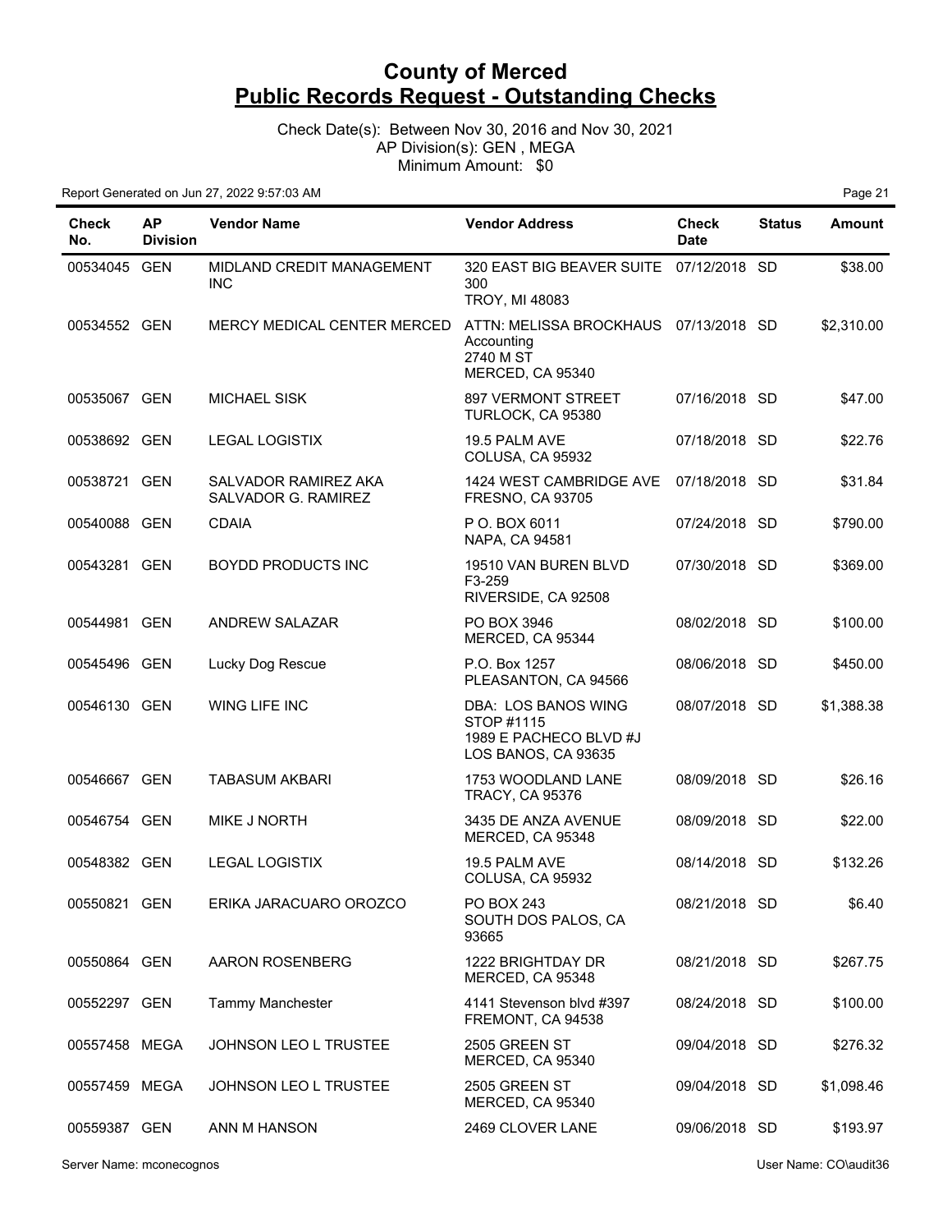# County of Merced
## Public Records Request - Outstanding Checks

Check Date(s): Between Nov 30, 2016 and Nov 30, 2021
AP Division(s): GEN , MEGA
Minimum Amount: $0

Report Generated on Jun 27, 2022 9:57:03 AM

| Check No. | AP Division | Vendor Name | Vendor Address | Check Date | Status | Amount |
|---|---|---|---|---|---|---|
| 00534045 | GEN | MIDLAND CREDIT MANAGEMENT INC | 320 EAST BIG BEAVER SUITE 300 TROY, MI 48083 | 07/12/2018 | SD | $38.00 |
| 00534552 | GEN | MERCY MEDICAL CENTER MERCED | ATTN: MELISSA BROCKHAUS Accounting 2740 M ST MERCED, CA 95340 | 07/13/2018 | SD | $2,310.00 |
| 00535067 | GEN | MICHAEL SISK | 897 VERMONT STREET TURLOCK, CA 95380 | 07/16/2018 | SD | $47.00 |
| 00538692 | GEN | LEGAL LOGISTIX | 19.5 PALM AVE COLUSA, CA 95932 | 07/18/2018 | SD | $22.76 |
| 00538721 | GEN | SALVADOR RAMIREZ AKA SALVADOR G. RAMIREZ | 1424 WEST CAMBRIDGE AVE FRESNO, CA 93705 | 07/18/2018 | SD | $31.84 |
| 00540088 | GEN | CDAIA | P O. BOX 6011 NAPA, CA 94581 | 07/24/2018 | SD | $790.00 |
| 00543281 | GEN | BOYDD PRODUCTS INC | 19510 VAN BUREN BLVD F3-259 RIVERSIDE, CA 92508 | 07/30/2018 | SD | $369.00 |
| 00544981 | GEN | ANDREW SALAZAR | PO BOX 3946 MERCED, CA 95344 | 08/02/2018 | SD | $100.00 |
| 00545496 | GEN | Lucky Dog Rescue | P.O. Box 1257 PLEASANTON, CA 94566 | 08/06/2018 | SD | $450.00 |
| 00546130 | GEN | WING LIFE INC | DBA: LOS BANOS WING STOP #1115 1989 E PACHECO BLVD #J LOS BANOS, CA 93635 | 08/07/2018 | SD | $1,388.38 |
| 00546667 | GEN | TABASUM AKBARI | 1753 WOODLAND LANE TRACY, CA 95376 | 08/09/2018 | SD | $26.16 |
| 00546754 | GEN | MIKE J NORTH | 3435 DE ANZA AVENUE MERCED, CA 95348 | 08/09/2018 | SD | $22.00 |
| 00548382 | GEN | LEGAL LOGISTIX | 19.5 PALM AVE COLUSA, CA 95932 | 08/14/2018 | SD | $132.26 |
| 00550821 | GEN | ERIKA JARACUARO OROZCO | PO BOX 243 SOUTH DOS PALOS, CA 93665 | 08/21/2018 | SD | $6.40 |
| 00550864 | GEN | AARON ROSENBERG | 1222 BRIGHTDAY DR MERCED, CA 95348 | 08/21/2018 | SD | $267.75 |
| 00552297 | GEN | Tammy Manchester | 4141 Stevenson blvd #397 FREMONT, CA 94538 | 08/24/2018 | SD | $100.00 |
| 00557458 | MEGA | JOHNSON LEO L TRUSTEE | 2505 GREEN ST MERCED, CA 95340 | 09/04/2018 | SD | $276.32 |
| 00557459 | MEGA | JOHNSON LEO L TRUSTEE | 2505 GREEN ST MERCED, CA 95340 | 09/04/2018 | SD | $1,098.46 |
| 00559387 | GEN | ANN M HANSON | 2469 CLOVER LANE | 09/06/2018 | SD | $193.97 |

Server Name: mconecognos | User Name: CO\audit36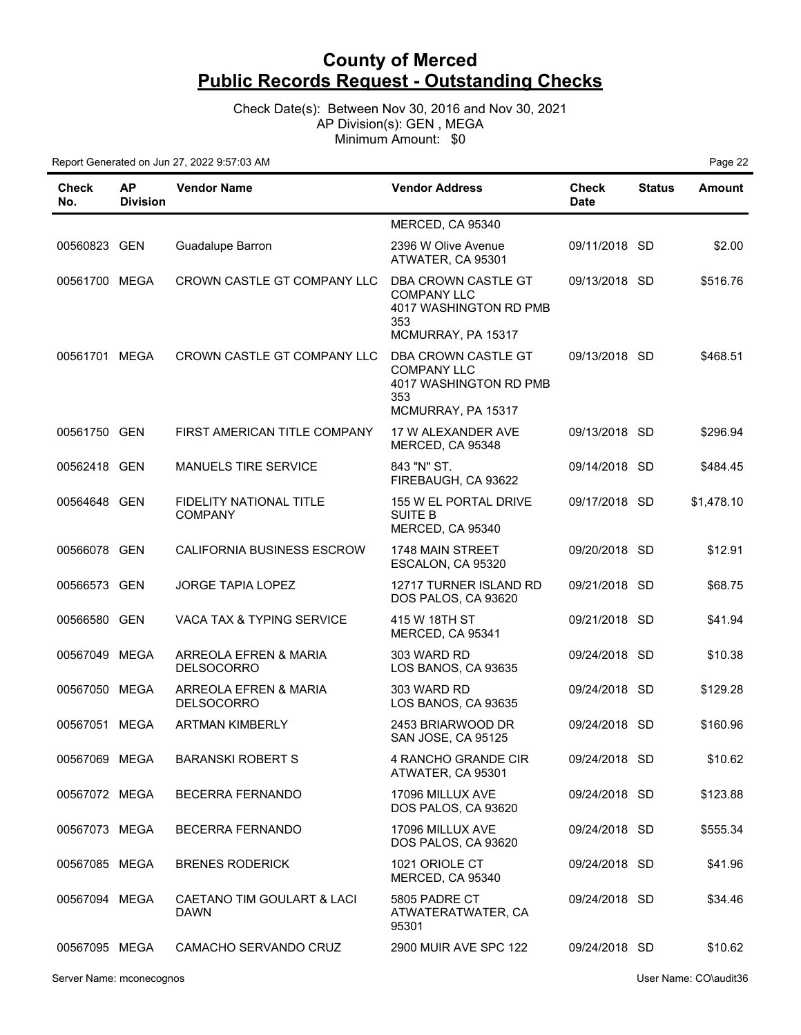# County of Merced
## Public Records Request - Outstanding Checks

Check Date(s): Between Nov 30, 2016 and Nov 30, 2021
AP Division(s): GEN , MEGA
Minimum Amount: $0

Report Generated on Jun 27, 2022 9:57:03 AM

| Check No. | AP Division | Vendor Name | Vendor Address | Check Date | Status | Amount |
|---|---|---|---|---|---|---|
| | | | MERCED, CA 95340 | | | |
| 00560823 | GEN | Guadalupe Barron | 2396 W Olive Avenue ATWATER, CA 95301 | 09/11/2018 | SD | $2.00 |
| 00561700 | MEGA | CROWN CASTLE GT COMPANY LLC | DBA CROWN CASTLE GT COMPANY LLC 4017 WASHINGTON RD PMB 353 MCMURRAY, PA 15317 | 09/13/2018 | SD | $516.76 |
| 00561701 | MEGA | CROWN CASTLE GT COMPANY LLC | DBA CROWN CASTLE GT COMPANY LLC 4017 WASHINGTON RD PMB 353 MCMURRAY, PA 15317 | 09/13/2018 | SD | $468.51 |
| 00561750 | GEN | FIRST AMERICAN TITLE COMPANY | 17 W ALEXANDER AVE MERCED, CA 95348 | 09/13/2018 | SD | $296.94 |
| 00562418 | GEN | MANUELS TIRE SERVICE | 843 "N" ST. FIREBAUGH, CA 93622 | 09/14/2018 | SD | $484.45 |
| 00564648 | GEN | FIDELITY NATIONAL TITLE COMPANY | 155 W EL PORTAL DRIVE SUITE B MERCED, CA 95340 | 09/17/2018 | SD | $1,478.10 |
| 00566078 | GEN | CALIFORNIA BUSINESS ESCROW | 1748 MAIN STREET ESCALON, CA 95320 | 09/20/2018 | SD | $12.91 |
| 00566573 | GEN | JORGE TAPIA LOPEZ | 12717 TURNER ISLAND RD DOS PALOS, CA 93620 | 09/21/2018 | SD | $68.75 |
| 00566580 | GEN | VACA TAX & TYPING SERVICE | 415 W 18TH ST MERCED, CA 95341 | 09/21/2018 | SD | $41.94 |
| 00567049 | MEGA | ARREOLA EFREN & MARIA DELSOCORRO | 303 WARD RD LOS BANOS, CA 93635 | 09/24/2018 | SD | $10.38 |
| 00567050 | MEGA | ARREOLA EFREN & MARIA DELSOCORRO | 303 WARD RD LOS BANOS, CA 93635 | 09/24/2018 | SD | $129.28 |
| 00567051 | MEGA | ARTMAN KIMBERLY | 2453 BRIARWOOD DR SAN JOSE, CA 95125 | 09/24/2018 | SD | $160.96 |
| 00567069 | MEGA | BARANSKI ROBERT S | 4 RANCHO GRANDE CIR ATWATER, CA 95301 | 09/24/2018 | SD | $10.62 |
| 00567072 | MEGA | BECERRA FERNANDO | 17096 MILLUX AVE DOS PALOS, CA 93620 | 09/24/2018 | SD | $123.88 |
| 00567073 | MEGA | BECERRA FERNANDO | 17096 MILLUX AVE DOS PALOS, CA 93620 | 09/24/2018 | SD | $555.34 |
| 00567085 | MEGA | BRENES RODERICK | 1021 ORIOLE CT MERCED, CA 95340 | 09/24/2018 | SD | $41.96 |
| 00567094 | MEGA | CAETANO TIM GOULART & LACI DAWN | 5805 PADRE CT ATWATERATWATER, CA 95301 | 09/24/2018 | SD | $34.46 |
| 00567095 | MEGA | CAMACHO SERVANDO CRUZ | 2900 MUIR AVE SPC 122 | 09/24/2018 | SD | $10.62 |

Server Name: mconecognos User Name: CO\audit36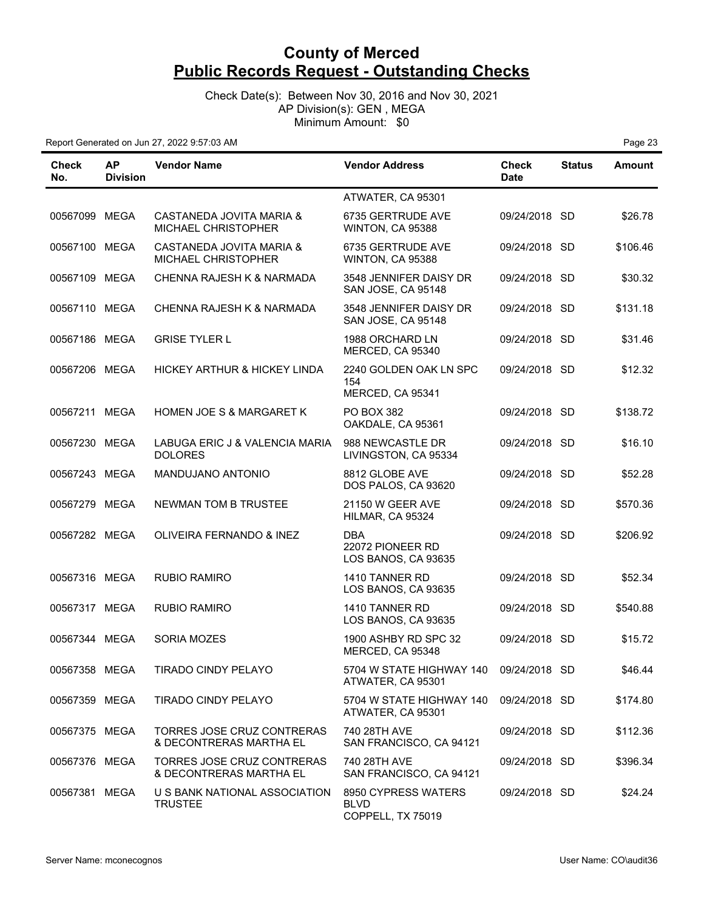# County of Merced
# Public Records Request - Outstanding Checks

Check Date(s): Between Nov 30, 2016 and Nov 30, 2021
AP Division(s): GEN , MEGA
Minimum Amount: $0

Report Generated on Jun 27, 2022 9:57:03 AM

| Check No. | AP Division | Vendor Name | Vendor Address | Check Date | Status | Amount |
|---|---|---|---|---|---|---|
| | | | ATWATER, CA 95301 | | | |
| 00567099 | MEGA | CASTANEDA JOVITA MARIA & MICHAEL CHRISTOPHER | 6735 GERTRUDE AVE WINTON, CA 95388 | 09/24/2018 | SD | $26.78 |
| 00567100 | MEGA | CASTANEDA JOVITA MARIA & MICHAEL CHRISTOPHER | 6735 GERTRUDE AVE WINTON, CA 95388 | 09/24/2018 | SD | $106.46 |
| 00567109 | MEGA | CHENNA RAJESH K & NARMADA | 3548 JENNIFER DAISY DR SAN JOSE, CA 95148 | 09/24/2018 | SD | $30.32 |
| 00567110 | MEGA | CHENNA RAJESH K & NARMADA | 3548 JENNIFER DAISY DR SAN JOSE, CA 95148 | 09/24/2018 | SD | $131.18 |
| 00567186 | MEGA | GRISE TYLER L | 1988 ORCHARD LN MERCED, CA 95340 | 09/24/2018 | SD | $31.46 |
| 00567206 | MEGA | HICKEY ARTHUR & HICKEY LINDA | 2240 GOLDEN OAK LN SPC 154 MERCED, CA 95341 | 09/24/2018 | SD | $12.32 |
| 00567211 | MEGA | HOMEN JOE S & MARGARET K | PO BOX 382 OAKDALE, CA 95361 | 09/24/2018 | SD | $138.72 |
| 00567230 | MEGA | LABUGA ERIC J & VALENCIA MARIA DOLORES | 988 NEWCASTLE DR LIVINGSTON, CA 95334 | 09/24/2018 | SD | $16.10 |
| 00567243 | MEGA | MANDUJANO ANTONIO | 8812 GLOBE AVE DOS PALOS, CA 93620 | 09/24/2018 | SD | $52.28 |
| 00567279 | MEGA | NEWMAN TOM B TRUSTEE | 21150 W GEER AVE HILMAR, CA 95324 | 09/24/2018 | SD | $570.36 |
| 00567282 | MEGA | OLIVEIRA FERNANDO & INEZ | DBA 22072 PIONEER RD LOS BANOS, CA 93635 | 09/24/2018 | SD | $206.92 |
| 00567316 | MEGA | RUBIO RAMIRO | 1410 TANNER RD LOS BANOS, CA 93635 | 09/24/2018 | SD | $52.34 |
| 00567317 | MEGA | RUBIO RAMIRO | 1410 TANNER RD LOS BANOS, CA 93635 | 09/24/2018 | SD | $540.88 |
| 00567344 | MEGA | SORIA MOZES | 1900 ASHBY RD SPC 32 MERCED, CA 95348 | 09/24/2018 | SD | $15.72 |
| 00567358 | MEGA | TIRADO CINDY PELAYO | 5704 W STATE HIGHWAY 140 ATWATER, CA 95301 | 09/24/2018 | SD | $46.44 |
| 00567359 | MEGA | TIRADO CINDY PELAYO | 5704 W STATE HIGHWAY 140 ATWATER, CA 95301 | 09/24/2018 | SD | $174.80 |
| 00567375 | MEGA | TORRES JOSE CRUZ CONTRERAS & DECONTRERAS MARTHA EL | 740 28TH AVE SAN FRANCISCO, CA 94121 | 09/24/2018 | SD | $112.36 |
| 00567376 | MEGA | TORRES JOSE CRUZ CONTRERAS & DECONTRERAS MARTHA EL | 740 28TH AVE SAN FRANCISCO, CA 94121 | 09/24/2018 | SD | $396.34 |
| 00567381 | MEGA | U S BANK NATIONAL ASSOCIATION TRUSTEE | 8950 CYPRESS WATERS BLVD COPPELL, TX 75019 | 09/24/2018 | SD | $24.24 |

Server Name: mconecognos

User Name: CO\audit36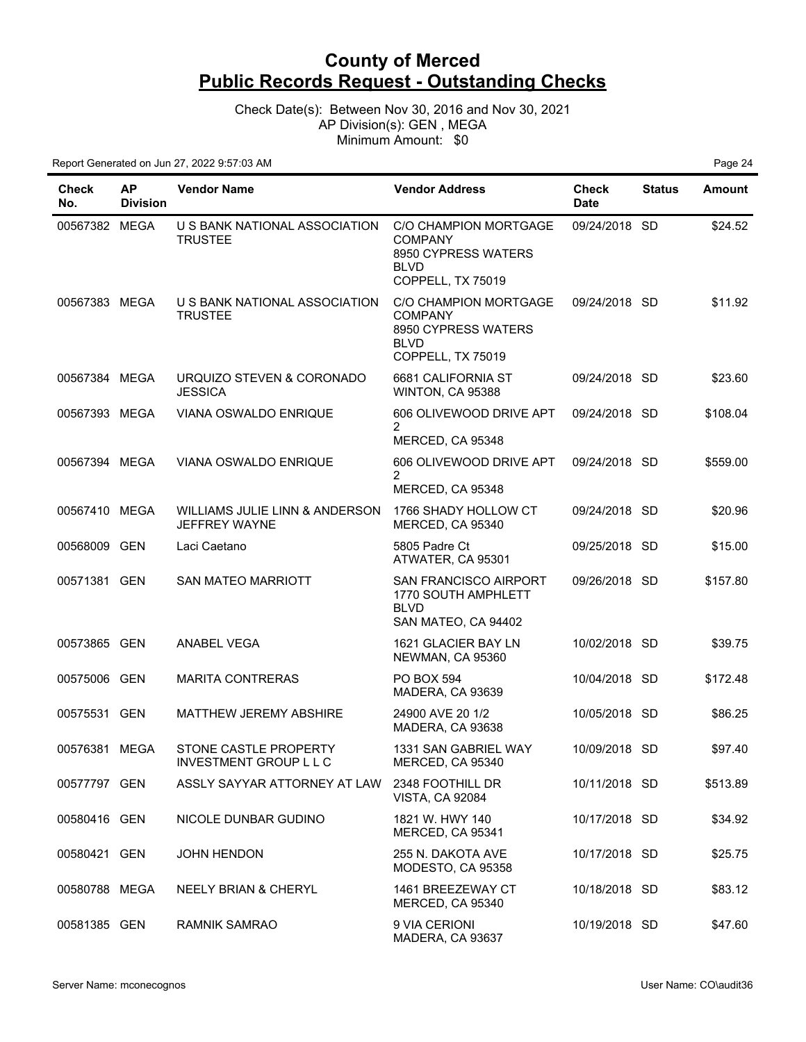# County of Merced
## Public Records Request - Outstanding Checks

Check Date(s): Between Nov 30, 2016 and Nov 30, 2021
AP Division(s): GEN , MEGA
Minimum Amount: $0

Report Generated on Jun 27, 2022 9:57:03 AM

| Check No. | AP Division | Vendor Name | Vendor Address | Check Date | Status | Amount |
|---|---|---|---|---|---|---|
| 00567382 | MEGA | U S BANK NATIONAL ASSOCIATION TRUSTEE | C/O CHAMPION MORTGAGE COMPANY 8950 CYPRESS WATERS BLVD COPPELL, TX 75019 | 09/24/2018 | SD | $24.52 |
| 00567383 | MEGA | U S BANK NATIONAL ASSOCIATION TRUSTEE | C/O CHAMPION MORTGAGE COMPANY 8950 CYPRESS WATERS BLVD COPPELL, TX 75019 | 09/24/2018 | SD | $11.92 |
| 00567384 | MEGA | URQUIZO STEVEN & CORONADO JESSICA | 6681 CALIFORNIA ST WINTON, CA 95388 | 09/24/2018 | SD | $23.60 |
| 00567393 | MEGA | VIANA OSWALDO ENRIQUE | 606 OLIVEWOOD DRIVE APT 2 MERCED, CA 95348 | 09/24/2018 | SD | $108.04 |
| 00567394 | MEGA | VIANA OSWALDO ENRIQUE | 606 OLIVEWOOD DRIVE APT 2 MERCED, CA 95348 | 09/24/2018 | SD | $559.00 |
| 00567410 | MEGA | WILLIAMS JULIE LINN & ANDERSON JEFFREY WAYNE | 1766 SHADY HOLLOW CT MERCED, CA 95340 | 09/24/2018 | SD | $20.96 |
| 00568009 | GEN | Laci Caetano | 5805 Padre Ct ATWATER, CA 95301 | 09/25/2018 | SD | $15.00 |
| 00571381 | GEN | SAN MATEO MARRIOTT | SAN FRANCISCO AIRPORT 1770 SOUTH AMPHLETT BLVD SAN MATEO, CA 94402 | 09/26/2018 | SD | $157.80 |
| 00573865 | GEN | ANABEL VEGA | 1621 GLACIER BAY LN NEWMAN, CA 95360 | 10/02/2018 | SD | $39.75 |
| 00575006 | GEN | MARITA CONTRERAS | PO BOX 594 MADERA, CA 93639 | 10/04/2018 | SD | $172.48 |
| 00575531 | GEN | MATTHEW JEREMY ABSHIRE | 24900 AVE 20 1/2 MADERA, CA 93638 | 10/05/2018 | SD | $86.25 |
| 00576381 | MEGA | STONE CASTLE PROPERTY INVESTMENT GROUP L L C | 1331 SAN GABRIEL WAY MERCED, CA 95340 | 10/09/2018 | SD | $97.40 |
| 00577797 | GEN | ASSLY SAYYAR ATTORNEY AT LAW | 2348 FOOTHILL DR VISTA, CA 92084 | 10/11/2018 | SD | $513.89 |
| 00580416 | GEN | NICOLE DUNBAR GUDINO | 1821 W. HWY 140 MERCED, CA 95341 | 10/17/2018 | SD | $34.92 |
| 00580421 | GEN | JOHN HENDON | 255 N. DAKOTA AVE MODESTO, CA 95358 | 10/17/2018 | SD | $25.75 |
| 00580788 | MEGA | NEELY BRIAN & CHERYL | 1461 BREEZEWAY CT MERCED, CA 95340 | 10/18/2018 | SD | $83.12 |
| 00581385 | GEN | RAMNIK SAMRAO | 9 VIA CERIONI MADERA, CA 93637 | 10/19/2018 | SD | $47.60 |

Server Name: mconecognos

User Name: CO\audit36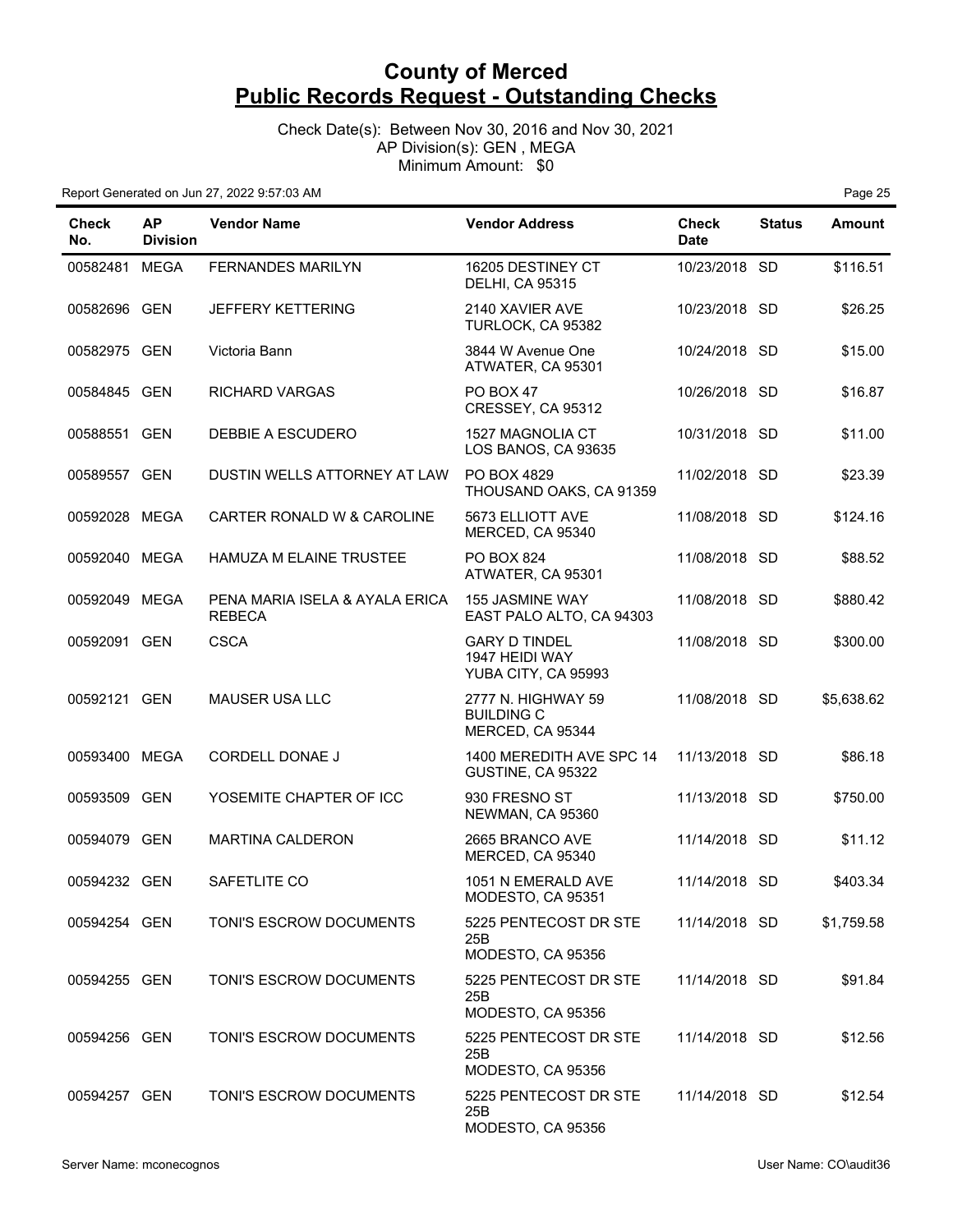# County of Merced
## Public Records Request - Outstanding Checks

Check Date(s): Between Nov 30, 2016 and Nov 30, 2021
AP Division(s): GEN , MEGA
Minimum Amount: $0

Report Generated on Jun 27, 2022 9:57:03 AM

| Check No. | AP Division | Vendor Name | Vendor Address | Check Date | Status | Amount |
|---|---|---|---|---|---|---|
| 00582481 | MEGA | FERNANDES MARILYN | 16205 DESTINEY CT DELHI, CA 95315 | 10/23/2018 | SD | $116.51 |
| 00582696 | GEN | JEFFERY KETTERING | 2140 XAVIER AVE TURLOCK, CA 95382 | 10/23/2018 | SD | $26.25 |
| 00582975 | GEN | Victoria Bann | 3844 W Avenue One ATWATER, CA 95301 | 10/24/2018 | SD | $15.00 |
| 00584845 | GEN | RICHARD VARGAS | PO BOX 47 CRESSEY, CA 95312 | 10/26/2018 | SD | $16.87 |
| 00588551 | GEN | DEBBIE A ESCUDERO | 1527 MAGNOLIA CT LOS BANOS, CA 93635 | 10/31/2018 | SD | $11.00 |
| 00589557 | GEN | DUSTIN WELLS ATTORNEY AT LAW | PO BOX 4829 THOUSAND OAKS, CA 91359 | 11/02/2018 | SD | $23.39 |
| 00592028 | MEGA | CARTER RONALD W & CAROLINE | 5673 ELLIOTT AVE MERCED, CA 95340 | 11/08/2018 | SD | $124.16 |
| 00592040 | MEGA | HAMUZA M ELAINE TRUSTEE | PO BOX 824 ATWATER, CA 95301 | 11/08/2018 | SD | $88.52 |
| 00592049 | MEGA | PENA MARIA ISELA & AYALA ERICA REBECA | 155 JASMINE WAY EAST PALO ALTO, CA 94303 | 11/08/2018 | SD | $880.42 |
| 00592091 | GEN | CSCA | GARY D TINDEL 1947 HEIDI WAY YUBA CITY, CA 95993 | 11/08/2018 | SD | $300.00 |
| 00592121 | GEN | MAUSER USA LLC | 2777 N. HIGHWAY 59 BUILDING C MERCED, CA 95344 | 11/08/2018 | SD | $5,638.62 |
| 00593400 | MEGA | CORDELL DONAE J | 1400 MEREDITH AVE SPC 14 GUSTINE, CA 95322 | 11/13/2018 | SD | $86.18 |
| 00593509 | GEN | YOSEMITE CHAPTER OF ICC | 930 FRESNO ST NEWMAN, CA 95360 | 11/13/2018 | SD | $750.00 |
| 00594079 | GEN | MARTINA CALDERON | 2665 BRANCO AVE MERCED, CA 95340 | 11/14/2018 | SD | $11.12 |
| 00594232 | GEN | SAFETLITE CO | 1051 N EMERALD AVE MODESTO, CA 95351 | 11/14/2018 | SD | $403.34 |
| 00594254 | GEN | TONI'S ESCROW DOCUMENTS | 5225 PENTECOST DR STE 25B MODESTO, CA 95356 | 11/14/2018 | SD | $1,759.58 |
| 00594255 | GEN | TONI'S ESCROW DOCUMENTS | 5225 PENTECOST DR STE 25B MODESTO, CA 95356 | 11/14/2018 | SD | $91.84 |
| 00594256 | GEN | TONI'S ESCROW DOCUMENTS | 5225 PENTECOST DR STE 25B MODESTO, CA 95356 | 11/14/2018 | SD | $12.56 |
| 00594257 | GEN | TONI'S ESCROW DOCUMENTS | 5225 PENTECOST DR STE 25B MODESTO, CA 95356 | 11/14/2018 | SD | $12.54 |

Server Name: mconecognos | User Name: CO\audit36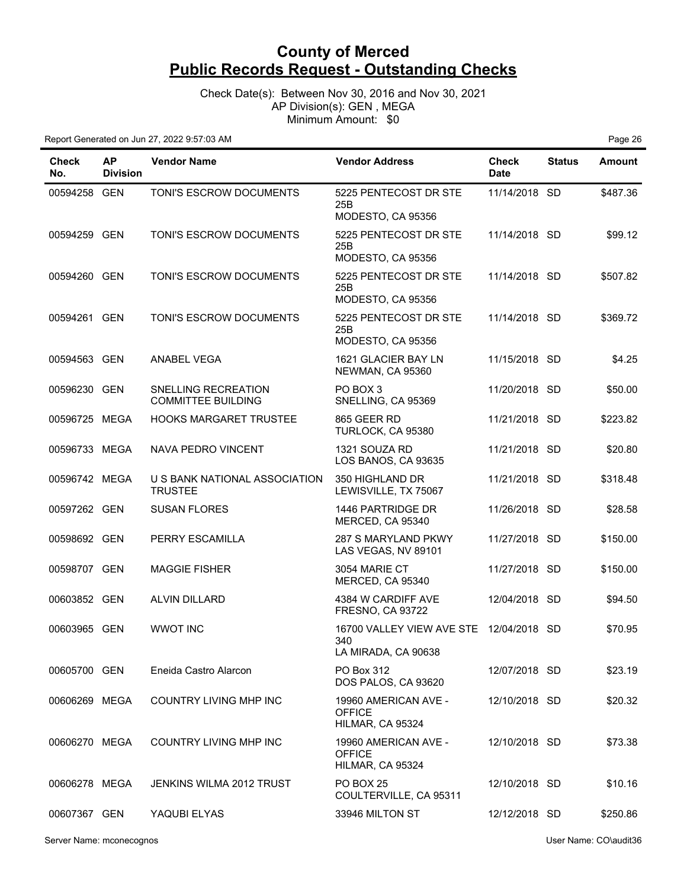# County of Merced

## Public Records Request - Outstanding Checks

Check Date(s): Between Nov 30, 2016 and Nov 30, 2021
AP Division(s): GEN , MEGA
Minimum Amount: $0

Report Generated on Jun 27, 2022 9:57:03 AM

| Check No. | AP Division | Vendor Name | Vendor Address | Check Date | Status | Amount |
|---|---|---|---|---|---|---|
| 00594258 | GEN | TONI'S ESCROW DOCUMENTS | 5225 PENTECOST DR STE 25B MODESTO, CA 95356 | 11/14/2018 | SD | $487.36 |
| 00594259 | GEN | TONI'S ESCROW DOCUMENTS | 5225 PENTECOST DR STE 25B MODESTO, CA 95356 | 11/14/2018 | SD | $99.12 |
| 00594260 | GEN | TONI'S ESCROW DOCUMENTS | 5225 PENTECOST DR STE 25B MODESTO, CA 95356 | 11/14/2018 | SD | $507.82 |
| 00594261 | GEN | TONI'S ESCROW DOCUMENTS | 5225 PENTECOST DR STE 25B MODESTO, CA 95356 | 11/14/2018 | SD | $369.72 |
| 00594563 | GEN | ANABEL VEGA | 1621 GLACIER BAY LN NEWMAN, CA 95360 | 11/15/2018 | SD | $4.25 |
| 00596230 | GEN | SNELLING RECREATION COMMITTEE BUILDING | PO BOX 3 SNELLING, CA 95369 | 11/20/2018 | SD | $50.00 |
| 00596725 | MEGA | HOOKS MARGARET TRUSTEE | 865 GEER RD TURLOCK, CA 95380 | 11/21/2018 | SD | $223.82 |
| 00596733 | MEGA | NAVA PEDRO VINCENT | 1321 SOUZA RD LOS BANOS, CA 93635 | 11/21/2018 | SD | $20.80 |
| 00596742 | MEGA | U S BANK NATIONAL ASSOCIATION TRUSTEE | 350 HIGHLAND DR LEWISVILLE, TX 75067 | 11/21/2018 | SD | $318.48 |
| 00597262 | GEN | SUSAN FLORES | 1446 PARTRIDGE DR MERCED, CA 95340 | 11/26/2018 | SD | $28.58 |
| 00598692 | GEN | PERRY ESCAMILLA | 287 S MARYLAND PKWY LAS VEGAS, NV 89101 | 11/27/2018 | SD | $150.00 |
| 00598707 | GEN | MAGGIE FISHER | 3054 MARIE CT MERCED, CA 95340 | 11/27/2018 | SD | $150.00 |
| 00603852 | GEN | ALVIN DILLARD | 4384 W CARDIFF AVE FRESNO, CA 93722 | 12/04/2018 | SD | $94.50 |
| 00603965 | GEN | WWOT INC | 16700 VALLEY VIEW AVE STE 340 LA MIRADA, CA 90638 | 12/04/2018 | SD | $70.95 |
| 00605700 | GEN | Eneida Castro Alarcon | PO Box 312 DOS PALOS, CA 93620 | 12/07/2018 | SD | $23.19 |
| 00606269 | MEGA | COUNTRY LIVING MHP INC | 19960 AMERICAN AVE - OFFICE HILMAR, CA 95324 | 12/10/2018 | SD | $20.32 |
| 00606270 | MEGA | COUNTRY LIVING MHP INC | 19960 AMERICAN AVE - OFFICE HILMAR, CA 95324 | 12/10/2018 | SD | $73.38 |
| 00606278 | MEGA | JENKINS WILMA 2012 TRUST | PO BOX 25 COULTERVILLE, CA 95311 | 12/10/2018 | SD | $10.16 |
| 00607367 | GEN | YAQUBI ELYAS | 33946 MILTON ST | 12/12/2018 | SD | $250.86 |

Server Name: mconecognos　　User Name: CO\audit36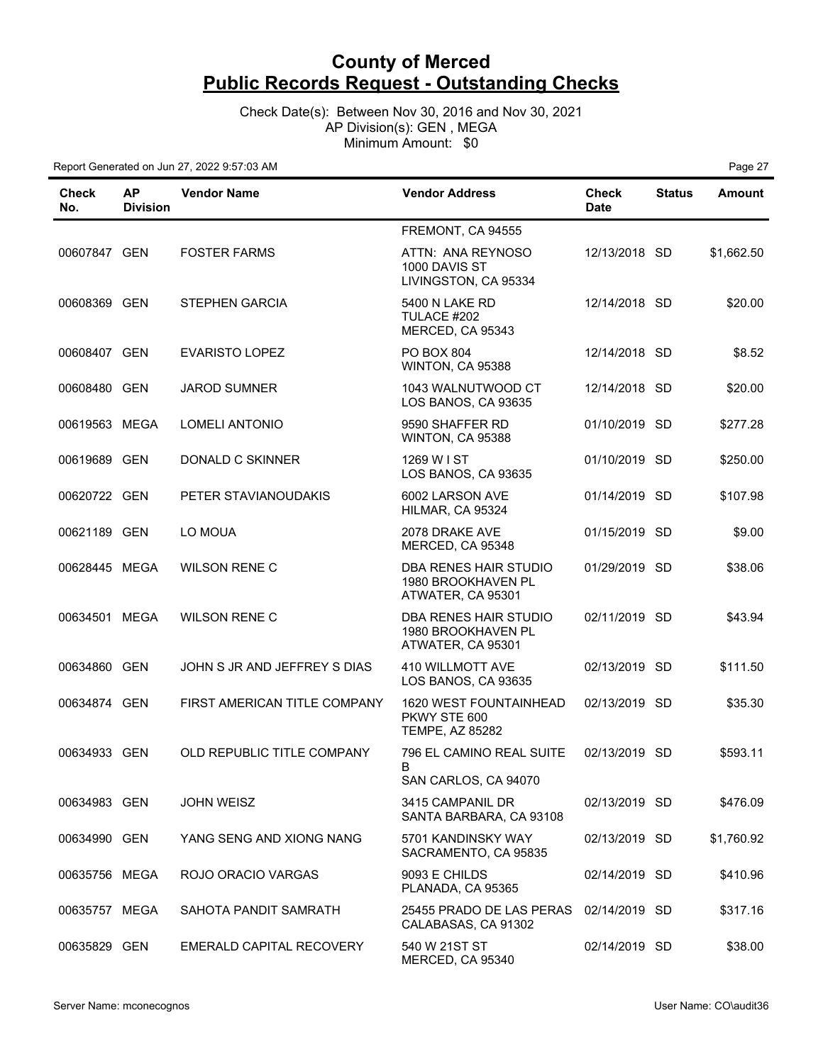# County of Merced
## Public Records Request - Outstanding Checks

Check Date(s): Between Nov 30, 2016 and Nov 30, 2021
AP Division(s): GEN , MEGA
Minimum Amount: $0

Report Generated on Jun 27, 2022 9:57:03 AM

| Check No. | AP Division | Vendor Name | Vendor Address | Check Date | Status | Amount |
|---|---|---|---|---|---|---|
| | | | FREMONT, CA 94555 | | | |
| 00607847 | GEN | FOSTER FARMS | ATTN: ANA REYNOSO 1000 DAVIS ST LIVINGSTON, CA 95334 | 12/13/2018 | SD | $1,662.50 |
| 00608369 | GEN | STEPHEN GARCIA | 5400 N LAKE RD TULACE #202 MERCED, CA 95343 | 12/14/2018 | SD | $20.00 |
| 00608407 | GEN | EVARISTO LOPEZ | PO BOX 804 WINTON, CA 95388 | 12/14/2018 | SD | $8.52 |
| 00608480 | GEN | JAROD SUMNER | 1043 WALNUTWOOD CT LOS BANOS, CA 93635 | 12/14/2018 | SD | $20.00 |
| 00619563 | MEGA | LOMELI ANTONIO | 9590 SHAFFER RD WINTON, CA 95388 | 01/10/2019 | SD | $277.28 |
| 00619689 | GEN | DONALD C SKINNER | 1269 W I ST LOS BANOS, CA 93635 | 01/10/2019 | SD | $250.00 |
| 00620722 | GEN | PETER STAVIANOUDAKIS | 6002 LARSON AVE HILMAR, CA 95324 | 01/14/2019 | SD | $107.98 |
| 00621189 | GEN | LO MOUA | 2078 DRAKE AVE MERCED, CA 95348 | 01/15/2019 | SD | $9.00 |
| 00628445 | MEGA | WILSON RENE C | DBA RENES HAIR STUDIO 1980 BROOKHAVEN PL ATWATER, CA 95301 | 01/29/2019 | SD | $38.06 |
| 00634501 | MEGA | WILSON RENE C | DBA RENES HAIR STUDIO 1980 BROOKHAVEN PL ATWATER, CA 95301 | 02/11/2019 | SD | $43.94 |
| 00634860 | GEN | JOHN S JR AND JEFFREY S DIAS | 410 WILLMOTT AVE LOS BANOS, CA 93635 | 02/13/2019 | SD | $111.50 |
| 00634874 | GEN | FIRST AMERICAN TITLE COMPANY | 1620 WEST FOUNTAINHEAD PKWY STE 600 TEMPE, AZ 85282 | 02/13/2019 | SD | $35.30 |
| 00634933 | GEN | OLD REPUBLIC TITLE COMPANY | 796 EL CAMINO REAL SUITE B SAN CARLOS, CA 94070 | 02/13/2019 | SD | $593.11 |
| 00634983 | GEN | JOHN WEISZ | 3415 CAMPANIL DR SANTA BARBARA, CA 93108 | 02/13/2019 | SD | $476.09 |
| 00634990 | GEN | YANG SENG AND XIONG NANG | 5701 KANDINSKY WAY SACRAMENTO, CA 95835 | 02/13/2019 | SD | $1,760.92 |
| 00635756 | MEGA | ROJO ORACIO VARGAS | 9093 E CHILDS PLANADA, CA 95365 | 02/14/2019 | SD | $410.96 |
| 00635757 | MEGA | SAHOTA PANDIT SAMRATH | 25455 PRADO DE LAS PERAS CALABASAS, CA 91302 | 02/14/2019 | SD | $317.16 |
| 00635829 | GEN | EMERALD CAPITAL RECOVERY | 540 W 21ST ST MERCED, CA 95340 | 02/14/2019 | SD | $38.00 |

Server Name: mconecognos | User Name: CO\audit36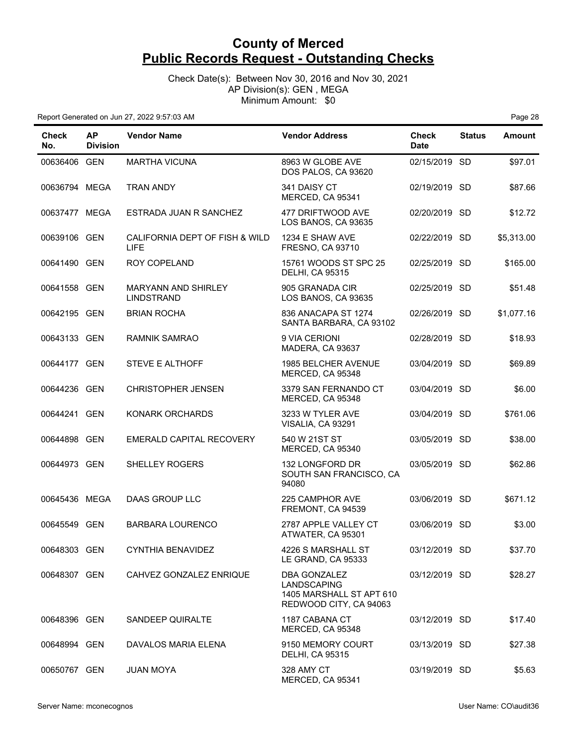# County of Merced
## Public Records Request - Outstanding Checks

Check Date(s): Between Nov 30, 2016 and Nov 30, 2021
AP Division(s): GEN , MEGA
Minimum Amount: $0

Report Generated on Jun 27, 2022 9:57:03 AM

| Check No. | AP Division | Vendor Name | Vendor Address | Check Date | Status | Amount |
|---|---|---|---|---|---|---|
| 00636406 | GEN | MARTHA VICUNA | 8963 W GLOBE AVE DOS PALOS, CA 93620 | 02/15/2019 | SD | $97.01 |
| 00636794 | MEGA | TRAN ANDY | 341 DAISY CT MERCED, CA 95341 | 02/19/2019 | SD | $87.66 |
| 00637477 | MEGA | ESTRADA JUAN R SANCHEZ | 477 DRIFTWOOD AVE LOS BANOS, CA 93635 | 02/20/2019 | SD | $12.72 |
| 00639106 | GEN | CALIFORNIA DEPT OF FISH & WILD LIFE | 1234 E SHAW AVE FRESNO, CA 93710 | 02/22/2019 | SD | $5,313.00 |
| 00641490 | GEN | ROY COPELAND | 15761 WOODS ST SPC 25 DELHI, CA 95315 | 02/25/2019 | SD | $165.00 |
| 00641558 | GEN | MARYANN AND SHIRLEY LINDSTRAND | 905 GRANADA CIR LOS BANOS, CA 93635 | 02/25/2019 | SD | $51.48 |
| 00642195 | GEN | BRIAN ROCHA | 836 ANACAPA ST 1274 SANTA BARBARA, CA 93102 | 02/26/2019 | SD | $1,077.16 |
| 00643133 | GEN | RAMNIK SAMRAO | 9 VIA CERIONI MADERA, CA 93637 | 02/28/2019 | SD | $18.93 |
| 00644177 | GEN | STEVE E ALTHOFF | 1985 BELCHER AVENUE MERCED, CA 95348 | 03/04/2019 | SD | $69.89 |
| 00644236 | GEN | CHRISTOPHER JENSEN | 3379 SAN FERNANDO CT MERCED, CA 95348 | 03/04/2019 | SD | $6.00 |
| 00644241 | GEN | KONARK ORCHARDS | 3233 W TYLER AVE VISALIA, CA 93291 | 03/04/2019 | SD | $761.06 |
| 00644898 | GEN | EMERALD CAPITAL RECOVERY | 540 W 21ST ST MERCED, CA 95340 | 03/05/2019 | SD | $38.00 |
| 00644973 | GEN | SHELLEY ROGERS | 132 LONGFORD DR SOUTH SAN FRANCISCO, CA 94080 | 03/05/2019 | SD | $62.86 |
| 00645436 | MEGA | DAAS GROUP LLC | 225 CAMPHOR AVE FREMONT, CA 94539 | 03/06/2019 | SD | $671.12 |
| 00645549 | GEN | BARBARA LOURENCO | 2787 APPLE VALLEY CT ATWATER, CA 95301 | 03/06/2019 | SD | $3.00 |
| 00648303 | GEN | CYNTHIA BENAVIDEZ | 4226 S MARSHALL ST LE GRAND, CA 95333 | 03/12/2019 | SD | $37.70 |
| 00648307 | GEN | CAHVEZ GONZALEZ ENRIQUE | DBA GONZALEZ LANDSCAPING 1405 MARSHALL ST APT 610 REDWOOD CITY, CA 94063 | 03/12/2019 | SD | $28.27 |
| 00648396 | GEN | SANDEEP QUIRALTE | 1187 CABANA CT MERCED, CA 95348 | 03/12/2019 | SD | $17.40 |
| 00648994 | GEN | DAVALOS MARIA ELENA | 9150 MEMORY COURT DELHI, CA 95315 | 03/13/2019 | SD | $27.38 |
| 00650767 | GEN | JUAN MOYA | 328 AMY CT MERCED, CA 95341 | 03/19/2019 | SD | $5.63 |

Server Name: mconecognos User Name: CO\audit36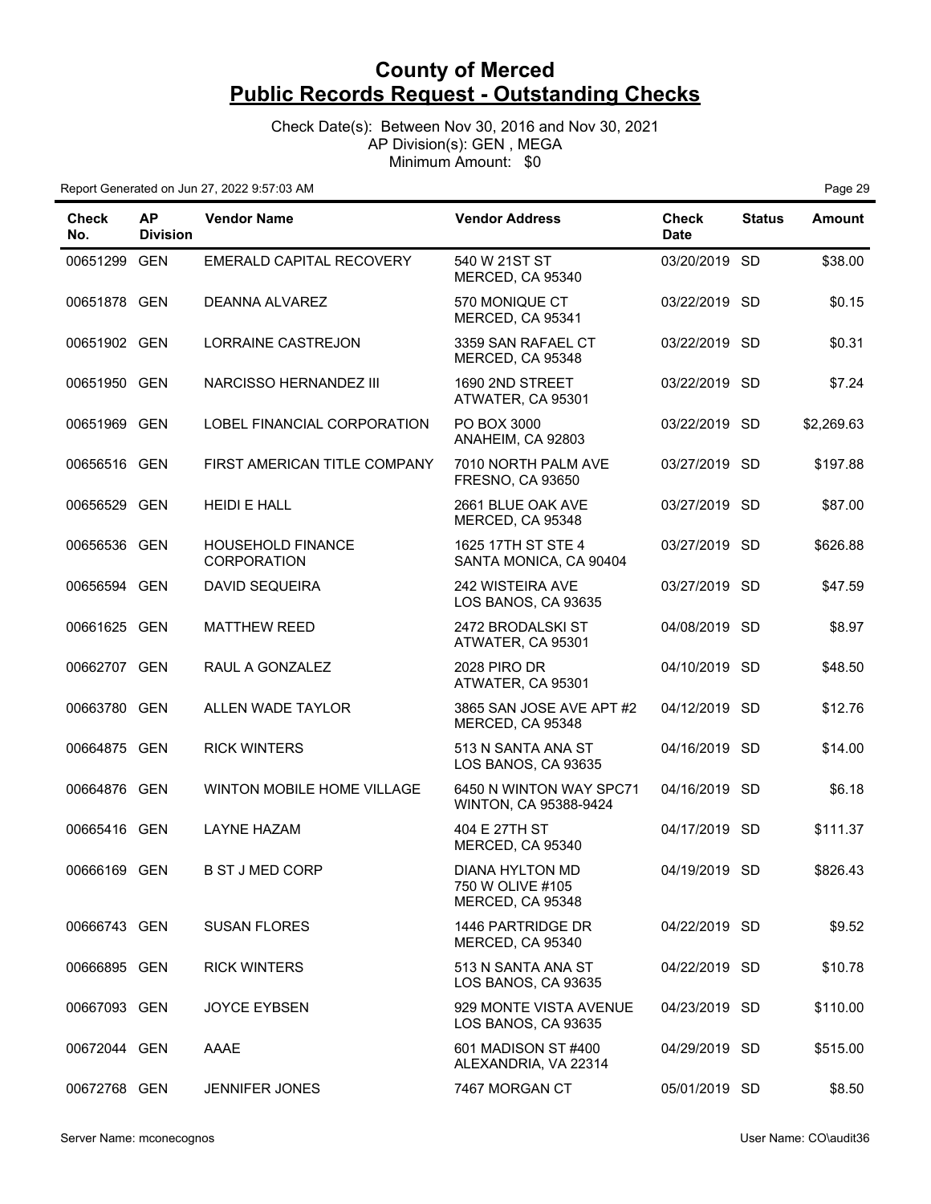# County of Merced
## Public Records Request - Outstanding Checks

Check Date(s): Between Nov 30, 2016 and Nov 30, 2021
AP Division(s): GEN , MEGA
Minimum Amount: $0

Report Generated on Jun 27, 2022 9:57:03 AM

| Check No. | AP Division | Vendor Name | Vendor Address | Check Date | Status | Amount |
|---|---|---|---|---|---|---|
| 00651299 | GEN | EMERALD CAPITAL RECOVERY | 540 W 21ST ST MERCED, CA 95340 | 03/20/2019 | SD | $38.00 |
| 00651878 | GEN | DEANNA ALVAREZ | 570 MONIQUE CT MERCED, CA 95341 | 03/22/2019 | SD | $0.15 |
| 00651902 | GEN | LORRAINE CASTREJON | 3359 SAN RAFAEL CT MERCED, CA 95348 | 03/22/2019 | SD | $0.31 |
| 00651950 | GEN | NARCISSO HERNANDEZ III | 1690 2ND STREET ATWATER, CA 95301 | 03/22/2019 | SD | $7.24 |
| 00651969 | GEN | LOBEL FINANCIAL CORPORATION | PO BOX 3000 ANAHEIM, CA 92803 | 03/22/2019 | SD | $2,269.63 |
| 00656516 | GEN | FIRST AMERICAN TITLE COMPANY | 7010 NORTH PALM AVE FRESNO, CA 93650 | 03/27/2019 | SD | $197.88 |
| 00656529 | GEN | HEIDI E HALL | 2661 BLUE OAK AVE MERCED, CA 95348 | 03/27/2019 | SD | $87.00 |
| 00656536 | GEN | HOUSEHOLD FINANCE CORPORATION | 1625 17TH ST STE 4 SANTA MONICA, CA 90404 | 03/27/2019 | SD | $626.88 |
| 00656594 | GEN | DAVID SEQUEIRA | 242 WISTEIRA AVE LOS BANOS, CA 93635 | 03/27/2019 | SD | $47.59 |
| 00661625 | GEN | MATTHEW REED | 2472 BRODALSKI ST ATWATER, CA 95301 | 04/08/2019 | SD | $8.97 |
| 00662707 | GEN | RAUL A GONZALEZ | 2028 PIRO DR ATWATER, CA 95301 | 04/10/2019 | SD | $48.50 |
| 00663780 | GEN | ALLEN WADE TAYLOR | 3865 SAN JOSE AVE APT #2 MERCED, CA 95348 | 04/12/2019 | SD | $12.76 |
| 00664875 | GEN | RICK WINTERS | 513 N SANTA ANA ST LOS BANOS, CA 93635 | 04/16/2019 | SD | $14.00 |
| 00664876 | GEN | WINTON MOBILE HOME VILLAGE | 6450 N WINTON WAY SPC71 WINTON, CA 95388-9424 | 04/16/2019 | SD | $6.18 |
| 00665416 | GEN | LAYNE HAZAM | 404 E 27TH ST MERCED, CA 95340 | 04/17/2019 | SD | $111.37 |
| 00666169 | GEN | B ST J MED CORP | DIANA HYLTON MD 750 W OLIVE #105 MERCED, CA 95348 | 04/19/2019 | SD | $826.43 |
| 00666743 | GEN | SUSAN FLORES | 1446 PARTRIDGE DR MERCED, CA 95340 | 04/22/2019 | SD | $9.52 |
| 00666895 | GEN | RICK WINTERS | 513 N SANTA ANA ST LOS BANOS, CA 93635 | 04/22/2019 | SD | $10.78 |
| 00667093 | GEN | JOYCE EYBSEN | 929 MONTE VISTA AVENUE LOS BANOS, CA 93635 | 04/23/2019 | SD | $110.00 |
| 00672044 | GEN | AAAE | 601 MADISON ST #400 ALEXANDRIA, VA 22314 | 04/29/2019 | SD | $515.00 |
| 00672768 | GEN | JENNIFER JONES | 7467 MORGAN CT | 05/01/2019 | SD | $8.50 |

Server Name: mconecognos　　　　User Name: CO\audit36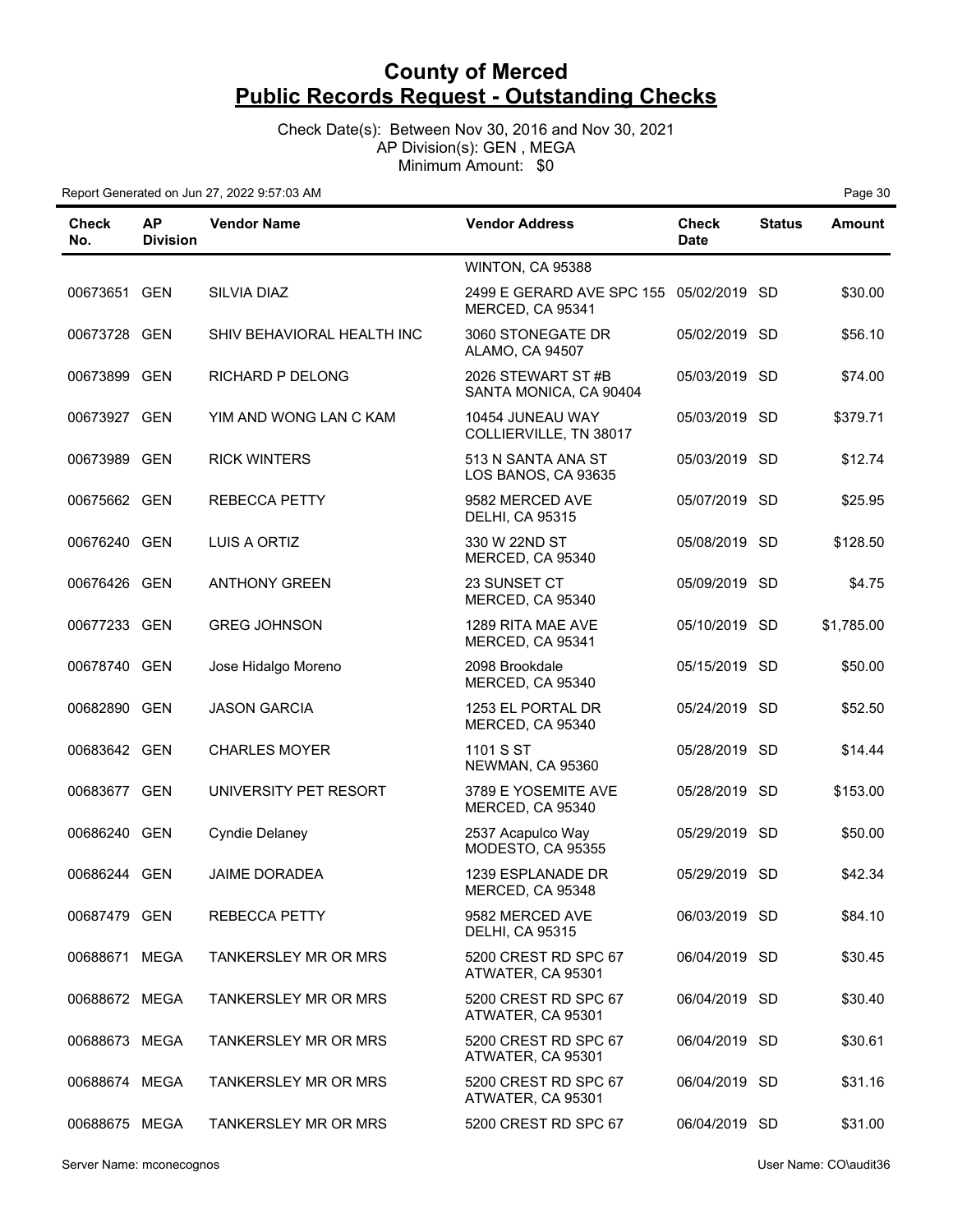# County of Merced
## Public Records Request - Outstanding Checks

Check Date(s): Between Nov 30, 2016 and Nov 30, 2021
AP Division(s): GEN , MEGA
Minimum Amount: $0

Report Generated on Jun 27, 2022 9:57:03 AM

| Check No. | AP Division | Vendor Name | Vendor Address | Check Date | Status | Amount |
|---|---|---|---|---|---|---|
| | | | WINTON, CA 95388 | | | |
| 00673651 | GEN | SILVIA DIAZ | 2499 E GERARD AVE SPC 155 MERCED, CA 95341 | 05/02/2019 | SD | $30.00 |
| 00673728 | GEN | SHIV BEHAVIORAL HEALTH INC | 3060 STONEGATE DR ALAMO, CA 94507 | 05/02/2019 | SD | $56.10 |
| 00673899 | GEN | RICHARD P DELONG | 2026 STEWART ST #B SANTA MONICA, CA 90404 | 05/03/2019 | SD | $74.00 |
| 00673927 | GEN | YIM AND WONG LAN C KAM | 10454 JUNEAU WAY COLLIERVILLE, TN 38017 | 05/03/2019 | SD | $379.71 |
| 00673989 | GEN | RICK WINTERS | 513 N SANTA ANA ST LOS BANOS, CA 93635 | 05/03/2019 | SD | $12.74 |
| 00675662 | GEN | REBECCA PETTY | 9582 MERCED AVE DELHI, CA 95315 | 05/07/2019 | SD | $25.95 |
| 00676240 | GEN | LUIS A ORTIZ | 330 W 22ND ST MERCED, CA 95340 | 05/08/2019 | SD | $128.50 |
| 00676426 | GEN | ANTHONY GREEN | 23 SUNSET CT MERCED, CA 95340 | 05/09/2019 | SD | $4.75 |
| 00677233 | GEN | GREG JOHNSON | 1289 RITA MAE AVE MERCED, CA 95341 | 05/10/2019 | SD | $1,785.00 |
| 00678740 | GEN | Jose Hidalgo Moreno | 2098 Brookdale MERCED, CA 95340 | 05/15/2019 | SD | $50.00 |
| 00682890 | GEN | JASON GARCIA | 1253 EL PORTAL DR MERCED, CA 95340 | 05/24/2019 | SD | $52.50 |
| 00683642 | GEN | CHARLES MOYER | 1101 S ST NEWMAN, CA 95360 | 05/28/2019 | SD | $14.44 |
| 00683677 | GEN | UNIVERSITY PET RESORT | 3789 E YOSEMITE AVE MERCED, CA 95340 | 05/28/2019 | SD | $153.00 |
| 00686240 | GEN | Cyndie Delaney | 2537 Acapulco Way MODESTO, CA 95355 | 05/29/2019 | SD | $50.00 |
| 00686244 | GEN | JAIME DORADEA | 1239 ESPLANADE DR MERCED, CA 95348 | 05/29/2019 | SD | $42.34 |
| 00687479 | GEN | REBECCA PETTY | 9582 MERCED AVE DELHI, CA 95315 | 06/03/2019 | SD | $84.10 |
| 00688671 | MEGA | TANKERSLEY MR OR MRS | 5200 CREST RD SPC 67 ATWATER, CA 95301 | 06/04/2019 | SD | $30.45 |
| 00688672 | MEGA | TANKERSLEY MR OR MRS | 5200 CREST RD SPC 67 ATWATER, CA 95301 | 06/04/2019 | SD | $30.40 |
| 00688673 | MEGA | TANKERSLEY MR OR MRS | 5200 CREST RD SPC 67 ATWATER, CA 95301 | 06/04/2019 | SD | $30.61 |
| 00688674 | MEGA | TANKERSLEY MR OR MRS | 5200 CREST RD SPC 67 ATWATER, CA 95301 | 06/04/2019 | SD | $31.16 |
| 00688675 | MEGA | TANKERSLEY MR OR MRS | 5200 CREST RD SPC 67 | 06/04/2019 | SD | $31.00 |

Server Name: mconecognos

User Name: CO\audit36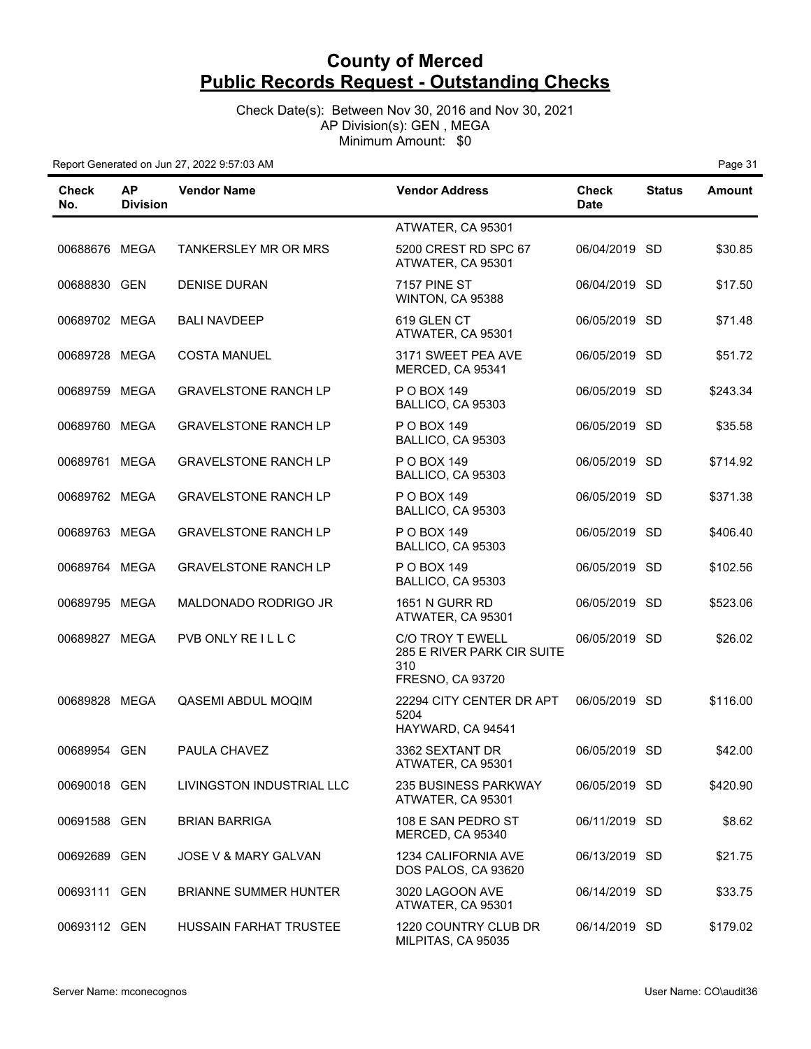# County of Merced
## Public Records Request - Outstanding Checks

Check Date(s): Between Nov 30, 2016 and Nov 30, 2021
AP Division(s): GEN , MEGA
Minimum Amount: $0

Report Generated on Jun 27, 2022 9:57:03 AM

| Check No. | AP Division | Vendor Name | Vendor Address | Check Date | Status | Amount |
|---|---|---|---|---|---|---|
| | | | ATWATER, CA 95301 | | | |
| 00688676 | MEGA | TANKERSLEY MR OR MRS | 5200 CREST RD SPC 67 ATWATER, CA 95301 | 06/04/2019 | SD | $30.85 |
| 00688830 | GEN | DENISE DURAN | 7157 PINE ST WINTON, CA 95388 | 06/04/2019 | SD | $17.50 |
| 00689702 | MEGA | BALI NAVDEEP | 619 GLEN CT ATWATER, CA 95301 | 06/05/2019 | SD | $71.48 |
| 00689728 | MEGA | COSTA MANUEL | 3171 SWEET PEA AVE MERCED, CA 95341 | 06/05/2019 | SD | $51.72 |
| 00689759 | MEGA | GRAVELSTONE RANCH LP | P O BOX 149 BALLICO, CA 95303 | 06/05/2019 | SD | $243.34 |
| 00689760 | MEGA | GRAVELSTONE RANCH LP | P O BOX 149 BALLICO, CA 95303 | 06/05/2019 | SD | $35.58 |
| 00689761 | MEGA | GRAVELSTONE RANCH LP | P O BOX 149 BALLICO, CA 95303 | 06/05/2019 | SD | $714.92 |
| 00689762 | MEGA | GRAVELSTONE RANCH LP | P O BOX 149 BALLICO, CA 95303 | 06/05/2019 | SD | $371.38 |
| 00689763 | MEGA | GRAVELSTONE RANCH LP | P O BOX 149 BALLICO, CA 95303 | 06/05/2019 | SD | $406.40 |
| 00689764 | MEGA | GRAVELSTONE RANCH LP | P O BOX 149 BALLICO, CA 95303 | 06/05/2019 | SD | $102.56 |
| 00689795 | MEGA | MALDONADO RODRIGO JR | 1651 N GURR RD ATWATER, CA 95301 | 06/05/2019 | SD | $523.06 |
| 00689827 | MEGA | PVB ONLY RE I L L C | C/O TROY T EWELL 285 E RIVER PARK CIR SUITE 310 FRESNO, CA 93720 | 06/05/2019 | SD | $26.02 |
| 00689828 | MEGA | QASEMI ABDUL MOQIM | 22294 CITY CENTER DR APT 5204 HAYWARD, CA 94541 | 06/05/2019 | SD | $116.00 |
| 00689954 | GEN | PAULA CHAVEZ | 3362 SEXTANT DR ATWATER, CA 95301 | 06/05/2019 | SD | $42.00 |
| 00690018 | GEN | LIVINGSTON INDUSTRIAL LLC | 235 BUSINESS PARKWAY ATWATER, CA 95301 | 06/05/2019 | SD | $420.90 |
| 00691588 | GEN | BRIAN BARRIGA | 108 E SAN PEDRO ST MERCED, CA 95340 | 06/11/2019 | SD | $8.62 |
| 00692689 | GEN | JOSE V & MARY GALVAN | 1234 CALIFORNIA AVE DOS PALOS, CA 93620 | 06/13/2019 | SD | $21.75 |
| 00693111 | GEN | BRIANNE SUMMER HUNTER | 3020 LAGOON AVE ATWATER, CA 95301 | 06/14/2019 | SD | $33.75 |
| 00693112 | GEN | HUSSAIN FARHAT TRUSTEE | 1220 COUNTRY CLUB DR MILPITAS, CA 95035 | 06/14/2019 | SD | $179.02 |

Server Name: mconecognos

User Name: CO\audit36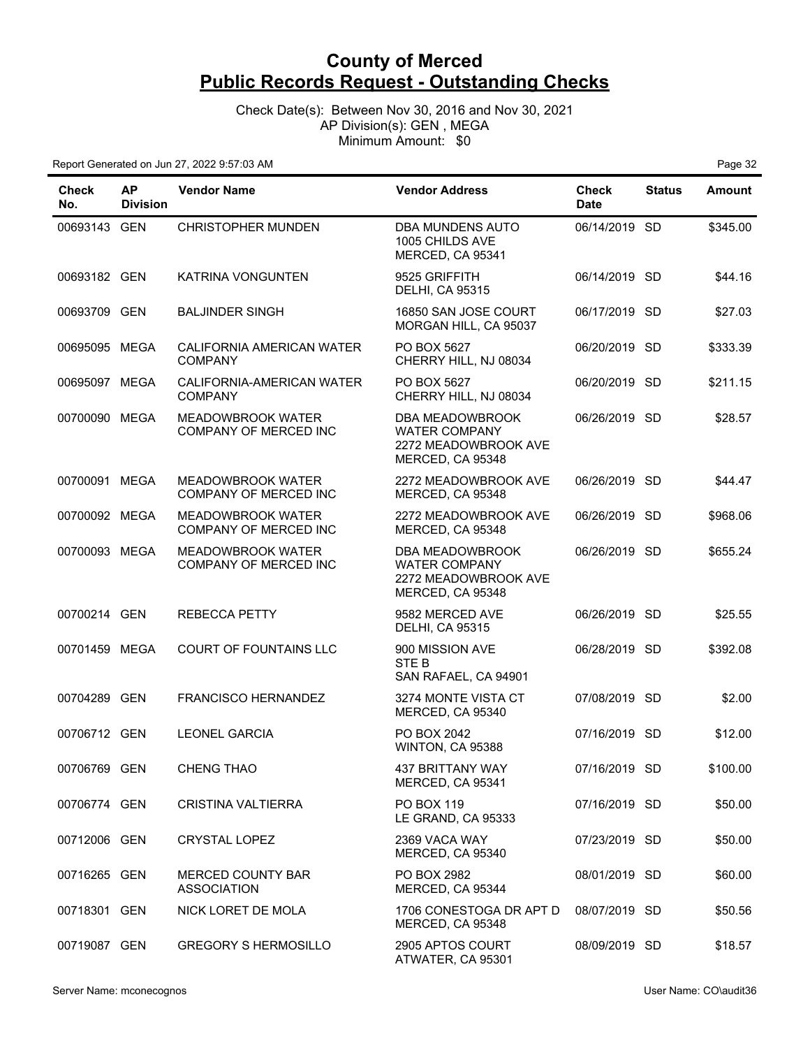# County of Merced
# Public Records Request - Outstanding Checks

Check Date(s): Between Nov 30, 2016 and Nov 30, 2021
AP Division(s): GEN , MEGA
Minimum Amount: $0

Report Generated on Jun 27, 2022 9:57:03 AM

| Check No. | AP Division | Vendor Name | Vendor Address | Check Date | Status | Amount |
|---|---|---|---|---|---|---|
| 00693143 | GEN | CHRISTOPHER MUNDEN | DBA MUNDENS AUTO 1005 CHILDS AVE MERCED, CA 95341 | 06/14/2019 | SD | $345.00 |
| 00693182 | GEN | KATRINA VONGUNTEN | 9525 GRIFFITH DELHI, CA 95315 | 06/14/2019 | SD | $44.16 |
| 00693709 | GEN | BALJINDER SINGH | 16850 SAN JOSE COURT MORGAN HILL, CA 95037 | 06/17/2019 | SD | $27.03 |
| 00695095 | MEGA | CALIFORNIA AMERICAN WATER COMPANY | PO BOX 5627 CHERRY HILL, NJ 08034 | 06/20/2019 | SD | $333.39 |
| 00695097 | MEGA | CALIFORNIA-AMERICAN WATER COMPANY | PO BOX 5627 CHERRY HILL, NJ 08034 | 06/20/2019 | SD | $211.15 |
| 00700090 | MEGA | MEADOWBROOK WATER COMPANY OF MERCED INC | DBA MEADOWBROOK WATER COMPANY 2272 MEADOWBROOK AVE MERCED, CA 95348 | 06/26/2019 | SD | $28.57 |
| 00700091 | MEGA | MEADOWBROOK WATER COMPANY OF MERCED INC | 2272 MEADOWBROOK AVE MERCED, CA 95348 | 06/26/2019 | SD | $44.47 |
| 00700092 | MEGA | MEADOWBROOK WATER COMPANY OF MERCED INC | 2272 MEADOWBROOK AVE MERCED, CA 95348 | 06/26/2019 | SD | $968.06 |
| 00700093 | MEGA | MEADOWBROOK WATER COMPANY OF MERCED INC | DBA MEADOWBROOK WATER COMPANY 2272 MEADOWBROOK AVE MERCED, CA 95348 | 06/26/2019 | SD | $655.24 |
| 00700214 | GEN | REBECCA PETTY | 9582 MERCED AVE DELHI, CA 95315 | 06/26/2019 | SD | $25.55 |
| 00701459 | MEGA | COURT OF FOUNTAINS LLC | 900 MISSION AVE STE B SAN RAFAEL, CA 94901 | 06/28/2019 | SD | $392.08 |
| 00704289 | GEN | FRANCISCO HERNANDEZ | 3274 MONTE VISTA CT MERCED, CA 95340 | 07/08/2019 | SD | $2.00 |
| 00706712 | GEN | LEONEL GARCIA | PO BOX 2042 WINTON, CA 95388 | 07/16/2019 | SD | $12.00 |
| 00706769 | GEN | CHENG THAO | 437 BRITTANY WAY MERCED, CA 95341 | 07/16/2019 | SD | $100.00 |
| 00706774 | GEN | CRISTINA VALTIERRA | PO BOX 119 LE GRAND, CA 95333 | 07/16/2019 | SD | $50.00 |
| 00712006 | GEN | CRYSTAL LOPEZ | 2369 VACA WAY MERCED, CA 95340 | 07/23/2019 | SD | $50.00 |
| 00716265 | GEN | MERCED COUNTY BAR ASSOCIATION | PO BOX 2982 MERCED, CA 95344 | 08/01/2019 | SD | $60.00 |
| 00718301 | GEN | NICK LORET DE MOLA | 1706 CONESTOGA DR APT D MERCED, CA 95348 | 08/07/2019 | SD | $50.56 |
| 00719087 | GEN | GREGORY S HERMOSILLO | 2905 APTOS COURT ATWATER, CA 95301 | 08/09/2019 | SD | $18.57 |

Server Name: mconecognos

User Name: CO\audit36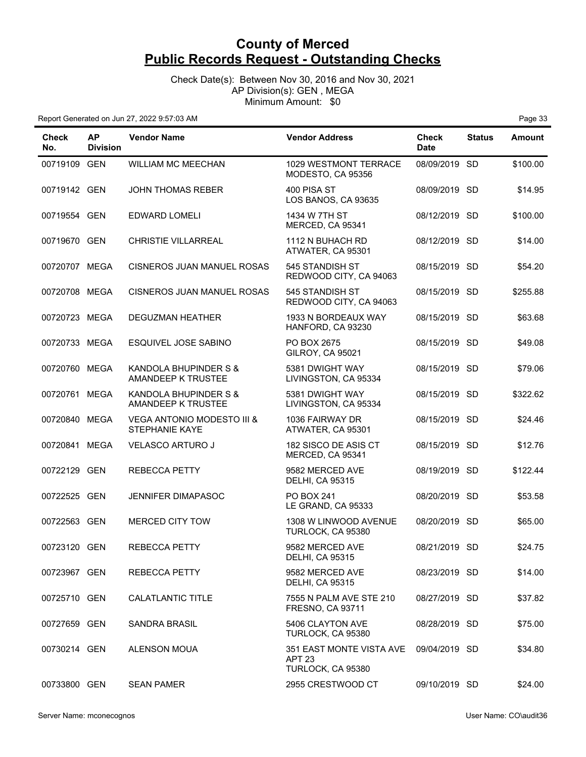# County of Merced
## Public Records Request - Outstanding Checks

Check Date(s): Between Nov 30, 2016 and Nov 30, 2021
AP Division(s): GEN , MEGA
Minimum Amount: $0

Report Generated on Jun 27, 2022 9:57:03 AM

| Check No. | AP Division | Vendor Name | Vendor Address | Check Date | Status | Amount |
|---|---|---|---|---|---|---|
| 00719109 | GEN | WILLIAM MC MEECHAN | 1029 WESTMONT TERRACE MODESTO, CA 95356 | 08/09/2019 | SD | $100.00 |
| 00719142 | GEN | JOHN THOMAS REBER | 400 PISA ST LOS BANOS, CA 93635 | 08/09/2019 | SD | $14.95 |
| 00719554 | GEN | EDWARD LOMELI | 1434 W 7TH ST MERCED, CA 95341 | 08/12/2019 | SD | $100.00 |
| 00719670 | GEN | CHRISTIE VILLARREAL | 1112 N BUHACH RD ATWATER, CA 95301 | 08/12/2019 | SD | $14.00 |
| 00720707 | MEGA | CISNEROS JUAN MANUEL ROSAS | 545 STANDISH ST REDWOOD CITY, CA 94063 | 08/15/2019 | SD | $54.20 |
| 00720708 | MEGA | CISNEROS JUAN MANUEL ROSAS | 545 STANDISH ST REDWOOD CITY, CA 94063 | 08/15/2019 | SD | $255.88 |
| 00720723 | MEGA | DEGUZMAN HEATHER | 1933 N BORDEAUX WAY HANFORD, CA 93230 | 08/15/2019 | SD | $63.68 |
| 00720733 | MEGA | ESQUIVEL JOSE SABINO | PO BOX 2675 GILROY, CA 95021 | 08/15/2019 | SD | $49.08 |
| 00720760 | MEGA | KANDOLA BHUPINDER S & AMANDEEP K TRUSTEE | 5381 DWIGHT WAY LIVINGSTON, CA 95334 | 08/15/2019 | SD | $79.06 |
| 00720761 | MEGA | KANDOLA BHUPINDER S & AMANDEEP K TRUSTEE | 5381 DWIGHT WAY LIVINGSTON, CA 95334 | 08/15/2019 | SD | $322.62 |
| 00720840 | MEGA | VEGA ANTONIO MODESTO III & STEPHANIE KAYE | 1036 FAIRWAY DR ATWATER, CA 95301 | 08/15/2019 | SD | $24.46 |
| 00720841 | MEGA | VELASCO ARTURO J | 182 SISCO DE ASIS CT MERCED, CA 95341 | 08/15/2019 | SD | $12.76 |
| 00722129 | GEN | REBECCA PETTY | 9582 MERCED AVE DELHI, CA 95315 | 08/19/2019 | SD | $122.44 |
| 00722525 | GEN | JENNIFER DIMAPASOC | PO BOX 241 LE GRAND, CA 95333 | 08/20/2019 | SD | $53.58 |
| 00722563 | GEN | MERCED CITY TOW | 1308 W LINWOOD AVENUE TURLOCK, CA 95380 | 08/20/2019 | SD | $65.00 |
| 00723120 | GEN | REBECCA PETTY | 9582 MERCED AVE DELHI, CA 95315 | 08/21/2019 | SD | $24.75 |
| 00723967 | GEN | REBECCA PETTY | 9582 MERCED AVE DELHI, CA 95315 | 08/23/2019 | SD | $14.00 |
| 00725710 | GEN | CALATLANTIC TITLE | 7555 N PALM AVE STE 210 FRESNO, CA 93711 | 08/27/2019 | SD | $37.82 |
| 00727659 | GEN | SANDRA BRASIL | 5406 CLAYTON AVE TURLOCK, CA 95380 | 08/28/2019 | SD | $75.00 |
| 00730214 | GEN | ALENSON MOUA | 351 EAST MONTE VISTA AVE APT 23 TURLOCK, CA 95380 | 09/04/2019 | SD | $34.80 |
| 00733800 | GEN | SEAN PAMER | 2955 CRESTWOOD CT | 09/10/2019 | SD | $24.00 |

Server Name: mconecognos User Name: CO\audit36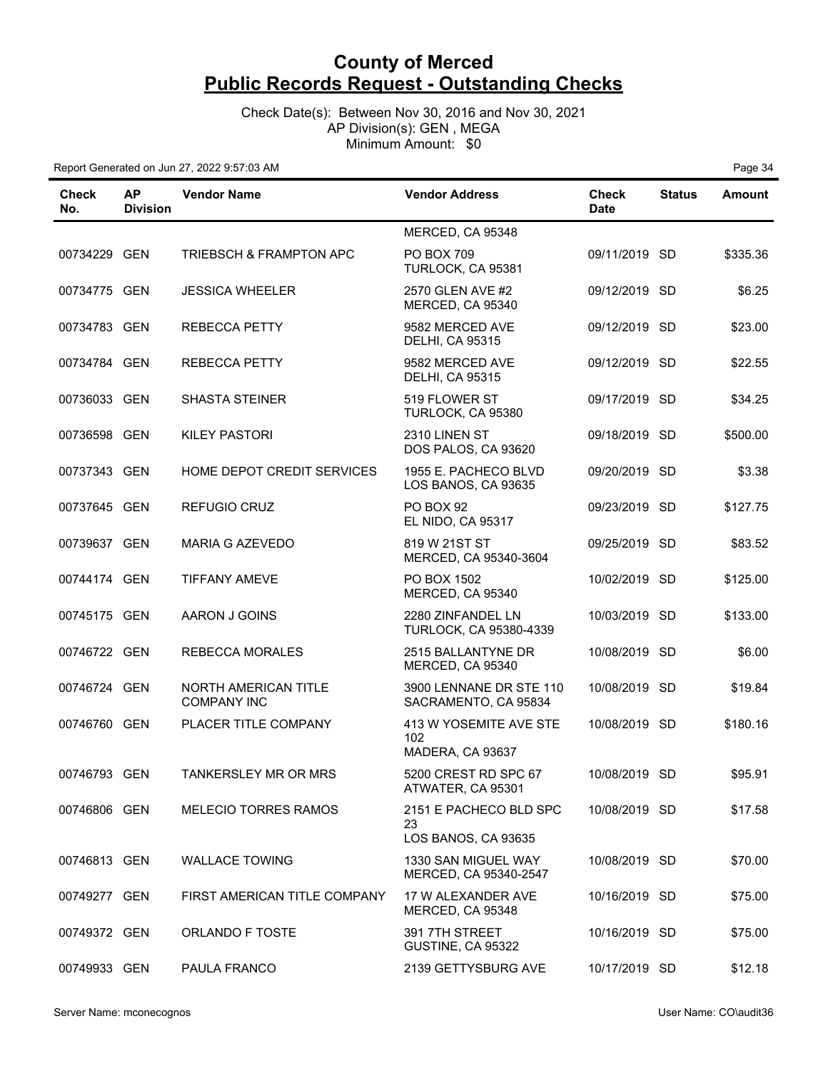# County of Merced
## Public Records Request - Outstanding Checks

Check Date(s): Between Nov 30, 2016 and Nov 30, 2021
AP Division(s): GEN , MEGA
Minimum Amount: $0

Report Generated on Jun 27, 2022 9:57:03 AM

| Check No. | AP Division | Vendor Name | Vendor Address | Check Date | Status | Amount |
|---|---|---|---|---|---|---|
| | | | MERCED, CA 95348 | | | |
| 00734229 | GEN | TRIEBSCH & FRAMPTON APC | PO BOX 709 TURLOCK, CA 95381 | 09/11/2019 | SD | $335.36 |
| 00734775 | GEN | JESSICA WHEELER | 2570 GLEN AVE #2 MERCED, CA 95340 | 09/12/2019 | SD | $6.25 |
| 00734783 | GEN | REBECCA PETTY | 9582 MERCED AVE DELHI, CA 95315 | 09/12/2019 | SD | $23.00 |
| 00734784 | GEN | REBECCA PETTY | 9582 MERCED AVE DELHI, CA 95315 | 09/12/2019 | SD | $22.55 |
| 00736033 | GEN | SHASTA STEINER | 519 FLOWER ST TURLOCK, CA 95380 | 09/17/2019 | SD | $34.25 |
| 00736598 | GEN | KILEY PASTORI | 2310 LINEN ST DOS PALOS, CA 93620 | 09/18/2019 | SD | $500.00 |
| 00737343 | GEN | HOME DEPOT CREDIT SERVICES | 1955 E. PACHECO BLVD LOS BANOS, CA 93635 | 09/20/2019 | SD | $3.38 |
| 00737645 | GEN | REFUGIO CRUZ | PO BOX 92 EL NIDO, CA 95317 | 09/23/2019 | SD | $127.75 |
| 00739637 | GEN | MARIA G AZEVEDO | 819 W 21ST ST MERCED, CA 95340-3604 | 09/25/2019 | SD | $83.52 |
| 00744174 | GEN | TIFFANY AMEVE | PO BOX 1502 MERCED, CA 95340 | 10/02/2019 | SD | $125.00 |
| 00745175 | GEN | AARON J GOINS | 2280 ZINFANDEL LN TURLOCK, CA 95380-4339 | 10/03/2019 | SD | $133.00 |
| 00746722 | GEN | REBECCA MORALES | 2515 BALLANTYNE DR MERCED, CA 95340 | 10/08/2019 | SD | $6.00 |
| 00746724 | GEN | NORTH AMERICAN TITLE COMPANY INC | 3900 LENNANE DR STE 110 SACRAMENTO, CA 95834 | 10/08/2019 | SD | $19.84 |
| 00746760 | GEN | PLACER TITLE COMPANY | 413 W YOSEMITE AVE STE 102 MADERA, CA 93637 | 10/08/2019 | SD | $180.16 |
| 00746793 | GEN | TANKERSLEY MR OR MRS | 5200 CREST RD SPC 67 ATWATER, CA 95301 | 10/08/2019 | SD | $95.91 |
| 00746806 | GEN | MELECIO TORRES RAMOS | 2151 E PACHECO BLD SPC 23 LOS BANOS, CA 93635 | 10/08/2019 | SD | $17.58 |
| 00746813 | GEN | WALLACE TOWING | 1330 SAN MIGUEL WAY MERCED, CA 95340-2547 | 10/08/2019 | SD | $70.00 |
| 00749277 | GEN | FIRST AMERICAN TITLE COMPANY | 17 W ALEXANDER AVE MERCED, CA 95348 | 10/16/2019 | SD | $75.00 |
| 00749372 | GEN | ORLANDO F TOSTE | 391 7TH STREET GUSTINE, CA 95322 | 10/16/2019 | SD | $75.00 |
| 00749933 | GEN | PAULA FRANCO | 2139 GETTYSBURG AVE | 10/17/2019 | SD | $12.18 |

Server Name: mconecognos

User Name: CO\audit36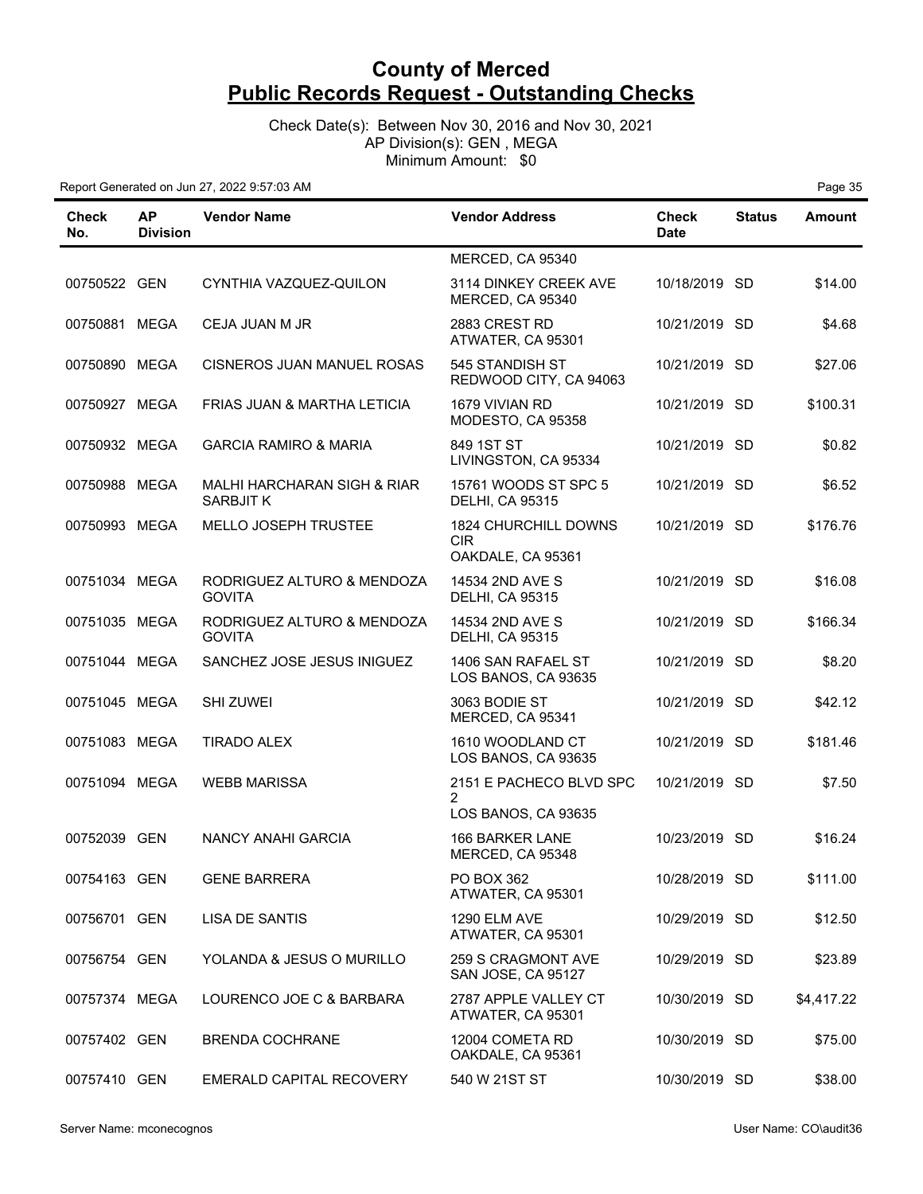# County of Merced
## Public Records Request - Outstanding Checks

Check Date(s): Between Nov 30, 2016 and Nov 30, 2021
AP Division(s): GEN , MEGA
Minimum Amount: $0

Report Generated on Jun 27, 2022 9:57:03 AM

| Check No. | AP Division | Vendor Name | Vendor Address | Check Date | Status | Amount |
|---|---|---|---|---|---|---|
| | | | MERCED, CA 95340 | | | |
| 00750522 | GEN | CYNTHIA VAZQUEZ-QUILON | 3114 DINKEY CREEK AVE MERCED, CA 95340 | 10/18/2019 | SD | $14.00 |
| 00750881 | MEGA | CEJA JUAN M JR | 2883 CREST RD ATWATER, CA 95301 | 10/21/2019 | SD | $4.68 |
| 00750890 | MEGA | CISNEROS JUAN MANUEL ROSAS | 545 STANDISH ST REDWOOD CITY, CA 94063 | 10/21/2019 | SD | $27.06 |
| 00750927 | MEGA | FRIAS JUAN & MARTHA LETICIA | 1679 VIVIAN RD MODESTO, CA 95358 | 10/21/2019 | SD | $100.31 |
| 00750932 | MEGA | GARCIA RAMIRO & MARIA | 849 1ST ST LIVINGSTON, CA 95334 | 10/21/2019 | SD | $0.82 |
| 00750988 | MEGA | MALHI HARCHARAN SIGH & RIAR SARBJIT K | 15761 WOODS ST SPC 5 DELHI, CA 95315 | 10/21/2019 | SD | $6.52 |
| 00750993 | MEGA | MELLO JOSEPH TRUSTEE | 1824 CHURCHILL DOWNS CIR OAKDALE, CA 95361 | 10/21/2019 | SD | $176.76 |
| 00751034 | MEGA | RODRIGUEZ ALTURO & MENDOZA GOVITA | 14534 2ND AVE S DELHI, CA 95315 | 10/21/2019 | SD | $16.08 |
| 00751035 | MEGA | RODRIGUEZ ALTURO & MENDOZA GOVITA | 14534 2ND AVE S DELHI, CA 95315 | 10/21/2019 | SD | $166.34 |
| 00751044 | MEGA | SANCHEZ JOSE JESUS INIGUEZ | 1406 SAN RAFAEL ST LOS BANOS, CA 93635 | 10/21/2019 | SD | $8.20 |
| 00751045 | MEGA | SHI ZUWEI | 3063 BODIE ST MERCED, CA 95341 | 10/21/2019 | SD | $42.12 |
| 00751083 | MEGA | TIRADO ALEX | 1610 WOODLAND CT LOS BANOS, CA 93635 | 10/21/2019 | SD | $181.46 |
| 00751094 | MEGA | WEBB MARISSA | 2151 E PACHECO BLVD SPC 2 LOS BANOS, CA 93635 | 10/21/2019 | SD | $7.50 |
| 00752039 | GEN | NANCY ANAHI GARCIA | 166 BARKER LANE MERCED, CA 95348 | 10/23/2019 | SD | $16.24 |
| 00754163 | GEN | GENE BARRERA | PO BOX 362 ATWATER, CA 95301 | 10/28/2019 | SD | $111.00 |
| 00756701 | GEN | LISA DE SANTIS | 1290 ELM AVE ATWATER, CA 95301 | 10/29/2019 | SD | $12.50 |
| 00756754 | GEN | YOLANDA & JESUS O MURILLO | 259 S CRAGMONT AVE SAN JOSE, CA 95127 | 10/29/2019 | SD | $23.89 |
| 00757374 | MEGA | LOURENCO JOE C & BARBARA | 2787 APPLE VALLEY CT ATWATER, CA 95301 | 10/30/2019 | SD | $4,417.22 |
| 00757402 | GEN | BRENDA COCHRANE | 12004 COMETA RD OAKDALE, CA 95361 | 10/30/2019 | SD | $75.00 |
| 00757410 | GEN | EMERALD CAPITAL RECOVERY | 540 W 21ST ST | 10/30/2019 | SD | $38.00 |

Server Name: mconecognos

User Name: CO\audit36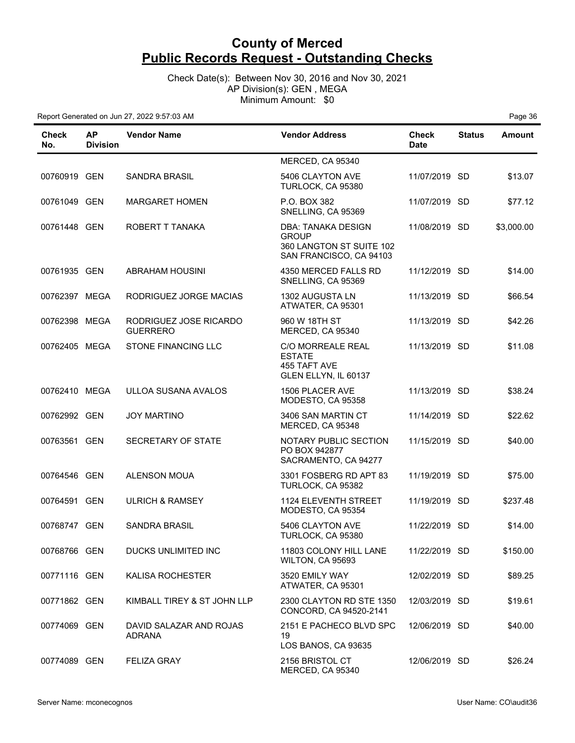# County of Merced
## Public Records Request - Outstanding Checks

Check Date(s): Between Nov 30, 2016 and Nov 30, 2021
AP Division(s): GEN , MEGA
Minimum Amount: $0

Report Generated on Jun 27, 2022 9:57:03 AM

| Check No. | AP Division | Vendor Name | Vendor Address | Check Date | Status | Amount |
|---|---|---|---|---|---|---|
| | | | MERCED, CA 95340 | | | |
| 00760919 | GEN | SANDRA BRASIL | 5406 CLAYTON AVE TURLOCK, CA 95380 | 11/07/2019 | SD | $13.07 |
| 00761049 | GEN | MARGARET HOMEN | P.O. BOX 382 SNELLING, CA 95369 | 11/07/2019 | SD | $77.12 |
| 00761448 | GEN | ROBERT T TANAKA | DBA: TANAKA DESIGN GROUP 360 LANGTON ST SUITE 102 SAN FRANCISCO, CA 94103 | 11/08/2019 | SD | $3,000.00 |
| 00761935 | GEN | ABRAHAM HOUSINI | 4350 MERCED FALLS RD SNELLING, CA 95369 | 11/12/2019 | SD | $14.00 |
| 00762397 | MEGA | RODRIGUEZ JORGE MACIAS | 1302 AUGUSTA LN ATWATER, CA 95301 | 11/13/2019 | SD | $66.54 |
| 00762398 | MEGA | RODRIGUEZ JOSE RICARDO GUERRERO | 960 W 18TH ST MERCED, CA 95340 | 11/13/2019 | SD | $42.26 |
| 00762405 | MEGA | STONE FINANCING LLC | C/O MORREALE REAL ESTATE 455 TAFT AVE GLEN ELLYN, IL 60137 | 11/13/2019 | SD | $11.08 |
| 00762410 | MEGA | ULLOA SUSANA AVALOS | 1506 PLACER AVE MODESTO, CA 95358 | 11/13/2019 | SD | $38.24 |
| 00762992 | GEN | JOY MARTINO | 3406 SAN MARTIN CT MERCED, CA 95348 | 11/14/2019 | SD | $22.62 |
| 00763561 | GEN | SECRETARY OF STATE | NOTARY PUBLIC SECTION PO BOX 942877 SACRAMENTO, CA 94277 | 11/15/2019 | SD | $40.00 |
| 00764546 | GEN | ALENSON MOUA | 3301 FOSBERG RD APT 83 TURLOCK, CA 95382 | 11/19/2019 | SD | $75.00 |
| 00764591 | GEN | ULRICH & RAMSEY | 1124 ELEVENTH STREET MODESTO, CA 95354 | 11/19/2019 | SD | $237.48 |
| 00768747 | GEN | SANDRA BRASIL | 5406 CLAYTON AVE TURLOCK, CA 95380 | 11/22/2019 | SD | $14.00 |
| 00768766 | GEN | DUCKS UNLIMITED INC | 11803 COLONY HILL LANE WILTON, CA 95693 | 11/22/2019 | SD | $150.00 |
| 00771116 | GEN | KALISA ROCHESTER | 3520 EMILY WAY ATWATER, CA 95301 | 12/02/2019 | SD | $89.25 |
| 00771862 | GEN | KIMBALL TIREY & ST JOHN LLP | 2300 CLAYTON RD STE 1350 CONCORD, CA 94520-2141 | 12/03/2019 | SD | $19.61 |
| 00774069 | GEN | DAVID SALAZAR AND ROJAS ADRANA | 2151 E PACHECO BLVD SPC 19 LOS BANOS, CA 93635 | 12/06/2019 | SD | $40.00 |
| 00774089 | GEN | FELIZA GRAY | 2156 BRISTOL CT MERCED, CA 95340 | 12/06/2019 | SD | $26.24 |

Server Name: mconecognos
User Name: CO\audit36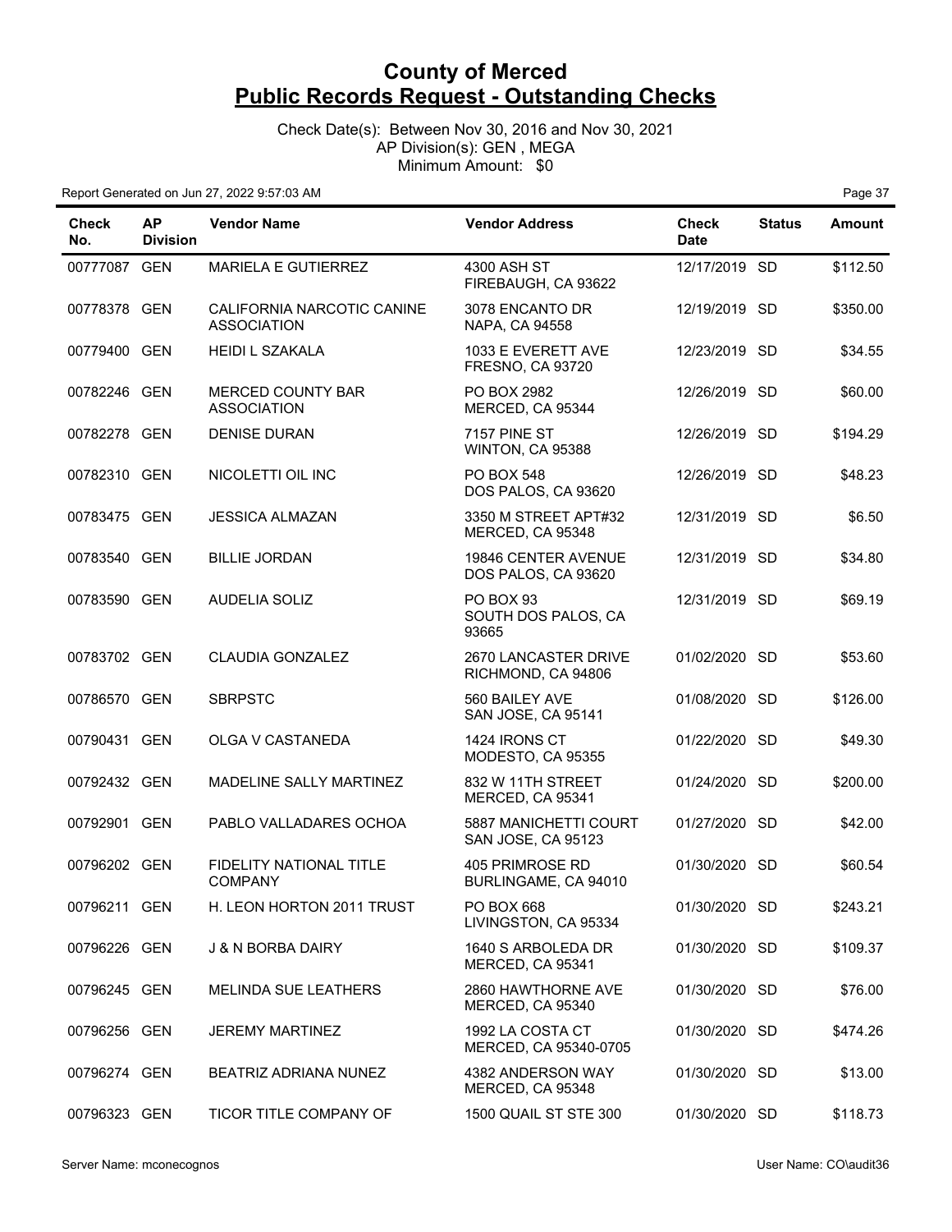# County of Merced
## Public Records Request - Outstanding Checks

Check Date(s): Between Nov 30, 2016 and Nov 30, 2021
AP Division(s): GEN , MEGA
Minimum Amount: $0

Report Generated on Jun 27, 2022 9:57:03 AM

| Check No. | AP Division | Vendor Name | Vendor Address | Check Date | Status | Amount |
|---|---|---|---|---|---|---|
| 00777087 | GEN | MARIELA E GUTIERREZ | 4300 ASH ST FIREBAUGH, CA 93622 | 12/17/2019 | SD | $112.50 |
| 00778378 | GEN | CALIFORNIA NARCOTIC CANINE ASSOCIATION | 3078 ENCANTO DR NAPA, CA 94558 | 12/19/2019 | SD | $350.00 |
| 00779400 | GEN | HEIDI L SZAKALA | 1033 E EVERETT AVE FRESNO, CA 93720 | 12/23/2019 | SD | $34.55 |
| 00782246 | GEN | MERCED COUNTY BAR ASSOCIATION | PO BOX 2982 MERCED, CA 95344 | 12/26/2019 | SD | $60.00 |
| 00782278 | GEN | DENISE DURAN | 7157 PINE ST WINTON, CA 95388 | 12/26/2019 | SD | $194.29 |
| 00782310 | GEN | NICOLETTI OIL INC | PO BOX 548 DOS PALOS, CA 93620 | 12/26/2019 | SD | $48.23 |
| 00783475 | GEN | JESSICA ALMAZAN | 3350 M STREET APT#32 MERCED, CA 95348 | 12/31/2019 | SD | $6.50 |
| 00783540 | GEN | BILLIE JORDAN | 19846 CENTER AVENUE DOS PALOS, CA 93620 | 12/31/2019 | SD | $34.80 |
| 00783590 | GEN | AUDELIA SOLIZ | PO BOX 93 SOUTH DOS PALOS, CA 93665 | 12/31/2019 | SD | $69.19 |
| 00783702 | GEN | CLAUDIA GONZALEZ | 2670 LANCASTER DRIVE RICHMOND, CA 94806 | 01/02/2020 | SD | $53.60 |
| 00786570 | GEN | SBRPSTC | 560 BAILEY AVE SAN JOSE, CA 95141 | 01/08/2020 | SD | $126.00 |
| 00790431 | GEN | OLGA V CASTANEDA | 1424 IRONS CT MODESTO, CA 95355 | 01/22/2020 | SD | $49.30 |
| 00792432 | GEN | MADELINE SALLY MARTINEZ | 832 W 11TH STREET MERCED, CA 95341 | 01/24/2020 | SD | $200.00 |
| 00792901 | GEN | PABLO VALLADARES OCHOA | 5887 MANICHETTI COURT SAN JOSE, CA 95123 | 01/27/2020 | SD | $42.00 |
| 00796202 | GEN | FIDELITY NATIONAL TITLE COMPANY | 405 PRIMROSE RD BURLINGAME, CA 94010 | 01/30/2020 | SD | $60.54 |
| 00796211 | GEN | H. LEON HORTON 2011 TRUST | PO BOX 668 LIVINGSTON, CA 95334 | 01/30/2020 | SD | $243.21 |
| 00796226 | GEN | J & N BORBA DAIRY | 1640 S ARBOLEDA DR MERCED, CA 95341 | 01/30/2020 | SD | $109.37 |
| 00796245 | GEN | MELINDA SUE LEATHERS | 2860 HAWTHORNE AVE MERCED, CA 95340 | 01/30/2020 | SD | $76.00 |
| 00796256 | GEN | JEREMY MARTINEZ | 1992 LA COSTA CT MERCED, CA 95340-0705 | 01/30/2020 | SD | $474.26 |
| 00796274 | GEN | BEATRIZ ADRIANA NUNEZ | 4382 ANDERSON WAY MERCED, CA 95348 | 01/30/2020 | SD | $13.00 |
| 00796323 | GEN | TICOR TITLE COMPANY OF | 1500 QUAIL ST STE 300 | 01/30/2020 | SD | $118.73 |

Server Name: mconecognos

User Name: CO\audit36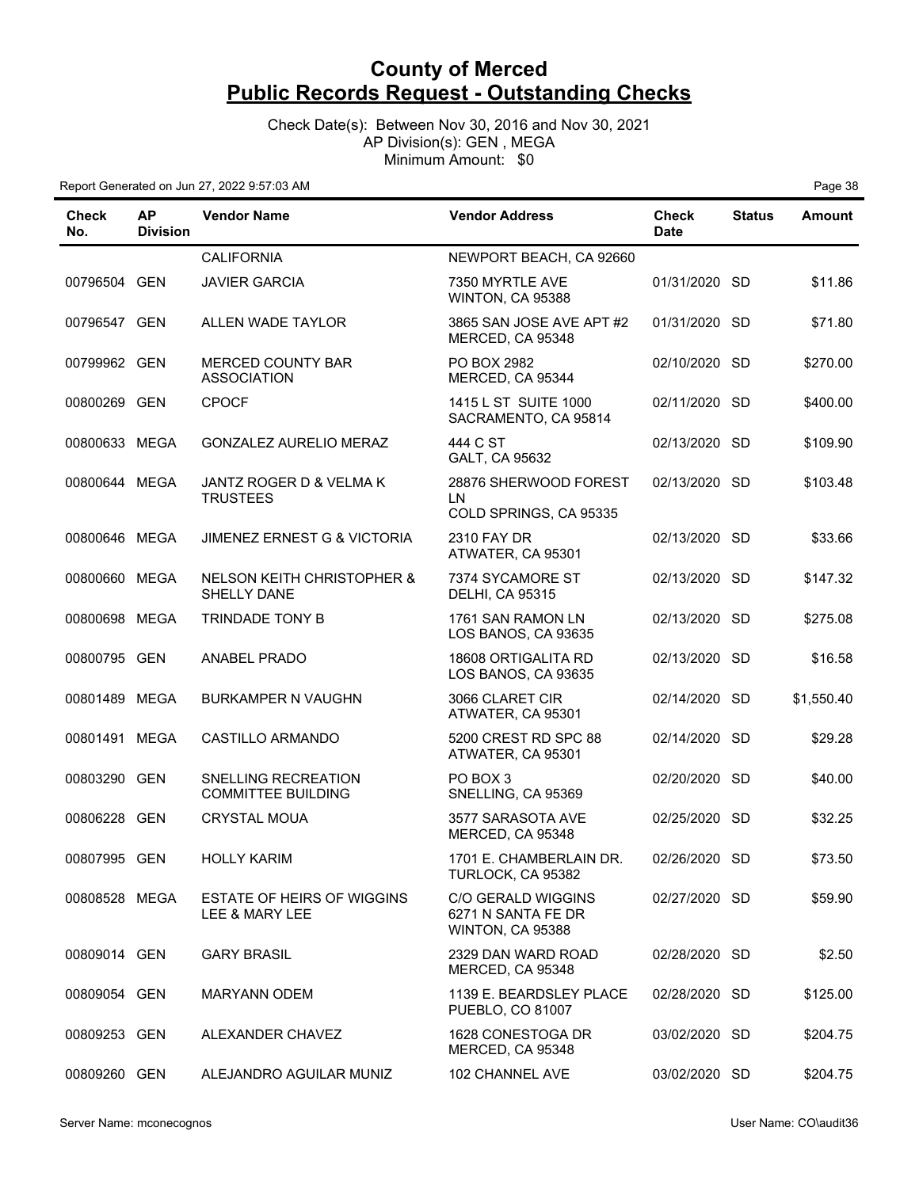# County of Merced
## Public Records Request - Outstanding Checks

Check Date(s): Between Nov 30, 2016 and Nov 30, 2021
AP Division(s): GEN , MEGA
Minimum Amount: $0

Report Generated on Jun 27, 2022 9:57:03 AM

| Check No. | AP Division | Vendor Name | Vendor Address | Check Date | Status | Amount |
|---|---|---|---|---|---|---|
| | | CALIFORNIA | NEWPORT BEACH, CA 92660 | | | |
| 00796504 | GEN | JAVIER GARCIA | 7350 MYRTLE AVE WINTON, CA 95388 | 01/31/2020 | SD | $11.86 |
| 00796547 | GEN | ALLEN WADE TAYLOR | 3865 SAN JOSE AVE APT #2 MERCED, CA 95348 | 01/31/2020 | SD | $71.80 |
| 00799962 | GEN | MERCED COUNTY BAR ASSOCIATION | PO BOX 2982 MERCED, CA 95344 | 02/10/2020 | SD | $270.00 |
| 00800269 | GEN | CPOCF | 1415 L ST SUITE 1000 SACRAMENTO, CA 95814 | 02/11/2020 | SD | $400.00 |
| 00800633 | MEGA | GONZALEZ AURELIO MERAZ | 444 C ST GALT, CA 95632 | 02/13/2020 | SD | $109.90 |
| 00800644 | MEGA | JANTZ ROGER D & VELMA K TRUSTEES | 28876 SHERWOOD FOREST LN COLD SPRINGS, CA 95335 | 02/13/2020 | SD | $103.48 |
| 00800646 | MEGA | JIMENEZ ERNEST G & VICTORIA | 2310 FAY DR ATWATER, CA 95301 | 02/13/2020 | SD | $33.66 |
| 00800660 | MEGA | NELSON KEITH CHRISTOPHER & SHELLY DANE | 7374 SYCAMORE ST DELHI, CA 95315 | 02/13/2020 | SD | $147.32 |
| 00800698 | MEGA | TRINDADE TONY B | 1761 SAN RAMON LN LOS BANOS, CA 93635 | 02/13/2020 | SD | $275.08 |
| 00800795 | GEN | ANABEL PRADO | 18608 ORTIGALITA RD LOS BANOS, CA 93635 | 02/13/2020 | SD | $16.58 |
| 00801489 | MEGA | BURKAMPER N VAUGHN | 3066 CLARET CIR ATWATER, CA 95301 | 02/14/2020 | SD | $1,550.40 |
| 00801491 | MEGA | CASTILLO ARMANDO | 5200 CREST RD SPC 88 ATWATER, CA 95301 | 02/14/2020 | SD | $29.28 |
| 00803290 | GEN | SNELLING RECREATION COMMITTEE BUILDING | PO BOX 3 SNELLING, CA 95369 | 02/20/2020 | SD | $40.00 |
| 00806228 | GEN | CRYSTAL MOUA | 3577 SARASOTA AVE MERCED, CA 95348 | 02/25/2020 | SD | $32.25 |
| 00807995 | GEN | HOLLY KARIM | 1701 E. CHAMBERLAIN DR. TURLOCK, CA 95382 | 02/26/2020 | SD | $73.50 |
| 00808528 | MEGA | ESTATE OF HEIRS OF WIGGINS LEE & MARY LEE | C/O GERALD WIGGINS 6271 N SANTA FE DR WINTON, CA 95388 | 02/27/2020 | SD | $59.90 |
| 00809014 | GEN | GARY BRASIL | 2329 DAN WARD ROAD MERCED, CA 95348 | 02/28/2020 | SD | $2.50 |
| 00809054 | GEN | MARYANN ODEM | 1139 E. BEARDSLEY PLACE PUEBLO, CO 81007 | 02/28/2020 | SD | $125.00 |
| 00809253 | GEN | ALEXANDER CHAVEZ | 1628 CONESTOGA DR MERCED, CA 95348 | 03/02/2020 | SD | $204.75 |
| 00809260 | GEN | ALEJANDRO AGUILAR MUNIZ | 102 CHANNEL AVE | 03/02/2020 | SD | $204.75 |

Server Name: mconecognos

User Name: CO\audit36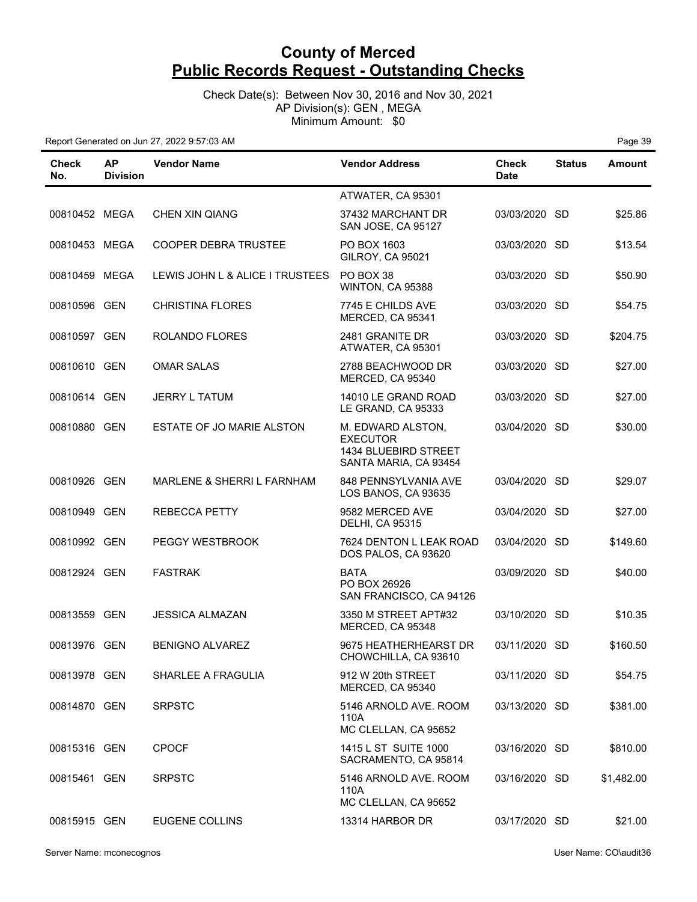# County of Merced
## Public Records Request - Outstanding Checks

Check Date(s): Between Nov 30, 2016 and Nov 30, 2021
AP Division(s): GEN , MEGA
Minimum Amount: $0

Report Generated on Jun 27, 2022 9:57:03 AM

| Check No. | AP Division | Vendor Name | Vendor Address | Check Date | Status | Amount |
|---|---|---|---|---|---|---|
| | | | ATWATER, CA 95301 | | | |
| 00810452 | MEGA | CHEN XIN QIANG | 37432 MARCHANT DR SAN JOSE, CA 95127 | 03/03/2020 | SD | $25.86 |
| 00810453 | MEGA | COOPER DEBRA TRUSTEE | PO BOX 1603 GILROY, CA 95021 | 03/03/2020 | SD | $13.54 |
| 00810459 | MEGA | LEWIS JOHN L & ALICE I TRUSTEES | PO BOX 38 WINTON, CA 95388 | 03/03/2020 | SD | $50.90 |
| 00810596 | GEN | CHRISTINA FLORES | 7745 E CHILDS AVE MERCED, CA 95341 | 03/03/2020 | SD | $54.75 |
| 00810597 | GEN | ROLANDO FLORES | 2481 GRANITE DR ATWATER, CA 95301 | 03/03/2020 | SD | $204.75 |
| 00810610 | GEN | OMAR SALAS | 2788 BEACHWOOD DR MERCED, CA 95340 | 03/03/2020 | SD | $27.00 |
| 00810614 | GEN | JERRY L TATUM | 14010 LE GRAND ROAD LE GRAND, CA 95333 | 03/03/2020 | SD | $27.00 |
| 00810880 | GEN | ESTATE OF JO MARIE ALSTON | M. EDWARD ALSTON, EXECUTOR 1434 BLUEBIRD STREET SANTA MARIA, CA 93454 | 03/04/2020 | SD | $30.00 |
| 00810926 | GEN | MARLENE & SHERRI L FARNHAM | 848 PENNSYLVANIA AVE LOS BANOS, CA 93635 | 03/04/2020 | SD | $29.07 |
| 00810949 | GEN | REBECCA PETTY | 9582 MERCED AVE DELHI, CA 95315 | 03/04/2020 | SD | $27.00 |
| 00810992 | GEN | PEGGY WESTBROOK | 7624 DENTON L LEAK ROAD DOS PALOS, CA 93620 | 03/04/2020 | SD | $149.60 |
| 00812924 | GEN | FASTRAK | BATA PO BOX 26926 SAN FRANCISCO, CA 94126 | 03/09/2020 | SD | $40.00 |
| 00813559 | GEN | JESSICA ALMAZAN | 3350 M STREET APT#32 MERCED, CA 95348 | 03/10/2020 | SD | $10.35 |
| 00813976 | GEN | BENIGNO ALVAREZ | 9675 HEATHERHEARST DR CHOWCHILLA, CA 93610 | 03/11/2020 | SD | $160.50 |
| 00813978 | GEN | SHARLEE A FRAGULIA | 912 W 20th STREET MERCED, CA 95340 | 03/11/2020 | SD | $54.75 |
| 00814870 | GEN | SRPSTC | 5146 ARNOLD AVE. ROOM 110A MC CLELLAN, CA 95652 | 03/13/2020 | SD | $381.00 |
| 00815316 | GEN | CPOCF | 1415 L ST SUITE 1000 SACRAMENTO, CA 95814 | 03/16/2020 | SD | $810.00 |
| 00815461 | GEN | SRPSTC | 5146 ARNOLD AVE. ROOM 110A MC CLELLAN, CA 95652 | 03/16/2020 | SD | $1,482.00 |
| 00815915 | GEN | EUGENE COLLINS | 13314 HARBOR DR | 03/17/2020 | SD | $21.00 |

Server Name: mconecognos

User Name: CO\audit36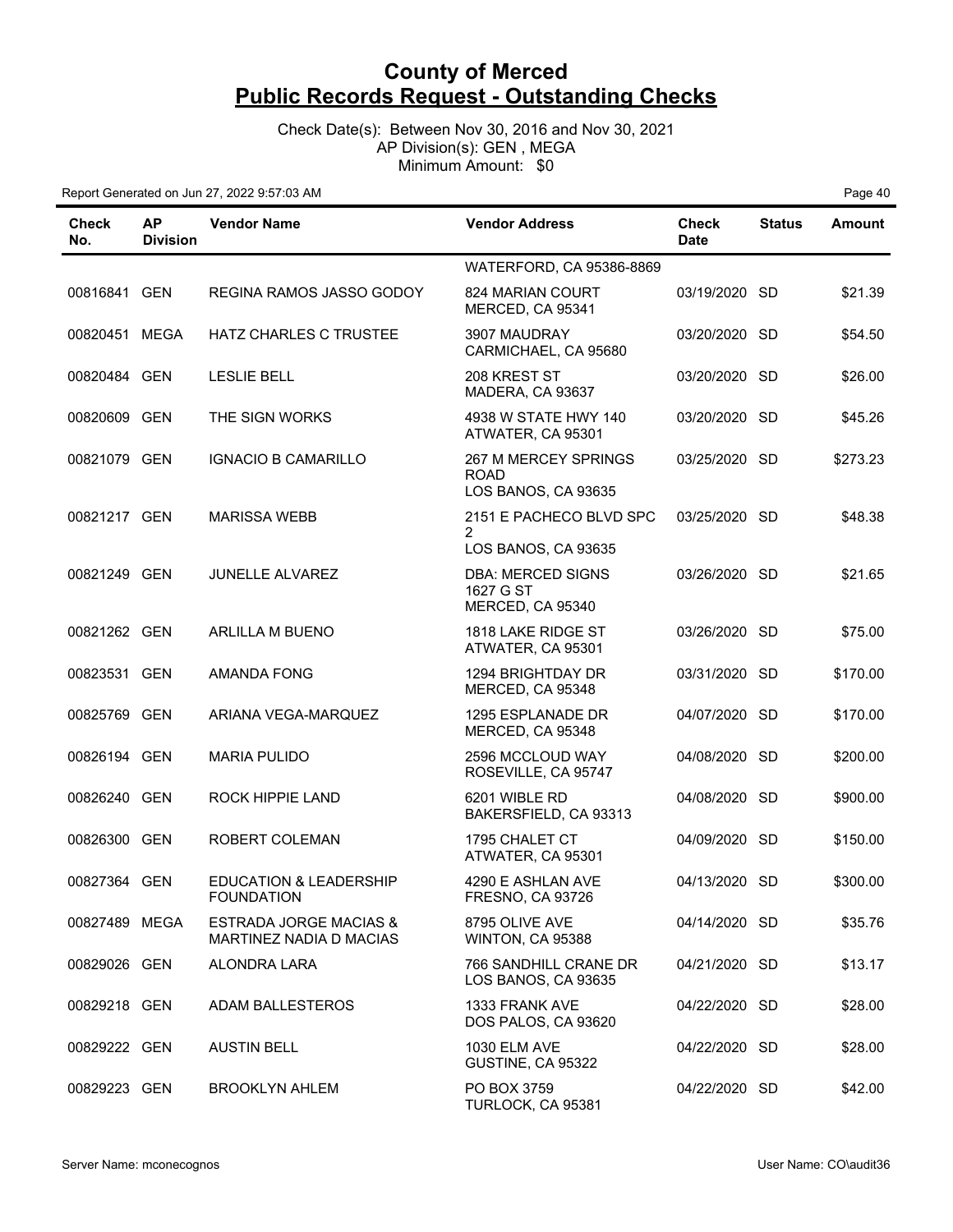# County of Merced
## Public Records Request - Outstanding Checks

Check Date(s): Between Nov 30, 2016 and Nov 30, 2021
AP Division(s): GEN , MEGA
Minimum Amount: $0

Report Generated on Jun 27, 2022 9:57:03 AM

| Check No. | AP Division | Vendor Name | Vendor Address | Check Date | Status | Amount |
|---|---|---|---|---|---|---|
| | | | WATERFORD, CA 95386-8869 | | | |
| 00816841 | GEN | REGINA RAMOS JASSO GODOY | 824 MARIAN COURT MERCED, CA 95341 | 03/19/2020 | SD | $21.39 |
| 00820451 | MEGA | HATZ CHARLES C TRUSTEE | 3907 MAUDRAY CARMICHAEL, CA 95680 | 03/20/2020 | SD | $54.50 |
| 00820484 | GEN | LESLIE BELL | 208 KREST ST MADERA, CA 93637 | 03/20/2020 | SD | $26.00 |
| 00820609 | GEN | THE SIGN WORKS | 4938 W STATE HWY 140 ATWATER, CA 95301 | 03/20/2020 | SD | $45.26 |
| 00821079 | GEN | IGNACIO B CAMARILLO | 267 M MERCEY SPRINGS ROAD LOS BANOS, CA 93635 | 03/25/2020 | SD | $273.23 |
| 00821217 | GEN | MARISSA WEBB | 2151 E PACHECO BLVD SPC 2 LOS BANOS, CA 93635 | 03/25/2020 | SD | $48.38 |
| 00821249 | GEN | JUNELLE ALVAREZ | DBA: MERCED SIGNS 1627 G ST MERCED, CA 95340 | 03/26/2020 | SD | $21.65 |
| 00821262 | GEN | ARLILLA M BUENO | 1818 LAKE RIDGE ST ATWATER, CA 95301 | 03/26/2020 | SD | $75.00 |
| 00823531 | GEN | AMANDA FONG | 1294 BRIGHTDAY DR MERCED, CA 95348 | 03/31/2020 | SD | $170.00 |
| 00825769 | GEN | ARIANA VEGA-MARQUEZ | 1295 ESPLANADE DR MERCED, CA 95348 | 04/07/2020 | SD | $170.00 |
| 00826194 | GEN | MARIA PULIDO | 2596 MCCLOUD WAY ROSEVILLE, CA 95747 | 04/08/2020 | SD | $200.00 |
| 00826240 | GEN | ROCK HIPPIE LAND | 6201 WIBLE RD BAKERSFIELD, CA 93313 | 04/08/2020 | SD | $900.00 |
| 00826300 | GEN | ROBERT COLEMAN | 1795 CHALET CT ATWATER, CA 95301 | 04/09/2020 | SD | $150.00 |
| 00827364 | GEN | EDUCATION & LEADERSHIP FOUNDATION | 4290 E ASHLAN AVE FRESNO, CA 93726 | 04/13/2020 | SD | $300.00 |
| 00827489 | MEGA | ESTRADA JORGE MACIAS & MARTINEZ NADIA D MACIAS | 8795 OLIVE AVE WINTON, CA 95388 | 04/14/2020 | SD | $35.76 |
| 00829026 | GEN | ALONDRA LARA | 766 SANDHILL CRANE DR LOS BANOS, CA 93635 | 04/21/2020 | SD | $13.17 |
| 00829218 | GEN | ADAM BALLESTEROS | 1333 FRANK AVE DOS PALOS, CA 93620 | 04/22/2020 | SD | $28.00 |
| 00829222 | GEN | AUSTIN BELL | 1030 ELM AVE GUSTINE, CA 95322 | 04/22/2020 | SD | $28.00 |
| 00829223 | GEN | BROOKLYN AHLEM | PO BOX 3759 TURLOCK, CA 95381 | 04/22/2020 | SD | $42.00 |

Server Name: mconecognos

User Name: CO\audit36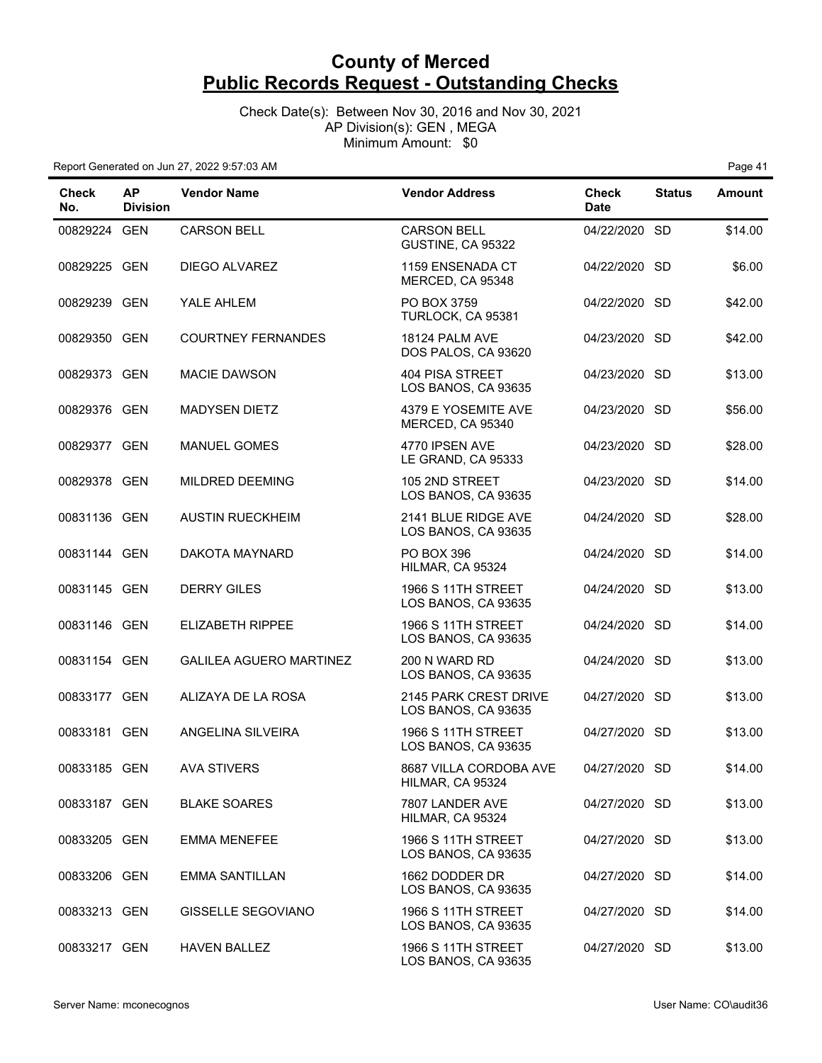# County of Merced
## Public Records Request - Outstanding Checks

Check Date(s): Between Nov 30, 2016 and Nov 30, 2021
AP Division(s): GEN , MEGA
Minimum Amount: $0

Report Generated on Jun 27, 2022 9:57:03 AM

| Check No. | AP Division | Vendor Name | Vendor Address | Check Date | Status | Amount |
|---|---|---|---|---|---|---|
| 00829224 | GEN | CARSON BELL | CARSON BELL GUSTINE, CA 95322 | 04/22/2020 | SD | $14.00 |
| 00829225 | GEN | DIEGO ALVAREZ | 1159 ENSENADA CT MERCED, CA 95348 | 04/22/2020 | SD | $6.00 |
| 00829239 | GEN | YALE AHLEM | PO BOX 3759 TURLOCK, CA 95381 | 04/22/2020 | SD | $42.00 |
| 00829350 | GEN | COURTNEY FERNANDES | 18124 PALM AVE DOS PALOS, CA 93620 | 04/23/2020 | SD | $42.00 |
| 00829373 | GEN | MACIE DAWSON | 404 PISA STREET LOS BANOS, CA 93635 | 04/23/2020 | SD | $13.00 |
| 00829376 | GEN | MADYSEN DIETZ | 4379 E YOSEMITE AVE MERCED, CA 95340 | 04/23/2020 | SD | $56.00 |
| 00829377 | GEN | MANUEL GOMES | 4770 IPSEN AVE LE GRAND, CA 95333 | 04/23/2020 | SD | $28.00 |
| 00829378 | GEN | MILDRED DEEMING | 105 2ND STREET LOS BANOS, CA 93635 | 04/23/2020 | SD | $14.00 |
| 00831136 | GEN | AUSTIN RUECKHEIM | 2141 BLUE RIDGE AVE LOS BANOS, CA 93635 | 04/24/2020 | SD | $28.00 |
| 00831144 | GEN | DAKOTA MAYNARD | PO BOX 396 HILMAR, CA 95324 | 04/24/2020 | SD | $14.00 |
| 00831145 | GEN | DERRY GILES | 1966 S 11TH STREET LOS BANOS, CA 93635 | 04/24/2020 | SD | $13.00 |
| 00831146 | GEN | ELIZABETH RIPPEE | 1966 S 11TH STREET LOS BANOS, CA 93635 | 04/24/2020 | SD | $14.00 |
| 00831154 | GEN | GALILEA AGUERO MARTINEZ | 200 N WARD RD LOS BANOS, CA 93635 | 04/24/2020 | SD | $13.00 |
| 00833177 | GEN | ALIZAYA DE LA ROSA | 2145 PARK CREST DRIVE LOS BANOS, CA 93635 | 04/27/2020 | SD | $13.00 |
| 00833181 | GEN | ANGELINA SILVEIRA | 1966 S 11TH STREET LOS BANOS, CA 93635 | 04/27/2020 | SD | $13.00 |
| 00833185 | GEN | AVA STIVERS | 8687 VILLA CORDOBA AVE HILMAR, CA 95324 | 04/27/2020 | SD | $14.00 |
| 00833187 | GEN | BLAKE SOARES | 7807 LANDER AVE HILMAR, CA 95324 | 04/27/2020 | SD | $13.00 |
| 00833205 | GEN | EMMA MENEFEE | 1966 S 11TH STREET LOS BANOS, CA 93635 | 04/27/2020 | SD | $13.00 |
| 00833206 | GEN | EMMA SANTILLAN | 1662 DODDER DR LOS BANOS, CA 93635 | 04/27/2020 | SD | $14.00 |
| 00833213 | GEN | GISSELLE SEGOVIANO | 1966 S 11TH STREET LOS BANOS, CA 93635 | 04/27/2020 | SD | $14.00 |
| 00833217 | GEN | HAVEN BALLEZ | 1966 S 11TH STREET LOS BANOS, CA 93635 | 04/27/2020 | SD | $13.00 |

Server Name: mconecognos User Name: CO\audit36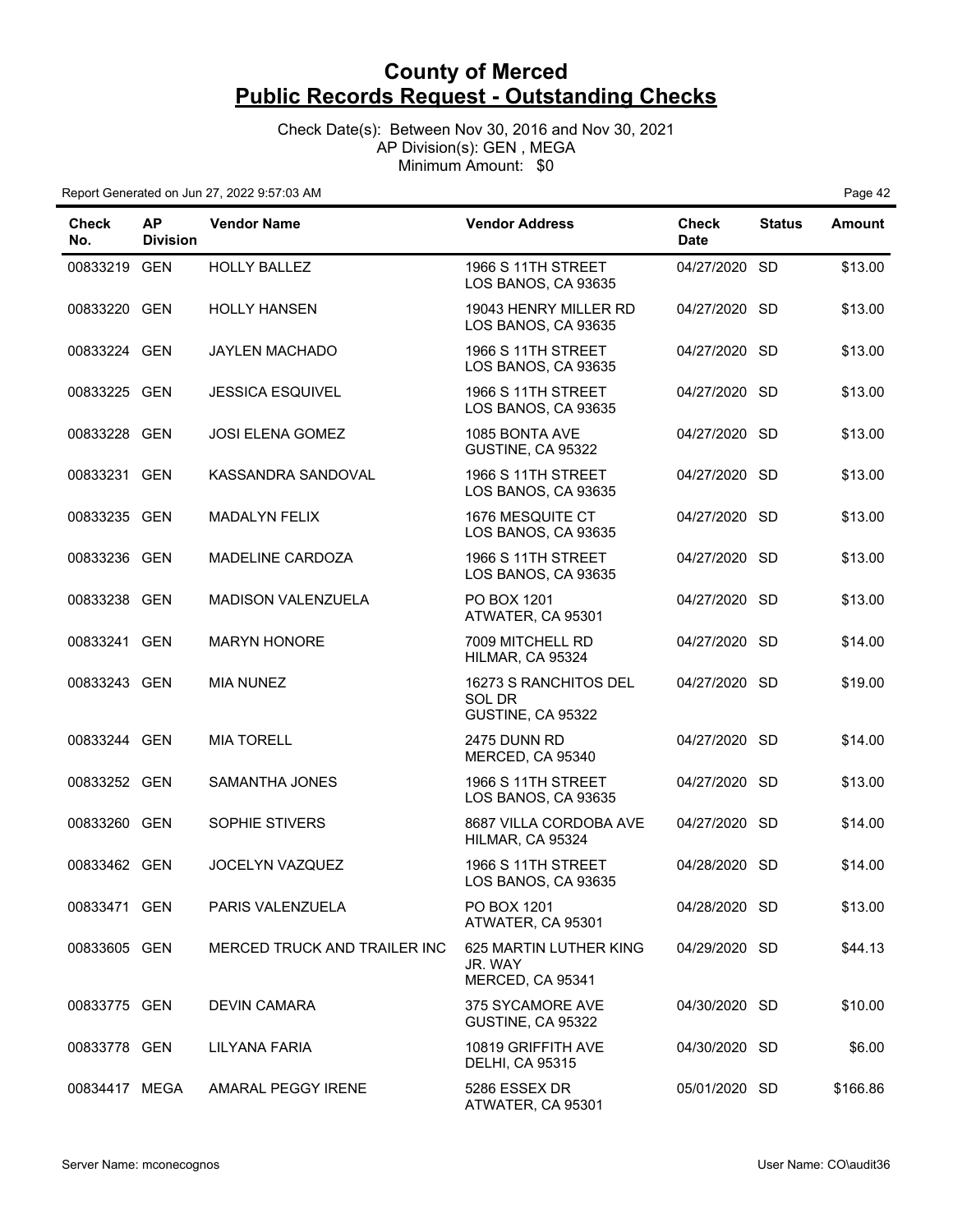# County of Merced
## Public Records Request - Outstanding Checks

Check Date(s): Between Nov 30, 2016 and Nov 30, 2021
AP Division(s): GEN , MEGA
Minimum Amount: $0

Report Generated on Jun 27, 2022 9:57:03 AM

| Check No. | AP Division | Vendor Name | Vendor Address | Check Date | Status | Amount |
|---|---|---|---|---|---|---|
| 00833219 | GEN | HOLLY BALLEZ | 1966 S 11TH STREET LOS BANOS, CA 93635 | 04/27/2020 | SD | $13.00 |
| 00833220 | GEN | HOLLY HANSEN | 19043 HENRY MILLER RD LOS BANOS, CA 93635 | 04/27/2020 | SD | $13.00 |
| 00833224 | GEN | JAYLEN MACHADO | 1966 S 11TH STREET LOS BANOS, CA 93635 | 04/27/2020 | SD | $13.00 |
| 00833225 | GEN | JESSICA ESQUIVEL | 1966 S 11TH STREET LOS BANOS, CA 93635 | 04/27/2020 | SD | $13.00 |
| 00833228 | GEN | JOSI ELENA GOMEZ | 1085 BONTA AVE GUSTINE, CA 95322 | 04/27/2020 | SD | $13.00 |
| 00833231 | GEN | KASSANDRA SANDOVAL | 1966 S 11TH STREET LOS BANOS, CA 93635 | 04/27/2020 | SD | $13.00 |
| 00833235 | GEN | MADALYN FELIX | 1676 MESQUITE CT LOS BANOS, CA 93635 | 04/27/2020 | SD | $13.00 |
| 00833236 | GEN | MADELINE CARDOZA | 1966 S 11TH STREET LOS BANOS, CA 93635 | 04/27/2020 | SD | $13.00 |
| 00833238 | GEN | MADISON VALENZUELA | PO BOX 1201 ATWATER, CA 95301 | 04/27/2020 | SD | $13.00 |
| 00833241 | GEN | MARYN HONORE | 7009 MITCHELL RD HILMAR, CA 95324 | 04/27/2020 | SD | $14.00 |
| 00833243 | GEN | MIA NUNEZ | 16273 S RANCHITOS DEL SOL DR GUSTINE, CA 95322 | 04/27/2020 | SD | $19.00 |
| 00833244 | GEN | MIA TORELL | 2475 DUNN RD MERCED, CA 95340 | 04/27/2020 | SD | $14.00 |
| 00833252 | GEN | SAMANTHA JONES | 1966 S 11TH STREET LOS BANOS, CA 93635 | 04/27/2020 | SD | $13.00 |
| 00833260 | GEN | SOPHIE STIVERS | 8687 VILLA CORDOBA AVE HILMAR, CA 95324 | 04/27/2020 | SD | $14.00 |
| 00833462 | GEN | JOCELYN VAZQUEZ | 1966 S 11TH STREET LOS BANOS, CA 93635 | 04/28/2020 | SD | $14.00 |
| 00833471 | GEN | PARIS VALENZUELA | PO BOX 1201 ATWATER, CA 95301 | 04/28/2020 | SD | $13.00 |
| 00833605 | GEN | MERCED TRUCK AND TRAILER INC | 625 MARTIN LUTHER KING JR. WAY MERCED, CA 95341 | 04/29/2020 | SD | $44.13 |
| 00833775 | GEN | DEVIN CAMARA | 375 SYCAMORE AVE GUSTINE, CA 95322 | 04/30/2020 | SD | $10.00 |
| 00833778 | GEN | LILYANA FARIA | 10819 GRIFFITH AVE DELHI, CA 95315 | 04/30/2020 | SD | $6.00 |
| 00834417 | MEGA | AMARAL PEGGY IRENE | 5286 ESSEX DR ATWATER, CA 95301 | 05/01/2020 | SD | $166.86 |

Server Name: mconecognos — User Name: CO\audit36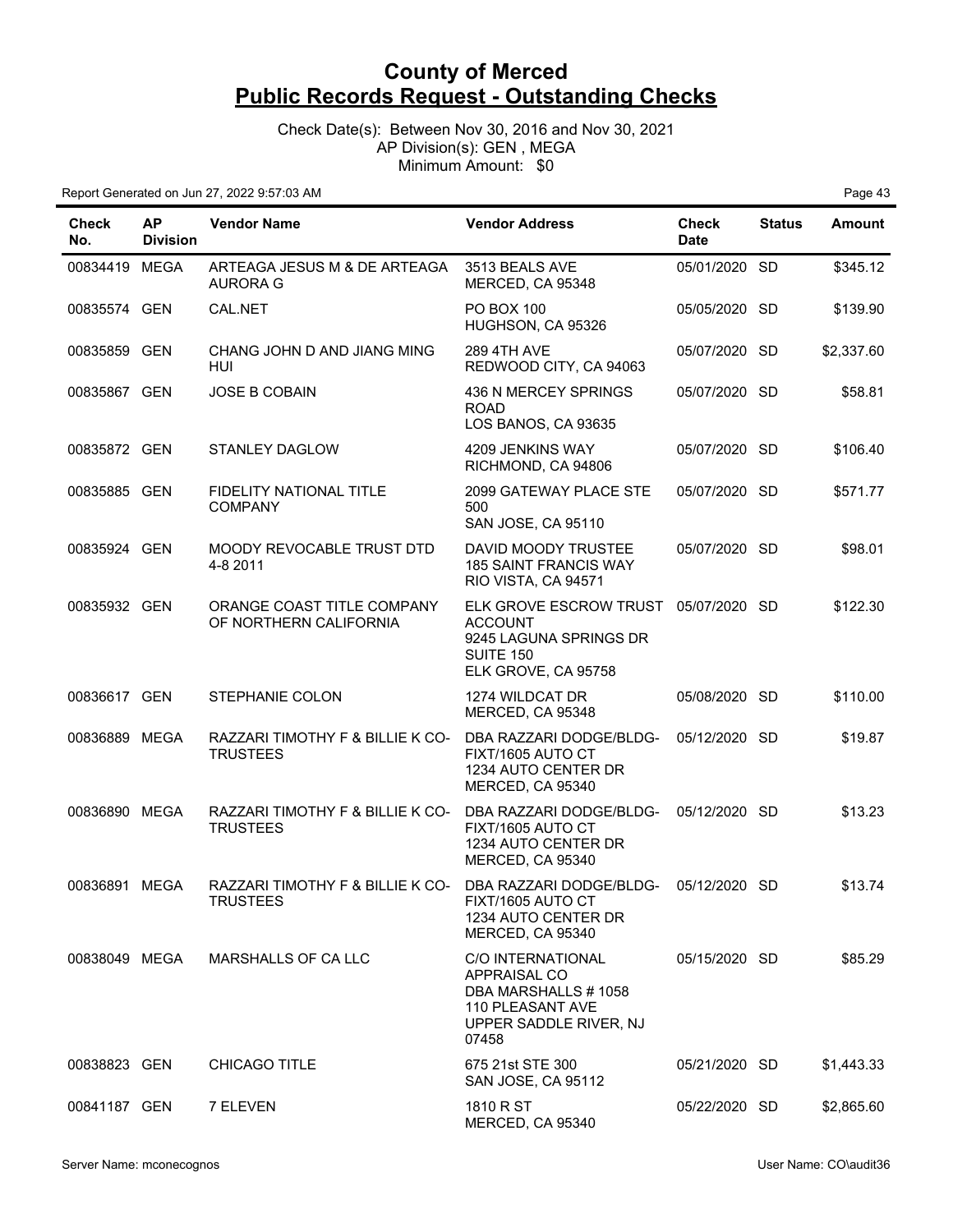# County of Merced
# Public Records Request - Outstanding Checks

Check Date(s): Between Nov 30, 2016 and Nov 30, 2021
AP Division(s): GEN , MEGA
Minimum Amount: $0

Report Generated on Jun 27, 2022 9:57:03 AM

| Check No. | AP Division | Vendor Name | Vendor Address | Check Date | Status | Amount |
|---|---|---|---|---|---|---|
| 00834419 | MEGA | ARTEAGA JESUS M & DE ARTEAGA AURORA G | 3513 BEALS AVE MERCED, CA 95348 | 05/01/2020 | SD | $345.12 |
| 00835574 | GEN | CAL.NET | PO BOX 100 HUGHSON, CA 95326 | 05/05/2020 | SD | $139.90 |
| 00835859 | GEN | CHANG JOHN D AND JIANG MING HUI | 289 4TH AVE REDWOOD CITY, CA 94063 | 05/07/2020 | SD | $2,337.60 |
| 00835867 | GEN | JOSE B COBAIN | 436 N MERCEY SPRINGS ROAD LOS BANOS, CA 93635 | 05/07/2020 | SD | $58.81 |
| 00835872 | GEN | STANLEY DAGLOW | 4209 JENKINS WAY RICHMOND, CA 94806 | 05/07/2020 | SD | $106.40 |
| 00835885 | GEN | FIDELITY NATIONAL TITLE COMPANY | 2099 GATEWAY PLACE STE 500 SAN JOSE, CA 95110 | 05/07/2020 | SD | $571.77 |
| 00835924 | GEN | MOODY REVOCABLE TRUST DTD 4-8 2011 | DAVID MOODY TRUSTEE 185 SAINT FRANCIS WAY RIO VISTA, CA 94571 | 05/07/2020 | SD | $98.01 |
| 00835932 | GEN | ORANGE COAST TITLE COMPANY OF NORTHERN CALIFORNIA | ELK GROVE ESCROW TRUST ACCOUNT 9245 LAGUNA SPRINGS DR SUITE 150 ELK GROVE, CA 95758 | 05/07/2020 | SD | $122.30 |
| 00836617 | GEN | STEPHANIE COLON | 1274 WILDCAT DR MERCED, CA 95348 | 05/08/2020 | SD | $110.00 |
| 00836889 | MEGA | RAZZARI TIMOTHY F & BILLIE K CO-TRUSTEES | DBA RAZZARI DODGE/BLDG-FIXT/1605 AUTO CT 1234 AUTO CENTER DR MERCED, CA 95340 | 05/12/2020 | SD | $19.87 |
| 00836890 | MEGA | RAZZARI TIMOTHY F & BILLIE K CO-TRUSTEES | DBA RAZZARI DODGE/BLDG-FIXT/1605 AUTO CT 1234 AUTO CENTER DR MERCED, CA 95340 | 05/12/2020 | SD | $13.23 |
| 00836891 | MEGA | RAZZARI TIMOTHY F & BILLIE K CO-TRUSTEES | DBA RAZZARI DODGE/BLDG-FIXT/1605 AUTO CT 1234 AUTO CENTER DR MERCED, CA 95340 | 05/12/2020 | SD | $13.74 |
| 00838049 | MEGA | MARSHALLS OF CA LLC | C/O INTERNATIONAL APPRAISAL CO DBA MARSHALLS # 1058 110 PLEASANT AVE UPPER SADDLE RIVER, NJ 07458 | 05/15/2020 | SD | $85.29 |
| 00838823 | GEN | CHICAGO TITLE | 675 21st STE 300 SAN JOSE, CA 95112 | 05/21/2020 | SD | $1,443.33 |
| 00841187 | GEN | 7 ELEVEN | 1810 R ST MERCED, CA 95340 | 05/22/2020 | SD | $2,865.60 |

Server Name: mconecognos

User Name: CO\audit36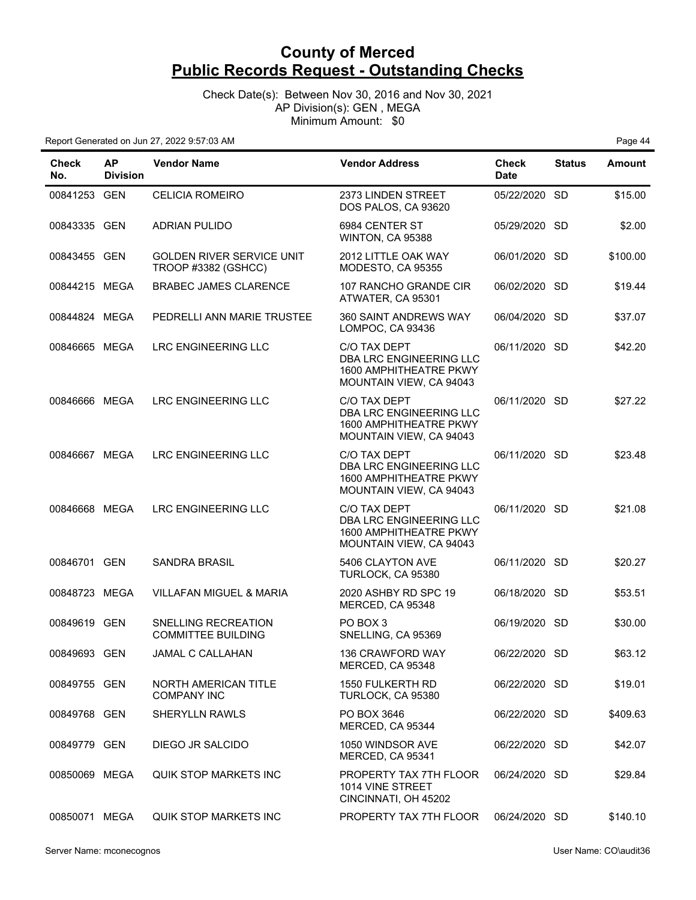# County of Merced
## Public Records Request - Outstanding Checks

Check Date(s): Between Nov 30, 2016 and Nov 30, 2021
AP Division(s): GEN , MEGA
Minimum Amount: $0

Report Generated on Jun 27, 2022 9:57:03 AM

| Check No. | AP Division | Vendor Name | Vendor Address | Check Date | Status | Amount |
|---|---|---|---|---|---|---|
| 00841253 | GEN | CELICIA ROMEIRO | 2373 LINDEN STREET DOS PALOS, CA 93620 | 05/22/2020 | SD | $15.00 |
| 00843335 | GEN | ADRIAN PULIDO | 6984 CENTER ST WINTON, CA 95388 | 05/29/2020 | SD | $2.00 |
| 00843455 | GEN | GOLDEN RIVER SERVICE UNIT TROOP #3382 (GSHCC) | 2012 LITTLE OAK WAY MODESTO, CA 95355 | 06/01/2020 | SD | $100.00 |
| 00844215 | MEGA | BRABEC JAMES CLARENCE | 107 RANCHO GRANDE CIR ATWATER, CA 95301 | 06/02/2020 | SD | $19.44 |
| 00844824 | MEGA | PEDRELLI ANN MARIE TRUSTEE | 360 SAINT ANDREWS WAY LOMPOC, CA 93436 | 06/04/2020 | SD | $37.07 |
| 00846665 | MEGA | LRC ENGINEERING LLC | C/O TAX DEPT DBA LRC ENGINEERING LLC 1600 AMPHITHEATRE PKWY MOUNTAIN VIEW, CA 94043 | 06/11/2020 | SD | $42.20 |
| 00846666 | MEGA | LRC ENGINEERING LLC | C/O TAX DEPT DBA LRC ENGINEERING LLC 1600 AMPHITHEATRE PKWY MOUNTAIN VIEW, CA 94043 | 06/11/2020 | SD | $27.22 |
| 00846667 | MEGA | LRC ENGINEERING LLC | C/O TAX DEPT DBA LRC ENGINEERING LLC 1600 AMPHITHEATRE PKWY MOUNTAIN VIEW, CA 94043 | 06/11/2020 | SD | $23.48 |
| 00846668 | MEGA | LRC ENGINEERING LLC | C/O TAX DEPT DBA LRC ENGINEERING LLC 1600 AMPHITHEATRE PKWY MOUNTAIN VIEW, CA 94043 | 06/11/2020 | SD | $21.08 |
| 00846701 | GEN | SANDRA BRASIL | 5406 CLAYTON AVE TURLOCK, CA 95380 | 06/11/2020 | SD | $20.27 |
| 00848723 | MEGA | VILLAFAN MIGUEL & MARIA | 2020 ASHBY RD SPC 19 MERCED, CA 95348 | 06/18/2020 | SD | $53.51 |
| 00849619 | GEN | SNELLING RECREATION COMMITTEE BUILDING | PO BOX 3 SNELLING, CA 95369 | 06/19/2020 | SD | $30.00 |
| 00849693 | GEN | JAMAL C CALLAHAN | 136 CRAWFORD WAY MERCED, CA 95348 | 06/22/2020 | SD | $63.12 |
| 00849755 | GEN | NORTH AMERICAN TITLE COMPANY INC | 1550 FULKERTH RD TURLOCK, CA 95380 | 06/22/2020 | SD | $19.01 |
| 00849768 | GEN | SHERYLLN RAWLS | PO BOX 3646 MERCED, CA 95344 | 06/22/2020 | SD | $409.63 |
| 00849779 | GEN | DIEGO JR SALCIDO | 1050 WINDSOR AVE MERCED, CA 95341 | 06/22/2020 | SD | $42.07 |
| 00850069 | MEGA | QUIK STOP MARKETS INC | PROPERTY TAX 7TH FLOOR 1014 VINE STREET CINCINNATI, OH 45202 | 06/24/2020 | SD | $29.84 |
| 00850071 | MEGA | QUIK STOP MARKETS INC | PROPERTY TAX 7TH FLOOR | 06/24/2020 | SD | $140.10 |

Server Name: mconecognos

User Name: CO\audit36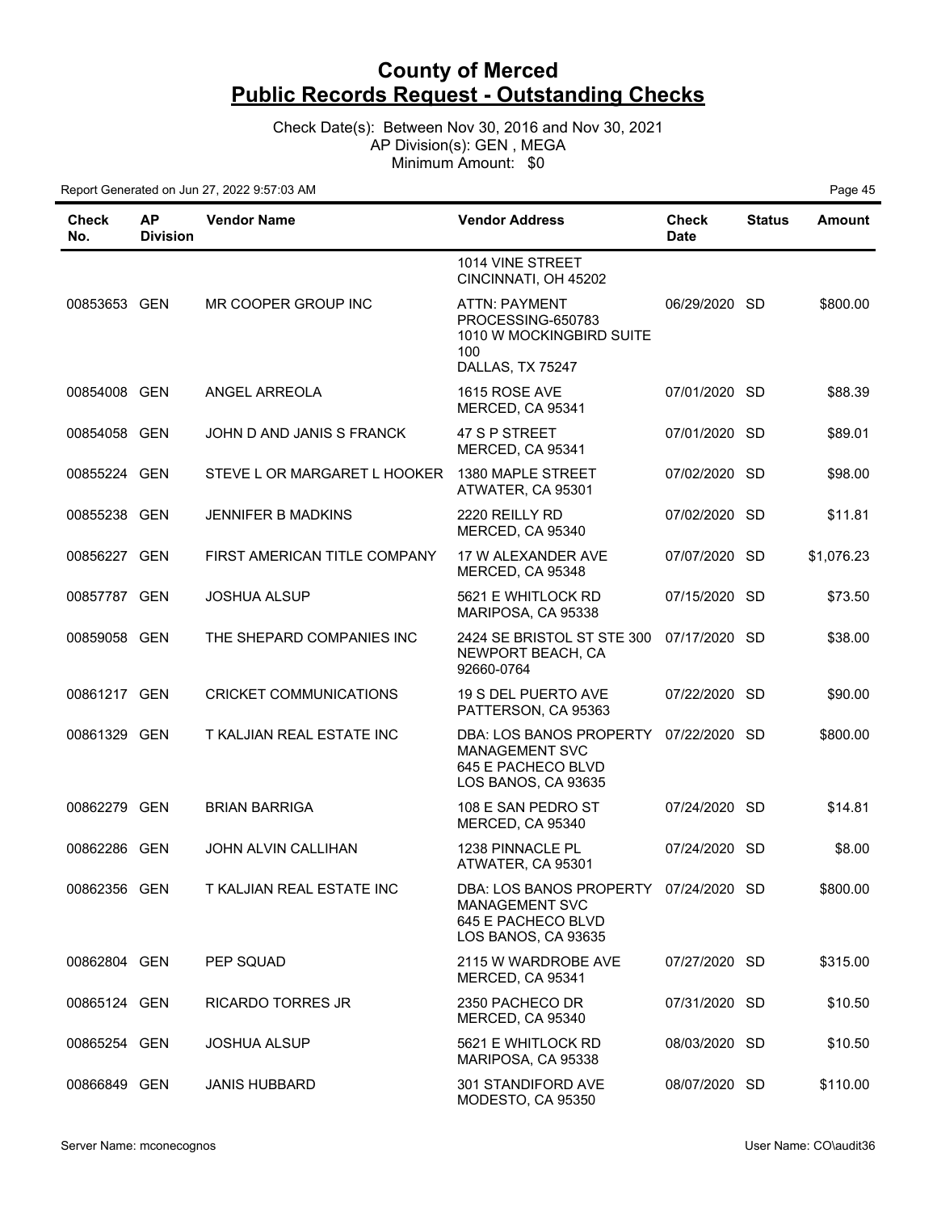# County of Merced
## Public Records Request - Outstanding Checks

Check Date(s): Between Nov 30, 2016 and Nov 30, 2021
AP Division(s): GEN , MEGA
Minimum Amount: $0

Report Generated on Jun 27, 2022 9:57:03 AM

| Check No. | AP Division | Vendor Name | Vendor Address | Check Date | Status | Amount |
|---|---|---|---|---|---|---|
| | | | 1014 VINE STREET CINCINNATI, OH 45202 | | | |
| 00853653 | GEN | MR COOPER GROUP INC | ATTN: PAYMENT PROCESSING-650783 1010 W MOCKINGBIRD SUITE 100 DALLAS, TX 75247 | 06/29/2020 | SD | $800.00 |
| 00854008 | GEN | ANGEL ARREOLA | 1615 ROSE AVE MERCED, CA 95341 | 07/01/2020 | SD | $88.39 |
| 00854058 | GEN | JOHN D AND JANIS S FRANCK | 47 S P STREET MERCED, CA 95341 | 07/01/2020 | SD | $89.01 |
| 00855224 | GEN | STEVE L OR MARGARET L HOOKER | 1380 MAPLE STREET ATWATER, CA 95301 | 07/02/2020 | SD | $98.00 |
| 00855238 | GEN | JENNIFER B MADKINS | 2220 REILLY RD MERCED, CA 95340 | 07/02/2020 | SD | $11.81 |
| 00856227 | GEN | FIRST AMERICAN TITLE COMPANY | 17 W ALEXANDER AVE MERCED, CA 95348 | 07/07/2020 | SD | $1,076.23 |
| 00857787 | GEN | JOSHUA ALSUP | 5621 E WHITLOCK RD MARIPOSA, CA 95338 | 07/15/2020 | SD | $73.50 |
| 00859058 | GEN | THE SHEPARD COMPANIES INC | 2424 SE BRISTOL ST STE 300 NEWPORT BEACH, CA 92660-0764 | 07/17/2020 | SD | $38.00 |
| 00861217 | GEN | CRICKET COMMUNICATIONS | 19 S DEL PUERTO AVE PATTERSON, CA 95363 | 07/22/2020 | SD | $90.00 |
| 00861329 | GEN | T KALJIAN REAL ESTATE INC | DBA: LOS BANOS PROPERTY MANAGEMENT SVC 645 E PACHECO BLVD LOS BANOS, CA 93635 | 07/22/2020 | SD | $800.00 |
| 00862279 | GEN | BRIAN BARRIGA | 108 E SAN PEDRO ST MERCED, CA 95340 | 07/24/2020 | SD | $14.81 |
| 00862286 | GEN | JOHN ALVIN CALLIHAN | 1238 PINNACLE PL ATWATER, CA 95301 | 07/24/2020 | SD | $8.00 |
| 00862356 | GEN | T KALJIAN REAL ESTATE INC | DBA: LOS BANOS PROPERTY MANAGEMENT SVC 645 E PACHECO BLVD LOS BANOS, CA 93635 | 07/24/2020 | SD | $800.00 |
| 00862804 | GEN | PEP SQUAD | 2115 W WARDROBE AVE MERCED, CA 95341 | 07/27/2020 | SD | $315.00 |
| 00865124 | GEN | RICARDO TORRES JR | 2350 PACHECO DR MERCED, CA 95340 | 07/31/2020 | SD | $10.50 |
| 00865254 | GEN | JOSHUA ALSUP | 5621 E WHITLOCK RD MARIPOSA, CA 95338 | 08/03/2020 | SD | $10.50 |
| 00866849 | GEN | JANIS HUBBARD | 301 STANDIFORD AVE MODESTO, CA 95350 | 08/07/2020 | SD | $110.00 |

Server Name: mconecognos | User Name: CO\audit36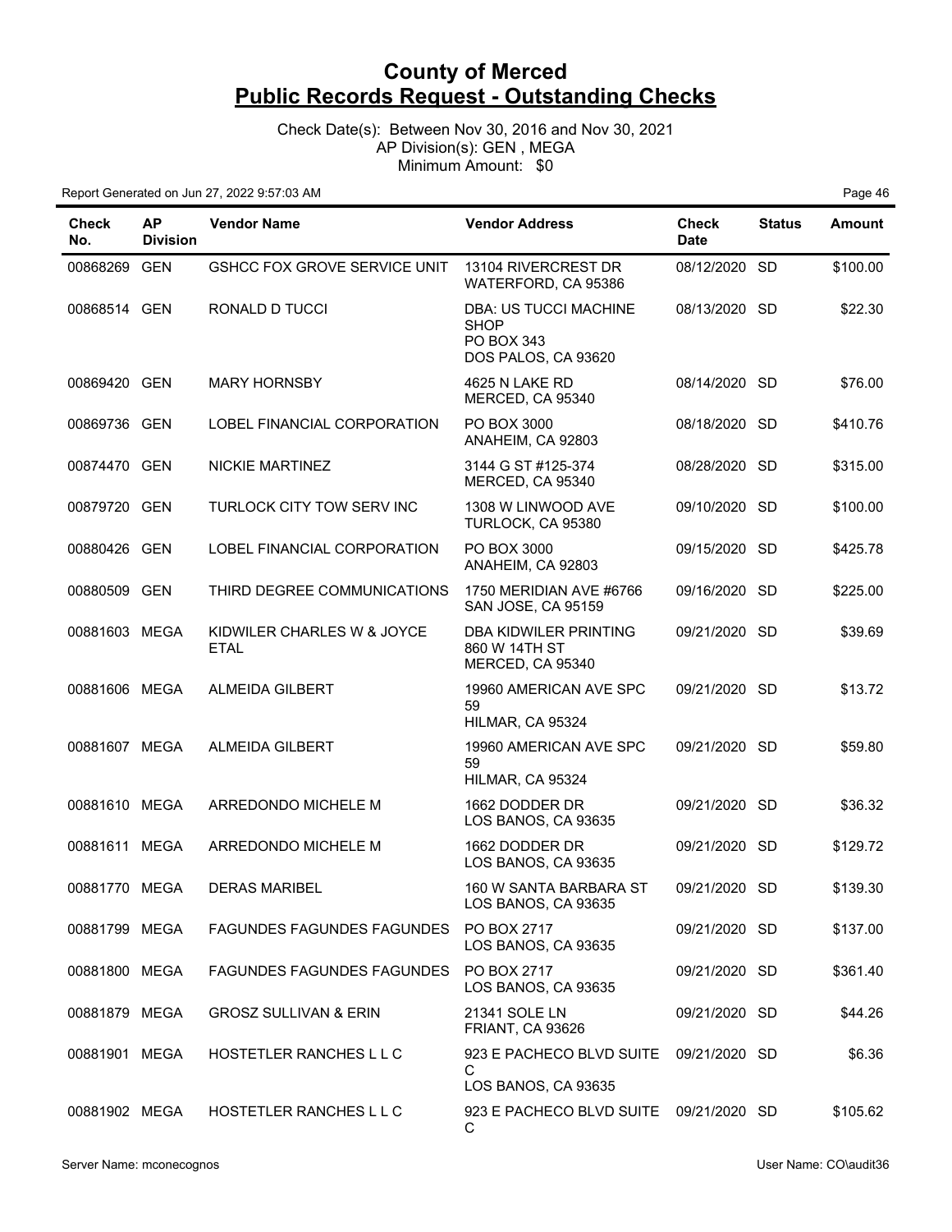# County of Merced
## Public Records Request - Outstanding Checks

Check Date(s): Between Nov 30, 2016 and Nov 30, 2021
AP Division(s): GEN , MEGA
Minimum Amount: $0

Report Generated on Jun 27, 2022 9:57:03 AM

| Check No. | AP Division | Vendor Name | Vendor Address | Check Date | Status | Amount |
|---|---|---|---|---|---|---|
| 00868269 | GEN | GSHCC FOX GROVE SERVICE UNIT | 13104 RIVERCREST DR WATERFORD, CA 95386 | 08/12/2020 | SD | $100.00 |
| 00868514 | GEN | RONALD D TUCCI | DBA: US TUCCI MACHINE SHOP PO BOX 343 DOS PALOS, CA 93620 | 08/13/2020 | SD | $22.30 |
| 00869420 | GEN | MARY HORNSBY | 4625 N LAKE RD MERCED, CA 95340 | 08/14/2020 | SD | $76.00 |
| 00869736 | GEN | LOBEL FINANCIAL CORPORATION | PO BOX 3000 ANAHEIM, CA 92803 | 08/18/2020 | SD | $410.76 |
| 00874470 | GEN | NICKIE MARTINEZ | 3144 G ST #125-374 MERCED, CA 95340 | 08/28/2020 | SD | $315.00 |
| 00879720 | GEN | TURLOCK CITY TOW SERV INC | 1308 W LINWOOD AVE TURLOCK, CA 95380 | 09/10/2020 | SD | $100.00 |
| 00880426 | GEN | LOBEL FINANCIAL CORPORATION | PO BOX 3000 ANAHEIM, CA 92803 | 09/15/2020 | SD | $425.78 |
| 00880509 | GEN | THIRD DEGREE COMMUNICATIONS | 1750 MERIDIAN AVE #6766 SAN JOSE, CA 95159 | 09/16/2020 | SD | $225.00 |
| 00881603 | MEGA | KIDWILER CHARLES W & JOYCE ETAL | DBA KIDWILER PRINTING 860 W 14TH ST MERCED, CA 95340 | 09/21/2020 | SD | $39.69 |
| 00881606 | MEGA | ALMEIDA GILBERT | 19960 AMERICAN AVE SPC 59 HILMAR, CA 95324 | 09/21/2020 | SD | $13.72 |
| 00881607 | MEGA | ALMEIDA GILBERT | 19960 AMERICAN AVE SPC 59 HILMAR, CA 95324 | 09/21/2020 | SD | $59.80 |
| 00881610 | MEGA | ARREDONDO MICHELE M | 1662 DODDER DR LOS BANOS, CA 93635 | 09/21/2020 | SD | $36.32 |
| 00881611 | MEGA | ARREDONDO MICHELE M | 1662 DODDER DR LOS BANOS, CA 93635 | 09/21/2020 | SD | $129.72 |
| 00881770 | MEGA | DERAS MARIBEL | 160 W SANTA BARBARA ST LOS BANOS, CA 93635 | 09/21/2020 | SD | $139.30 |
| 00881799 | MEGA | FAGUNDES FAGUNDES FAGUNDES | PO BOX 2717 LOS BANOS, CA 93635 | 09/21/2020 | SD | $137.00 |
| 00881800 | MEGA | FAGUNDES FAGUNDES FAGUNDES | PO BOX 2717 LOS BANOS, CA 93635 | 09/21/2020 | SD | $361.40 |
| 00881879 | MEGA | GROSZ SULLIVAN & ERIN | 21341 SOLE LN FRIANT, CA 93626 | 09/21/2020 | SD | $44.26 |
| 00881901 | MEGA | HOSTETLER RANCHES L L C | 923 E PACHECO BLVD SUITE C LOS BANOS, CA 93635 | 09/21/2020 | SD | $6.36 |
| 00881902 | MEGA | HOSTETLER RANCHES L L C | 923 E PACHECO BLVD SUITE C | 09/21/2020 | SD | $105.62 |

Server Name: mconecognos User Name: CO\audit36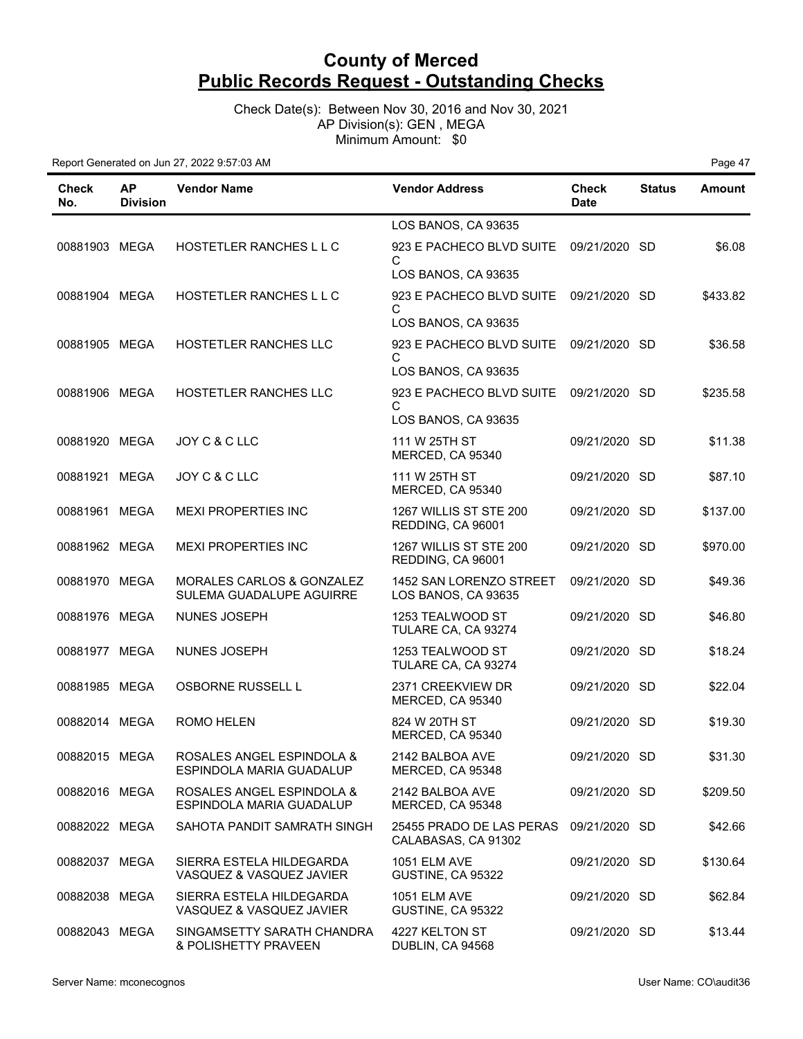# County of Merced
## Public Records Request - Outstanding Checks

Check Date(s): Between Nov 30, 2016 and Nov 30, 2021
AP Division(s): GEN , MEGA
Minimum Amount: $0

Report Generated on Jun 27, 2022 9:57:03 AM

| Check No. | AP Division | Vendor Name | Vendor Address | Check Date | Status | Amount |
|---|---|---|---|---|---|---|
| | | | LOS BANOS, CA 93635 | | | |
| 00881903 | MEGA | HOSTETLER RANCHES L L C | 923 E PACHECO BLVD SUITE C LOS BANOS, CA 93635 | 09/21/2020 | SD | $6.08 |
| 00881904 | MEGA | HOSTETLER RANCHES L L C | 923 E PACHECO BLVD SUITE C LOS BANOS, CA 93635 | 09/21/2020 | SD | $433.82 |
| 00881905 | MEGA | HOSTETLER RANCHES LLC | 923 E PACHECO BLVD SUITE C LOS BANOS, CA 93635 | 09/21/2020 | SD | $36.58 |
| 00881906 | MEGA | HOSTETLER RANCHES LLC | 923 E PACHECO BLVD SUITE C LOS BANOS, CA 93635 | 09/21/2020 | SD | $235.58 |
| 00881920 | MEGA | JOY C & C LLC | 111 W 25TH ST MERCED, CA 95340 | 09/21/2020 | SD | $11.38 |
| 00881921 | MEGA | JOY C & C LLC | 111 W 25TH ST MERCED, CA 95340 | 09/21/2020 | SD | $87.10 |
| 00881961 | MEGA | MEXI PROPERTIES INC | 1267 WILLIS ST STE 200 REDDING, CA 96001 | 09/21/2020 | SD | $137.00 |
| 00881962 | MEGA | MEXI PROPERTIES INC | 1267 WILLIS ST STE 200 REDDING, CA 96001 | 09/21/2020 | SD | $970.00 |
| 00881970 | MEGA | MORALES CARLOS & GONZALEZ SULEMA GUADALUPE AGUIRRE | 1452 SAN LORENZO STREET LOS BANOS, CA 93635 | 09/21/2020 | SD | $49.36 |
| 00881976 | MEGA | NUNES JOSEPH | 1253 TEALWOOD ST TULARE CA, CA 93274 | 09/21/2020 | SD | $46.80 |
| 00881977 | MEGA | NUNES JOSEPH | 1253 TEALWOOD ST TULARE CA, CA 93274 | 09/21/2020 | SD | $18.24 |
| 00881985 | MEGA | OSBORNE RUSSELL L | 2371 CREEKVIEW DR MERCED, CA 95340 | 09/21/2020 | SD | $22.04 |
| 00882014 | MEGA | ROMO HELEN | 824 W 20TH ST MERCED, CA 95340 | 09/21/2020 | SD | $19.30 |
| 00882015 | MEGA | ROSALES ANGEL ESPINDOLA & ESPINDOLA MARIA GUADALUP | 2142 BALBOA AVE MERCED, CA 95348 | 09/21/2020 | SD | $31.30 |
| 00882016 | MEGA | ROSALES ANGEL ESPINDOLA & ESPINDOLA MARIA GUADALUP | 2142 BALBOA AVE MERCED, CA 95348 | 09/21/2020 | SD | $209.50 |
| 00882022 | MEGA | SAHOTA PANDIT SAMRATH SINGH | 25455 PRADO DE LAS PERAS CALABASAS, CA 91302 | 09/21/2020 | SD | $42.66 |
| 00882037 | MEGA | SIERRA ESTELA HILDEGARDA VASQUEZ & VASQUEZ JAVIER | 1051 ELM AVE GUSTINE, CA 95322 | 09/21/2020 | SD | $130.64 |
| 00882038 | MEGA | SIERRA ESTELA HILDEGARDA VASQUEZ & VASQUEZ JAVIER | 1051 ELM AVE GUSTINE, CA 95322 | 09/21/2020 | SD | $62.84 |
| 00882043 | MEGA | SINGAMSETTY SARATH CHANDRA & POLISHETTY PRAVEEN | 4227 KELTON ST DUBLIN, CA 94568 | 09/21/2020 | SD | $13.44 |

Server Name: mconecognos

User Name: CO\audit36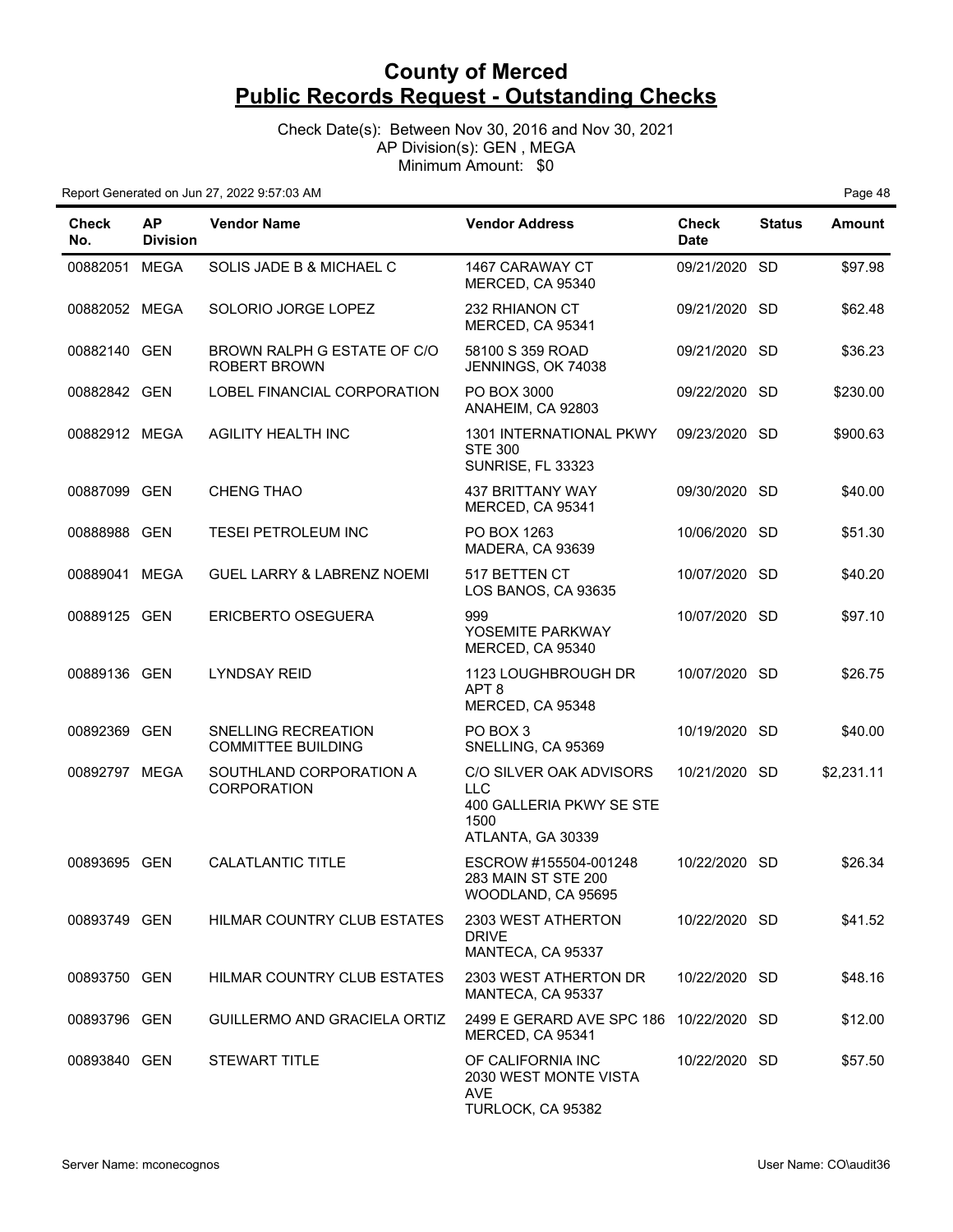# County of Merced
## Public Records Request - Outstanding Checks

Check Date(s): Between Nov 30, 2016 and Nov 30, 2021
AP Division(s): GEN , MEGA
Minimum Amount: $0

Report Generated on Jun 27, 2022 9:57:03 AM

| Check No. | AP Division | Vendor Name | Vendor Address | Check Date | Status | Amount |
|---|---|---|---|---|---|---|
| 00882051 | MEGA | SOLIS JADE B & MICHAEL C | 1467 CARAWAY CT MERCED, CA 95340 | 09/21/2020 | SD | $97.98 |
| 00882052 | MEGA | SOLORIO JORGE LOPEZ | 232 RHIANON CT MERCED, CA 95341 | 09/21/2020 | SD | $62.48 |
| 00882140 | GEN | BROWN RALPH G ESTATE OF C/O ROBERT BROWN | 58100 S 359 ROAD JENNINGS, OK 74038 | 09/21/2020 | SD | $36.23 |
| 00882842 | GEN | LOBEL FINANCIAL CORPORATION | PO BOX 3000 ANAHEIM, CA 92803 | 09/22/2020 | SD | $230.00 |
| 00882912 | MEGA | AGILITY HEALTH INC | 1301 INTERNATIONAL PKWY STE 300 SUNRISE, FL 33323 | 09/23/2020 | SD | $900.63 |
| 00887099 | GEN | CHENG THAO | 437 BRITTANY WAY MERCED, CA 95341 | 09/30/2020 | SD | $40.00 |
| 00888988 | GEN | TESEI PETROLEUM INC | PO BOX 1263 MADERA, CA 93639 | 10/06/2020 | SD | $51.30 |
| 00889041 | MEGA | GUEL LARRY & LABRENZ NOEMI | 517 BETTEN CT LOS BANOS, CA 93635 | 10/07/2020 | SD | $40.20 |
| 00889125 | GEN | ERICBERTO OSEGUERA | 999 YOSEMITE PARKWAY MERCED, CA 95340 | 10/07/2020 | SD | $97.10 |
| 00889136 | GEN | LYNDSAY REID | 1123 LOUGHBROUGH DR APT 8 MERCED, CA 95348 | 10/07/2020 | SD | $26.75 |
| 00892369 | GEN | SNELLING RECREATION COMMITTEE BUILDING | PO BOX 3 SNELLING, CA 95369 | 10/19/2020 | SD | $40.00 |
| 00892797 | MEGA | SOUTHLAND CORPORATION A CORPORATION | C/O SILVER OAK ADVISORS LLC 400 GALLERIA PKWY SE STE 1500 ATLANTA, GA 30339 | 10/21/2020 | SD | $2,231.11 |
| 00893695 | GEN | CALATLANTIC TITLE | ESCROW #155504-001248 283 MAIN ST STE 200 WOODLAND, CA 95695 | 10/22/2020 | SD | $26.34 |
| 00893749 | GEN | HILMAR COUNTRY CLUB ESTATES | 2303 WEST ATHERTON DRIVE MANTECA, CA 95337 | 10/22/2020 | SD | $41.52 |
| 00893750 | GEN | HILMAR COUNTRY CLUB ESTATES | 2303 WEST ATHERTON DR MANTECA, CA 95337 | 10/22/2020 | SD | $48.16 |
| 00893796 | GEN | GUILLERMO AND GRACIELA ORTIZ | 2499 E GERARD AVE SPC 186 MERCED, CA 95341 | 10/22/2020 | SD | $12.00 |
| 00893840 | GEN | STEWART TITLE | OF CALIFORNIA INC 2030 WEST MONTE VISTA AVE TURLOCK, CA 95382 | 10/22/2020 | SD | $57.50 |

Server Name: mconecognos | User Name: CO\audit36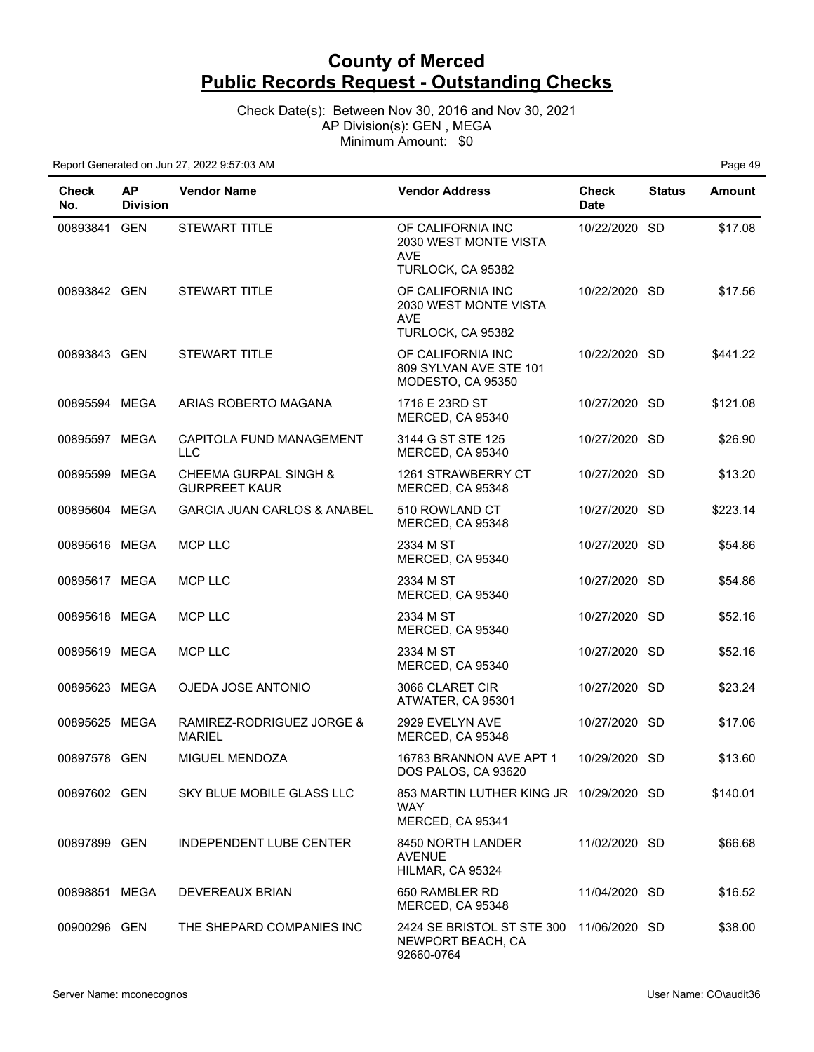# County of Merced
## Public Records Request - Outstanding Checks

Check Date(s): Between Nov 30, 2016 and Nov 30, 2021
AP Division(s): GEN , MEGA
Minimum Amount: $0

Report Generated on Jun 27, 2022 9:57:03 AM

| Check No. | AP Division | Vendor Name | Vendor Address | Check Date | Status | Amount |
|---|---|---|---|---|---|---|
| 00893841 | GEN | STEWART TITLE | OF CALIFORNIA INC 2030 WEST MONTE VISTA AVE TURLOCK, CA 95382 | 10/22/2020 | SD | $17.08 |
| 00893842 | GEN | STEWART TITLE | OF CALIFORNIA INC 2030 WEST MONTE VISTA AVE TURLOCK, CA 95382 | 10/22/2020 | SD | $17.56 |
| 00893843 | GEN | STEWART TITLE | OF CALIFORNIA INC 809 SYLVAN AVE STE 101 MODESTO, CA 95350 | 10/22/2020 | SD | $441.22 |
| 00895594 | MEGA | ARIAS ROBERTO MAGANA | 1716 E 23RD ST MERCED, CA 95340 | 10/27/2020 | SD | $121.08 |
| 00895597 | MEGA | CAPITOLA FUND MANAGEMENT LLC | 3144 G ST STE 125 MERCED, CA 95340 | 10/27/2020 | SD | $26.90 |
| 00895599 | MEGA | CHEEMA GURPAL SINGH & GURPREET KAUR | 1261 STRAWBERRY CT MERCED, CA 95348 | 10/27/2020 | SD | $13.20 |
| 00895604 | MEGA | GARCIA JUAN CARLOS & ANABEL | 510 ROWLAND CT MERCED, CA 95348 | 10/27/2020 | SD | $223.14 |
| 00895616 | MEGA | MCP LLC | 2334 M ST MERCED, CA 95340 | 10/27/2020 | SD | $54.86 |
| 00895617 | MEGA | MCP LLC | 2334 M ST MERCED, CA 95340 | 10/27/2020 | SD | $54.86 |
| 00895618 | MEGA | MCP LLC | 2334 M ST MERCED, CA 95340 | 10/27/2020 | SD | $52.16 |
| 00895619 | MEGA | MCP LLC | 2334 M ST MERCED, CA 95340 | 10/27/2020 | SD | $52.16 |
| 00895623 | MEGA | OJEDA JOSE ANTONIO | 3066 CLARET CIR ATWATER, CA 95301 | 10/27/2020 | SD | $23.24 |
| 00895625 | MEGA | RAMIREZ-RODRIGUEZ JORGE & MARIEL | 2929 EVELYN AVE MERCED, CA 95348 | 10/27/2020 | SD | $17.06 |
| 00897578 | GEN | MIGUEL MENDOZA | 16783 BRANNON AVE APT 1 DOS PALOS, CA 93620 | 10/29/2020 | SD | $13.60 |
| 00897602 | GEN | SKY BLUE MOBILE GLASS LLC | 853 MARTIN LUTHER KING JR WAY MERCED, CA 95341 | 10/29/2020 | SD | $140.01 |
| 00897899 | GEN | INDEPENDENT LUBE CENTER | 8450 NORTH LANDER AVENUE HILMAR, CA 95324 | 11/02/2020 | SD | $66.68 |
| 00898851 | MEGA | DEVEREAUX BRIAN | 650 RAMBLER RD MERCED, CA 95348 | 11/04/2020 | SD | $16.52 |
| 00900296 | GEN | THE SHEPARD COMPANIES INC | 2424 SE BRISTOL ST STE 300 NEWPORT BEACH, CA 92660-0764 | 11/06/2020 | SD | $38.00 |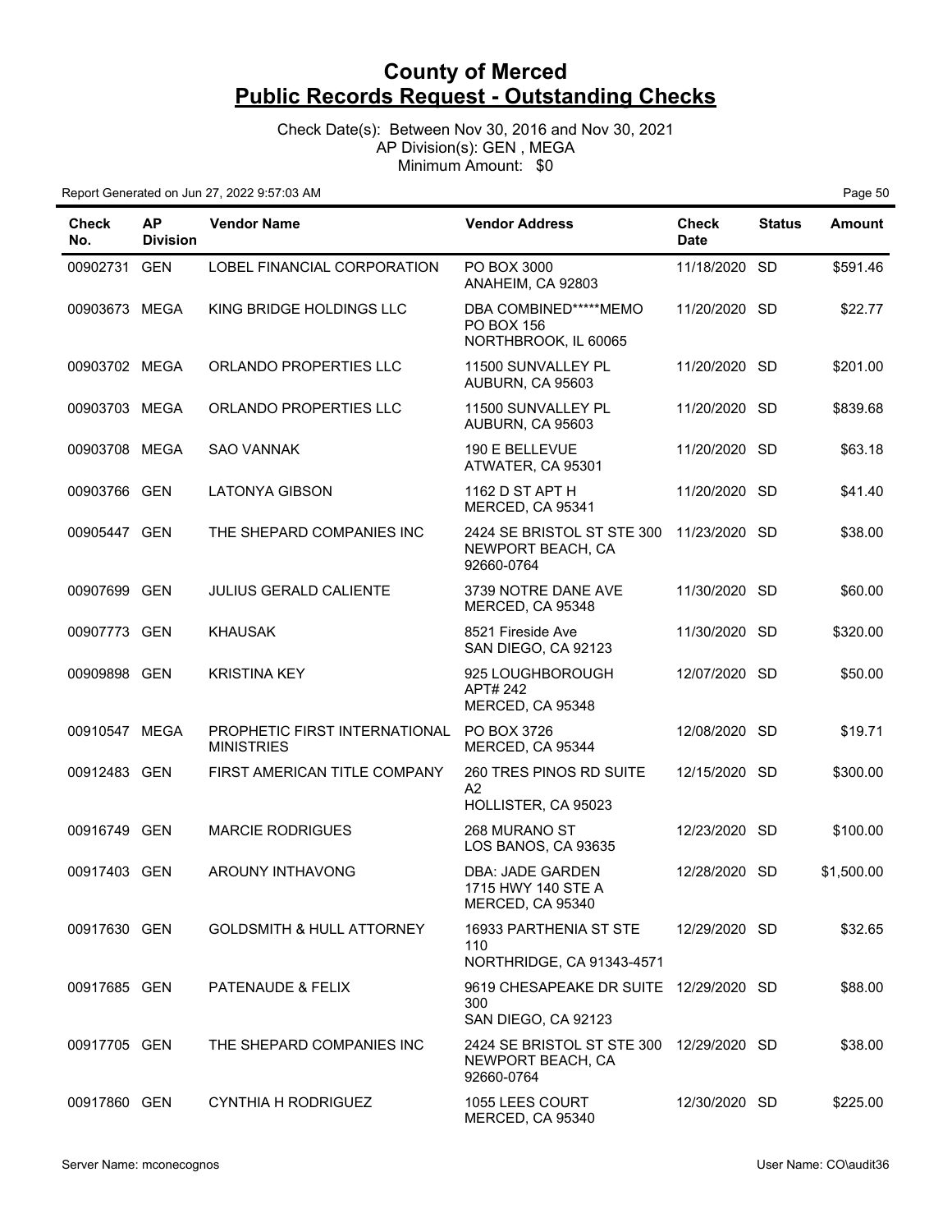# County of Merced
## Public Records Request - Outstanding Checks

Check Date(s): Between Nov 30, 2016 and Nov 30, 2021
AP Division(s): GEN , MEGA
Minimum Amount: $0

Report Generated on Jun 27, 2022 9:57:03 AM

| Check No. | AP Division | Vendor Name | Vendor Address | Check Date | Status | Amount |
|---|---|---|---|---|---|---|
| 00902731 | GEN | LOBEL FINANCIAL CORPORATION | PO BOX 3000 ANAHEIM, CA 92803 | 11/18/2020 | SD | $591.46 |
| 00903673 | MEGA | KING BRIDGE HOLDINGS LLC | DBA COMBINED*****MEMO PO BOX 156 NORTHBROOK, IL 60065 | 11/20/2020 | SD | $22.77 |
| 00903702 | MEGA | ORLANDO PROPERTIES LLC | 11500 SUNVALLEY PL AUBURN, CA 95603 | 11/20/2020 | SD | $201.00 |
| 00903703 | MEGA | ORLANDO PROPERTIES LLC | 11500 SUNVALLEY PL AUBURN, CA 95603 | 11/20/2020 | SD | $839.68 |
| 00903708 | MEGA | SAO VANNAK | 190 E BELLEVUE ATWATER, CA 95301 | 11/20/2020 | SD | $63.18 |
| 00903766 | GEN | LATONYA GIBSON | 1162 D ST APT H MERCED, CA 95341 | 11/20/2020 | SD | $41.40 |
| 00905447 | GEN | THE SHEPARD COMPANIES INC | 2424 SE BRISTOL ST STE 300 NEWPORT BEACH, CA 92660-0764 | 11/23/2020 | SD | $38.00 |
| 00907699 | GEN | JULIUS GERALD CALIENTE | 3739 NOTRE DANE AVE MERCED, CA 95348 | 11/30/2020 | SD | $60.00 |
| 00907773 | GEN | KHAUSAK | 8521 Fireside Ave SAN DIEGO, CA 92123 | 11/30/2020 | SD | $320.00 |
| 00909898 | GEN | KRISTINA KEY | 925 LOUGHBOROUGH APT# 242 MERCED, CA 95348 | 12/07/2020 | SD | $50.00 |
| 00910547 | MEGA | PROPHETIC FIRST INTERNATIONAL MINISTRIES | PO BOX 3726 MERCED, CA 95344 | 12/08/2020 | SD | $19.71 |
| 00912483 | GEN | FIRST AMERICAN TITLE COMPANY | 260 TRES PINOS RD SUITE A2 HOLLISTER, CA 95023 | 12/15/2020 | SD | $300.00 |
| 00916749 | GEN | MARCIE RODRIGUES | 268 MURANO ST LOS BANOS, CA 93635 | 12/23/2020 | SD | $100.00 |
| 00917403 | GEN | AROUNY INTHAVONG | DBA: JADE GARDEN 1715 HWY 140 STE A MERCED, CA 95340 | 12/28/2020 | SD | $1,500.00 |
| 00917630 | GEN | GOLDSMITH & HULL ATTORNEY | 16933 PARTHENIA ST STE 110 NORTHRIDGE, CA 91343-4571 | 12/29/2020 | SD | $32.65 |
| 00917685 | GEN | PATENAUDE & FELIX | 9619 CHESAPEAKE DR SUITE 300 SAN DIEGO, CA 92123 | 12/29/2020 | SD | $88.00 |
| 00917705 | GEN | THE SHEPARD COMPANIES INC | 2424 SE BRISTOL ST STE 300 NEWPORT BEACH, CA 92660-0764 | 12/29/2020 | SD | $38.00 |
| 00917860 | GEN | CYNTHIA H RODRIGUEZ | 1055 LEES COURT MERCED, CA 95340 | 12/30/2020 | SD | $225.00 |

Server Name: mconecognos

User Name: CO\audit36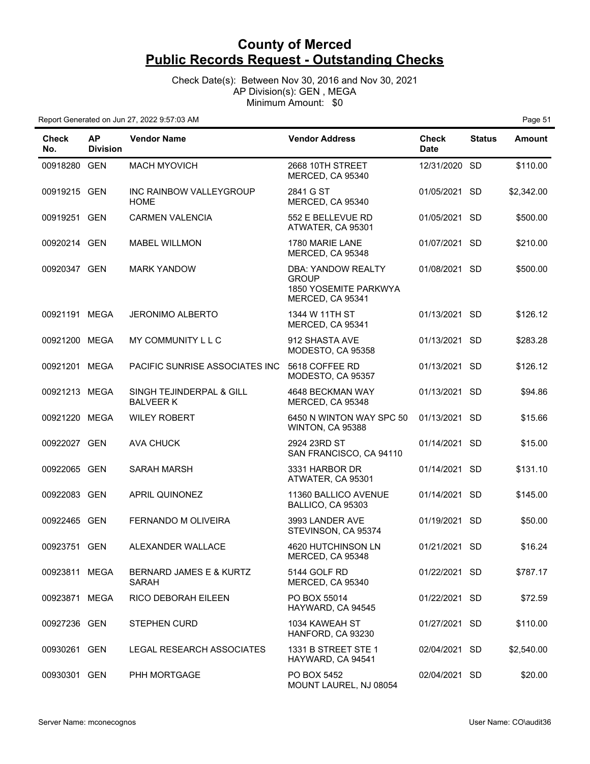# County of Merced
## Public Records Request - Outstanding Checks

Check Date(s): Between Nov 30, 2016 and Nov 30, 2021
AP Division(s): GEN , MEGA
Minimum Amount: $0

Report Generated on Jun 27, 2022 9:57:03 AM

| Check No. | AP Division | Vendor Name | Vendor Address | Check Date | Status | Amount |
|---|---|---|---|---|---|---|
| 00918280 | GEN | MACH MYOVICH | 2668 10TH STREET MERCED, CA 95340 | 12/31/2020 | SD | $110.00 |
| 00919215 | GEN | INC RAINBOW VALLEYGROUP HOME | 2841 G ST MERCED, CA 95340 | 01/05/2021 | SD | $2,342.00 |
| 00919251 | GEN | CARMEN VALENCIA | 552 E BELLEVUE RD ATWATER, CA 95301 | 01/05/2021 | SD | $500.00 |
| 00920214 | GEN | MABEL WILLMON | 1780 MARIE LANE MERCED, CA 95348 | 01/07/2021 | SD | $210.00 |
| 00920347 | GEN | MARK YANDOW | DBA: YANDOW REALTY GROUP 1850 YOSEMITE PARKWYA MERCED, CA 95341 | 01/08/2021 | SD | $500.00 |
| 00921191 | MEGA | JERONIMO ALBERTO | 1344 W 11TH ST MERCED, CA 95341 | 01/13/2021 | SD | $126.12 |
| 00921200 | MEGA | MY COMMUNITY L L C | 912 SHASTA AVE MODESTO, CA 95358 | 01/13/2021 | SD | $283.28 |
| 00921201 | MEGA | PACIFIC SUNRISE ASSOCIATES INC | 5618 COFFEE RD MODESTO, CA 95357 | 01/13/2021 | SD | $126.12 |
| 00921213 | MEGA | SINGH TEJINDERPAL & GILL BALVEER K | 4648 BECKMAN WAY MERCED, CA 95348 | 01/13/2021 | SD | $94.86 |
| 00921220 | MEGA | WILEY ROBERT | 6450 N WINTON WAY SPC 50 WINTON, CA 95388 | 01/13/2021 | SD | $15.66 |
| 00922027 | GEN | AVA CHUCK | 2924 23RD ST SAN FRANCISCO, CA 94110 | 01/14/2021 | SD | $15.00 |
| 00922065 | GEN | SARAH MARSH | 3331 HARBOR DR ATWATER, CA 95301 | 01/14/2021 | SD | $131.10 |
| 00922083 | GEN | APRIL QUINONEZ | 11360 BALLICO AVENUE BALLICO, CA 95303 | 01/14/2021 | SD | $145.00 |
| 00922465 | GEN | FERNANDO M OLIVEIRA | 3993 LANDER AVE STEVINSON, CA 95374 | 01/19/2021 | SD | $50.00 |
| 00923751 | GEN | ALEXANDER WALLACE | 4620 HUTCHINSON LN MERCED, CA 95348 | 01/21/2021 | SD | $16.24 |
| 00923811 | MEGA | BERNARD JAMES E & KURTZ SARAH | 5144 GOLF RD MERCED, CA 95340 | 01/22/2021 | SD | $787.17 |
| 00923871 | MEGA | RICO DEBORAH EILEEN | PO BOX 55014 HAYWARD, CA 94545 | 01/22/2021 | SD | $72.59 |
| 00927236 | GEN | STEPHEN CURD | 1034 KAWEAH ST HANFORD, CA 93230 | 01/27/2021 | SD | $110.00 |
| 00930261 | GEN | LEGAL RESEARCH ASSOCIATES | 1331 B STREET STE 1 HAYWARD, CA 94541 | 02/04/2021 | SD | $2,540.00 |
| 00930301 | GEN | PHH MORTGAGE | PO BOX 5452 MOUNT LAUREL, NJ 08054 | 02/04/2021 | SD | $20.00 |

Server Name: mconecognos User Name: CO\audit36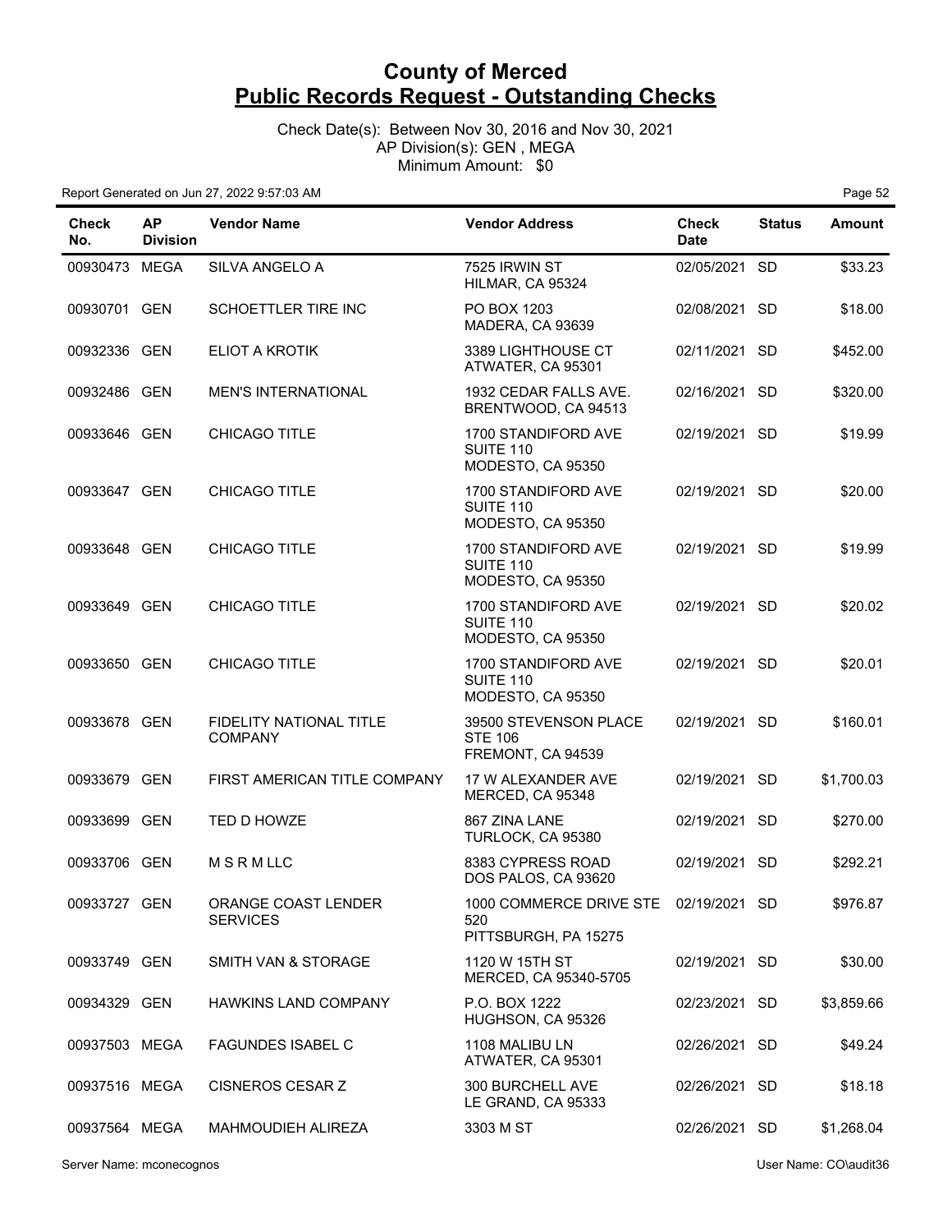# County of Merced

## Public Records Request - Outstanding Checks

Check Date(s): Between Nov 30, 2016 and Nov 30, 2021
AP Division(s): GEN , MEGA
Minimum Amount: $0

Report Generated on Jun 27, 2022 9:57:03 AM

| Check No. | AP Division | Vendor Name | Vendor Address | Check Date | Status | Amount |
|---|---|---|---|---|---|---|
| 00930473 | MEGA | SILVA ANGELO A | 7525 IRWIN ST HILMAR, CA 95324 | 02/05/2021 | SD | $33.23 |
| 00930701 | GEN | SCHOETTLER TIRE INC | PO BOX 1203 MADERA, CA 93639 | 02/08/2021 | SD | $18.00 |
| 00932336 | GEN | ELIOT A KROTIK | 3389 LIGHTHOUSE CT ATWATER, CA 95301 | 02/11/2021 | SD | $452.00 |
| 00932486 | GEN | MEN'S INTERNATIONAL | 1932 CEDAR FALLS AVE. BRENTWOOD, CA 94513 | 02/16/2021 | SD | $320.00 |
| 00933646 | GEN | CHICAGO TITLE | 1700 STANDIFORD AVE SUITE 110 MODESTO, CA 95350 | 02/19/2021 | SD | $19.99 |
| 00933647 | GEN | CHICAGO TITLE | 1700 STANDIFORD AVE SUITE 110 MODESTO, CA 95350 | 02/19/2021 | SD | $20.00 |
| 00933648 | GEN | CHICAGO TITLE | 1700 STANDIFORD AVE SUITE 110 MODESTO, CA 95350 | 02/19/2021 | SD | $19.99 |
| 00933649 | GEN | CHICAGO TITLE | 1700 STANDIFORD AVE SUITE 110 MODESTO, CA 95350 | 02/19/2021 | SD | $20.02 |
| 00933650 | GEN | CHICAGO TITLE | 1700 STANDIFORD AVE SUITE 110 MODESTO, CA 95350 | 02/19/2021 | SD | $20.01 |
| 00933678 | GEN | FIDELITY NATIONAL TITLE COMPANY | 39500 STEVENSON PLACE STE 106 FREMONT, CA 94539 | 02/19/2021 | SD | $160.01 |
| 00933679 | GEN | FIRST AMERICAN TITLE COMPANY | 17 W ALEXANDER AVE MERCED, CA 95348 | 02/19/2021 | SD | $1,700.03 |
| 00933699 | GEN | TED D HOWZE | 867 ZINA LANE TURLOCK, CA 95380 | 02/19/2021 | SD | $270.00 |
| 00933706 | GEN | M S R M LLC | 8383 CYPRESS ROAD DOS PALOS, CA 93620 | 02/19/2021 | SD | $292.21 |
| 00933727 | GEN | ORANGE COAST LENDER SERVICES | 1000 COMMERCE DRIVE STE 520 PITTSBURGH, PA 15275 | 02/19/2021 | SD | $976.87 |
| 00933749 | GEN | SMITH VAN & STORAGE | 1120 W 15TH ST MERCED, CA 95340-5705 | 02/19/2021 | SD | $30.00 |
| 00934329 | GEN | HAWKINS LAND COMPANY | P.O. BOX 1222 HUGHSON, CA 95326 | 02/23/2021 | SD | $3,859.66 |
| 00937503 | MEGA | FAGUNDES ISABEL C | 1108 MALIBU LN ATWATER, CA 95301 | 02/26/2021 | SD | $49.24 |
| 00937516 | MEGA | CISNEROS CESAR Z | 300 BURCHELL AVE LE GRAND, CA 95333 | 02/26/2021 | SD | $18.18 |
| 00937564 | MEGA | MAHMOUDIEH ALIREZA | 3303 M ST | 02/26/2021 | SD | $1,268.04 |

Server Name: mconecognos

User Name: CO\audit36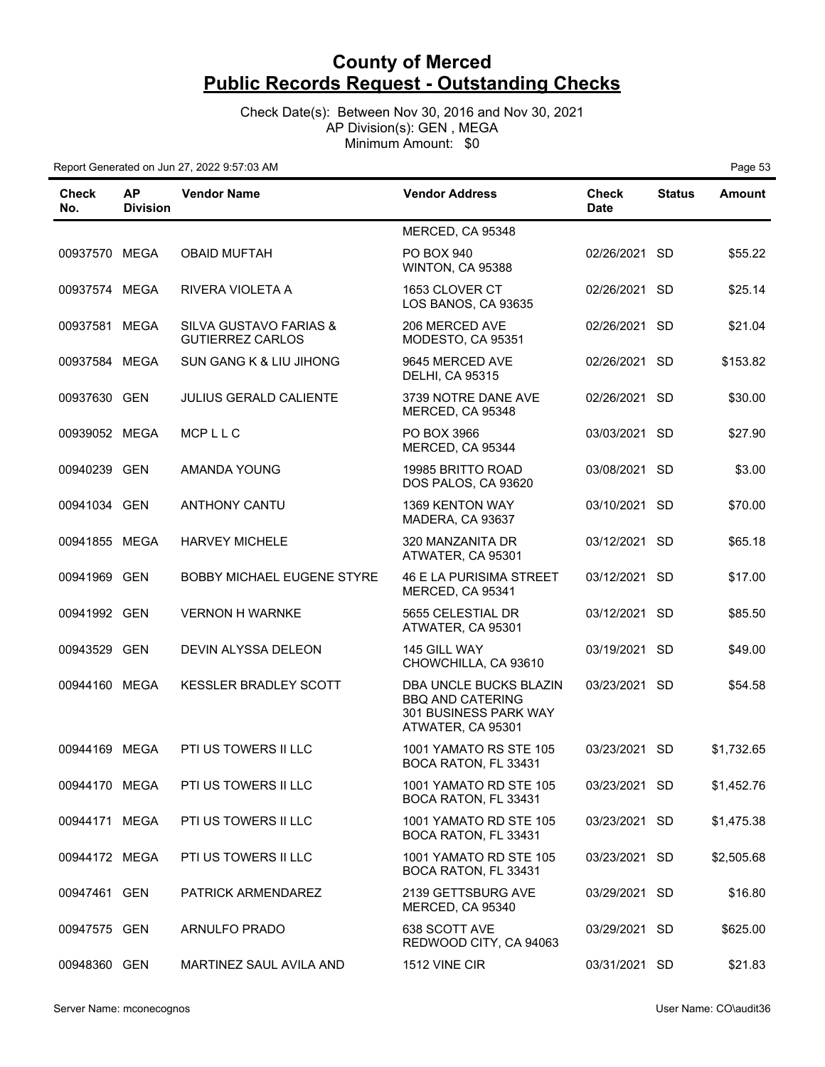# County of Merced
## Public Records Request - Outstanding Checks

Check Date(s): Between Nov 30, 2016 and Nov 30, 2021
AP Division(s): GEN , MEGA
Minimum Amount: $0

Report Generated on Jun 27, 2022 9:57:03 AM

| Check No. | AP Division | Vendor Name | Vendor Address | Check Date | Status | Amount |
|---|---|---|---|---|---|---|
| | | | MERCED, CA 95348 | | | |
| 00937570 | MEGA | OBAID MUFTAH | PO BOX 940<br>WINTON, CA 95388 | 02/26/2021 | SD | $55.22 |
| 00937574 | MEGA | RIVERA VIOLETA A | 1653 CLOVER CT<br>LOS BANOS, CA 93635 | 02/26/2021 | SD | $25.14 |
| 00937581 | MEGA | SILVA GUSTAVO FARIAS & GUTIERREZ CARLOS | 206 MERCED AVE<br>MODESTO, CA 95351 | 02/26/2021 | SD | $21.04 |
| 00937584 | MEGA | SUN GANG K & LIU JIHONG | 9645 MERCED AVE<br>DELHI, CA 95315 | 02/26/2021 | SD | $153.82 |
| 00937630 | GEN | JULIUS GERALD CALIENTE | 3739 NOTRE DANE AVE<br>MERCED, CA 95348 | 02/26/2021 | SD | $30.00 |
| 00939052 | MEGA | MCP L L C | PO BOX 3966<br>MERCED, CA 95344 | 03/03/2021 | SD | $27.90 |
| 00940239 | GEN | AMANDA YOUNG | 19985 BRITTO ROAD<br>DOS PALOS, CA 93620 | 03/08/2021 | SD | $3.00 |
| 00941034 | GEN | ANTHONY CANTU | 1369 KENTON WAY<br>MADERA, CA 93637 | 03/10/2021 | SD | $70.00 |
| 00941855 | MEGA | HARVEY MICHELE | 320 MANZANITA DR<br>ATWATER, CA 95301 | 03/12/2021 | SD | $65.18 |
| 00941969 | GEN | BOBBY MICHAEL EUGENE STYRE | 46 E LA PURISIMA STREET<br>MERCED, CA 95341 | 03/12/2021 | SD | $17.00 |
| 00941992 | GEN | VERNON H WARNKE | 5655 CELESTIAL DR<br>ATWATER, CA 95301 | 03/12/2021 | SD | $85.50 |
| 00943529 | GEN | DEVIN ALYSSA DELEON | 145 GILL WAY<br>CHOWCHILLA, CA 93610 | 03/19/2021 | SD | $49.00 |
| 00944160 | MEGA | KESSLER BRADLEY SCOTT | DBA UNCLE BUCKS BLAZIN BBQ AND CATERING<br>301 BUSINESS PARK WAY<br>ATWATER, CA 95301 | 03/23/2021 | SD | $54.58 |
| 00944169 | MEGA | PTI US TOWERS II LLC | 1001 YAMATO RS STE 105<br>BOCA RATON, FL 33431 | 03/23/2021 | SD | $1,732.65 |
| 00944170 | MEGA | PTI US TOWERS II LLC | 1001 YAMATO RD STE 105<br>BOCA RATON, FL 33431 | 03/23/2021 | SD | $1,452.76 |
| 00944171 | MEGA | PTI US TOWERS II LLC | 1001 YAMATO RD STE 105<br>BOCA RATON, FL 33431 | 03/23/2021 | SD | $1,475.38 |
| 00944172 | MEGA | PTI US TOWERS II LLC | 1001 YAMATO RD STE 105<br>BOCA RATON, FL 33431 | 03/23/2021 | SD | $2,505.68 |
| 00947461 | GEN | PATRICK ARMENDAREZ | 2139 GETTSBURG AVE<br>MERCED, CA 95340 | 03/29/2021 | SD | $16.80 |
| 00947575 | GEN | ARNULFO PRADO | 638 SCOTT AVE<br>REDWOOD CITY, CA 94063 | 03/29/2021 | SD | $625.00 |
| 00948360 | GEN | MARTINEZ SAUL AVILA AND | 1512 VINE CIR | 03/31/2021 | SD | $21.83 |

Server Name: mconecognos User Name: CO\audit36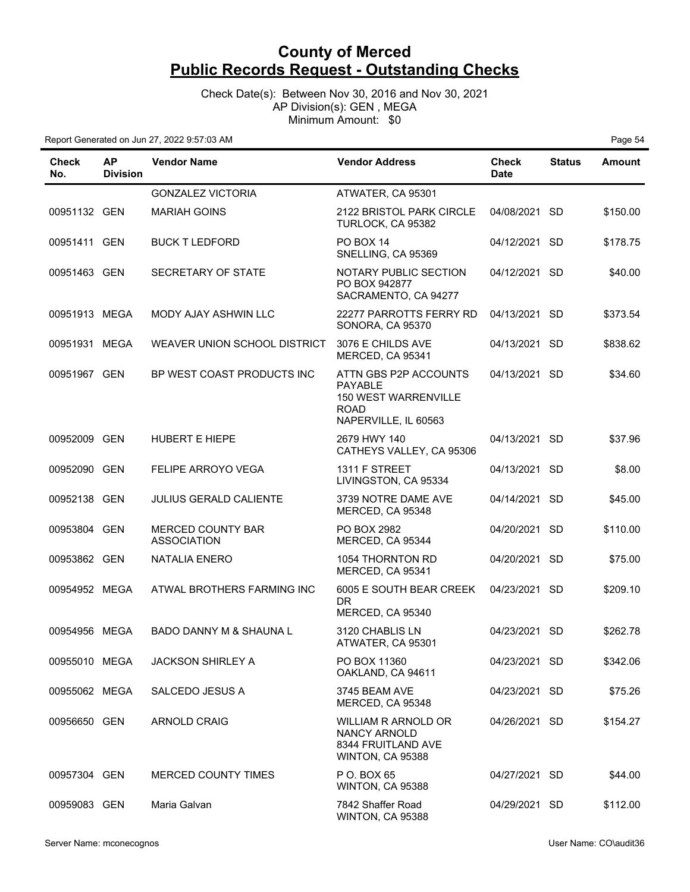# County of Merced
## Public Records Request - Outstanding Checks

Check Date(s): Between Nov 30, 2016 and Nov 30, 2021
AP Division(s): GEN , MEGA
Minimum Amount: $0

Report Generated on Jun 27, 2022 9:57:03 AM

| Check No. | AP Division | Vendor Name | Vendor Address | Check Date | Status | Amount |
|---|---|---|---|---|---|---|
| | | GONZALEZ VICTORIA | ATWATER, CA 95301 | | | |
| 00951132 | GEN | MARIAH GOINS | 2122 BRISTOL PARK CIRCLE TURLOCK, CA 95382 | 04/08/2021 | SD | $150.00 |
| 00951411 | GEN | BUCK T LEDFORD | PO BOX 14 SNELLING, CA 95369 | 04/12/2021 | SD | $178.75 |
| 00951463 | GEN | SECRETARY OF STATE | NOTARY PUBLIC SECTION PO BOX 942877 SACRAMENTO, CA 94277 | 04/12/2021 | SD | $40.00 |
| 00951913 | MEGA | MODY AJAY ASHWIN LLC | 22277 PARROTTS FERRY RD SONORA, CA 95370 | 04/13/2021 | SD | $373.54 |
| 00951931 | MEGA | WEAVER UNION SCHOOL DISTRICT | 3076 E CHILDS AVE MERCED, CA 95341 | 04/13/2021 | SD | $838.62 |
| 00951967 | GEN | BP WEST COAST PRODUCTS INC | ATTN GBS P2P ACCOUNTS PAYABLE 150 WEST WARRENVILLE ROAD NAPERVILLE, IL 60563 | 04/13/2021 | SD | $34.60 |
| 00952009 | GEN | HUBERT E HIEPE | 2679 HWY 140 CATHEYS VALLEY, CA 95306 | 04/13/2021 | SD | $37.96 |
| 00952090 | GEN | FELIPE ARROYO VEGA | 1311 F STREET LIVINGSTON, CA 95334 | 04/13/2021 | SD | $8.00 |
| 00952138 | GEN | JULIUS GERALD CALIENTE | 3739 NOTRE DAME AVE MERCED, CA 95348 | 04/14/2021 | SD | $45.00 |
| 00953804 | GEN | MERCED COUNTY BAR ASSOCIATION | PO BOX 2982 MERCED, CA 95344 | 04/20/2021 | SD | $110.00 |
| 00953862 | GEN | NATALIA ENERO | 1054 THORNTON RD MERCED, CA 95341 | 04/20/2021 | SD | $75.00 |
| 00954952 | MEGA | ATWAL BROTHERS FARMING INC | 6005 E SOUTH BEAR CREEK DR MERCED, CA 95340 | 04/23/2021 | SD | $209.10 |
| 00954956 | MEGA | BADO DANNY M & SHAUNA L | 3120 CHABLIS LN ATWATER, CA 95301 | 04/23/2021 | SD | $262.78 |
| 00955010 | MEGA | JACKSON SHIRLEY A | PO BOX 11360 OAKLAND, CA 94611 | 04/23/2021 | SD | $342.06 |
| 00955062 | MEGA | SALCEDO JESUS A | 3745 BEAM AVE MERCED, CA 95348 | 04/23/2021 | SD | $75.26 |
| 00956650 | GEN | ARNOLD CRAIG | WILLIAM R ARNOLD OR NANCY ARNOLD 8344 FRUITLAND AVE WINTON, CA 95388 | 04/26/2021 | SD | $154.27 |
| 00957304 | GEN | MERCED COUNTY TIMES | P O. BOX 65 WINTON, CA 95388 | 04/27/2021 | SD | $44.00 |
| 00959083 | GEN | Maria Galvan | 7842 Shaffer Road WINTON, CA 95388 | 04/29/2021 | SD | $112.00 |

Server Name: mconecognos

User Name: CO\audit36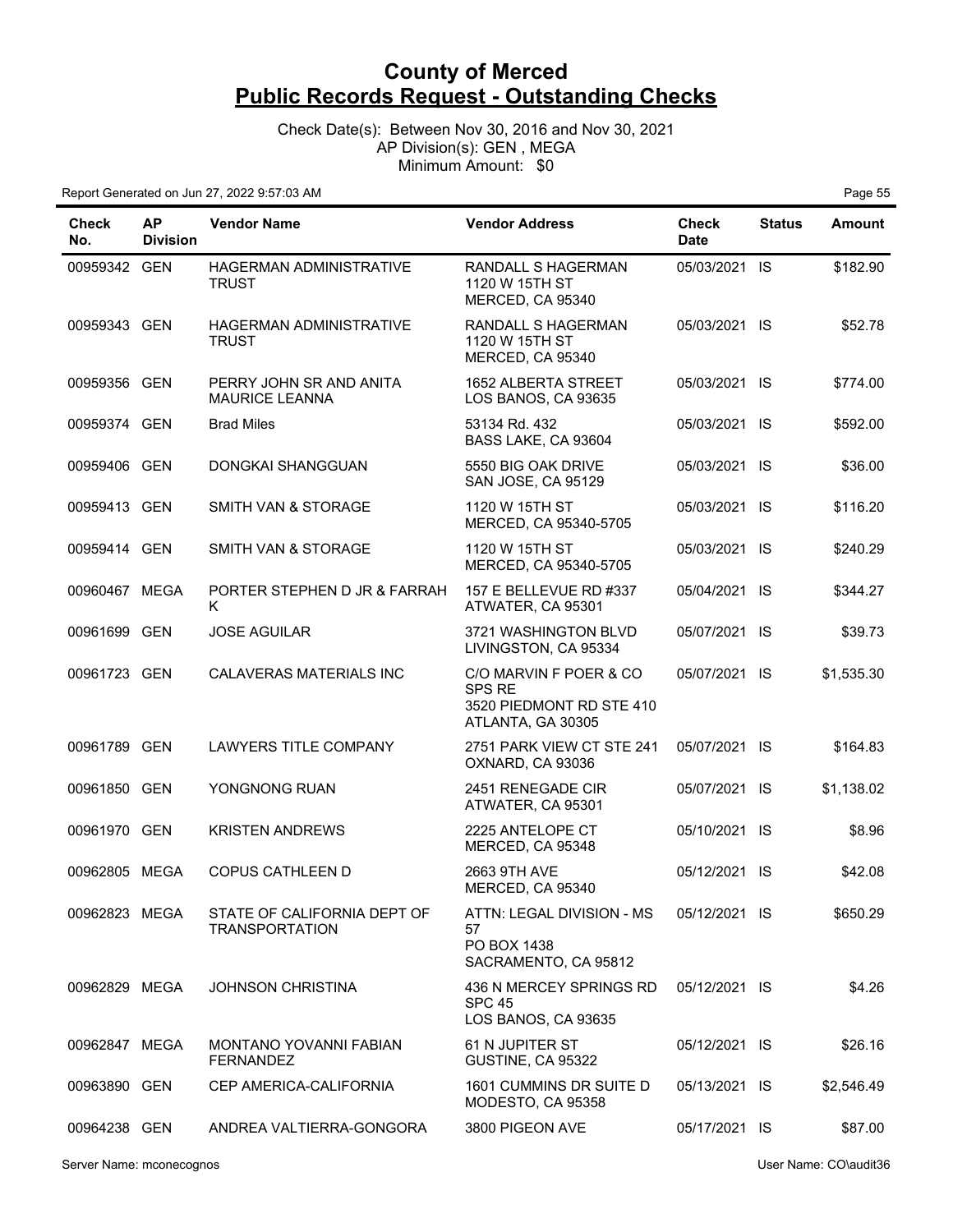# County of Merced
## Public Records Request - Outstanding Checks

Check Date(s): Between Nov 30, 2016 and Nov 30, 2021
AP Division(s): GEN , MEGA
Minimum Amount: $0

Report Generated on Jun 27, 2022 9:57:03 AM

| Check No. | AP Division | Vendor Name | Vendor Address | Check Date | Status | Amount |
|---|---|---|---|---|---|---|
| 00959342 | GEN | HAGERMAN ADMINISTRATIVE TRUST | RANDALL S HAGERMAN 1120 W 15TH ST MERCED, CA 95340 | 05/03/2021 | IS | $182.90 |
| 00959343 | GEN | HAGERMAN ADMINISTRATIVE TRUST | RANDALL S HAGERMAN 1120 W 15TH ST MERCED, CA 95340 | 05/03/2021 | IS | $52.78 |
| 00959356 | GEN | PERRY JOHN SR AND ANITA MAURICE LEANNA | 1652 ALBERTA STREET LOS BANOS, CA 93635 | 05/03/2021 | IS | $774.00 |
| 00959374 | GEN | Brad Miles | 53134 Rd. 432 BASS LAKE, CA 93604 | 05/03/2021 | IS | $592.00 |
| 00959406 | GEN | DONGKAI SHANGGUAN | 5550 BIG OAK DRIVE SAN JOSE, CA 95129 | 05/03/2021 | IS | $36.00 |
| 00959413 | GEN | SMITH VAN & STORAGE | 1120 W 15TH ST MERCED, CA 95340-5705 | 05/03/2021 | IS | $116.20 |
| 00959414 | GEN | SMITH VAN & STORAGE | 1120 W 15TH ST MERCED, CA 95340-5705 | 05/03/2021 | IS | $240.29 |
| 00960467 | MEGA | PORTER STEPHEN D JR & FARRAH K | 157 E BELLEVUE RD #337 ATWATER, CA 95301 | 05/04/2021 | IS | $344.27 |
| 00961699 | GEN | JOSE AGUILAR | 3721 WASHINGTON BLVD LIVINGSTON, CA 95334 | 05/07/2021 | IS | $39.73 |
| 00961723 | GEN | CALAVERAS MATERIALS INC | C/O MARVIN F POER & CO SPS RE 3520 PIEDMONT RD STE 410 ATLANTA, GA 30305 | 05/07/2021 | IS | $1,535.30 |
| 00961789 | GEN | LAWYERS TITLE COMPANY | 2751 PARK VIEW CT STE 241 OXNARD, CA 93036 | 05/07/2021 | IS | $164.83 |
| 00961850 | GEN | YONGNONG RUAN | 2451 RENEGADE CIR ATWATER, CA 95301 | 05/07/2021 | IS | $1,138.02 |
| 00961970 | GEN | KRISTEN ANDREWS | 2225 ANTELOPE CT MERCED, CA 95348 | 05/10/2021 | IS | $8.96 |
| 00962805 | MEGA | COPUS CATHLEEN D | 2663 9TH AVE MERCED, CA 95340 | 05/12/2021 | IS | $42.08 |
| 00962823 | MEGA | STATE OF CALIFORNIA DEPT OF TRANSPORTATION | ATTN: LEGAL DIVISION - MS 57 PO BOX 1438 SACRAMENTO, CA 95812 | 05/12/2021 | IS | $650.29 |
| 00962829 | MEGA | JOHNSON CHRISTINA | 436 N MERCEY SPRINGS RD SPC 45 LOS BANOS, CA 93635 | 05/12/2021 | IS | $4.26 |
| 00962847 | MEGA | MONTANO YOVANNI FABIAN FERNANDEZ | 61 N JUPITER ST GUSTINE, CA 95322 | 05/12/2021 | IS | $26.16 |
| 00963890 | GEN | CEP AMERICA-CALIFORNIA | 1601 CUMMINS DR SUITE D MODESTO, CA 95358 | 05/13/2021 | IS | $2,546.49 |
| 00964238 | GEN | ANDREA VALTIERRA-GONGORA | 3800 PIGEON AVE | 05/17/2021 | IS | $87.00 |

Server Name: mconecognos

User Name: CO\audit36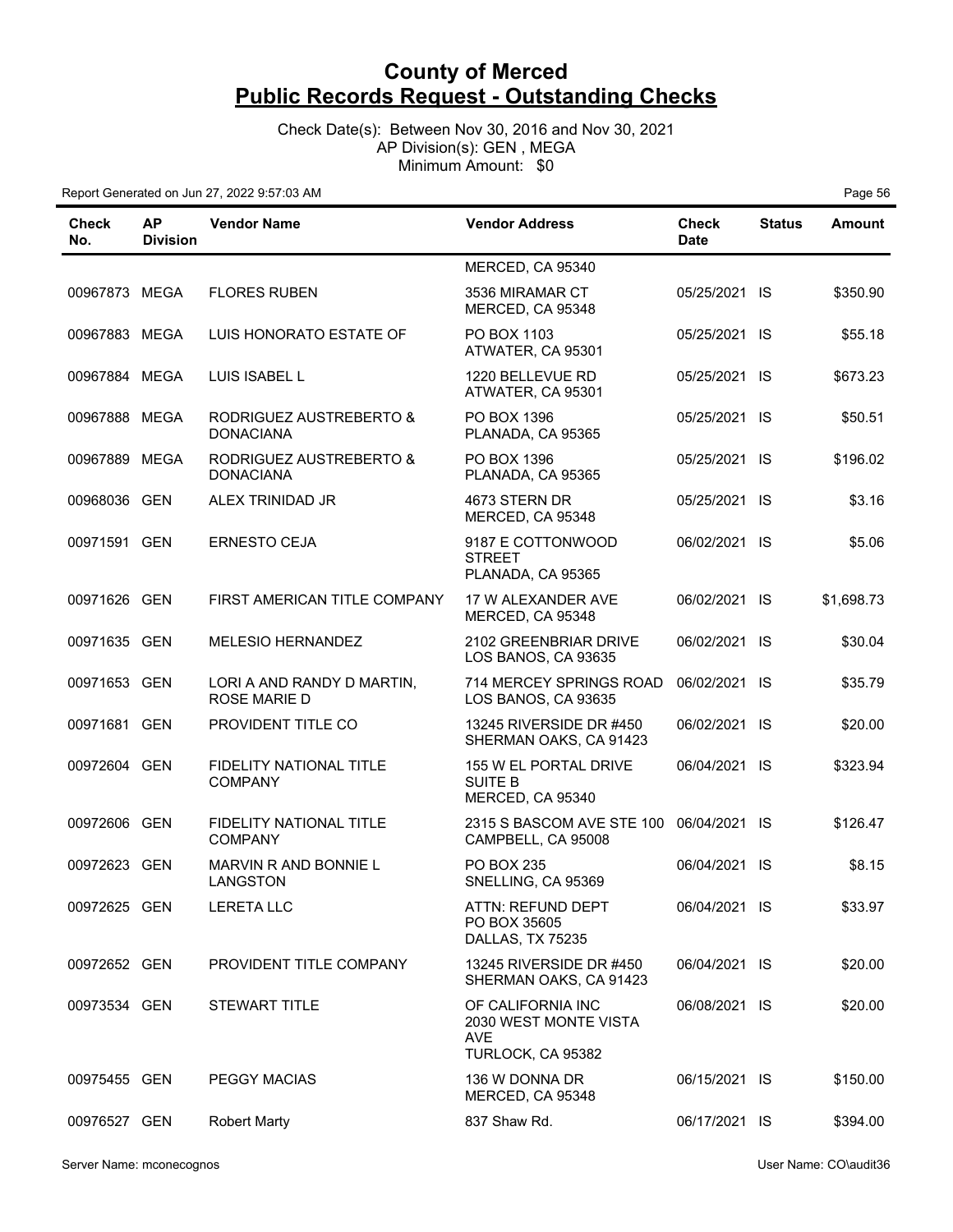# County of Merced
## Public Records Request - Outstanding Checks

Check Date(s): Between Nov 30, 2016 and Nov 30, 2021
AP Division(s): GEN , MEGA
Minimum Amount: $0

Report Generated on Jun 27, 2022 9:57:03 AM

| Check No. | AP Division | Vendor Name | Vendor Address | Check Date | Status | Amount |
|---|---|---|---|---|---|---|
| | | | MERCED, CA 95340 | | | |
| 00967873 | MEGA | FLORES RUBEN | 3536 MIRAMAR CT MERCED, CA 95348 | 05/25/2021 | IS | $350.90 |
| 00967883 | MEGA | LUIS HONORATO ESTATE OF | PO BOX 1103 ATWATER, CA 95301 | 05/25/2021 | IS | $55.18 |
| 00967884 | MEGA | LUIS ISABEL L | 1220 BELLEVUE RD ATWATER, CA 95301 | 05/25/2021 | IS | $673.23 |
| 00967888 | MEGA | RODRIGUEZ AUSTREBERTO & DONACIANA | PO BOX 1396 PLANADA, CA 95365 | 05/25/2021 | IS | $50.51 |
| 00967889 | MEGA | RODRIGUEZ AUSTREBERTO & DONACIANA | PO BOX 1396 PLANADA, CA 95365 | 05/25/2021 | IS | $196.02 |
| 00968036 | GEN | ALEX TRINIDAD JR | 4673 STERN DR MERCED, CA 95348 | 05/25/2021 | IS | $3.16 |
| 00971591 | GEN | ERNESTO CEJA | 9187 E COTTONWOOD STREET PLANADA, CA 95365 | 06/02/2021 | IS | $5.06 |
| 00971626 | GEN | FIRST AMERICAN TITLE COMPANY | 17 W ALEXANDER AVE MERCED, CA 95348 | 06/02/2021 | IS | $1,698.73 |
| 00971635 | GEN | MELESIO HERNANDEZ | 2102 GREENBRIAR DRIVE LOS BANOS, CA 93635 | 06/02/2021 | IS | $30.04 |
| 00971653 | GEN | LORI A AND RANDY D MARTIN, ROSE MARIE D | 714 MERCEY SPRINGS ROAD LOS BANOS, CA 93635 | 06/02/2021 | IS | $35.79 |
| 00971681 | GEN | PROVIDENT TITLE CO | 13245 RIVERSIDE DR #450 SHERMAN OAKS, CA 91423 | 06/02/2021 | IS | $20.00 |
| 00972604 | GEN | FIDELITY NATIONAL TITLE COMPANY | 155 W EL PORTAL DRIVE SUITE B MERCED, CA 95340 | 06/04/2021 | IS | $323.94 |
| 00972606 | GEN | FIDELITY NATIONAL TITLE COMPANY | 2315 S BASCOM AVE STE 100 CAMPBELL, CA 95008 | 06/04/2021 | IS | $126.47 |
| 00972623 | GEN | MARVIN R AND BONNIE L LANGSTON | PO BOX 235 SNELLING, CA 95369 | 06/04/2021 | IS | $8.15 |
| 00972625 | GEN | LERETA LLC | ATTN: REFUND DEPT PO BOX 35605 DALLAS, TX 75235 | 06/04/2021 | IS | $33.97 |
| 00972652 | GEN | PROVIDENT TITLE COMPANY | 13245 RIVERSIDE DR #450 SHERMAN OAKS, CA 91423 | 06/04/2021 | IS | $20.00 |
| 00973534 | GEN | STEWART TITLE | OF CALIFORNIA INC 2030 WEST MONTE VISTA AVE TURLOCK, CA 95382 | 06/08/2021 | IS | $20.00 |
| 00975455 | GEN | PEGGY MACIAS | 136 W DONNA DR MERCED, CA 95348 | 06/15/2021 | IS | $150.00 |
| 00976527 | GEN | Robert Marty | 837 Shaw Rd. | 06/17/2021 | IS | $394.00 |

Server Name: mconecognos

User Name: CO\audit36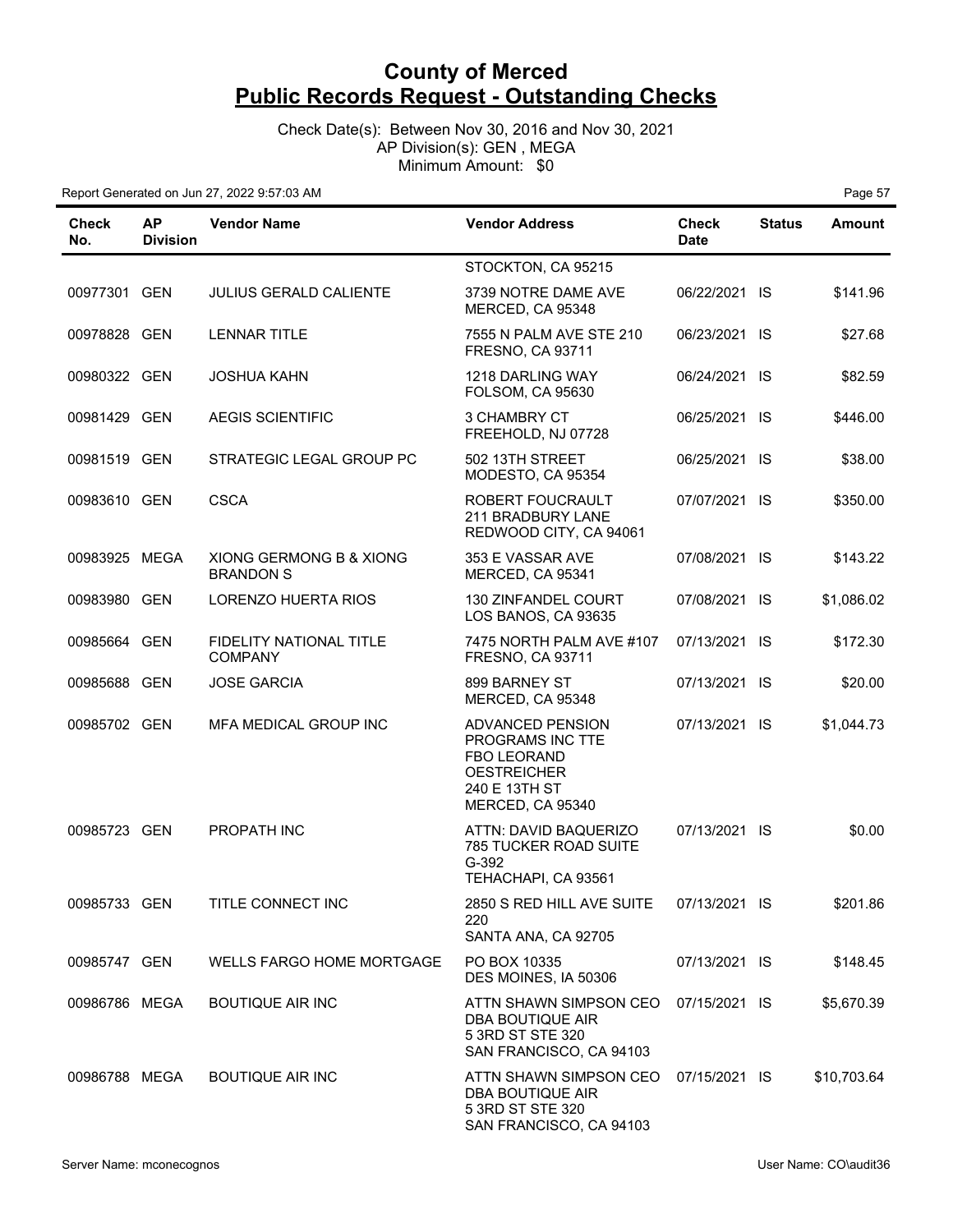# County of Merced
## Public Records Request - Outstanding Checks

Check Date(s): Between Nov 30, 2016 and Nov 30, 2021
AP Division(s): GEN , MEGA
Minimum Amount: $0

Report Generated on Jun 27, 2022 9:57:03 AM

| Check No. | AP Division | Vendor Name | Vendor Address | Check Date | Status | Amount |
|---|---|---|---|---|---|---|
| | | | STOCKTON, CA 95215 | | | |
| 00977301 | GEN | JULIUS GERALD CALIENTE | 3739 NOTRE DAME AVE MERCED, CA 95348 | 06/22/2021 | IS | $141.96 |
| 00978828 | GEN | LENNAR TITLE | 7555 N PALM AVE STE 210 FRESNO, CA 93711 | 06/23/2021 | IS | $27.68 |
| 00980322 | GEN | JOSHUA KAHN | 1218 DARLING WAY FOLSOM, CA 95630 | 06/24/2021 | IS | $82.59 |
| 00981429 | GEN | AEGIS SCIENTIFIC | 3 CHAMBRY CT FREEHOLD, NJ 07728 | 06/25/2021 | IS | $446.00 |
| 00981519 | GEN | STRATEGIC LEGAL GROUP PC | 502 13TH STREET MODESTO, CA 95354 | 06/25/2021 | IS | $38.00 |
| 00983610 | GEN | CSCA | ROBERT FOUCRAULT 211 BRADBURY LANE REDWOOD CITY, CA 94061 | 07/07/2021 | IS | $350.00 |
| 00983925 | MEGA | XIONG GERMONG B & XIONG BRANDON S | 353 E VASSAR AVE MERCED, CA 95341 | 07/08/2021 | IS | $143.22 |
| 00983980 | GEN | LORENZO HUERTA RIOS | 130 ZINFANDEL COURT LOS BANOS, CA 93635 | 07/08/2021 | IS | $1,086.02 |
| 00985664 | GEN | FIDELITY NATIONAL TITLE COMPANY | 7475 NORTH PALM AVE #107 FRESNO, CA 93711 | 07/13/2021 | IS | $172.30 |
| 00985688 | GEN | JOSE GARCIA | 899 BARNEY ST MERCED, CA 95348 | 07/13/2021 | IS | $20.00 |
| 00985702 | GEN | MFA MEDICAL GROUP INC | ADVANCED PENSION PROGRAMS INC TTE FBO LEORAND OESTREICHER 240 E 13TH ST MERCED, CA 95340 | 07/13/2021 | IS | $1,044.73 |
| 00985723 | GEN | PROPATH INC | ATTN: DAVID BAQUERIZO 785 TUCKER ROAD SUITE G-392 TEHACHAPI, CA 93561 | 07/13/2021 | IS | $0.00 |
| 00985733 | GEN | TITLE CONNECT INC | 2850 S RED HILL AVE SUITE 220 SANTA ANA, CA 92705 | 07/13/2021 | IS | $201.86 |
| 00985747 | GEN | WELLS FARGO HOME MORTGAGE | PO BOX 10335 DES MOINES, IA 50306 | 07/13/2021 | IS | $148.45 |
| 00986786 | MEGA | BOUTIQUE AIR INC | ATTN SHAWN SIMPSON CEO DBA BOUTIQUE AIR 5 3RD ST STE 320 SAN FRANCISCO, CA 94103 | 07/15/2021 | IS | $5,670.39 |
| 00986788 | MEGA | BOUTIQUE AIR INC | ATTN SHAWN SIMPSON CEO DBA BOUTIQUE AIR 5 3RD ST STE 320 SAN FRANCISCO, CA 94103 | 07/15/2021 | IS | $10,703.64 |

Server Name: mconecognos

User Name: CO\audit36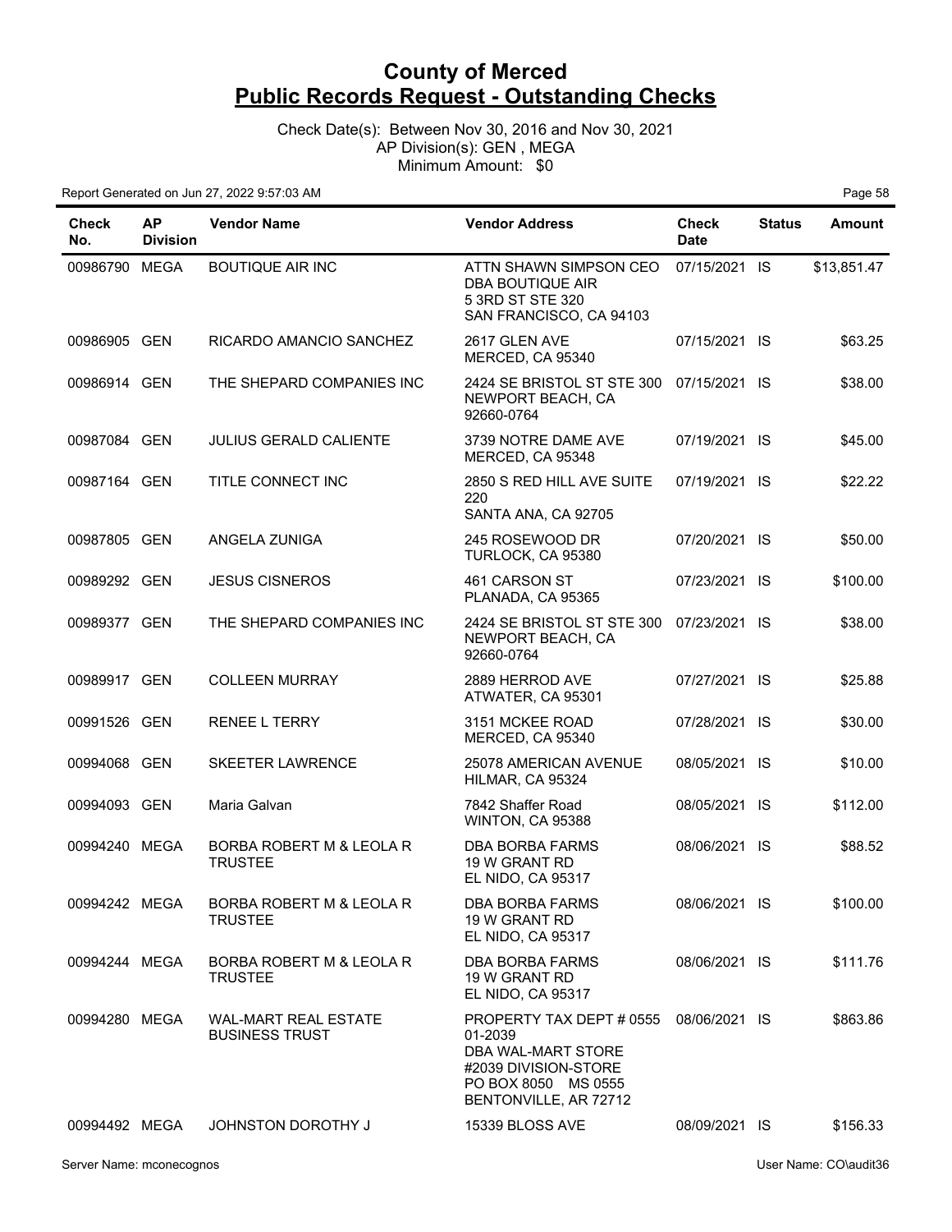# County of Merced
## Public Records Request - Outstanding Checks

Check Date(s): Between Nov 30, 2016 and Nov 30, 2021
AP Division(s): GEN , MEGA
Minimum Amount: $0

Report Generated on Jun 27, 2022 9:57:03 AM

| Check No. | AP Division | Vendor Name | Vendor Address | Check Date | Status | Amount |
|---|---|---|---|---|---|---|
| 00986790 | MEGA | BOUTIQUE AIR INC | ATTN SHAWN SIMPSON CEO DBA BOUTIQUE AIR 5 3RD ST STE 320 SAN FRANCISCO, CA 94103 | 07/15/2021 | IS | $13,851.47 |
| 00986905 | GEN | RICARDO AMANCIO SANCHEZ | 2617 GLEN AVE MERCED, CA 95340 | 07/15/2021 | IS | $63.25 |
| 00986914 | GEN | THE SHEPARD COMPANIES INC | 2424 SE BRISTOL ST STE 300 NEWPORT BEACH, CA 92660-0764 | 07/15/2021 | IS | $38.00 |
| 00987084 | GEN | JULIUS GERALD CALIENTE | 3739 NOTRE DAME AVE MERCED, CA 95348 | 07/19/2021 | IS | $45.00 |
| 00987164 | GEN | TITLE CONNECT INC | 2850 S RED HILL AVE SUITE 220 SANTA ANA, CA 92705 | 07/19/2021 | IS | $22.22 |
| 00987805 | GEN | ANGELA ZUNIGA | 245 ROSEWOOD DR TURLOCK, CA 95380 | 07/20/2021 | IS | $50.00 |
| 00989292 | GEN | JESUS CISNEROS | 461 CARSON ST PLANADA, CA 95365 | 07/23/2021 | IS | $100.00 |
| 00989377 | GEN | THE SHEPARD COMPANIES INC | 2424 SE BRISTOL ST STE 300 NEWPORT BEACH, CA 92660-0764 | 07/23/2021 | IS | $38.00 |
| 00989917 | GEN | COLLEEN MURRAY | 2889 HERROD AVE ATWATER, CA 95301 | 07/27/2021 | IS | $25.88 |
| 00991526 | GEN | RENEE L TERRY | 3151 MCKEE ROAD MERCED, CA 95340 | 07/28/2021 | IS | $30.00 |
| 00994068 | GEN | SKEETER LAWRENCE | 25078 AMERICAN AVENUE HILMAR, CA 95324 | 08/05/2021 | IS | $10.00 |
| 00994093 | GEN | Maria Galvan | 7842 Shaffer Road WINTON, CA 95388 | 08/05/2021 | IS | $112.00 |
| 00994240 | MEGA | BORBA ROBERT M & LEOLA R TRUSTEE | DBA BORBA FARMS 19 W GRANT RD EL NIDO, CA 95317 | 08/06/2021 | IS | $88.52 |
| 00994242 | MEGA | BORBA ROBERT M & LEOLA R TRUSTEE | DBA BORBA FARMS 19 W GRANT RD EL NIDO, CA 95317 | 08/06/2021 | IS | $100.00 |
| 00994244 | MEGA | BORBA ROBERT M & LEOLA R TRUSTEE | DBA BORBA FARMS 19 W GRANT RD EL NIDO, CA 95317 | 08/06/2021 | IS | $111.76 |
| 00994280 | MEGA | WAL-MART REAL ESTATE BUSINESS TRUST | PROPERTY TAX DEPT # 0555 01-2039 DBA WAL-MART STORE #2039 DIVISION-STORE PO BOX 8050 MS 0555 BENTONVILLE, AR 72712 | 08/06/2021 | IS | $863.86 |
| 00994492 | MEGA | JOHNSTON DOROTHY J | 15339 BLOSS AVE | 08/09/2021 | IS | $156.33 |

Server Name: mconecognos | User Name: CO\audit36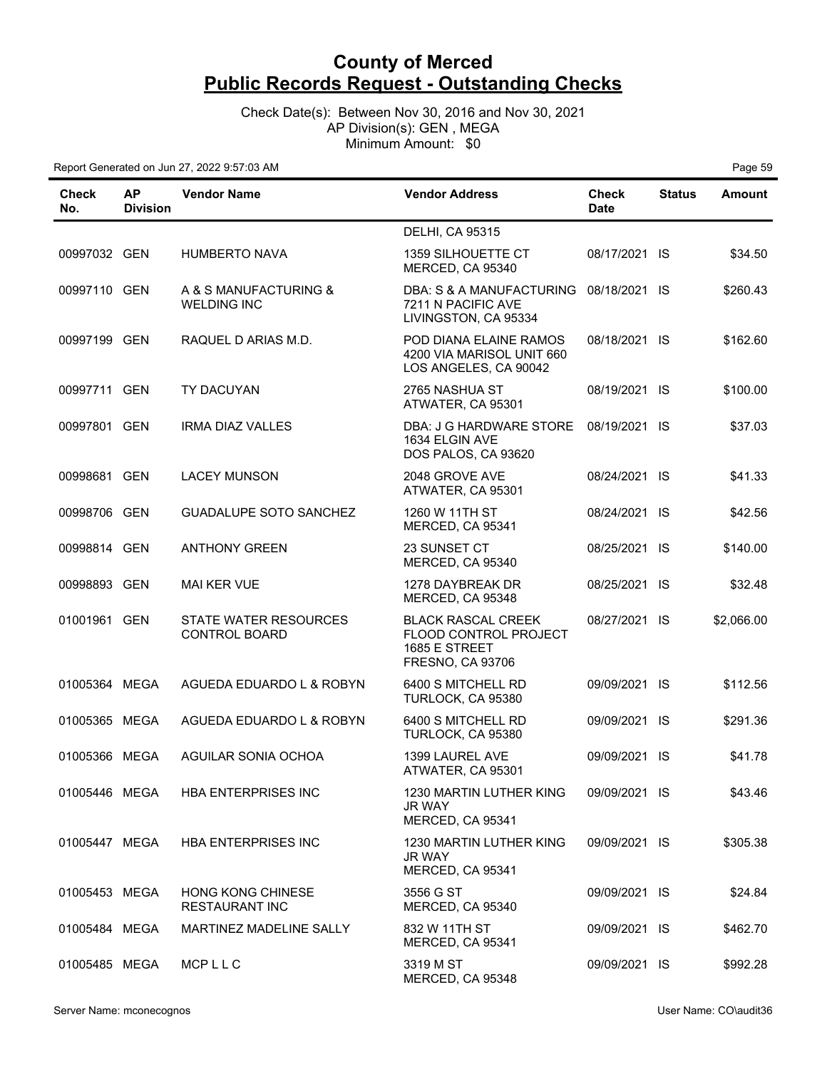# County of Merced
# Public Records Request - Outstanding Checks

Check Date(s): Between Nov 30, 2016 and Nov 30, 2021
AP Division(s): GEN , MEGA
Minimum Amount: $0

Report Generated on Jun 27, 2022 9:57:03 AM

| Check No. | AP Division | Vendor Name | Vendor Address | Check Date | Status | Amount |
|---|---|---|---|---|---|---|
| | | | DELHI, CA 95315 | | | |
| 00997032 | GEN | HUMBERTO NAVA | 1359 SILHOUETTE CT MERCED, CA 95340 | 08/17/2021 | IS | $34.50 |
| 00997110 | GEN | A & S MANUFACTURING & WELDING INC | DBA: S & A MANUFACTURING 7211 N PACIFIC AVE LIVINGSTON, CA 95334 | 08/18/2021 | IS | $260.43 |
| 00997199 | GEN | RAQUEL D ARIAS M.D. | POD DIANA ELAINE RAMOS 4200 VIA MARISOL UNIT 660 LOS ANGELES, CA 90042 | 08/18/2021 | IS | $162.60 |
| 00997711 | GEN | TY DACUYAN | 2765 NASHUA ST ATWATER, CA 95301 | 08/19/2021 | IS | $100.00 |
| 00997801 | GEN | IRMA DIAZ VALLES | DBA: J G HARDWARE STORE 1634 ELGIN AVE DOS PALOS, CA 93620 | 08/19/2021 | IS | $37.03 |
| 00998681 | GEN | LACEY MUNSON | 2048 GROVE AVE ATWATER, CA 95301 | 08/24/2021 | IS | $41.33 |
| 00998706 | GEN | GUADALUPE SOTO SANCHEZ | 1260 W 11TH ST MERCED, CA 95341 | 08/24/2021 | IS | $42.56 |
| 00998814 | GEN | ANTHONY GREEN | 23 SUNSET CT MERCED, CA 95340 | 08/25/2021 | IS | $140.00 |
| 00998893 | GEN | MAI KER VUE | 1278 DAYBREAK DR MERCED, CA 95348 | 08/25/2021 | IS | $32.48 |
| 01001961 | GEN | STATE WATER RESOURCES CONTROL BOARD | BLACK RASCAL CREEK FLOOD CONTROL PROJECT 1685 E STREET FRESNO, CA 93706 | 08/27/2021 | IS | $2,066.00 |
| 01005364 | MEGA | AGUEDA EDUARDO L & ROBYN | 6400 S MITCHELL RD TURLOCK, CA 95380 | 09/09/2021 | IS | $112.56 |
| 01005365 | MEGA | AGUEDA EDUARDO L & ROBYN | 6400 S MITCHELL RD TURLOCK, CA 95380 | 09/09/2021 | IS | $291.36 |
| 01005366 | MEGA | AGUILAR SONIA OCHOA | 1399 LAUREL AVE ATWATER, CA 95301 | 09/09/2021 | IS | $41.78 |
| 01005446 | MEGA | HBA ENTERPRISES INC | 1230 MARTIN LUTHER KING JR WAY MERCED, CA 95341 | 09/09/2021 | IS | $43.46 |
| 01005447 | MEGA | HBA ENTERPRISES INC | 1230 MARTIN LUTHER KING JR WAY MERCED, CA 95341 | 09/09/2021 | IS | $305.38 |
| 01005453 | MEGA | HONG KONG CHINESE RESTAURANT INC | 3556 G ST MERCED, CA 95340 | 09/09/2021 | IS | $24.84 |
| 01005484 | MEGA | MARTINEZ MADELINE SALLY | 832 W 11TH ST MERCED, CA 95341 | 09/09/2021 | IS | $462.70 |
| 01005485 | MEGA | MCP L L C | 3319 M ST MERCED, CA 95348 | 09/09/2021 | IS | $992.28 |

Server Name: mconecognos
User Name: CO\audit36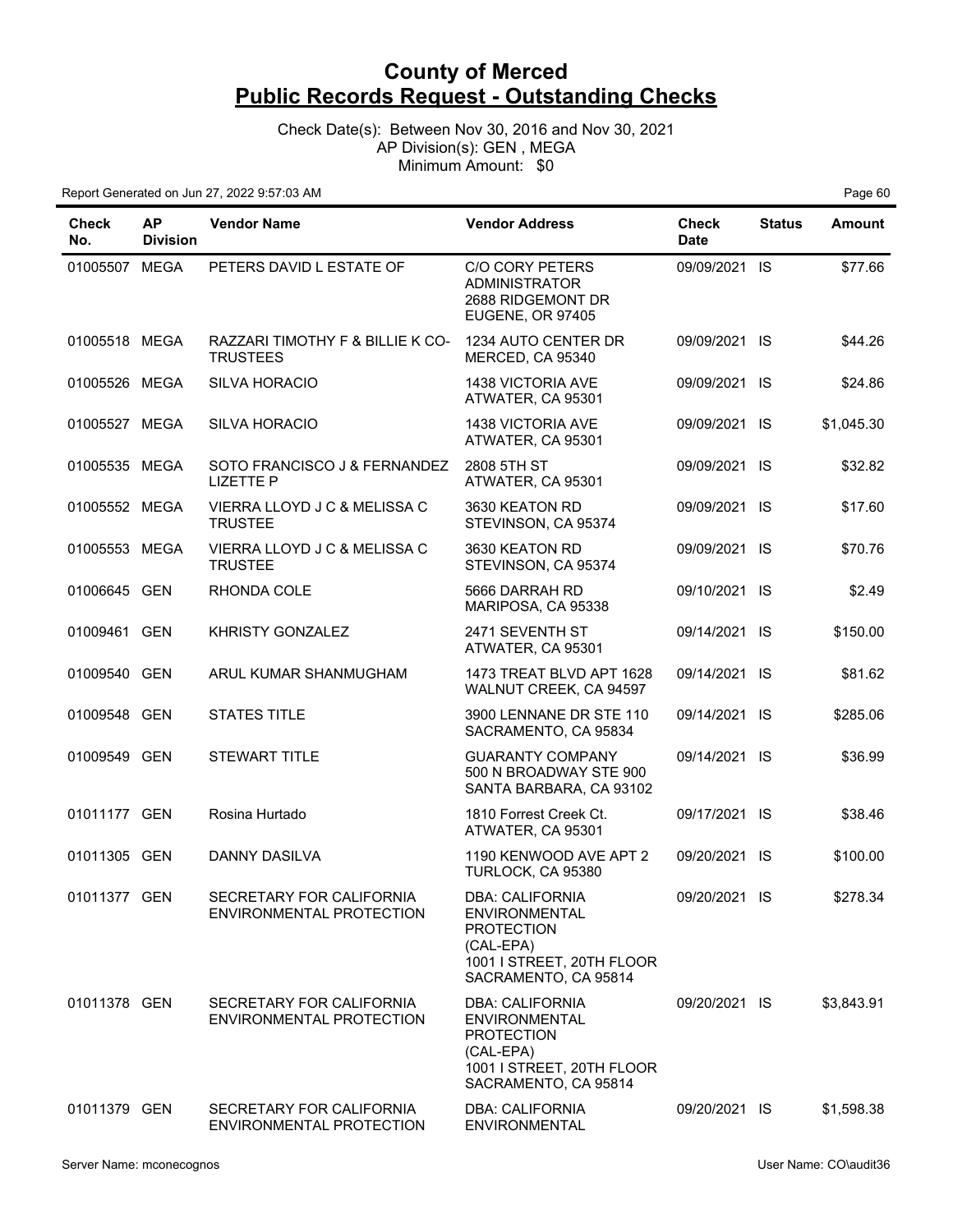# County of Merced
## Public Records Request - Outstanding Checks

Check Date(s): Between Nov 30, 2016 and Nov 30, 2021
AP Division(s): GEN , MEGA
Minimum Amount: $0

Report Generated on Jun 27, 2022 9:57:03 AM

| Check No. | AP Division | Vendor Name | Vendor Address | Check Date | Status | Amount |
|---|---|---|---|---|---|---|
| 01005507 | MEGA | PETERS DAVID L ESTATE OF | C/O CORY PETERS ADMINISTRATOR 2688 RIDGEMONT DR EUGENE, OR 97405 | 09/09/2021 | IS | $77.66 |
| 01005518 | MEGA | RAZZARI TIMOTHY F & BILLIE K CO-TRUSTEES | 1234 AUTO CENTER DR MERCED, CA 95340 | 09/09/2021 | IS | $44.26 |
| 01005526 | MEGA | SILVA HORACIO | 1438 VICTORIA AVE ATWATER, CA 95301 | 09/09/2021 | IS | $24.86 |
| 01005527 | MEGA | SILVA HORACIO | 1438 VICTORIA AVE ATWATER, CA 95301 | 09/09/2021 | IS | $1,045.30 |
| 01005535 | MEGA | SOTO FRANCISCO J & FERNANDEZ LIZETTE P | 2808 5TH ST ATWATER, CA 95301 | 09/09/2021 | IS | $32.82 |
| 01005552 | MEGA | VIERRA LLOYD J C & MELISSA C TRUSTEE | 3630 KEATON RD STEVINSON, CA 95374 | 09/09/2021 | IS | $17.60 |
| 01005553 | MEGA | VIERRA LLOYD J C & MELISSA C TRUSTEE | 3630 KEATON RD STEVINSON, CA 95374 | 09/09/2021 | IS | $70.76 |
| 01006645 | GEN | RHONDA COLE | 5666 DARRAH RD MARIPOSA, CA 95338 | 09/10/2021 | IS | $2.49 |
| 01009461 | GEN | KHRISTY GONZALEZ | 2471 SEVENTH ST ATWATER, CA 95301 | 09/14/2021 | IS | $150.00 |
| 01009540 | GEN | ARUL KUMAR SHANMUGHAM | 1473 TREAT BLVD APT 1628 WALNUT CREEK, CA 94597 | 09/14/2021 | IS | $81.62 |
| 01009548 | GEN | STATES TITLE | 3900 LENNANE DR STE 110 SACRAMENTO, CA 95834 | 09/14/2021 | IS | $285.06 |
| 01009549 | GEN | STEWART TITLE | GUARANTY COMPANY 500 N BROADWAY STE 900 SANTA BARBARA, CA 93102 | 09/14/2021 | IS | $36.99 |
| 01011177 | GEN | Rosina Hurtado | 1810 Forrest Creek Ct. ATWATER, CA 95301 | 09/17/2021 | IS | $38.46 |
| 01011305 | GEN | DANNY DASILVA | 1190 KENWOOD AVE APT 2 TURLOCK, CA 95380 | 09/20/2021 | IS | $100.00 |
| 01011377 | GEN | SECRETARY FOR CALIFORNIA ENVIRONMENTAL PROTECTION | DBA: CALIFORNIA ENVIRONMENTAL PROTECTION (CAL-EPA) 1001 I STREET, 20TH FLOOR SACRAMENTO, CA 95814 | 09/20/2021 | IS | $278.34 |
| 01011378 | GEN | SECRETARY FOR CALIFORNIA ENVIRONMENTAL PROTECTION | DBA: CALIFORNIA ENVIRONMENTAL PROTECTION (CAL-EPA) 1001 I STREET, 20TH FLOOR SACRAMENTO, CA 95814 | 09/20/2021 | IS | $3,843.91 |
| 01011379 | GEN | SECRETARY FOR CALIFORNIA ENVIRONMENTAL PROTECTION | DBA: CALIFORNIA ENVIRONMENTAL | 09/20/2021 | IS | $1,598.38 |

Server Name: mconecognos

User Name: CO\audit36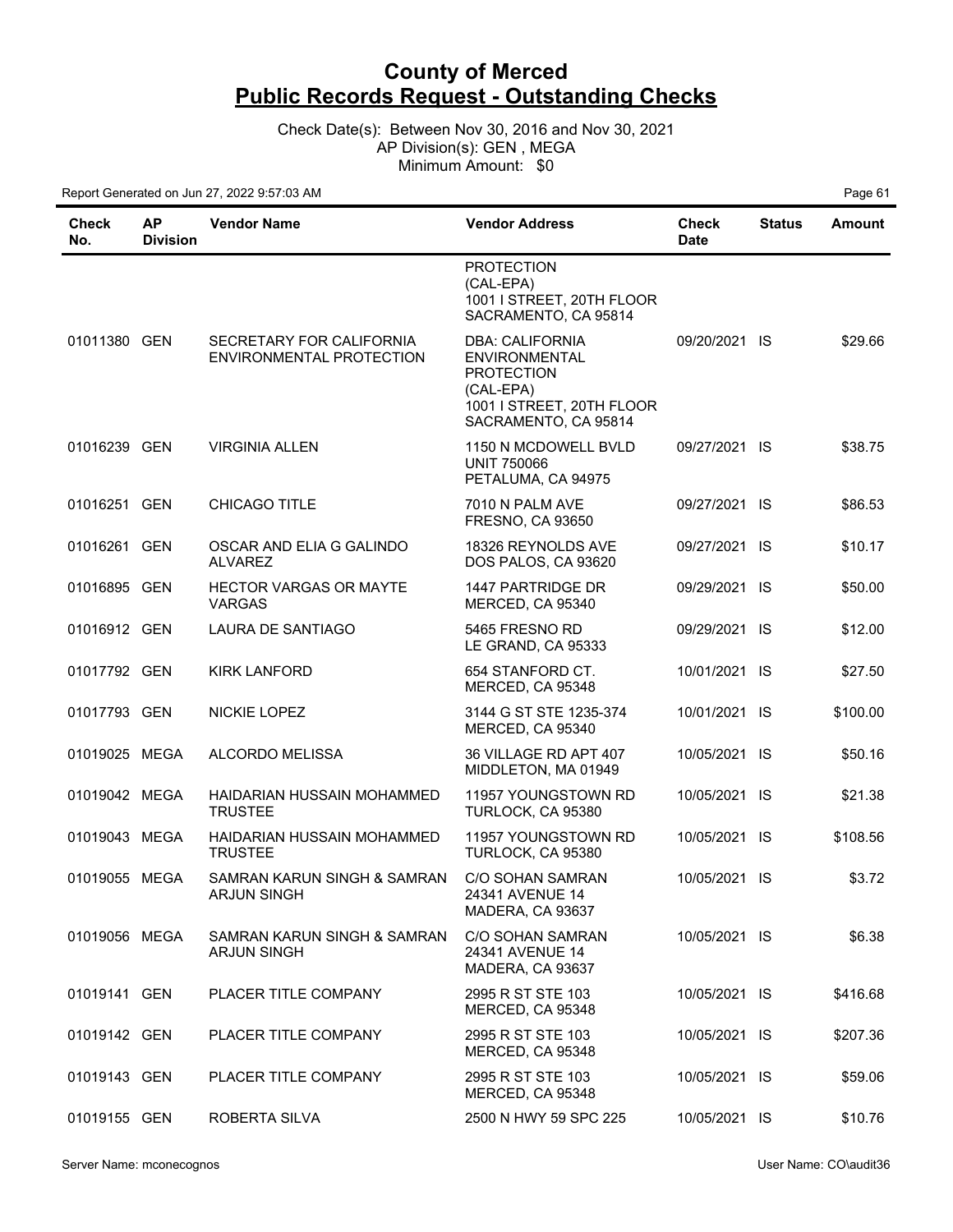# County of Merced
# Public Records Request - Outstanding Checks

Check Date(s): Between Nov 30, 2016 and Nov 30, 2021
AP Division(s): GEN , MEGA
Minimum Amount: $0

Report Generated on Jun 27, 2022 9:57:03 AM

| Check No. | AP Division | Vendor Name | Vendor Address | Check Date | Status | Amount |
|---|---|---|---|---|---|---|
| | | | PROTECTION (CAL-EPA) 1001 I STREET, 20TH FLOOR SACRAMENTO, CA 95814 | | | |
| 01011380 | GEN | SECRETARY FOR CALIFORNIA ENVIRONMENTAL PROTECTION | DBA: CALIFORNIA ENVIRONMENTAL PROTECTION (CAL-EPA) 1001 I STREET, 20TH FLOOR SACRAMENTO, CA 95814 | 09/20/2021 | IS | $29.66 |
| 01016239 | GEN | VIRGINIA ALLEN | 1150 N MCDOWELL BVLD UNIT 750066 PETALUMA, CA 94975 | 09/27/2021 | IS | $38.75 |
| 01016251 | GEN | CHICAGO TITLE | 7010 N PALM AVE FRESNO, CA 93650 | 09/27/2021 | IS | $86.53 |
| 01016261 | GEN | OSCAR AND ELIA G GALINDO ALVAREZ | 18326 REYNOLDS AVE DOS PALOS, CA 93620 | 09/27/2021 | IS | $10.17 |
| 01016895 | GEN | HECTOR VARGAS OR MAYTE VARGAS | 1447 PARTRIDGE DR MERCED, CA 95340 | 09/29/2021 | IS | $50.00 |
| 01016912 | GEN | LAURA DE SANTIAGO | 5465 FRESNO RD LE GRAND, CA 95333 | 09/29/2021 | IS | $12.00 |
| 01017792 | GEN | KIRK LANFORD | 654 STANFORD CT. MERCED, CA 95348 | 10/01/2021 | IS | $27.50 |
| 01017793 | GEN | NICKIE LOPEZ | 3144 G ST STE 1235-374 MERCED, CA 95340 | 10/01/2021 | IS | $100.00 |
| 01019025 | MEGA | ALCORDO MELISSA | 36 VILLAGE RD APT 407 MIDDLETON, MA 01949 | 10/05/2021 | IS | $50.16 |
| 01019042 | MEGA | HAIDARIAN HUSSAIN MOHAMMED TRUSTEE | 11957 YOUNGSTOWN RD TURLOCK, CA 95380 | 10/05/2021 | IS | $21.38 |
| 01019043 | MEGA | HAIDARIAN HUSSAIN MOHAMMED TRUSTEE | 11957 YOUNGSTOWN RD TURLOCK, CA 95380 | 10/05/2021 | IS | $108.56 |
| 01019055 | MEGA | SAMRAN KARUN SINGH & SAMRAN ARJUN SINGH | C/O SOHAN SAMRAN 24341 AVENUE 14 MADERA, CA 93637 | 10/05/2021 | IS | $3.72 |
| 01019056 | MEGA | SAMRAN KARUN SINGH & SAMRAN ARJUN SINGH | C/O SOHAN SAMRAN 24341 AVENUE 14 MADERA, CA 93637 | 10/05/2021 | IS | $6.38 |
| 01019141 | GEN | PLACER TITLE COMPANY | 2995 R ST STE 103 MERCED, CA 95348 | 10/05/2021 | IS | $416.68 |
| 01019142 | GEN | PLACER TITLE COMPANY | 2995 R ST STE 103 MERCED, CA 95348 | 10/05/2021 | IS | $207.36 |
| 01019143 | GEN | PLACER TITLE COMPANY | 2995 R ST STE 103 MERCED, CA 95348 | 10/05/2021 | IS | $59.06 |
| 01019155 | GEN | ROBERTA SILVA | 2500 N HWY 59 SPC 225 | 10/05/2021 | IS | $10.76 |

Server Name: mconecognos

User Name: CO\audit36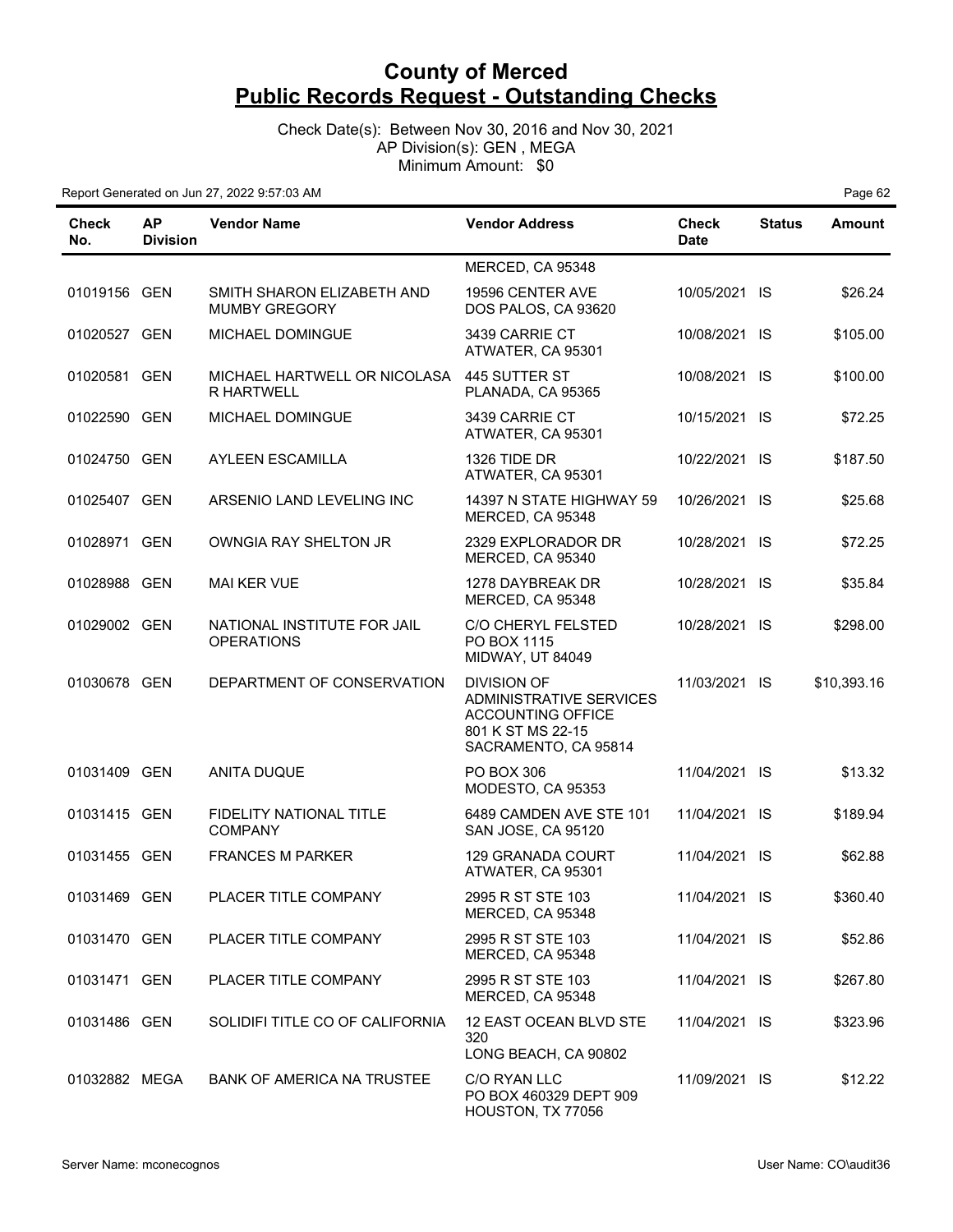# County of Merced
## Public Records Request - Outstanding Checks

Check Date(s): Between Nov 30, 2016 and Nov 30, 2021
AP Division(s): GEN , MEGA
Minimum Amount: $0

Report Generated on Jun 27, 2022 9:57:03 AM

| Check No. | AP Division | Vendor Name | Vendor Address | Check Date | Status | Amount |
|---|---|---|---|---|---|---|
| | | | MERCED, CA 95348 | | | |
| 01019156 | GEN | SMITH SHARON ELIZABETH AND MUMBY GREGORY | 19596 CENTER AVE DOS PALOS, CA 93620 | 10/05/2021 | IS | $26.24 |
| 01020527 | GEN | MICHAEL DOMINGUE | 3439 CARRIE CT ATWATER, CA 95301 | 10/08/2021 | IS | $105.00 |
| 01020581 | GEN | MICHAEL HARTWELL OR NICOLASA R HARTWELL | 445 SUTTER ST PLANADA, CA 95365 | 10/08/2021 | IS | $100.00 |
| 01022590 | GEN | MICHAEL DOMINGUE | 3439 CARRIE CT ATWATER, CA 95301 | 10/15/2021 | IS | $72.25 |
| 01024750 | GEN | AYLEEN ESCAMILLA | 1326 TIDE DR ATWATER, CA 95301 | 10/22/2021 | IS | $187.50 |
| 01025407 | GEN | ARSENIO LAND LEVELING INC | 14397 N STATE HIGHWAY 59 MERCED, CA 95348 | 10/26/2021 | IS | $25.68 |
| 01028971 | GEN | OWNGIA RAY SHELTON JR | 2329 EXPLORADOR DR MERCED, CA 95340 | 10/28/2021 | IS | $72.25 |
| 01028988 | GEN | MAI KER VUE | 1278 DAYBREAK DR MERCED, CA 95348 | 10/28/2021 | IS | $35.84 |
| 01029002 | GEN | NATIONAL INSTITUTE FOR JAIL OPERATIONS | C/O CHERYL FELSTED PO BOX 1115 MIDWAY, UT 84049 | 10/28/2021 | IS | $298.00 |
| 01030678 | GEN | DEPARTMENT OF CONSERVATION | DIVISION OF ADMINISTRATIVE SERVICES ACCOUNTING OFFICE 801 K ST MS 22-15 SACRAMENTO, CA 95814 | 11/03/2021 | IS | $10,393.16 |
| 01031409 | GEN | ANITA DUQUE | PO BOX 306 MODESTO, CA 95353 | 11/04/2021 | IS | $13.32 |
| 01031415 | GEN | FIDELITY NATIONAL TITLE COMPANY | 6489 CAMDEN AVE STE 101 SAN JOSE, CA 95120 | 11/04/2021 | IS | $189.94 |
| 01031455 | GEN | FRANCES M PARKER | 129 GRANADA COURT ATWATER, CA 95301 | 11/04/2021 | IS | $62.88 |
| 01031469 | GEN | PLACER TITLE COMPANY | 2995 R ST STE 103 MERCED, CA 95348 | 11/04/2021 | IS | $360.40 |
| 01031470 | GEN | PLACER TITLE COMPANY | 2995 R ST STE 103 MERCED, CA 95348 | 11/04/2021 | IS | $52.86 |
| 01031471 | GEN | PLACER TITLE COMPANY | 2995 R ST STE 103 MERCED, CA 95348 | 11/04/2021 | IS | $267.80 |
| 01031486 | GEN | SOLIDIFI TITLE CO OF CALIFORNIA | 12 EAST OCEAN BLVD STE 320 LONG BEACH, CA 90802 | 11/04/2021 | IS | $323.96 |
| 01032882 | MEGA | BANK OF AMERICA NA TRUSTEE | C/O RYAN LLC PO BOX 460329 DEPT 909 HOUSTON, TX 77056 | 11/09/2021 | IS | $12.22 |

Server Name: mconecognos

User Name: CO\audit36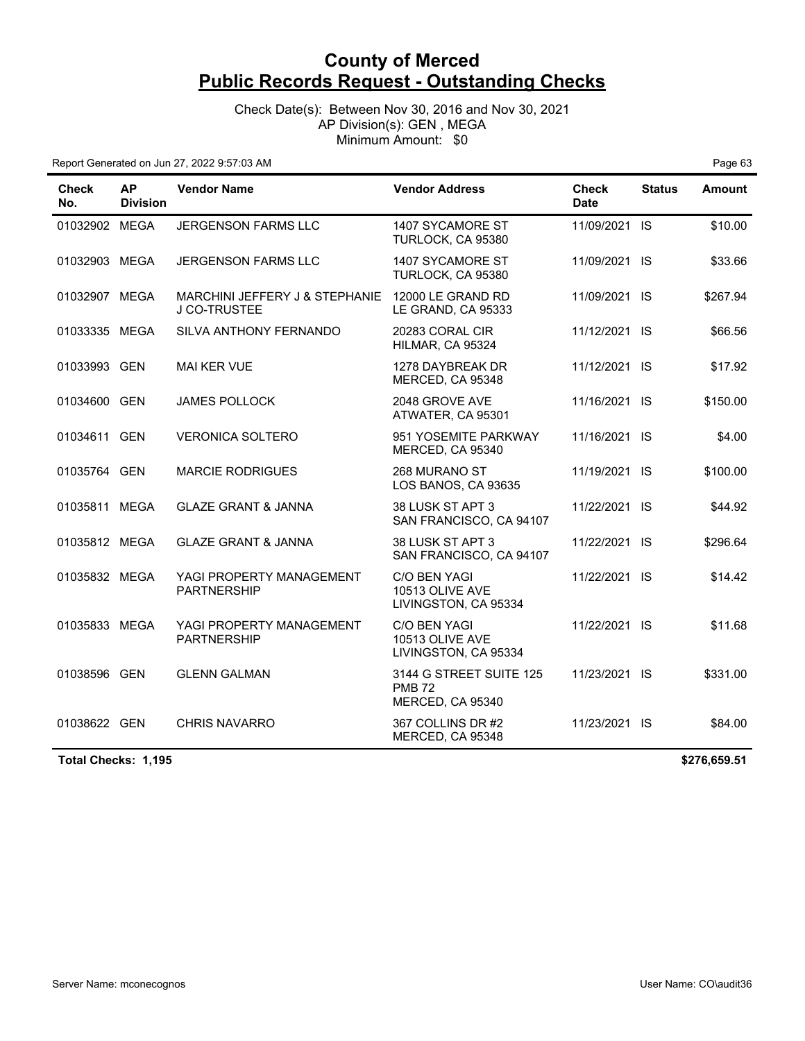# County of Merced
## Public Records Request - Outstanding Checks

Check Date(s): Between Nov 30, 2016 and Nov 30, 2021
AP Division(s): GEN , MEGA
Minimum Amount: $0

Report Generated on Jun 27, 2022 9:57:03 AM

| Check No. | AP Division | Vendor Name | Vendor Address | Check Date | Status | Amount |
|---|---|---|---|---|---|---|
| 01032902 | MEGA | JERGENSON FARMS LLC | 1407 SYCAMORE ST TURLOCK, CA 95380 | 11/09/2021 | IS | $10.00 |
| 01032903 | MEGA | JERGENSON FARMS LLC | 1407 SYCAMORE ST TURLOCK, CA 95380 | 11/09/2021 | IS | $33.66 |
| 01032907 | MEGA | MARCHINI JEFFERY J & STEPHANIE J CO-TRUSTEE | 12000 LE GRAND RD LE GRAND, CA 95333 | 11/09/2021 | IS | $267.94 |
| 01033335 | MEGA | SILVA ANTHONY FERNANDO | 20283 CORAL CIR HILMAR, CA 95324 | 11/12/2021 | IS | $66.56 |
| 01033993 | GEN | MAI KER VUE | 1278 DAYBREAK DR MERCED, CA 95348 | 11/12/2021 | IS | $17.92 |
| 01034600 | GEN | JAMES POLLOCK | 2048 GROVE AVE ATWATER, CA 95301 | 11/16/2021 | IS | $150.00 |
| 01034611 | GEN | VERONICA SOLTERO | 951 YOSEMITE PARKWAY MERCED, CA 95340 | 11/16/2021 | IS | $4.00 |
| 01035764 | GEN | MARCIE RODRIGUES | 268 MURANO ST LOS BANOS, CA 93635 | 11/19/2021 | IS | $100.00 |
| 01035811 | MEGA | GLAZE GRANT & JANNA | 38 LUSK ST APT 3 SAN FRANCISCO, CA 94107 | 11/22/2021 | IS | $44.92 |
| 01035812 | MEGA | GLAZE GRANT & JANNA | 38 LUSK ST APT 3 SAN FRANCISCO, CA 94107 | 11/22/2021 | IS | $296.64 |
| 01035832 | MEGA | YAGI PROPERTY MANAGEMENT PARTNERSHIP | C/O BEN YAGI 10513 OLIVE AVE LIVINGSTON, CA 95334 | 11/22/2021 | IS | $14.42 |
| 01035833 | MEGA | YAGI PROPERTY MANAGEMENT PARTNERSHIP | C/O BEN YAGI 10513 OLIVE AVE LIVINGSTON, CA 95334 | 11/22/2021 | IS | $11.68 |
| 01038596 | GEN | GLENN GALMAN | 3144 G STREET SUITE 125 PMB 72 MERCED, CA 95340 | 11/23/2021 | IS | $331.00 |
| 01038622 | GEN | CHRIS NAVARRO | 367 COLLINS DR #2 MERCED, CA 95348 | 11/23/2021 | IS | $84.00 |

**Total Checks: 1,195** **$276,659.51**

Server Name: mconecognos User Name: CO\audit36